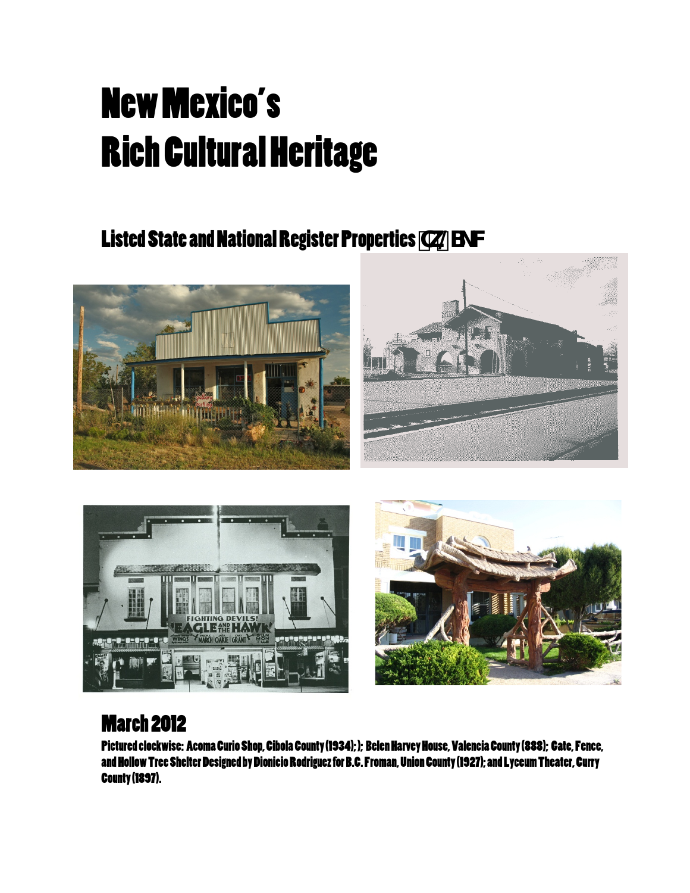# New Mexico's Rich Cultural Heritage

## Listed State and National Register Properties [CZ] BNF

## March 2012

**Pictured clockwise: Acoma Curio Shop, Cibola County (1934); ); Belen Harvey House, Valencia County (888); Gate, Fence, and Hollow Tree Shelter Designed by Dionicio Rodriguez for B.C. Froman, Union County (1927); and Lyceum Theater, Curry County (1897).**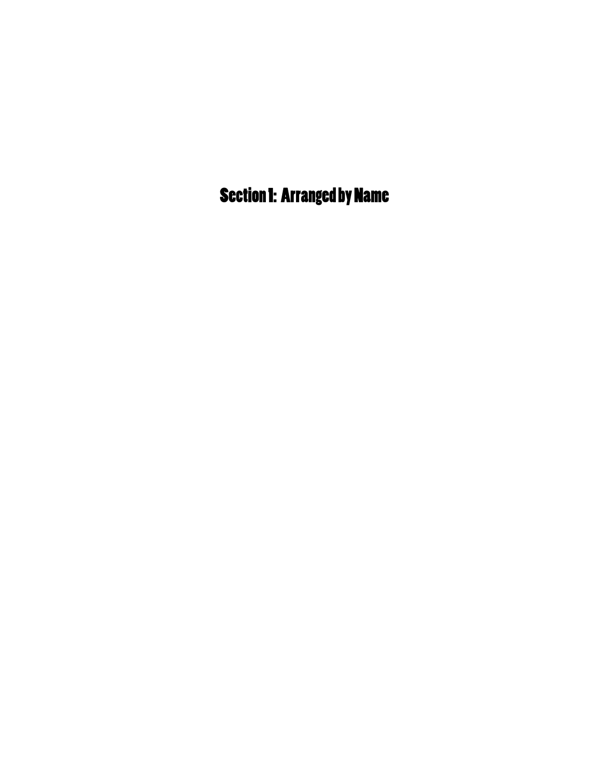# Section 1: Arranged by Name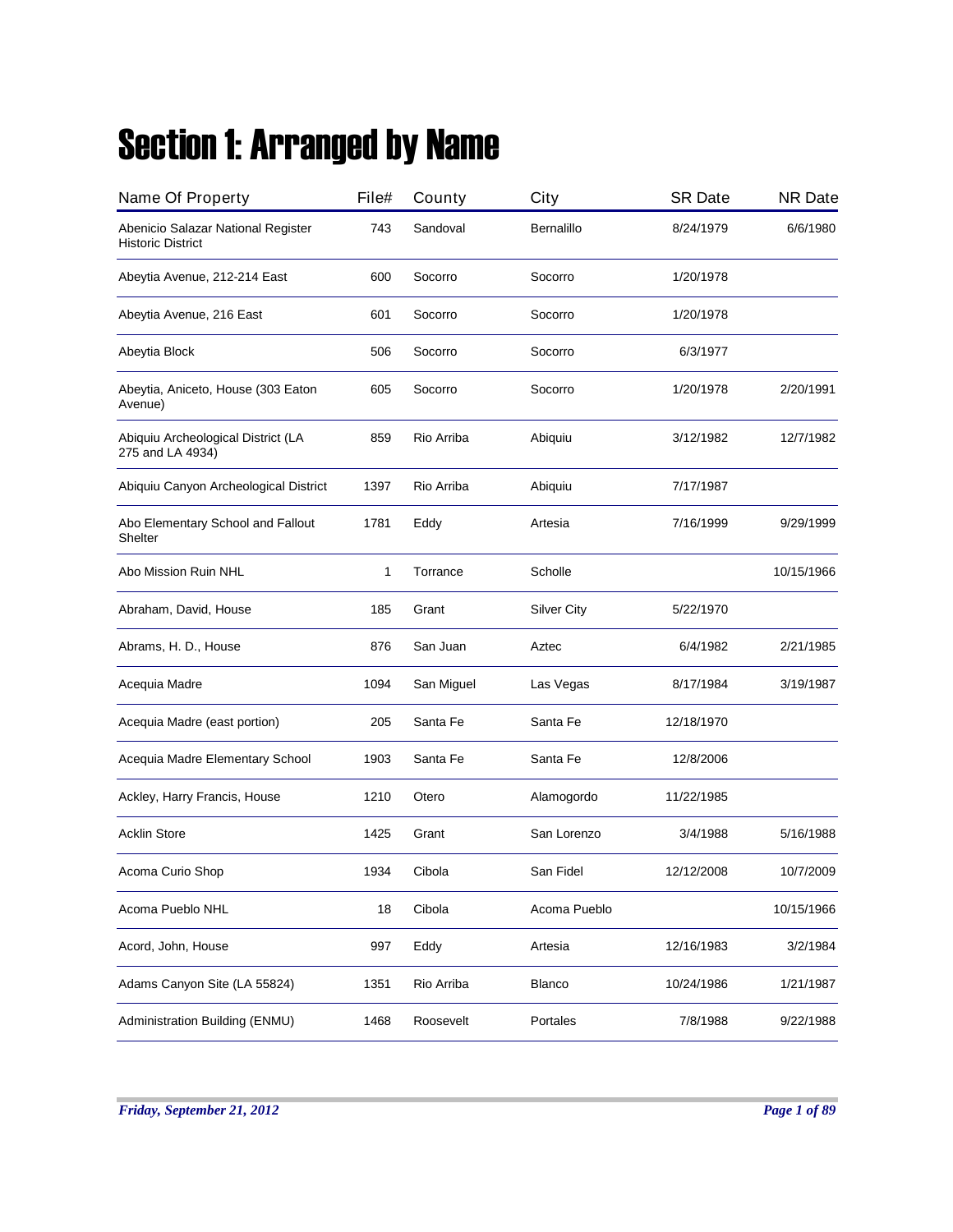# Section 1: Arranged by Name

| Name Of Property | File# | County | City | SR Date | NR Date |
|---|---|---|---|---|---|
| Abenicio Salazar National Register Historic District | 743 | Sandoval | Bernalillo | 8/24/1979 | 6/6/1980 |
| Abeytia Avenue, 212-214 East | 600 | Socorro | Socorro | 1/20/1978 | |
| Abeytia Avenue, 216 East | 601 | Socorro | Socorro | 1/20/1978 | |
| Abeytia Block | 506 | Socorro | Socorro | 6/3/1977 | |
| Abeytia, Aniceto, House (303 Eaton Avenue) | 605 | Socorro | Socorro | 1/20/1978 | 2/20/1991 |
| Abiquiu Archeological District (LA 275 and LA 4934) | 859 | Rio Arriba | Abiquiu | 3/12/1982 | 12/7/1982 |
| Abiquiu Canyon Archeological District | 1397 | Rio Arriba | Abiquiu | 7/17/1987 | |
| Abo Elementary School and Fallout Shelter | 1781 | Eddy | Artesia | 7/16/1999 | 9/29/1999 |
| Abo Mission Ruin NHL | 1 | Torrance | Scholle | | 10/15/1966 |
| Abraham, David, House | 185 | Grant | Silver City | 5/22/1970 | |
| Abrams, H. D., House | 876 | San Juan | Aztec | 6/4/1982 | 2/21/1985 |
| Acequia Madre | 1094 | San Miguel | Las Vegas | 8/17/1984 | 3/19/1987 |
| Acequia Madre (east portion) | 205 | Santa Fe | Santa Fe | 12/18/1970 | |
| Acequia Madre Elementary School | 1903 | Santa Fe | Santa Fe | 12/8/2006 | |
| Ackley, Harry Francis, House | 1210 | Otero | Alamogordo | 11/22/1985 | |
| Acklin Store | 1425 | Grant | San Lorenzo | 3/4/1988 | 5/16/1988 |
| Acoma Curio Shop | 1934 | Cibola | San Fidel | 12/12/2008 | 10/7/2009 |
| Acoma Pueblo NHL | 18 | Cibola | Acoma Pueblo | | 10/15/1966 |
| Acord, John, House | 997 | Eddy | Artesia | 12/16/1983 | 3/2/1984 |
| Adams Canyon Site (LA 55824) | 1351 | Rio Arriba | Blanco | 10/24/1986 | 1/21/1987 |
| Administration Building (ENMU) | 1468 | Roosevelt | Portales | 7/8/1988 | 9/22/1988 |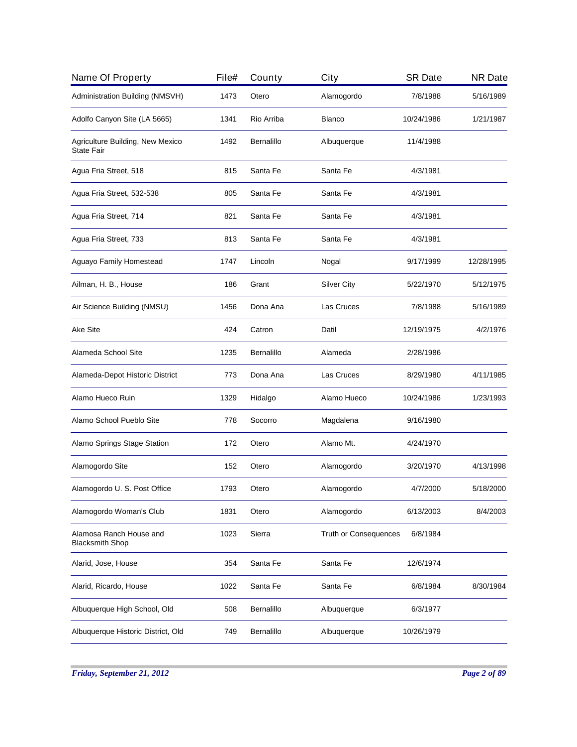| Name Of Property | File# | County | City | SR Date | NR Date |
|---|---|---|---|---|---|
| Administration Building (NMSVH) | 1473 | Otero | Alamogordo | 7/8/1988 | 5/16/1989 |
| Adolfo Canyon Site (LA 5665) | 1341 | Rio Arriba | Blanco | 10/24/1986 | 1/21/1987 |
| Agriculture Building, New Mexico State Fair | 1492 | Bernalillo | Albuquerque | 11/4/1988 | |
| Agua Fria Street, 518 | 815 | Santa Fe | Santa Fe | 4/3/1981 | |
| Agua Fria Street, 532-538 | 805 | Santa Fe | Santa Fe | 4/3/1981 | |
| Agua Fria Street, 714 | 821 | Santa Fe | Santa Fe | 4/3/1981 | |
| Agua Fria Street, 733 | 813 | Santa Fe | Santa Fe | 4/3/1981 | |
| Aguayo Family Homestead | 1747 | Lincoln | Nogal | 9/17/1999 | 12/28/1995 |
| Ailman, H. B., House | 186 | Grant | Silver City | 5/22/1970 | 5/12/1975 |
| Air Science Building (NMSU) | 1456 | Dona Ana | Las Cruces | 7/8/1988 | 5/16/1989 |
| Ake Site | 424 | Catron | Datil | 12/19/1975 | 4/2/1976 |
| Alameda School Site | 1235 | Bernalillo | Alameda | 2/28/1986 | |
| Alameda-Depot Historic District | 773 | Dona Ana | Las Cruces | 8/29/1980 | 4/11/1985 |
| Alamo Hueco Ruin | 1329 | Hidalgo | Alamo Hueco | 10/24/1986 | 1/23/1993 |
| Alamo School Pueblo Site | 778 | Socorro | Magdalena | 9/16/1980 | |
| Alamo Springs Stage Station | 172 | Otero | Alamo Mt. | 4/24/1970 | |
| Alamogordo Site | 152 | Otero | Alamogordo | 3/20/1970 | 4/13/1998 |
| Alamogordo U. S. Post Office | 1793 | Otero | Alamogordo | 4/7/2000 | 5/18/2000 |
| Alamogordo Woman's Club | 1831 | Otero | Alamogordo | 6/13/2003 | 8/4/2003 |
| Alamosa Ranch House and Blacksmith Shop | 1023 | Sierra | Truth or Consequences | 6/8/1984 | |
| Alarid, Jose, House | 354 | Santa Fe | Santa Fe | 12/6/1974 | |
| Alarid, Ricardo, House | 1022 | Santa Fe | Santa Fe | 6/8/1984 | 8/30/1984 |
| Albuquerque High School, Old | 508 | Bernalillo | Albuquerque | 6/3/1977 | |
| Albuquerque Historic District, Old | 749 | Bernalillo | Albuquerque | 10/26/1979 | |

*Friday, September 21, 2012*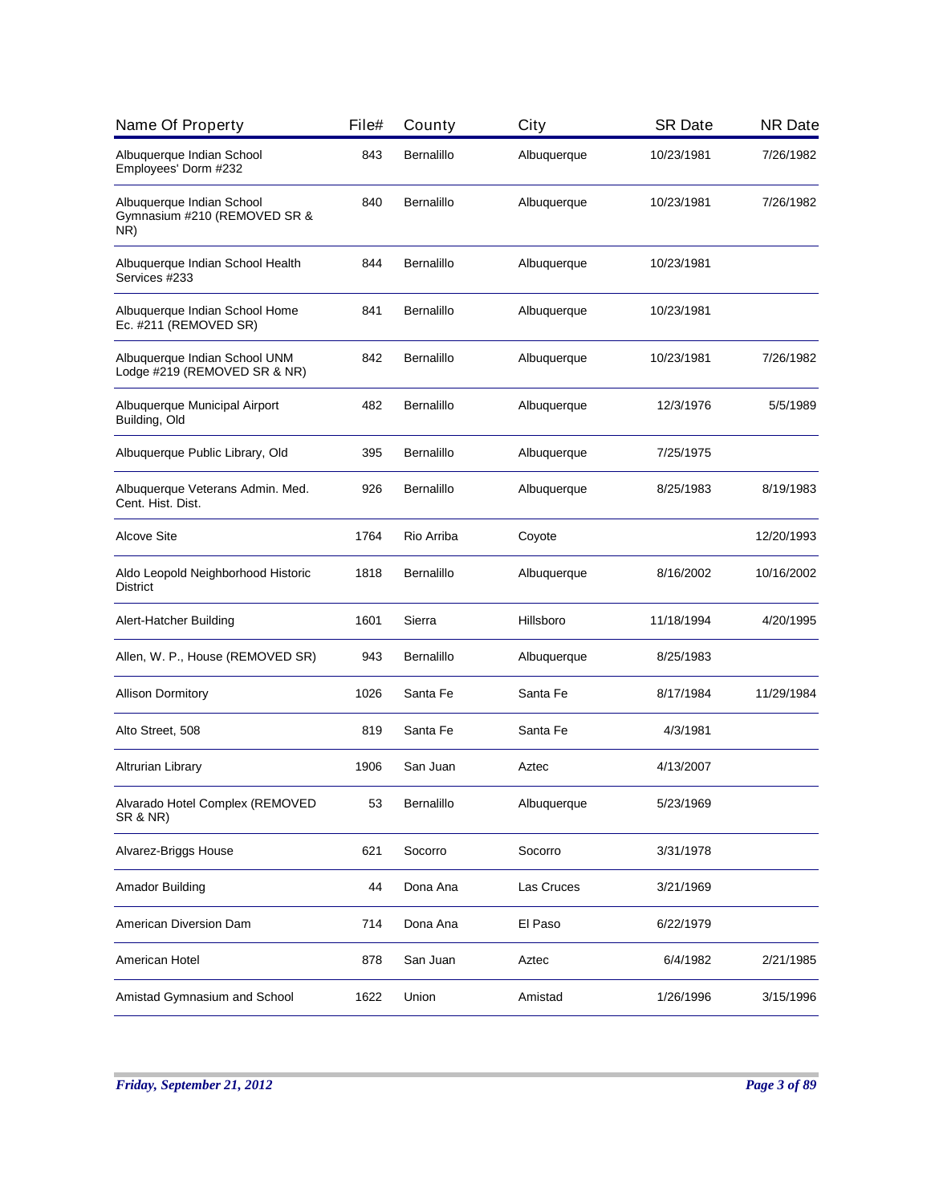| Name Of Property | File# | County | City | SR Date | NR Date |
|---|---|---|---|---|---|
| Albuquerque Indian School Employees' Dorm #232 | 843 | Bernalillo | Albuquerque | 10/23/1981 | 7/26/1982 |
| Albuquerque Indian School Gymnasium #210 (REMOVED SR & NR) | 840 | Bernalillo | Albuquerque | 10/23/1981 | 7/26/1982 |
| Albuquerque Indian School Health Services #233 | 844 | Bernalillo | Albuquerque | 10/23/1981 | |
| Albuquerque Indian School Home Ec. #211 (REMOVED SR) | 841 | Bernalillo | Albuquerque | 10/23/1981 | |
| Albuquerque Indian School UNM Lodge #219 (REMOVED SR & NR) | 842 | Bernalillo | Albuquerque | 10/23/1981 | 7/26/1982 |
| Albuquerque Municipal Airport Building, Old | 482 | Bernalillo | Albuquerque | 12/3/1976 | 5/5/1989 |
| Albuquerque Public Library, Old | 395 | Bernalillo | Albuquerque | 7/25/1975 | |
| Albuquerque Veterans Admin. Med. Cent. Hist. Dist. | 926 | Bernalillo | Albuquerque | 8/25/1983 | 8/19/1983 |
| Alcove Site | 1764 | Rio Arriba | Coyote | | 12/20/1993 |
| Aldo Leopold Neighborhood Historic District | 1818 | Bernalillo | Albuquerque | 8/16/2002 | 10/16/2002 |
| Alert-Hatcher Building | 1601 | Sierra | Hillsboro | 11/18/1994 | 4/20/1995 |
| Allen, W. P., House (REMOVED SR) | 943 | Bernalillo | Albuquerque | 8/25/1983 | |
| Allison Dormitory | 1026 | Santa Fe | Santa Fe | 8/17/1984 | 11/29/1984 |
| Alto Street, 508 | 819 | Santa Fe | Santa Fe | 4/3/1981 | |
| Altrurian Library | 1906 | San Juan | Aztec | 4/13/2007 | |
| Alvarado Hotel Complex (REMOVED SR & NR) | 53 | Bernalillo | Albuquerque | 5/23/1969 | |
| Alvarez-Briggs House | 621 | Socorro | Socorro | 3/31/1978 | |
| Amador Building | 44 | Dona Ana | Las Cruces | 3/21/1969 | |
| American Diversion Dam | 714 | Dona Ana | El Paso | 6/22/1979 | |
| American Hotel | 878 | San Juan | Aztec | 6/4/1982 | 2/21/1985 |
| Amistad Gymnasium and School | 1622 | Union | Amistad | 1/26/1996 | 3/15/1996 |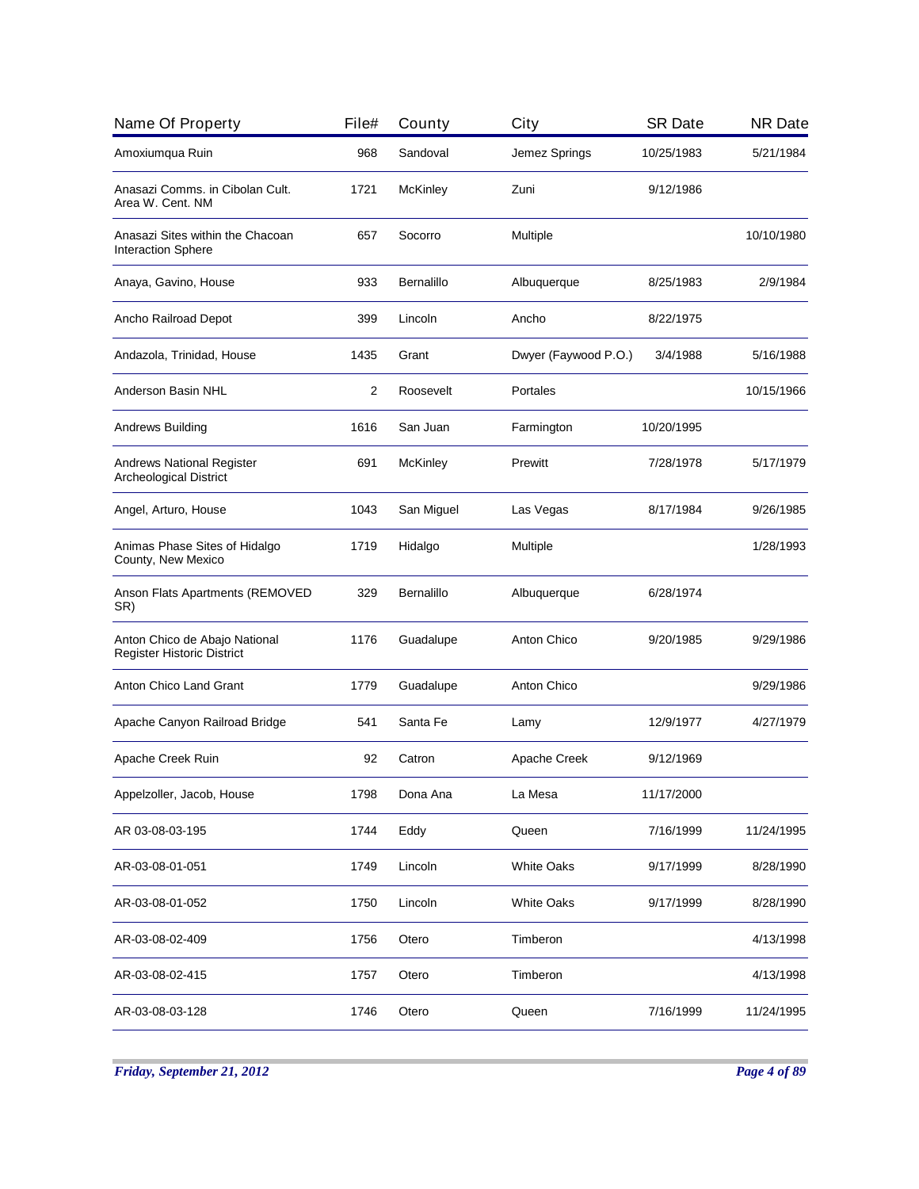| Name Of Property | File# | County | City | SR Date | NR Date |
|---|---|---|---|---|---|
| Amoxiumqua Ruin | 968 | Sandoval | Jemez Springs | 10/25/1983 | 5/21/1984 |
| Anasazi Comms. in Cibolan Cult. Area W. Cent. NM | 1721 | McKinley | Zuni | 9/12/1986 | |
| Anasazi Sites within the Chacoan Interaction Sphere | 657 | Socorro | Multiple | | 10/10/1980 |
| Anaya, Gavino, House | 933 | Bernalillo | Albuquerque | 8/25/1983 | 2/9/1984 |
| Ancho Railroad Depot | 399 | Lincoln | Ancho | 8/22/1975 | |
| Andazola, Trinidad, House | 1435 | Grant | Dwyer (Faywood P.O.) | 3/4/1988 | 5/16/1988 |
| Anderson Basin NHL | 2 | Roosevelt | Portales | | 10/15/1966 |
| Andrews Building | 1616 | San Juan | Farmington | 10/20/1995 | |
| Andrews National Register Archeological District | 691 | McKinley | Prewitt | 7/28/1978 | 5/17/1979 |
| Angel, Arturo, House | 1043 | San Miguel | Las Vegas | 8/17/1984 | 9/26/1985 |
| Animas Phase Sites of Hidalgo County, New Mexico | 1719 | Hidalgo | Multiple | | 1/28/1993 |
| Anson Flats Apartments (REMOVED SR) | 329 | Bernalillo | Albuquerque | 6/28/1974 | |
| Anton Chico de Abajo National Register Historic District | 1176 | Guadalupe | Anton Chico | 9/20/1985 | 9/29/1986 |
| Anton Chico Land Grant | 1779 | Guadalupe | Anton Chico | | 9/29/1986 |
| Apache Canyon Railroad Bridge | 541 | Santa Fe | Lamy | 12/9/1977 | 4/27/1979 |
| Apache Creek Ruin | 92 | Catron | Apache Creek | 9/12/1969 | |
| Appelzoller, Jacob, House | 1798 | Dona Ana | La Mesa | 11/17/2000 | |
| AR 03-08-03-195 | 1744 | Eddy | Queen | 7/16/1999 | 11/24/1995 |
| AR-03-08-01-051 | 1749 | Lincoln | White Oaks | 9/17/1999 | 8/28/1990 |
| AR-03-08-01-052 | 1750 | Lincoln | White Oaks | 9/17/1999 | 8/28/1990 |
| AR-03-08-02-409 | 1756 | Otero | Timberon | | 4/13/1998 |
| AR-03-08-02-415 | 1757 | Otero | Timberon | | 4/13/1998 |
| AR-03-08-03-128 | 1746 | Otero | Queen | 7/16/1999 | 11/24/1995 |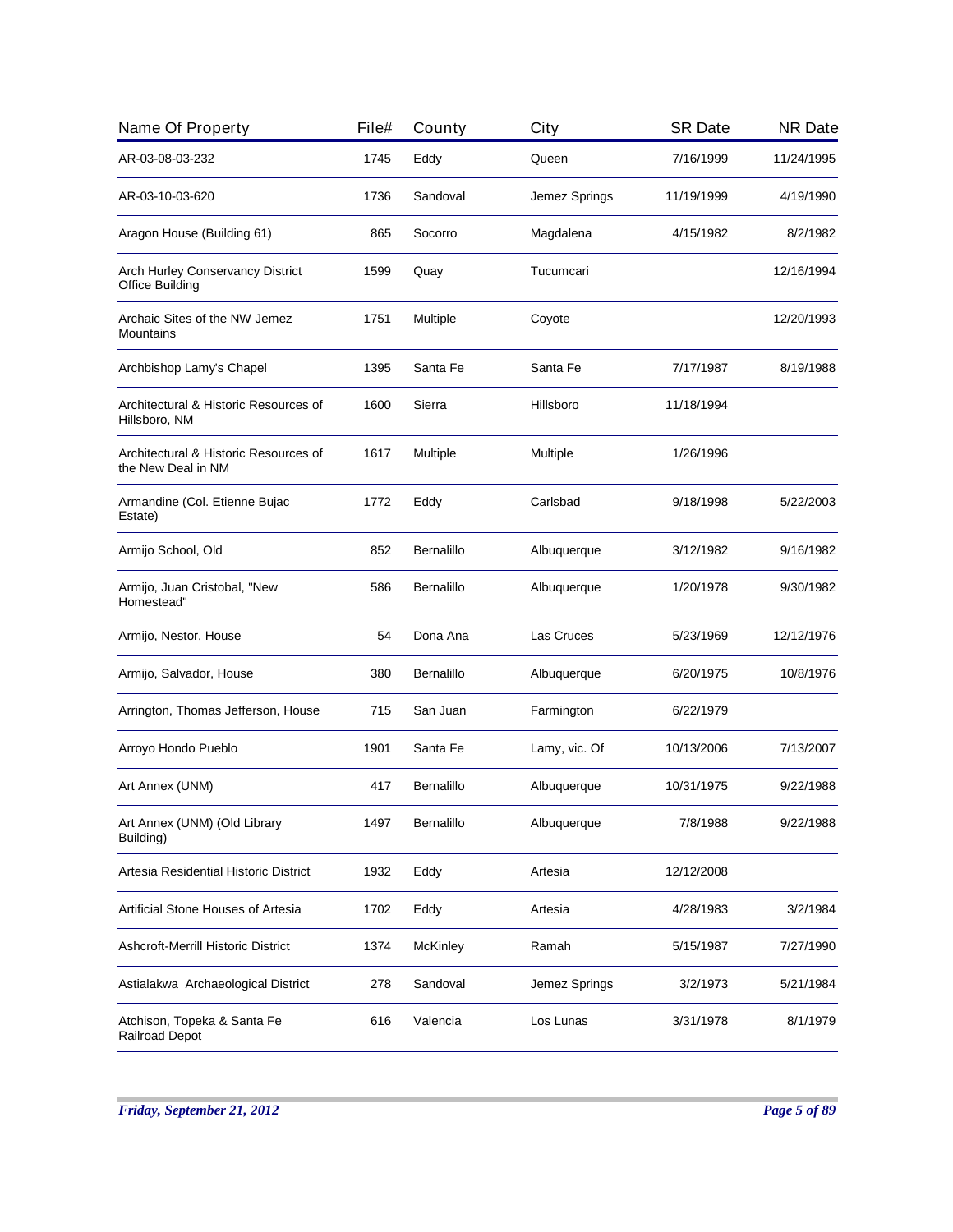| Name Of Property | File# | County | City | SR Date | NR Date |
|---|---|---|---|---|---|
| AR-03-08-03-232 | 1745 | Eddy | Queen | 7/16/1999 | 11/24/1995 |
| AR-03-10-03-620 | 1736 | Sandoval | Jemez Springs | 11/19/1999 | 4/19/1990 |
| Aragon House (Building 61) | 865 | Socorro | Magdalena | 4/15/1982 | 8/2/1982 |
| Arch Hurley Conservancy District Office Building | 1599 | Quay | Tucumcari | | 12/16/1994 |
| Archaic Sites of the NW Jemez Mountains | 1751 | Multiple | Coyote | | 12/20/1993 |
| Archbishop Lamy's Chapel | 1395 | Santa Fe | Santa Fe | 7/17/1987 | 8/19/1988 |
| Architectural & Historic Resources of Hillsboro, NM | 1600 | Sierra | Hillsboro | 11/18/1994 | |
| Architectural & Historic Resources of the New Deal in NM | 1617 | Multiple | Multiple | 1/26/1996 | |
| Armandine (Col. Etienne Bujac Estate) | 1772 | Eddy | Carlsbad | 9/18/1998 | 5/22/2003 |
| Armijo School, Old | 852 | Bernalillo | Albuquerque | 3/12/1982 | 9/16/1982 |
| Armijo, Juan Cristobal, "New Homestead" | 586 | Bernalillo | Albuquerque | 1/20/1978 | 9/30/1982 |
| Armijo, Nestor, House | 54 | Dona Ana | Las Cruces | 5/23/1969 | 12/12/1976 |
| Armijo, Salvador, House | 380 | Bernalillo | Albuquerque | 6/20/1975 | 10/8/1976 |
| Arrington, Thomas Jefferson, House | 715 | San Juan | Farmington | 6/22/1979 | |
| Arroyo Hondo Pueblo | 1901 | Santa Fe | Lamy, vic. Of | 10/13/2006 | 7/13/2007 |
| Art Annex (UNM) | 417 | Bernalillo | Albuquerque | 10/31/1975 | 9/22/1988 |
| Art Annex (UNM) (Old Library Building) | 1497 | Bernalillo | Albuquerque | 7/8/1988 | 9/22/1988 |
| Artesia Residential Historic District | 1932 | Eddy | Artesia | 12/12/2008 | |
| Artificial Stone Houses of Artesia | 1702 | Eddy | Artesia | 4/28/1983 | 3/2/1984 |
| Ashcroft-Merrill Historic District | 1374 | McKinley | Ramah | 5/15/1987 | 7/27/1990 |
| Astialakwa Archaeological District | 278 | Sandoval | Jemez Springs | 3/2/1973 | 5/21/1984 |
| Atchison, Topeka & Santa Fe Railroad Depot | 616 | Valencia | Los Lunas | 3/31/1978 | 8/1/1979 |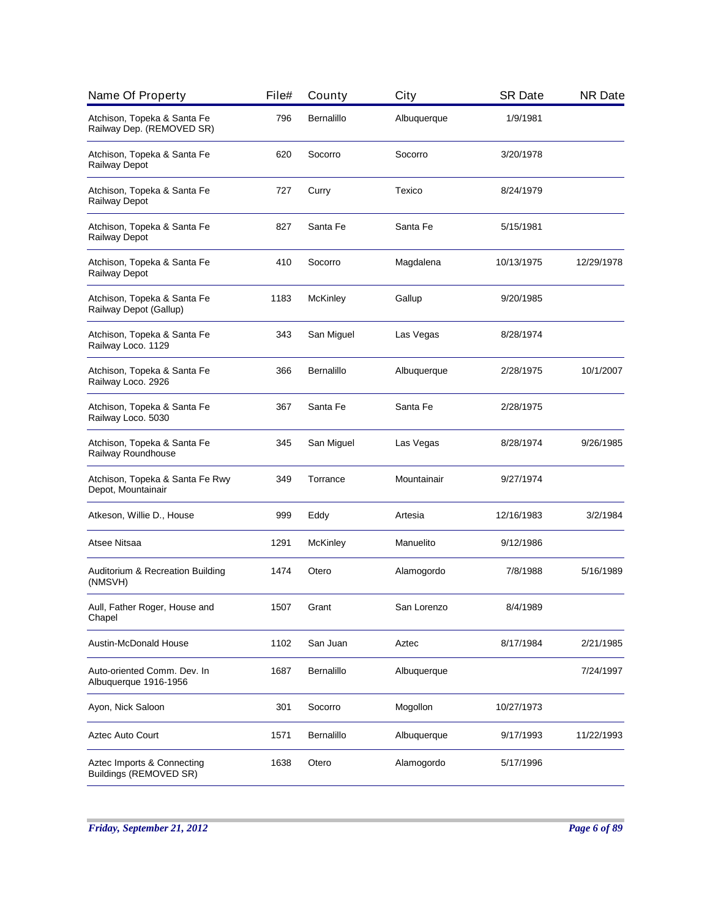| Name Of Property | File# | County | City | SR Date | NR Date |
|---|---|---|---|---|---|
| Atchison, Topeka & Santa Fe Railway Dep. (REMOVED SR) | 796 | Bernalillo | Albuquerque | 1/9/1981 | |
| Atchison, Topeka & Santa Fe Railway Depot | 620 | Socorro | Socorro | 3/20/1978 | |
| Atchison, Topeka & Santa Fe Railway Depot | 727 | Curry | Texico | 8/24/1979 | |
| Atchison, Topeka & Santa Fe Railway Depot | 827 | Santa Fe | Santa Fe | 5/15/1981 | |
| Atchison, Topeka & Santa Fe Railway Depot | 410 | Socorro | Magdalena | 10/13/1975 | 12/29/1978 |
| Atchison, Topeka & Santa Fe Railway Depot (Gallup) | 1183 | McKinley | Gallup | 9/20/1985 | |
| Atchison, Topeka & Santa Fe Railway Loco. 1129 | 343 | San Miguel | Las Vegas | 8/28/1974 | |
| Atchison, Topeka & Santa Fe Railway Loco. 2926 | 366 | Bernalillo | Albuquerque | 2/28/1975 | 10/1/2007 |
| Atchison, Topeka & Santa Fe Railway Loco. 5030 | 367 | Santa Fe | Santa Fe | 2/28/1975 | |
| Atchison, Topeka & Santa Fe Railway Roundhouse | 345 | San Miguel | Las Vegas | 8/28/1974 | 9/26/1985 |
| Atchison, Topeka & Santa Fe Rwy Depot, Mountainair | 349 | Torrance | Mountainair | 9/27/1974 | |
| Atkeson, Willie D., House | 999 | Eddy | Artesia | 12/16/1983 | 3/2/1984 |
| Atsee Nitsaa | 1291 | McKinley | Manuelito | 9/12/1986 | |
| Auditorium & Recreation Building (NMSVH) | 1474 | Otero | Alamogordo | 7/8/1988 | 5/16/1989 |
| Aull, Father Roger, House and Chapel | 1507 | Grant | San Lorenzo | 8/4/1989 | |
| Austin-McDonald House | 1102 | San Juan | Aztec | 8/17/1984 | 2/21/1985 |
| Auto-oriented Comm. Dev. In Albuquerque 1916-1956 | 1687 | Bernalillo | Albuquerque | | 7/24/1997 |
| Ayon, Nick Saloon | 301 | Socorro | Mogollon | 10/27/1973 | |
| Aztec Auto Court | 1571 | Bernalillo | Albuquerque | 9/17/1993 | 11/22/1993 |
| Aztec Imports & Connecting Buildings (REMOVED SR) | 1638 | Otero | Alamogordo | 5/17/1996 | |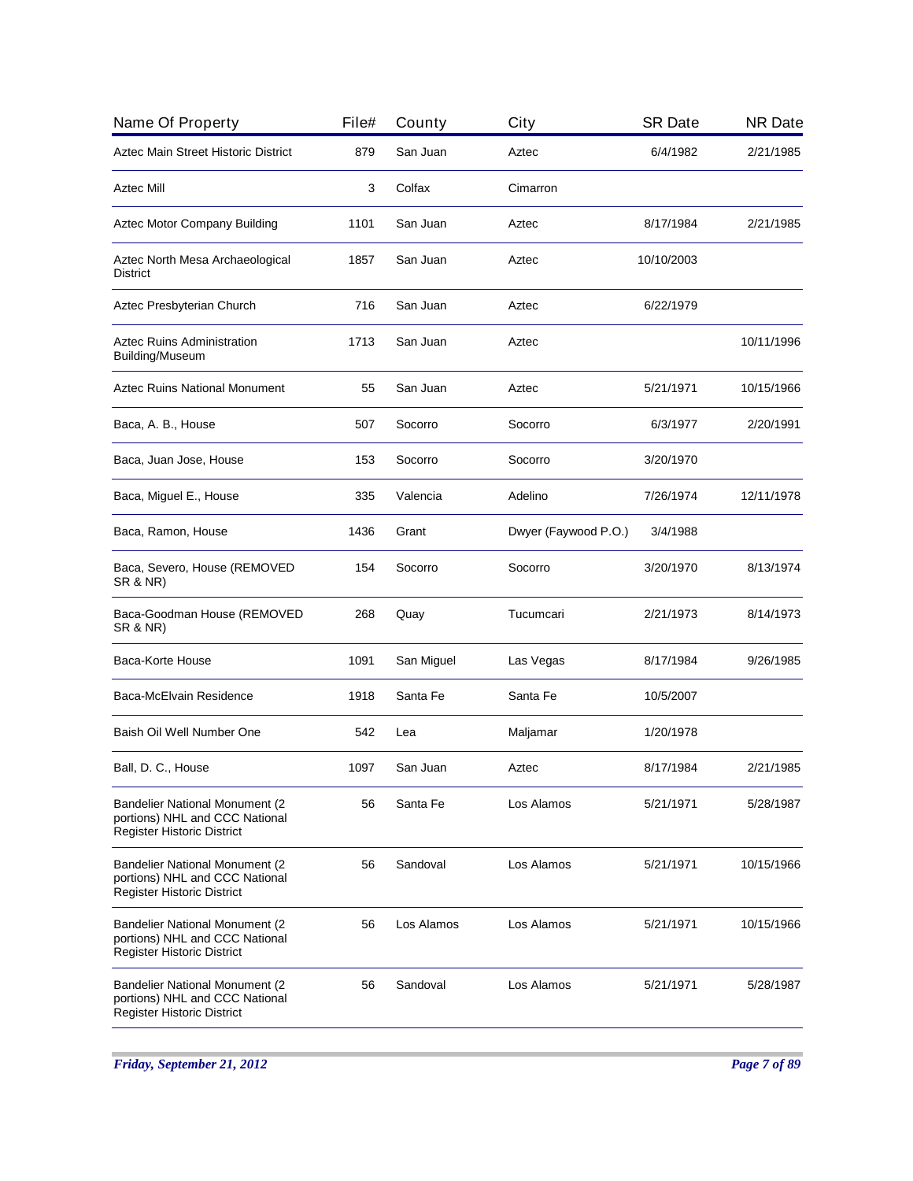| Name Of Property | File# | County | City | SR Date | NR Date |
|---|---|---|---|---|---|
| Aztec Main Street Historic District | 879 | San Juan | Aztec | 6/4/1982 | 2/21/1985 |
| Aztec Mill | 3 | Colfax | Cimarron | | |
| Aztec Motor Company Building | 1101 | San Juan | Aztec | 8/17/1984 | 2/21/1985 |
| Aztec North Mesa Archaeological District | 1857 | San Juan | Aztec | 10/10/2003 | |
| Aztec Presbyterian Church | 716 | San Juan | Aztec | 6/22/1979 | |
| Aztec Ruins Administration Building/Museum | 1713 | San Juan | Aztec | | 10/11/1996 |
| Aztec Ruins National Monument | 55 | San Juan | Aztec | 5/21/1971 | 10/15/1966 |
| Baca, A. B., House | 507 | Socorro | Socorro | 6/3/1977 | 2/20/1991 |
| Baca, Juan Jose, House | 153 | Socorro | Socorro | 3/20/1970 | |
| Baca, Miguel E., House | 335 | Valencia | Adelino | 7/26/1974 | 12/11/1978 |
| Baca, Ramon, House | 1436 | Grant | Dwyer (Faywood P.O.) | 3/4/1988 | |
| Baca, Severo, House (REMOVED SR & NR) | 154 | Socorro | Socorro | 3/20/1970 | 8/13/1974 |
| Baca-Goodman House (REMOVED SR & NR) | 268 | Quay | Tucumcari | 2/21/1973 | 8/14/1973 |
| Baca-Korte House | 1091 | San Miguel | Las Vegas | 8/17/1984 | 9/26/1985 |
| Baca-McElvain Residence | 1918 | Santa Fe | Santa Fe | 10/5/2007 | |
| Baish Oil Well Number One | 542 | Lea | Maljamar | 1/20/1978 | |
| Ball, D. C., House | 1097 | San Juan | Aztec | 8/17/1984 | 2/21/1985 |
| Bandelier National Monument (2 portions) NHL and CCC National Register Historic District | 56 | Santa Fe | Los Alamos | 5/21/1971 | 5/28/1987 |
| Bandelier National Monument (2 portions) NHL and CCC National Register Historic District | 56 | Sandoval | Los Alamos | 5/21/1971 | 10/15/1966 |
| Bandelier National Monument (2 portions) NHL and CCC National Register Historic District | 56 | Los Alamos | Los Alamos | 5/21/1971 | 10/15/1966 |
| Bandelier National Monument (2 portions) NHL and CCC National Register Historic District | 56 | Sandoval | Los Alamos | 5/21/1971 | 5/28/1987 |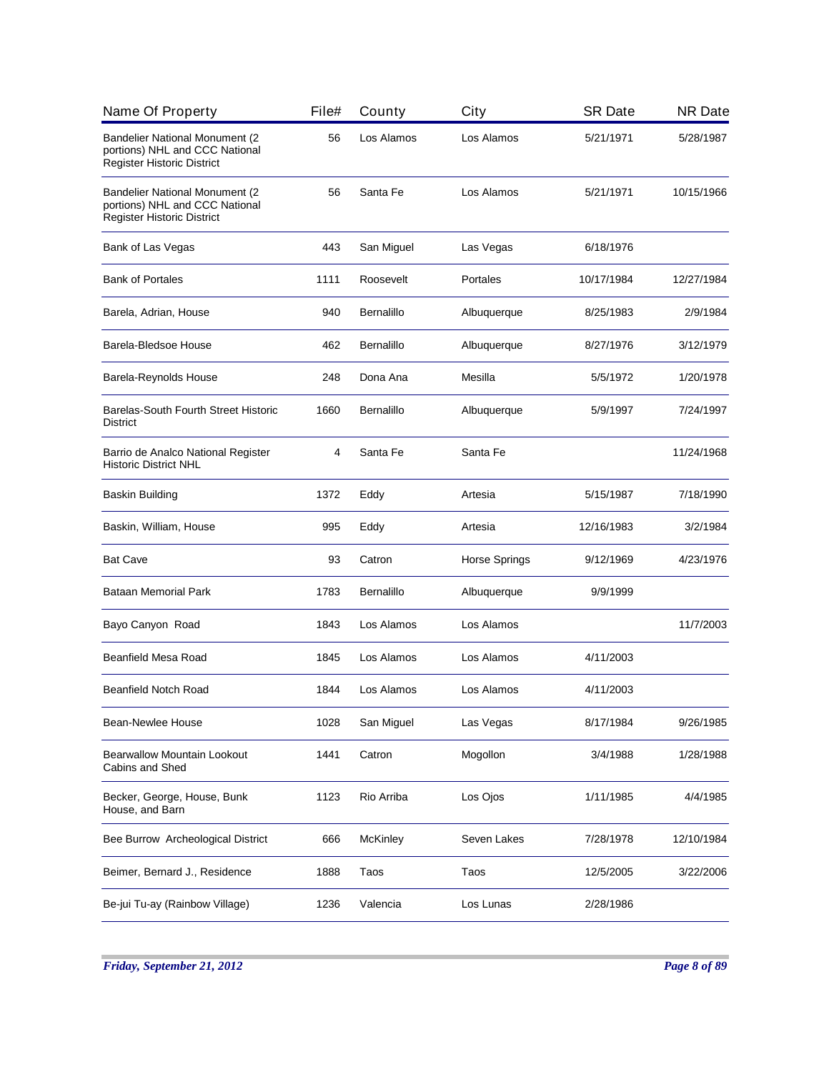| Name Of Property | File# | County | City | SR Date | NR Date |
|---|---|---|---|---|---|
| Bandelier National Monument (2 portions) NHL and CCC National Register Historic District | 56 | Los Alamos | Los Alamos | 5/21/1971 | 5/28/1987 |
| Bandelier National Monument (2 portions) NHL and CCC National Register Historic District | 56 | Santa Fe | Los Alamos | 5/21/1971 | 10/15/1966 |
| Bank of Las Vegas | 443 | San Miguel | Las Vegas | 6/18/1976 | |
| Bank of Portales | 1111 | Roosevelt | Portales | 10/17/1984 | 12/27/1984 |
| Barela, Adrian, House | 940 | Bernalillo | Albuquerque | 8/25/1983 | 2/9/1984 |
| Barela-Bledsoe House | 462 | Bernalillo | Albuquerque | 8/27/1976 | 3/12/1979 |
| Barela-Reynolds House | 248 | Dona Ana | Mesilla | 5/5/1972 | 1/20/1978 |
| Barelas-South Fourth Street Historic District | 1660 | Bernalillo | Albuquerque | 5/9/1997 | 7/24/1997 |
| Barrio de Analco National Register Historic District NHL | 4 | Santa Fe | Santa Fe | | 11/24/1968 |
| Baskin Building | 1372 | Eddy | Artesia | 5/15/1987 | 7/18/1990 |
| Baskin, William, House | 995 | Eddy | Artesia | 12/16/1983 | 3/2/1984 |
| Bat Cave | 93 | Catron | Horse Springs | 9/12/1969 | 4/23/1976 |
| Bataan Memorial Park | 1783 | Bernalillo | Albuquerque | 9/9/1999 | |
| Bayo Canyon Road | 1843 | Los Alamos | Los Alamos | | 11/7/2003 |
| Beanfield Mesa Road | 1845 | Los Alamos | Los Alamos | 4/11/2003 | |
| Beanfield Notch Road | 1844 | Los Alamos | Los Alamos | 4/11/2003 | |
| Bean-Newlee House | 1028 | San Miguel | Las Vegas | 8/17/1984 | 9/26/1985 |
| Bearwallow Mountain Lookout Cabins and Shed | 1441 | Catron | Mogollon | 3/4/1988 | 1/28/1988 |
| Becker, George, House, Bunk House, and Barn | 1123 | Rio Arriba | Los Ojos | 1/11/1985 | 4/4/1985 |
| Bee Burrow Archeological District | 666 | McKinley | Seven Lakes | 7/28/1978 | 12/10/1984 |
| Beimer, Bernard J., Residence | 1888 | Taos | Taos | 12/5/2005 | 3/22/2006 |
| Be-jui Tu-ay (Rainbow Village) | 1236 | Valencia | Los Lunas | 2/28/1986 | |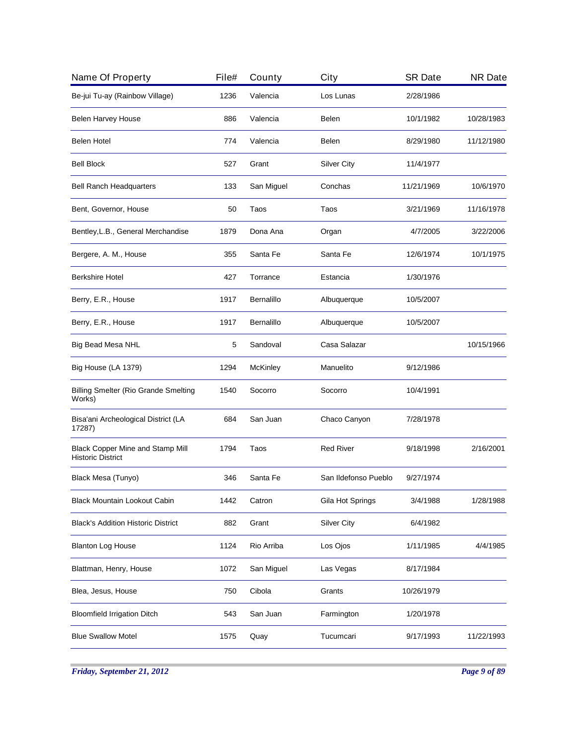| Name Of Property | File# | County | City | SR Date | NR Date |
|---|---|---|---|---|---|
| Be-jui Tu-ay (Rainbow Village) | 1236 | Valencia | Los Lunas | 2/28/1986 | |
| Belen Harvey House | 886 | Valencia | Belen | 10/1/1982 | 10/28/1983 |
| Belen Hotel | 774 | Valencia | Belen | 8/29/1980 | 11/12/1980 |
| Bell Block | 527 | Grant | Silver City | 11/4/1977 | |
| Bell Ranch Headquarters | 133 | San Miguel | Conchas | 11/21/1969 | 10/6/1970 |
| Bent, Governor, House | 50 | Taos | Taos | 3/21/1969 | 11/16/1978 |
| Bentley,L.B., General Merchandise | 1879 | Dona Ana | Organ | 4/7/2005 | 3/22/2006 |
| Bergere, A. M., House | 355 | Santa Fe | Santa Fe | 12/6/1974 | 10/1/1975 |
| Berkshire Hotel | 427 | Torrance | Estancia | 1/30/1976 | |
| Berry, E.R., House | 1917 | Bernalillo | Albuquerque | 10/5/2007 | |
| Berry, E.R., House | 1917 | Bernalillo | Albuquerque | 10/5/2007 | |
| Big Bead Mesa NHL | 5 | Sandoval | Casa Salazar | | 10/15/1966 |
| Big House (LA 1379) | 1294 | McKinley | Manuelito | 9/12/1986 | |
| Billing Smelter (Rio Grande Smelting Works) | 1540 | Socorro | Socorro | 10/4/1991 | |
| Bisa'ani Archeological District (LA 17287) | 684 | San Juan | Chaco Canyon | 7/28/1978 | |
| Black Copper Mine and Stamp Mill Historic District | 1794 | Taos | Red River | 9/18/1998 | 2/16/2001 |
| Black Mesa (Tunyo) | 346 | Santa Fe | San Ildefonso Pueblo | 9/27/1974 | |
| Black Mountain Lookout Cabin | 1442 | Catron | Gila Hot Springs | 3/4/1988 | 1/28/1988 |
| Black's Addition Historic District | 882 | Grant | Silver City | 6/4/1982 | |
| Blanton Log House | 1124 | Rio Arriba | Los Ojos | 1/11/1985 | 4/4/1985 |
| Blattman, Henry, House | 1072 | San Miguel | Las Vegas | 8/17/1984 | |
| Blea, Jesus, House | 750 | Cibola | Grants | 10/26/1979 | |
| Bloomfield Irrigation Ditch | 543 | San Juan | Farmington | 1/20/1978 | |
| Blue Swallow Motel | 1575 | Quay | Tucumcari | 9/17/1993 | 11/22/1993 |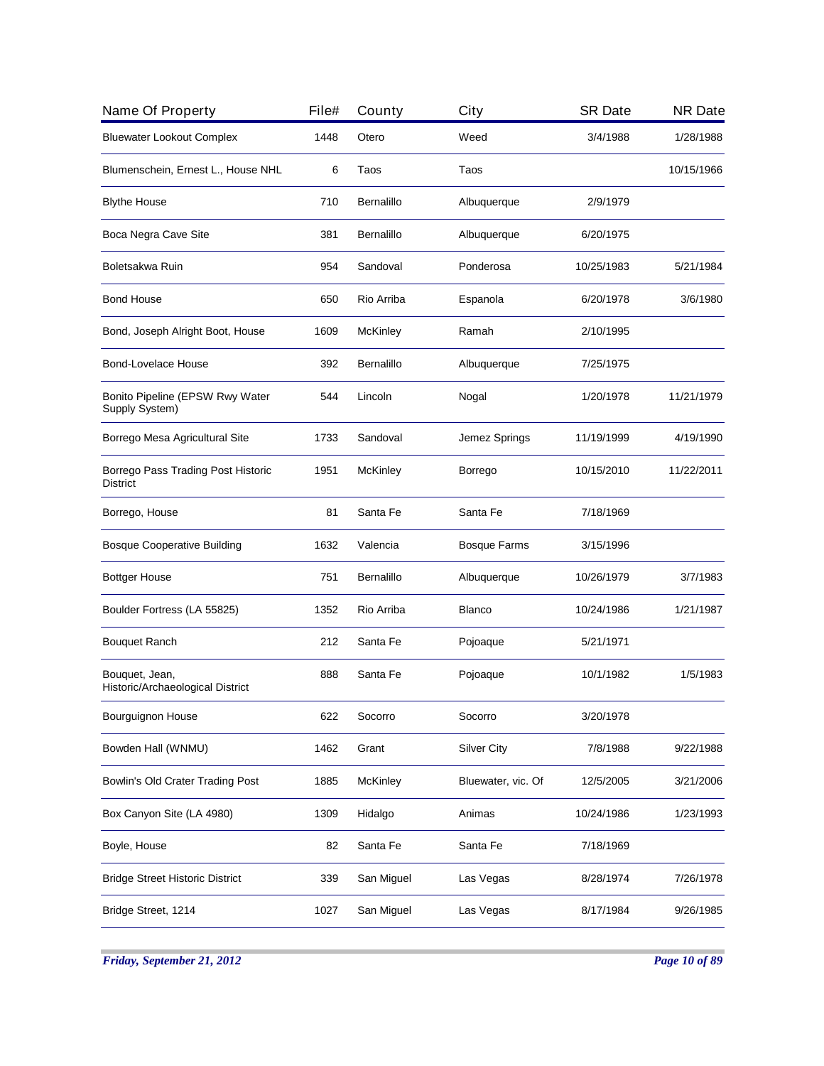| Name Of Property | File# | County | City | SR Date | NR Date |
|---|---|---|---|---|---|
| Bluewater Lookout Complex | 1448 | Otero | Weed | 3/4/1988 | 1/28/1988 |
| Blumenschein, Ernest L., House NHL | 6 | Taos | Taos | | 10/15/1966 |
| Blythe House | 710 | Bernalillo | Albuquerque | 2/9/1979 | |
| Boca Negra Cave Site | 381 | Bernalillo | Albuquerque | 6/20/1975 | |
| Boletsakwa Ruin | 954 | Sandoval | Ponderosa | 10/25/1983 | 5/21/1984 |
| Bond House | 650 | Rio Arriba | Espanola | 6/20/1978 | 3/6/1980 |
| Bond, Joseph Alright Boot, House | 1609 | McKinley | Ramah | 2/10/1995 | |
| Bond-Lovelace House | 392 | Bernalillo | Albuquerque | 7/25/1975 | |
| Bonito Pipeline (EPSW Rwy Water Supply System) | 544 | Lincoln | Nogal | 1/20/1978 | 11/21/1979 |
| Borrego Mesa Agricultural Site | 1733 | Sandoval | Jemez Springs | 11/19/1999 | 4/19/1990 |
| Borrego Pass Trading Post Historic District | 1951 | McKinley | Borrego | 10/15/2010 | 11/22/2011 |
| Borrego, House | 81 | Santa Fe | Santa Fe | 7/18/1969 | |
| Bosque Cooperative Building | 1632 | Valencia | Bosque Farms | 3/15/1996 | |
| Bottger House | 751 | Bernalillo | Albuquerque | 10/26/1979 | 3/7/1983 |
| Boulder Fortress (LA 55825) | 1352 | Rio Arriba | Blanco | 10/24/1986 | 1/21/1987 |
| Bouquet Ranch | 212 | Santa Fe | Pojoaque | 5/21/1971 | |
| Bouquet, Jean, Historic/Archaeological District | 888 | Santa Fe | Pojoaque | 10/1/1982 | 1/5/1983 |
| Bourguignon House | 622 | Socorro | Socorro | 3/20/1978 | |
| Bowden Hall (WNMU) | 1462 | Grant | Silver City | 7/8/1988 | 9/22/1988 |
| Bowlin's Old Crater Trading Post | 1885 | McKinley | Bluewater, vic. Of | 12/5/2005 | 3/21/2006 |
| Box Canyon Site (LA 4980) | 1309 | Hidalgo | Animas | 10/24/1986 | 1/23/1993 |
| Boyle, House | 82 | Santa Fe | Santa Fe | 7/18/1969 | |
| Bridge Street Historic District | 339 | San Miguel | Las Vegas | 8/28/1974 | 7/26/1978 |
| Bridge Street, 1214 | 1027 | San Miguel | Las Vegas | 8/17/1984 | 9/26/1985 |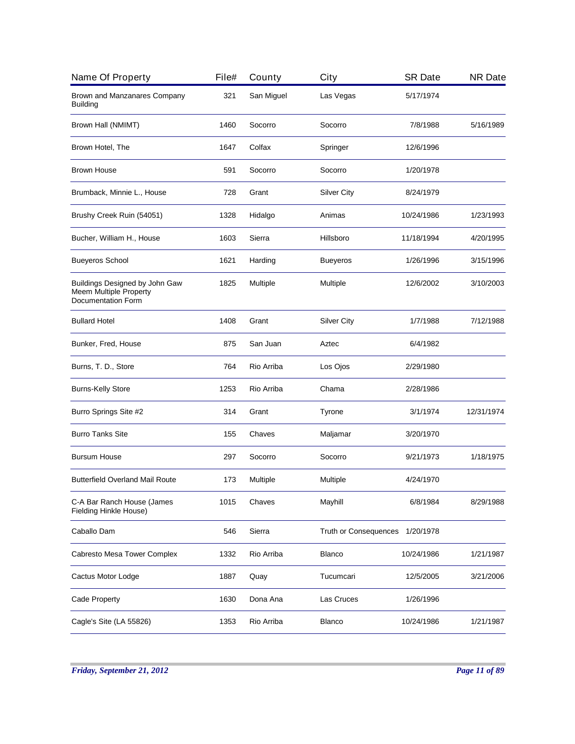| Name Of Property | File# | County | City | SR Date | NR Date |
|---|---|---|---|---|---|
| Brown and Manzanares Company Building | 321 | San Miguel | Las Vegas | 5/17/1974 | |
| Brown Hall (NMIMT) | 1460 | Socorro | Socorro | 7/8/1988 | 5/16/1989 |
| Brown Hotel, The | 1647 | Colfax | Springer | 12/6/1996 | |
| Brown House | 591 | Socorro | Socorro | 1/20/1978 | |
| Brumback, Minnie L., House | 728 | Grant | Silver City | 8/24/1979 | |
| Brushy Creek Ruin (54051) | 1328 | Hidalgo | Animas | 10/24/1986 | 1/23/1993 |
| Bucher, William H., House | 1603 | Sierra | Hillsboro | 11/18/1994 | 4/20/1995 |
| Bueyeros School | 1621 | Harding | Bueyeros | 1/26/1996 | 3/15/1996 |
| Buildings Designed by John Gaw Meem Multiple Property Documentation Form | 1825 | Multiple | Multiple | 12/6/2002 | 3/10/2003 |
| Bullard Hotel | 1408 | Grant | Silver City | 1/7/1988 | 7/12/1988 |
| Bunker, Fred, House | 875 | San Juan | Aztec | 6/4/1982 | |
| Burns, T. D., Store | 764 | Rio Arriba | Los Ojos | 2/29/1980 | |
| Burns-Kelly Store | 1253 | Rio Arriba | Chama | 2/28/1986 | |
| Burro Springs Site #2 | 314 | Grant | Tyrone | 3/1/1974 | 12/31/1974 |
| Burro Tanks Site | 155 | Chaves | Maljamar | 3/20/1970 | |
| Bursum House | 297 | Socorro | Socorro | 9/21/1973 | 1/18/1975 |
| Butterfield Overland Mail Route | 173 | Multiple | Multiple | 4/24/1970 | |
| C-A Bar Ranch House (James Fielding Hinkle House) | 1015 | Chaves | Mayhill | 6/8/1984 | 8/29/1988 |
| Caballo Dam | 546 | Sierra | Truth or Consequences | 1/20/1978 | |
| Cabresto Mesa Tower Complex | 1332 | Rio Arriba | Blanco | 10/24/1986 | 1/21/1987 |
| Cactus Motor Lodge | 1887 | Quay | Tucumcari | 12/5/2005 | 3/21/2006 |
| Cade Property | 1630 | Dona Ana | Las Cruces | 1/26/1996 | |
| Cagle's Site (LA 55826) | 1353 | Rio Arriba | Blanco | 10/24/1986 | 1/21/1987 |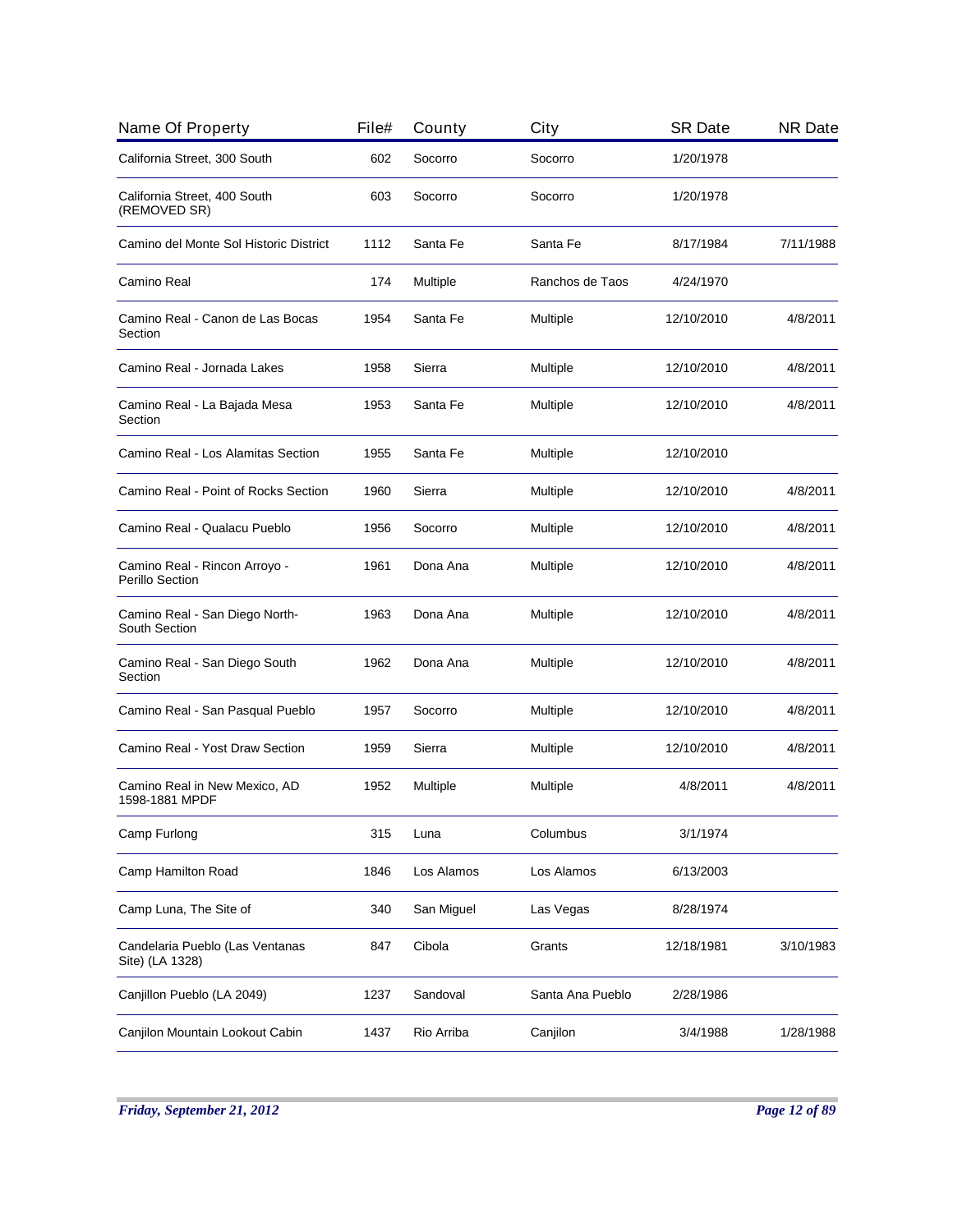| Name Of Property | File# | County | City | SR Date | NR Date |
|---|---|---|---|---|---|
| California Street, 300 South | 602 | Socorro | Socorro | 1/20/1978 | |
| California Street, 400 South (REMOVED SR) | 603 | Socorro | Socorro | 1/20/1978 | |
| Camino del Monte Sol Historic District | 1112 | Santa Fe | Santa Fe | 8/17/1984 | 7/11/1988 |
| Camino Real | 174 | Multiple | Ranchos de Taos | 4/24/1970 | |
| Camino Real - Canon de Las Bocas Section | 1954 | Santa Fe | Multiple | 12/10/2010 | 4/8/2011 |
| Camino Real - Jornada Lakes | 1958 | Sierra | Multiple | 12/10/2010 | 4/8/2011 |
| Camino Real - La Bajada Mesa Section | 1953 | Santa Fe | Multiple | 12/10/2010 | 4/8/2011 |
| Camino Real - Los Alamitas Section | 1955 | Santa Fe | Multiple | 12/10/2010 | |
| Camino Real - Point of Rocks Section | 1960 | Sierra | Multiple | 12/10/2010 | 4/8/2011 |
| Camino Real - Qualacu Pueblo | 1956 | Socorro | Multiple | 12/10/2010 | 4/8/2011 |
| Camino Real - Rincon Arroyo - Perillo Section | 1961 | Dona Ana | Multiple | 12/10/2010 | 4/8/2011 |
| Camino Real - San Diego North-South Section | 1963 | Dona Ana | Multiple | 12/10/2010 | 4/8/2011 |
| Camino Real - San Diego South Section | 1962 | Dona Ana | Multiple | 12/10/2010 | 4/8/2011 |
| Camino Real - San Pasqual Pueblo | 1957 | Socorro | Multiple | 12/10/2010 | 4/8/2011 |
| Camino Real - Yost Draw Section | 1959 | Sierra | Multiple | 12/10/2010 | 4/8/2011 |
| Camino Real in New Mexico, AD 1598-1881 MPDF | 1952 | Multiple | Multiple | 4/8/2011 | 4/8/2011 |
| Camp Furlong | 315 | Luna | Columbus | 3/1/1974 | |
| Camp Hamilton Road | 1846 | Los Alamos | Los Alamos | 6/13/2003 | |
| Camp Luna, The Site of | 340 | San Miguel | Las Vegas | 8/28/1974 | |
| Candelaria Pueblo (Las Ventanas Site) (LA 1328) | 847 | Cibola | Grants | 12/18/1981 | 3/10/1983 |
| Canjillon Pueblo (LA 2049) | 1237 | Sandoval | Santa Ana Pueblo | 2/28/1986 | |
| Canjilon Mountain Lookout Cabin | 1437 | Rio Arriba | Canjilon | 3/4/1988 | 1/28/1988 |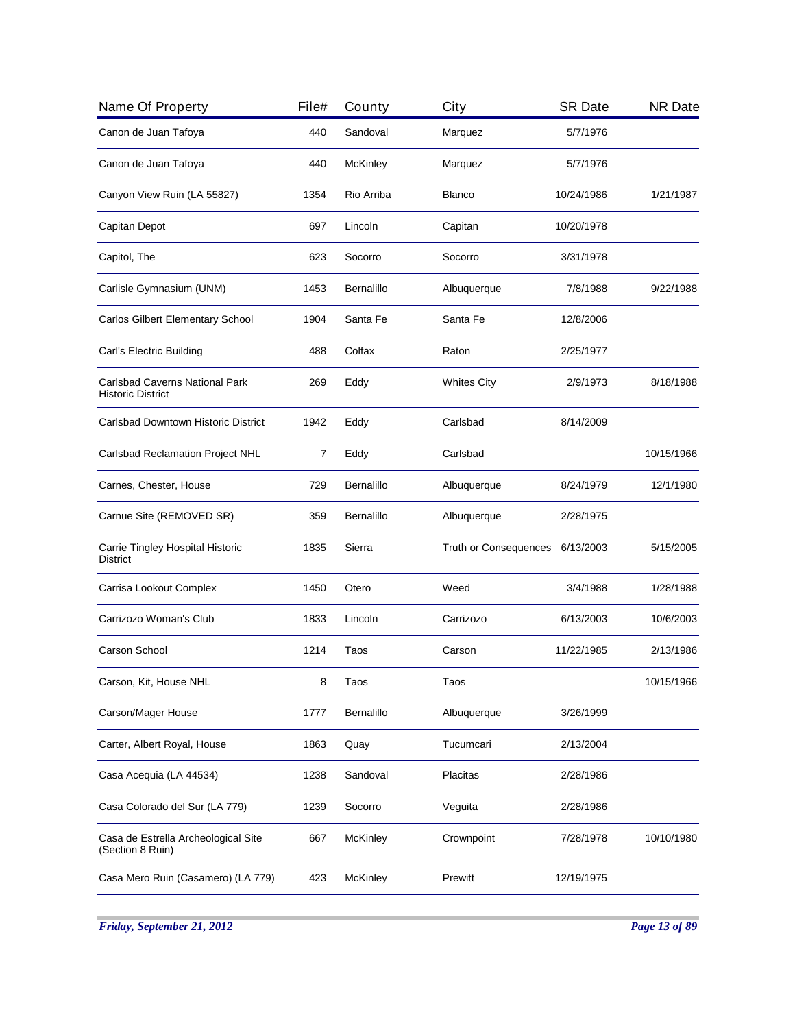| Name Of Property | File# | County | City | SR Date | NR Date |
|---|---|---|---|---|---|
| Canon de Juan Tafoya | 440 | Sandoval | Marquez | 5/7/1976 | |
| Canon de Juan Tafoya | 440 | McKinley | Marquez | 5/7/1976 | |
| Canyon View Ruin (LA 55827) | 1354 | Rio Arriba | Blanco | 10/24/1986 | 1/21/1987 |
| Capitan Depot | 697 | Lincoln | Capitan | 10/20/1978 | |
| Capitol, The | 623 | Socorro | Socorro | 3/31/1978 | |
| Carlisle Gymnasium (UNM) | 1453 | Bernalillo | Albuquerque | 7/8/1988 | 9/22/1988 |
| Carlos Gilbert Elementary School | 1904 | Santa Fe | Santa Fe | 12/8/2006 | |
| Carl's Electric Building | 488 | Colfax | Raton | 2/25/1977 | |
| Carlsbad Caverns National Park Historic District | 269 | Eddy | Whites City | 2/9/1973 | 8/18/1988 |
| Carlsbad Downtown Historic District | 1942 | Eddy | Carlsbad | 8/14/2009 | |
| Carlsbad Reclamation Project NHL | 7 | Eddy | Carlsbad | | 10/15/1966 |
| Carnes, Chester, House | 729 | Bernalillo | Albuquerque | 8/24/1979 | 12/1/1980 |
| Carnue Site (REMOVED SR) | 359 | Bernalillo | Albuquerque | 2/28/1975 | |
| Carrie Tingley Hospital Historic District | 1835 | Sierra | Truth or Consequences | 6/13/2003 | 5/15/2005 |
| Carrisa Lookout Complex | 1450 | Otero | Weed | 3/4/1988 | 1/28/1988 |
| Carrizozo Woman's Club | 1833 | Lincoln | Carrizozo | 6/13/2003 | 10/6/2003 |
| Carson School | 1214 | Taos | Carson | 11/22/1985 | 2/13/1986 |
| Carson, Kit, House NHL | 8 | Taos | Taos | | 10/15/1966 |
| Carson/Mager House | 1777 | Bernalillo | Albuquerque | 3/26/1999 | |
| Carter, Albert Royal, House | 1863 | Quay | Tucumcari | 2/13/2004 | |
| Casa Acequia (LA 44534) | 1238 | Sandoval | Placitas | 2/28/1986 | |
| Casa Colorado del Sur (LA 779) | 1239 | Socorro | Veguita | 2/28/1986 | |
| Casa de Estrella Archeological Site (Section 8 Ruin) | 667 | McKinley | Crownpoint | 7/28/1978 | 10/10/1980 |
| Casa Mero Ruin (Casamero) (LA 779) | 423 | McKinley | Prewitt | 12/19/1975 | |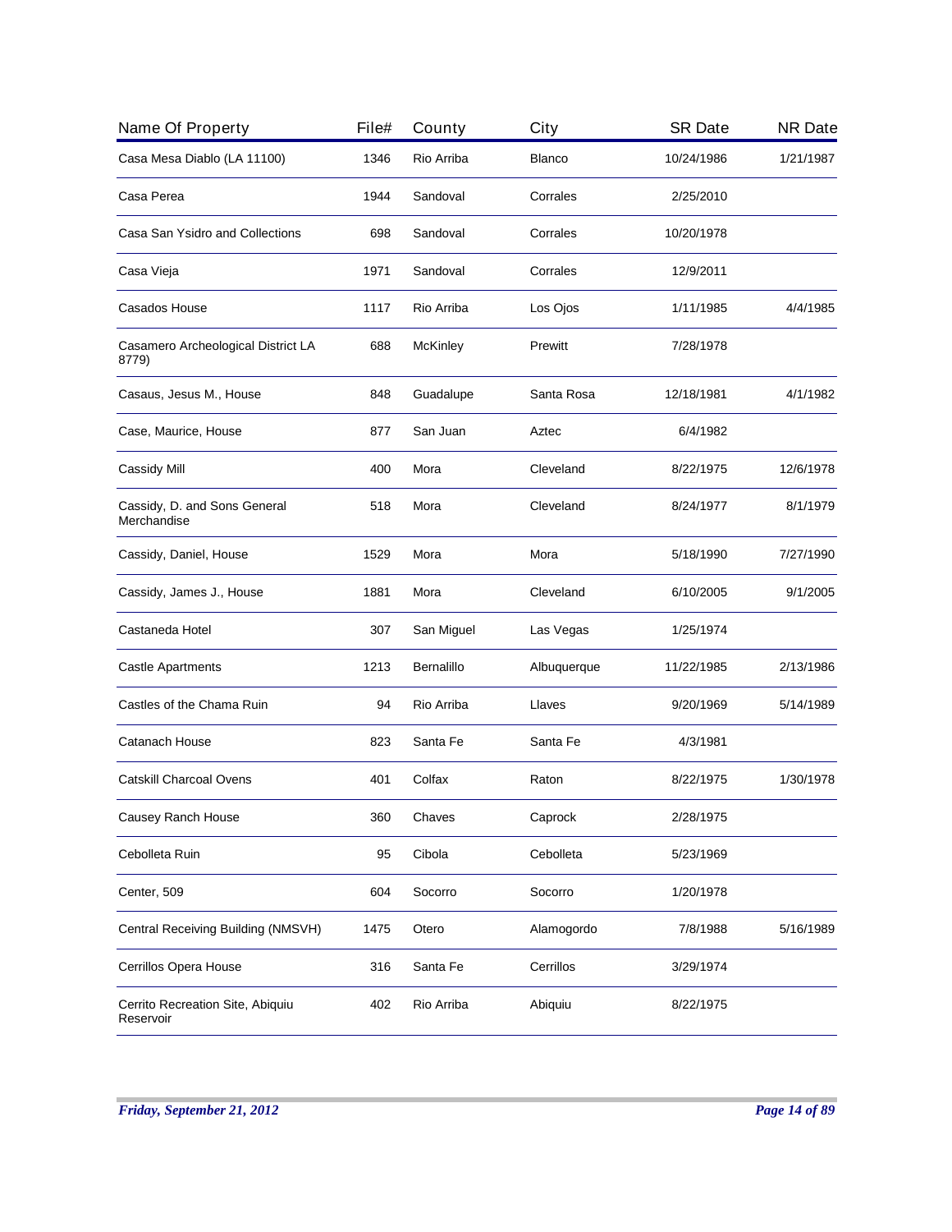| Name Of Property | File# | County | City | SR Date | NR Date |
|---|---|---|---|---|---|
| Casa Mesa Diablo (LA 11100) | 1346 | Rio Arriba | Blanco | 10/24/1986 | 1/21/1987 |
| Casa Perea | 1944 | Sandoval | Corrales | 2/25/2010 | |
| Casa San Ysidro and Collections | 698 | Sandoval | Corrales | 10/20/1978 | |
| Casa Vieja | 1971 | Sandoval | Corrales | 12/9/2011 | |
| Casados House | 1117 | Rio Arriba | Los Ojos | 1/11/1985 | 4/4/1985 |
| Casamero Archeological District LA 8779) | 688 | McKinley | Prewitt | 7/28/1978 | |
| Casaus, Jesus M., House | 848 | Guadalupe | Santa Rosa | 12/18/1981 | 4/1/1982 |
| Case, Maurice, House | 877 | San Juan | Aztec | 6/4/1982 | |
| Cassidy Mill | 400 | Mora | Cleveland | 8/22/1975 | 12/6/1978 |
| Cassidy, D. and Sons General Merchandise | 518 | Mora | Cleveland | 8/24/1977 | 8/1/1979 |
| Cassidy, Daniel, House | 1529 | Mora | Mora | 5/18/1990 | 7/27/1990 |
| Cassidy, James J., House | 1881 | Mora | Cleveland | 6/10/2005 | 9/1/2005 |
| Castaneda Hotel | 307 | San Miguel | Las Vegas | 1/25/1974 | |
| Castle Apartments | 1213 | Bernalillo | Albuquerque | 11/22/1985 | 2/13/1986 |
| Castles of the Chama Ruin | 94 | Rio Arriba | Llaves | 9/20/1969 | 5/14/1989 |
| Catanach House | 823 | Santa Fe | Santa Fe | 4/3/1981 | |
| Catskill Charcoal Ovens | 401 | Colfax | Raton | 8/22/1975 | 1/30/1978 |
| Causey Ranch House | 360 | Chaves | Caprock | 2/28/1975 | |
| Cebolleta Ruin | 95 | Cibola | Cebolleta | 5/23/1969 | |
| Center, 509 | 604 | Socorro | Socorro | 1/20/1978 | |
| Central Receiving Building (NMSVH) | 1475 | Otero | Alamogordo | 7/8/1988 | 5/16/1989 |
| Cerrillos Opera House | 316 | Santa Fe | Cerrillos | 3/29/1974 | |
| Cerrito Recreation Site, Abiquiu Reservoir | 402 | Rio Arriba | Abiquiu | 8/22/1975 | |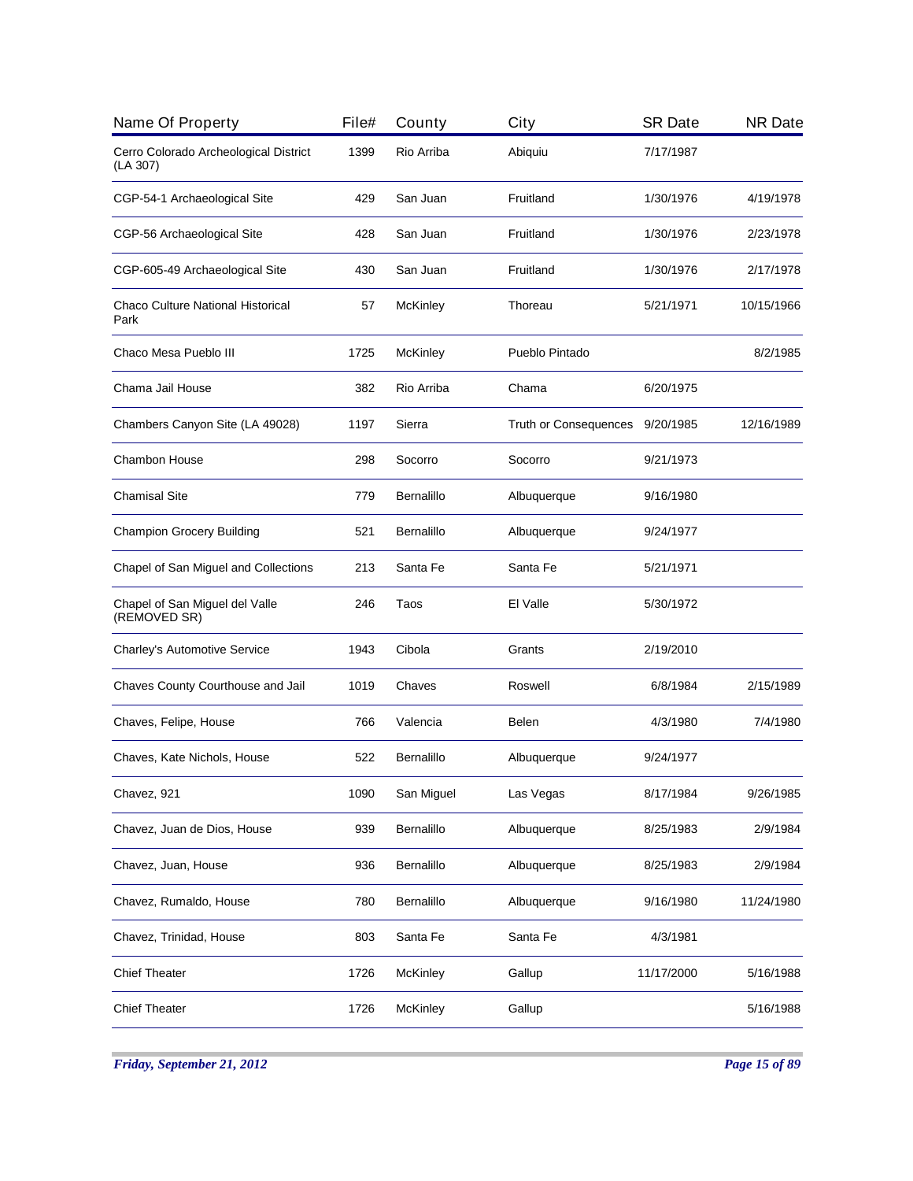| Name Of Property | File# | County | City | SR Date | NR Date |
|---|---|---|---|---|---|
| Cerro Colorado Archeological District (LA 307) | 1399 | Rio Arriba | Abiquiu | 7/17/1987 | |
| CGP-54-1 Archaeological Site | 429 | San Juan | Fruitland | 1/30/1976 | 4/19/1978 |
| CGP-56 Archaeological Site | 428 | San Juan | Fruitland | 1/30/1976 | 2/23/1978 |
| CGP-605-49 Archaeological Site | 430 | San Juan | Fruitland | 1/30/1976 | 2/17/1978 |
| Chaco Culture National Historical Park | 57 | McKinley | Thoreau | 5/21/1971 | 10/15/1966 |
| Chaco Mesa Pueblo III | 1725 | McKinley | Pueblo Pintado | | 8/2/1985 |
| Chama Jail House | 382 | Rio Arriba | Chama | 6/20/1975 | |
| Chambers Canyon Site (LA 49028) | 1197 | Sierra | Truth or Consequences | 9/20/1985 | 12/16/1989 |
| Chambon House | 298 | Socorro | Socorro | 9/21/1973 | |
| Chamisal Site | 779 | Bernalillo | Albuquerque | 9/16/1980 | |
| Champion Grocery Building | 521 | Bernalillo | Albuquerque | 9/24/1977 | |
| Chapel of San Miguel and Collections | 213 | Santa Fe | Santa Fe | 5/21/1971 | |
| Chapel of San Miguel del Valle (REMOVED SR) | 246 | Taos | El Valle | 5/30/1972 | |
| Charley's Automotive Service | 1943 | Cibola | Grants | 2/19/2010 | |
| Chaves County Courthouse and Jail | 1019 | Chaves | Roswell | 6/8/1984 | 2/15/1989 |
| Chaves, Felipe, House | 766 | Valencia | Belen | 4/3/1980 | 7/4/1980 |
| Chaves, Kate Nichols, House | 522 | Bernalillo | Albuquerque | 9/24/1977 | |
| Chavez, 921 | 1090 | San Miguel | Las Vegas | 8/17/1984 | 9/26/1985 |
| Chavez, Juan de Dios, House | 939 | Bernalillo | Albuquerque | 8/25/1983 | 2/9/1984 |
| Chavez, Juan, House | 936 | Bernalillo | Albuquerque | 8/25/1983 | 2/9/1984 |
| Chavez, Rumaldo, House | 780 | Bernalillo | Albuquerque | 9/16/1980 | 11/24/1980 |
| Chavez, Trinidad, House | 803 | Santa Fe | Santa Fe | 4/3/1981 | |
| Chief Theater | 1726 | McKinley | Gallup | 11/17/2000 | 5/16/1988 |
| Chief Theater | 1726 | McKinley | Gallup | | 5/16/1988 |

*Friday, September 21, 2012*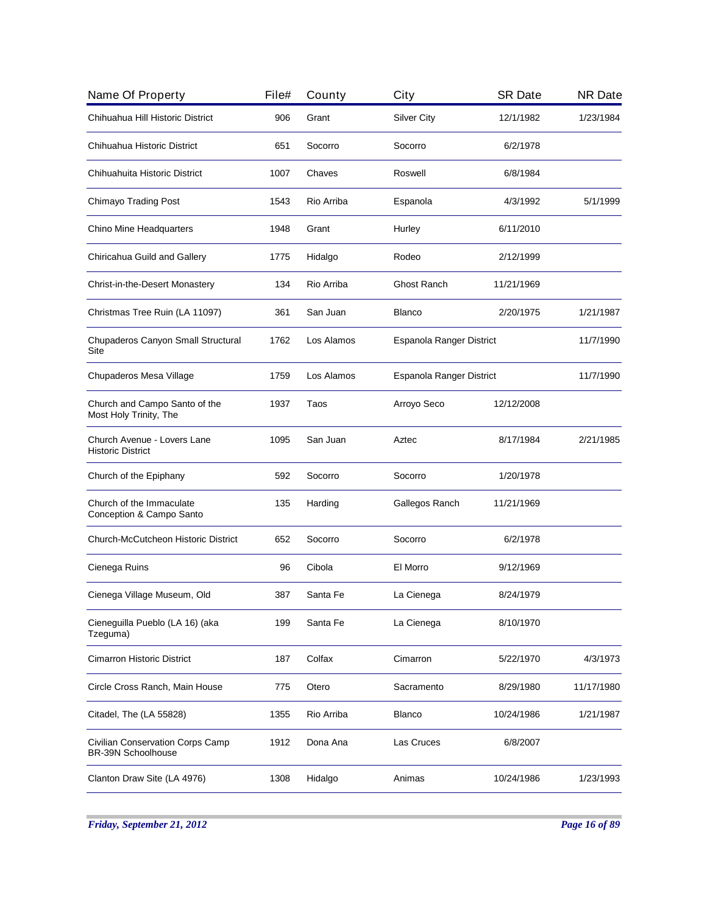| Name Of Property | File# | County | City | SR Date | NR Date |
|---|---|---|---|---|---|
| Chihuahua Hill Historic District | 906 | Grant | Silver City | 12/1/1982 | 1/23/1984 |
| Chihuahua Historic District | 651 | Socorro | Socorro | 6/2/1978 | |
| Chihuahuita Historic District | 1007 | Chaves | Roswell | 6/8/1984 | |
| Chimayo Trading Post | 1543 | Rio Arriba | Espanola | 4/3/1992 | 5/1/1999 |
| Chino Mine Headquarters | 1948 | Grant | Hurley | 6/11/2010 | |
| Chiricahua Guild and Gallery | 1775 | Hidalgo | Rodeo | 2/12/1999 | |
| Christ-in-the-Desert Monastery | 134 | Rio Arriba | Ghost Ranch | 11/21/1969 | |
| Christmas Tree Ruin (LA 11097) | 361 | San Juan | Blanco | 2/20/1975 | 1/21/1987 |
| Chupaderos Canyon Small Structural Site | 1762 | Los Alamos | Espanola Ranger District | | 11/7/1990 |
| Chupaderos Mesa Village | 1759 | Los Alamos | Espanola Ranger District | | 11/7/1990 |
| Church and Campo Santo of the Most Holy Trinity, The | 1937 | Taos | Arroyo Seco | 12/12/2008 | |
| Church Avenue - Lovers Lane Historic District | 1095 | San Juan | Aztec | 8/17/1984 | 2/21/1985 |
| Church of the Epiphany | 592 | Socorro | Socorro | 1/20/1978 | |
| Church of the Immaculate Conception & Campo Santo | 135 | Harding | Gallegos Ranch | 11/21/1969 | |
| Church-McCutcheon Historic District | 652 | Socorro | Socorro | 6/2/1978 | |
| Cienega Ruins | 96 | Cibola | El Morro | 9/12/1969 | |
| Cienega Village Museum, Old | 387 | Santa Fe | La Cienega | 8/24/1979 | |
| Cieneguilla Pueblo (LA 16) (aka Tzeguma) | 199 | Santa Fe | La Cienega | 8/10/1970 | |
| Cimarron Historic District | 187 | Colfax | Cimarron | 5/22/1970 | 4/3/1973 |
| Circle Cross Ranch, Main House | 775 | Otero | Sacramento | 8/29/1980 | 11/17/1980 |
| Citadel, The (LA 55828) | 1355 | Rio Arriba | Blanco | 10/24/1986 | 1/21/1987 |
| Civilian Conservation Corps Camp BR-39N Schoolhouse | 1912 | Dona Ana | Las Cruces | 6/8/2007 | |
| Clanton Draw Site (LA 4976) | 1308 | Hidalgo | Animas | 10/24/1986 | 1/23/1993 |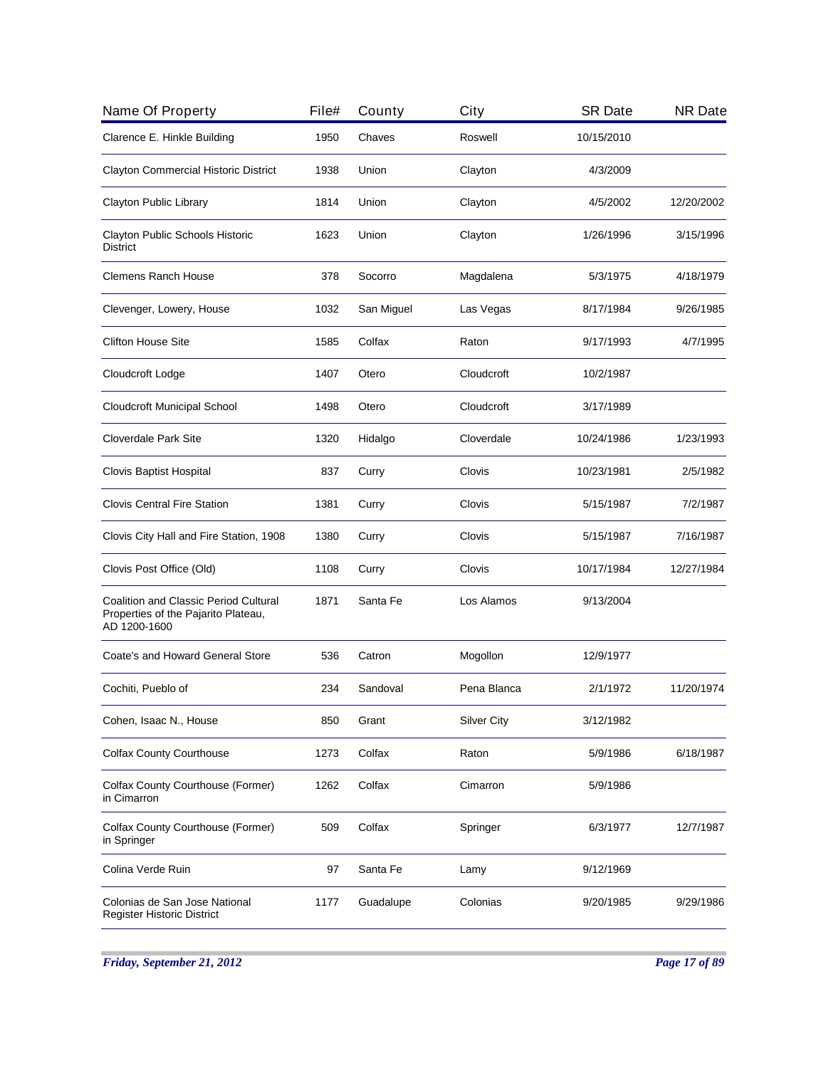| Name Of Property | File# | County | City | SR Date | NR Date |
|---|---|---|---|---|---|
| Clarence E. Hinkle Building | 1950 | Chaves | Roswell | 10/15/2010 | |
| Clayton Commercial Historic District | 1938 | Union | Clayton | 4/3/2009 | |
| Clayton Public Library | 1814 | Union | Clayton | 4/5/2002 | 12/20/2002 |
| Clayton Public Schools Historic District | 1623 | Union | Clayton | 1/26/1996 | 3/15/1996 |
| Clemens Ranch House | 378 | Socorro | Magdalena | 5/3/1975 | 4/18/1979 |
| Clevenger, Lowery, House | 1032 | San Miguel | Las Vegas | 8/17/1984 | 9/26/1985 |
| Clifton House Site | 1585 | Colfax | Raton | 9/17/1993 | 4/7/1995 |
| Cloudcroft Lodge | 1407 | Otero | Cloudcroft | 10/2/1987 | |
| Cloudcroft Municipal School | 1498 | Otero | Cloudcroft | 3/17/1989 | |
| Cloverdale Park Site | 1320 | Hidalgo | Cloverdale | 10/24/1986 | 1/23/1993 |
| Clovis Baptist Hospital | 837 | Curry | Clovis | 10/23/1981 | 2/5/1982 |
| Clovis Central Fire Station | 1381 | Curry | Clovis | 5/15/1987 | 7/2/1987 |
| Clovis City Hall and Fire Station, 1908 | 1380 | Curry | Clovis | 5/15/1987 | 7/16/1987 |
| Clovis Post Office (Old) | 1108 | Curry | Clovis | 10/17/1984 | 12/27/1984 |
| Coalition and Classic Period Cultural Properties of the Pajarito Plateau, AD 1200-1600 | 1871 | Santa Fe | Los Alamos | 9/13/2004 | |
| Coate's and Howard General Store | 536 | Catron | Mogollon | 12/9/1977 | |
| Cochiti, Pueblo of | 234 | Sandoval | Pena Blanca | 2/1/1972 | 11/20/1974 |
| Cohen, Isaac N., House | 850 | Grant | Silver City | 3/12/1982 | |
| Colfax County Courthouse | 1273 | Colfax | Raton | 5/9/1986 | 6/18/1987 |
| Colfax County Courthouse (Former) in Cimarron | 1262 | Colfax | Cimarron | 5/9/1986 | |
| Colfax County Courthouse (Former) in Springer | 509 | Colfax | Springer | 6/3/1977 | 12/7/1987 |
| Colina Verde Ruin | 97 | Santa Fe | Lamy | 9/12/1969 | |
| Colonias de San Jose National Register Historic District | 1177 | Guadalupe | Colonias | 9/20/1985 | 9/29/1986 |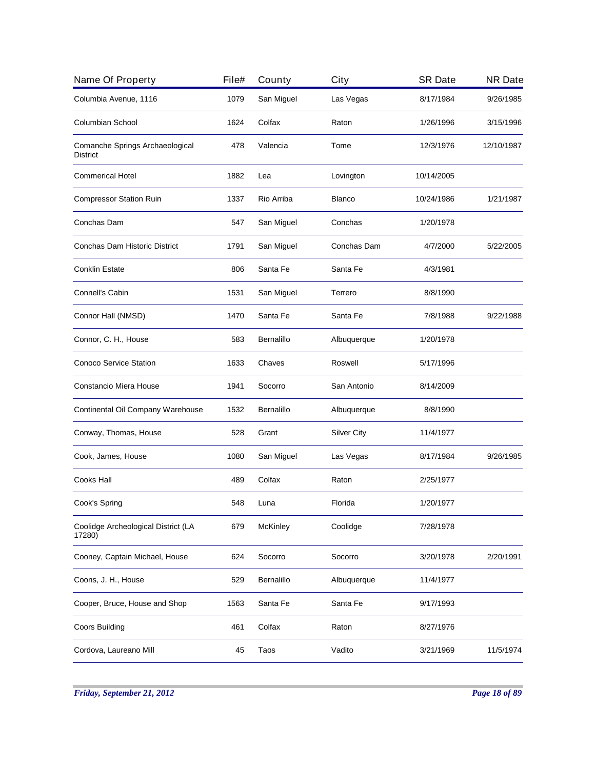| Name Of Property | File# | County | City | SR Date | NR Date |
| --- | --- | --- | --- | --- | --- |
| Columbia Avenue, 1116 | 1079 | San Miguel | Las Vegas | 8/17/1984 | 9/26/1985 |
| Columbian School | 1624 | Colfax | Raton | 1/26/1996 | 3/15/1996 |
| Comanche Springs Archaeological District | 478 | Valencia | Tome | 12/3/1976 | 12/10/1987 |
| Commerical Hotel | 1882 | Lea | Lovington | 10/14/2005 | |
| Compressor Station Ruin | 1337 | Rio Arriba | Blanco | 10/24/1986 | 1/21/1987 |
| Conchas Dam | 547 | San Miguel | Conchas | 1/20/1978 | |
| Conchas Dam Historic District | 1791 | San Miguel | Conchas Dam | 4/7/2000 | 5/22/2005 |
| Conklin Estate | 806 | Santa Fe | Santa Fe | 4/3/1981 | |
| Connell's Cabin | 1531 | San Miguel | Terrero | 8/8/1990 | |
| Connor Hall (NMSD) | 1470 | Santa Fe | Santa Fe | 7/8/1988 | 9/22/1988 |
| Connor, C. H., House | 583 | Bernalillo | Albuquerque | 1/20/1978 | |
| Conoco Service Station | 1633 | Chaves | Roswell | 5/17/1996 | |
| Constancio Miera House | 1941 | Socorro | San Antonio | 8/14/2009 | |
| Continental Oil Company Warehouse | 1532 | Bernalillo | Albuquerque | 8/8/1990 | |
| Conway, Thomas, House | 528 | Grant | Silver City | 11/4/1977 | |
| Cook, James, House | 1080 | San Miguel | Las Vegas | 8/17/1984 | 9/26/1985 |
| Cooks Hall | 489 | Colfax | Raton | 2/25/1977 | |
| Cook's Spring | 548 | Luna | Florida | 1/20/1977 | |
| Coolidge Archeological District (LA 17280) | 679 | McKinley | Coolidge | 7/28/1978 | |
| Cooney, Captain Michael, House | 624 | Socorro | Socorro | 3/20/1978 | 2/20/1991 |
| Coons, J. H., House | 529 | Bernalillo | Albuquerque | 11/4/1977 | |
| Cooper, Bruce, House and Shop | 1563 | Santa Fe | Santa Fe | 9/17/1993 | |
| Coors Building | 461 | Colfax | Raton | 8/27/1976 | |
| Cordova, Laureano Mill | 45 | Taos | Vadito | 3/21/1969 | 11/5/1974 |

*Friday, September 21, 2012*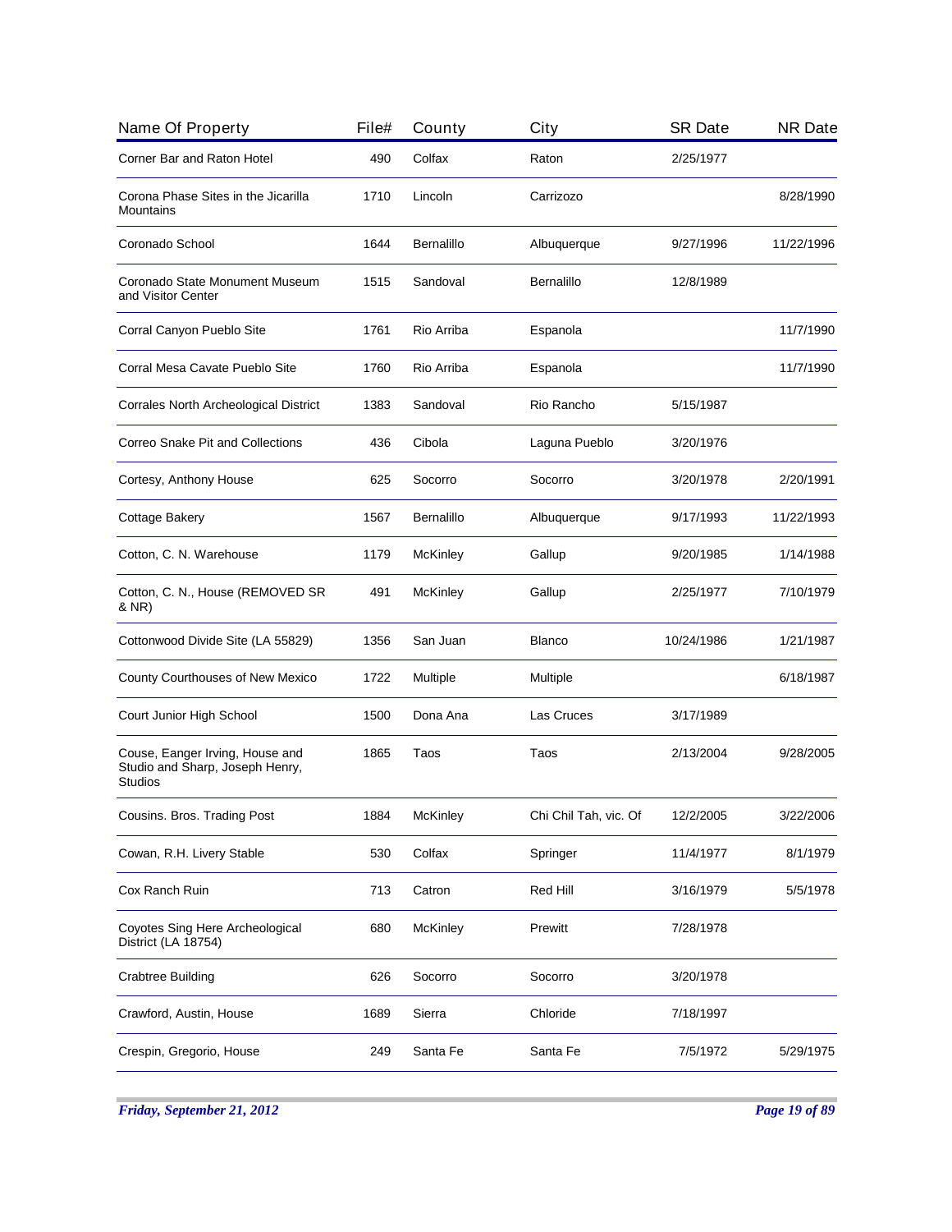| Name Of Property | File# | County | City | SR Date | NR Date |
|---|---|---|---|---|---|
| Corner Bar and Raton Hotel | 490 | Colfax | Raton | 2/25/1977 | |
| Corona Phase Sites in the Jicarilla Mountains | 1710 | Lincoln | Carrizozo | | 8/28/1990 |
| Coronado School | 1644 | Bernalillo | Albuquerque | 9/27/1996 | 11/22/1996 |
| Coronado State Monument Museum and Visitor Center | 1515 | Sandoval | Bernalillo | 12/8/1989 | |
| Corral Canyon Pueblo Site | 1761 | Rio Arriba | Espanola | | 11/7/1990 |
| Corral Mesa Cavate Pueblo Site | 1760 | Rio Arriba | Espanola | | 11/7/1990 |
| Corrales North Archeological District | 1383 | Sandoval | Rio Rancho | 5/15/1987 | |
| Correo Snake Pit and Collections | 436 | Cibola | Laguna Pueblo | 3/20/1976 | |
| Cortesy, Anthony House | 625 | Socorro | Socorro | 3/20/1978 | 2/20/1991 |
| Cottage Bakery | 1567 | Bernalillo | Albuquerque | 9/17/1993 | 11/22/1993 |
| Cotton, C. N. Warehouse | 1179 | McKinley | Gallup | 9/20/1985 | 1/14/1988 |
| Cotton, C. N., House (REMOVED SR & NR) | 491 | McKinley | Gallup | 2/25/1977 | 7/10/1979 |
| Cottonwood Divide Site (LA 55829) | 1356 | San Juan | Blanco | 10/24/1986 | 1/21/1987 |
| County Courthouses of New Mexico | 1722 | Multiple | Multiple | | 6/18/1987 |
| Court Junior High School | 1500 | Dona Ana | Las Cruces | 3/17/1989 | |
| Couse, Eanger Irving, House and Studio and Sharp, Joseph Henry, Studios | 1865 | Taos | Taos | 2/13/2004 | 9/28/2005 |
| Cousins. Bros. Trading Post | 1884 | McKinley | Chi Chil Tah, vic. Of | 12/2/2005 | 3/22/2006 |
| Cowan, R.H. Livery Stable | 530 | Colfax | Springer | 11/4/1977 | 8/1/1979 |
| Cox Ranch Ruin | 713 | Catron | Red Hill | 3/16/1979 | 5/5/1978 |
| Coyotes Sing Here Archeological District (LA 18754) | 680 | McKinley | Prewitt | 7/28/1978 | |
| Crabtree Building | 626 | Socorro | Socorro | 3/20/1978 | |
| Crawford, Austin, House | 1689 | Sierra | Chloride | 7/18/1997 | |
| Crespin, Gregorio, House | 249 | Santa Fe | Santa Fe | 7/5/1972 | 5/29/1975 |

*Friday, September 21, 2012*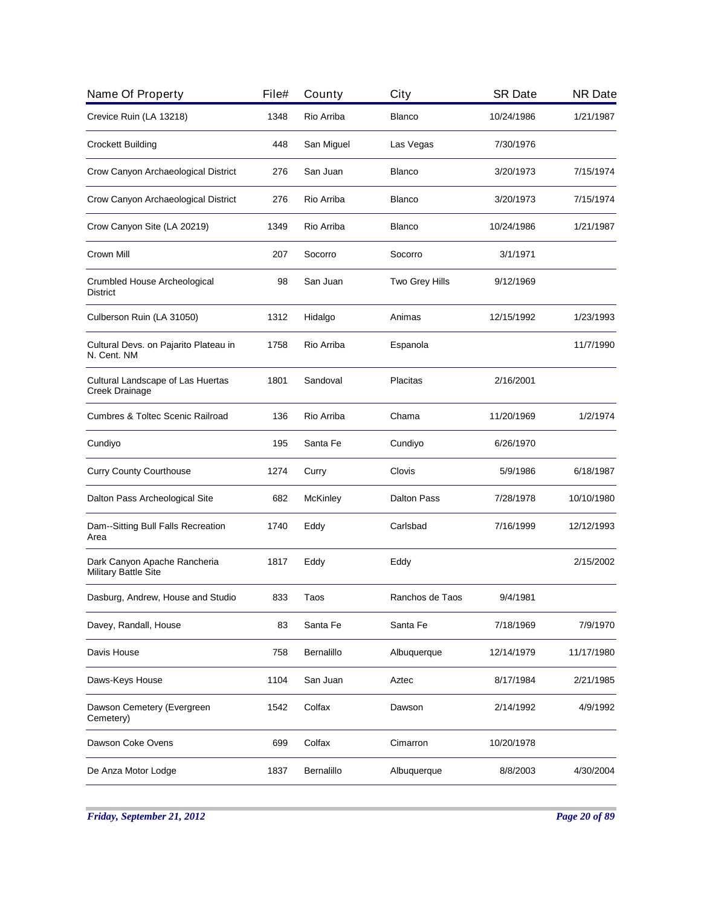| Name Of Property | File# | County | City | SR Date | NR Date |
|---|---|---|---|---|---|
| Crevice Ruin (LA 13218) | 1348 | Rio Arriba | Blanco | 10/24/1986 | 1/21/1987 |
| Crockett Building | 448 | San Miguel | Las Vegas | 7/30/1976 | |
| Crow Canyon Archaeological District | 276 | San Juan | Blanco | 3/20/1973 | 7/15/1974 |
| Crow Canyon Archaeological District | 276 | Rio Arriba | Blanco | 3/20/1973 | 7/15/1974 |
| Crow Canyon Site (LA 20219) | 1349 | Rio Arriba | Blanco | 10/24/1986 | 1/21/1987 |
| Crown Mill | 207 | Socorro | Socorro | 3/1/1971 | |
| Crumbled House Archeological District | 98 | San Juan | Two Grey Hills | 9/12/1969 | |
| Culberson Ruin (LA 31050) | 1312 | Hidalgo | Animas | 12/15/1992 | 1/23/1993 |
| Cultural Devs. on Pajarito Plateau in N. Cent. NM | 1758 | Rio Arriba | Espanola | | 11/7/1990 |
| Cultural Landscape of Las Huertas Creek Drainage | 1801 | Sandoval | Placitas | 2/16/2001 | |
| Cumbres & Toltec Scenic Railroad | 136 | Rio Arriba | Chama | 11/20/1969 | 1/2/1974 |
| Cundiyo | 195 | Santa Fe | Cundiyo | 6/26/1970 | |
| Curry County Courthouse | 1274 | Curry | Clovis | 5/9/1986 | 6/18/1987 |
| Dalton Pass Archeological Site | 682 | McKinley | Dalton Pass | 7/28/1978 | 10/10/1980 |
| Dam--Sitting Bull Falls Recreation Area | 1740 | Eddy | Carlsbad | 7/16/1999 | 12/12/1993 |
| Dark Canyon Apache Rancheria Military Battle Site | 1817 | Eddy | Eddy | | 2/15/2002 |
| Dasburg, Andrew, House and Studio | 833 | Taos | Ranchos de Taos | 9/4/1981 | |
| Davey, Randall, House | 83 | Santa Fe | Santa Fe | 7/18/1969 | 7/9/1970 |
| Davis House | 758 | Bernalillo | Albuquerque | 12/14/1979 | 11/17/1980 |
| Daws-Keys House | 1104 | San Juan | Aztec | 8/17/1984 | 2/21/1985 |
| Dawson Cemetery (Evergreen Cemetery) | 1542 | Colfax | Dawson | 2/14/1992 | 4/9/1992 |
| Dawson Coke Ovens | 699 | Colfax | Cimarron | 10/20/1978 | |
| De Anza Motor Lodge | 1837 | Bernalillo | Albuquerque | 8/8/2003 | 4/30/2004 |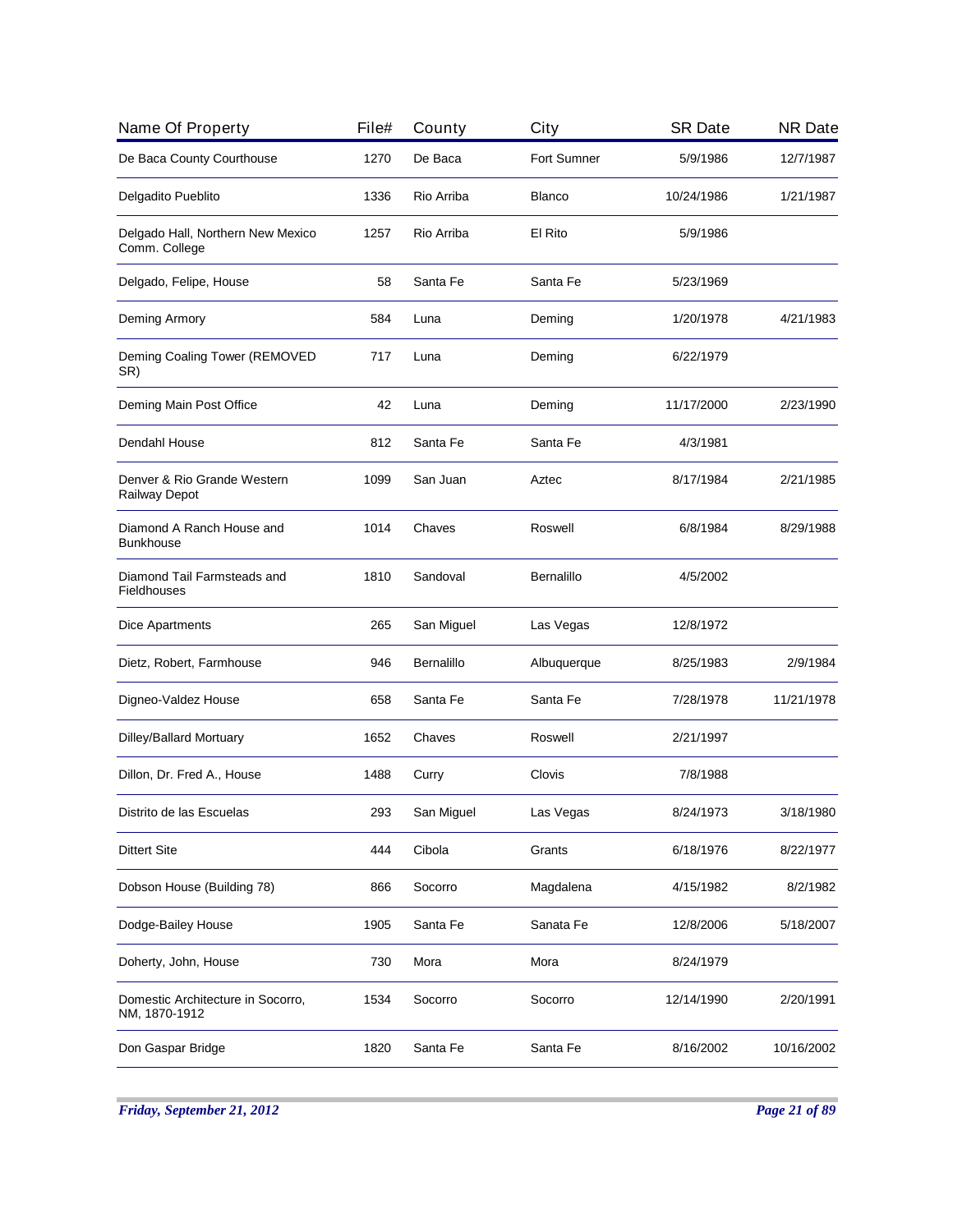| Name Of Property | File# | County | City | SR Date | NR Date |
|---|---|---|---|---|---|
| De Baca County Courthouse | 1270 | De Baca | Fort Sumner | 5/9/1986 | 12/7/1987 |
| Delgadito Pueblito | 1336 | Rio Arriba | Blanco | 10/24/1986 | 1/21/1987 |
| Delgado Hall, Northern New Mexico Comm. College | 1257 | Rio Arriba | El Rito | 5/9/1986 | |
| Delgado, Felipe, House | 58 | Santa Fe | Santa Fe | 5/23/1969 | |
| Deming Armory | 584 | Luna | Deming | 1/20/1978 | 4/21/1983 |
| Deming Coaling Tower (REMOVED SR) | 717 | Luna | Deming | 6/22/1979 | |
| Deming Main Post Office | 42 | Luna | Deming | 11/17/2000 | 2/23/1990 |
| Dendahl House | 812 | Santa Fe | Santa Fe | 4/3/1981 | |
| Denver & Rio Grande Western Railway Depot | 1099 | San Juan | Aztec | 8/17/1984 | 2/21/1985 |
| Diamond A Ranch House and Bunkhouse | 1014 | Chaves | Roswell | 6/8/1984 | 8/29/1988 |
| Diamond Tail Farmsteads and Fieldhouses | 1810 | Sandoval | Bernalillo | 4/5/2002 | |
| Dice Apartments | 265 | San Miguel | Las Vegas | 12/8/1972 | |
| Dietz, Robert, Farmhouse | 946 | Bernalillo | Albuquerque | 8/25/1983 | 2/9/1984 |
| Digneo-Valdez House | 658 | Santa Fe | Santa Fe | 7/28/1978 | 11/21/1978 |
| Dilley/Ballard Mortuary | 1652 | Chaves | Roswell | 2/21/1997 | |
| Dillon, Dr. Fred A., House | 1488 | Curry | Clovis | 7/8/1988 | |
| Distrito de las Escuelas | 293 | San Miguel | Las Vegas | 8/24/1973 | 3/18/1980 |
| Dittert Site | 444 | Cibola | Grants | 6/18/1976 | 8/22/1977 |
| Dobson House (Building 78) | 866 | Socorro | Magdalena | 4/15/1982 | 8/2/1982 |
| Dodge-Bailey House | 1905 | Santa Fe | Sanata Fe | 12/8/2006 | 5/18/2007 |
| Doherty, John, House | 730 | Mora | Mora | 8/24/1979 | |
| Domestic Architecture in Socorro, NM, 1870-1912 | 1534 | Socorro | Socorro | 12/14/1990 | 2/20/1991 |
| Don Gaspar Bridge | 1820 | Santa Fe | Santa Fe | 8/16/2002 | 10/16/2002 |

*Friday, September 21, 2012*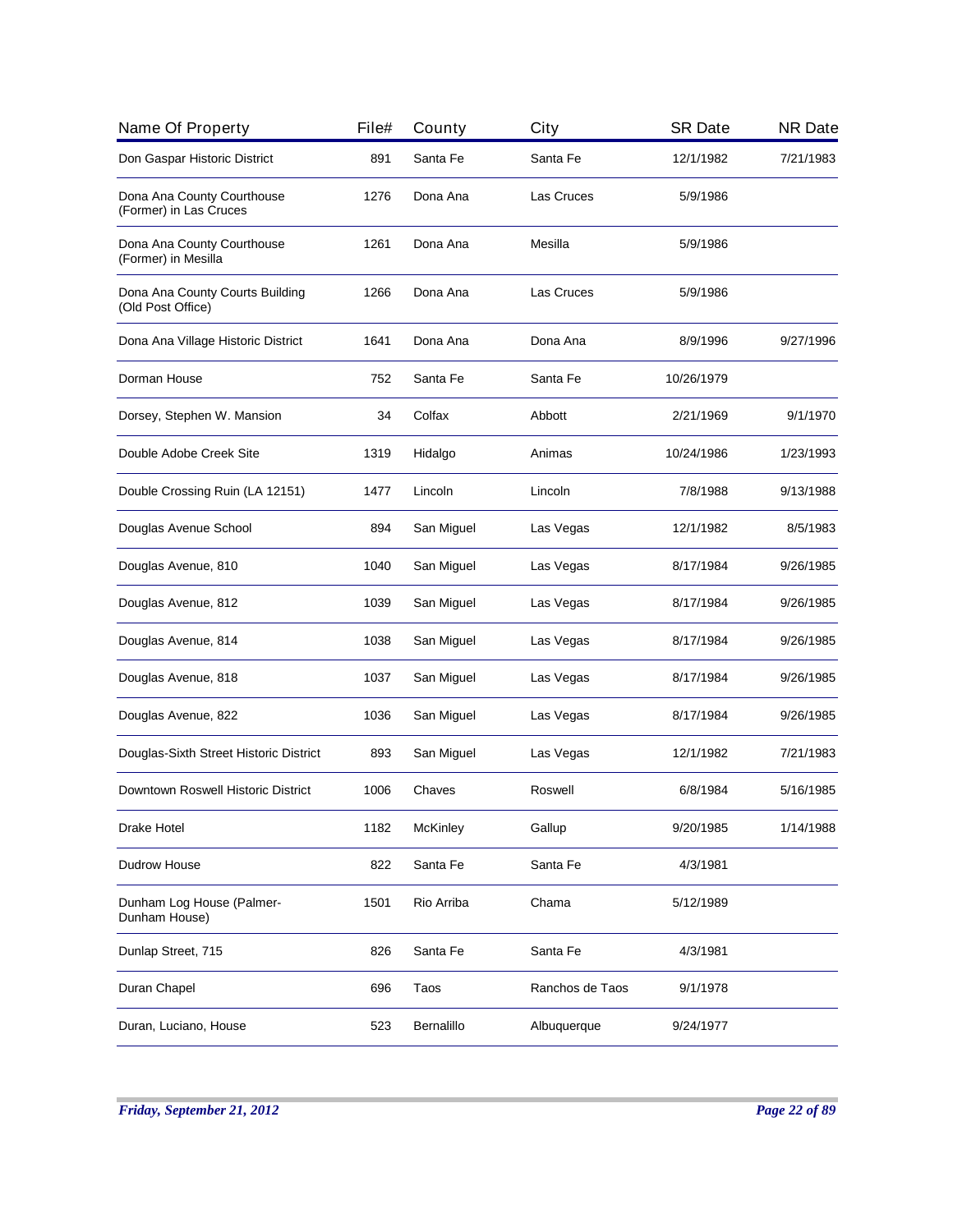| Name Of Property | File# | County | City | SR Date | NR Date |
|---|---|---|---|---|---|
| Don Gaspar Historic District | 891 | Santa Fe | Santa Fe | 12/1/1982 | 7/21/1983 |
| Dona Ana County Courthouse (Former) in Las Cruces | 1276 | Dona Ana | Las Cruces | 5/9/1986 | |
| Dona Ana County Courthouse (Former) in Mesilla | 1261 | Dona Ana | Mesilla | 5/9/1986 | |
| Dona Ana County Courts Building (Old Post Office) | 1266 | Dona Ana | Las Cruces | 5/9/1986 | |
| Dona Ana Village Historic District | 1641 | Dona Ana | Dona Ana | 8/9/1996 | 9/27/1996 |
| Dorman House | 752 | Santa Fe | Santa Fe | 10/26/1979 | |
| Dorsey, Stephen W. Mansion | 34 | Colfax | Abbott | 2/21/1969 | 9/1/1970 |
| Double Adobe Creek Site | 1319 | Hidalgo | Animas | 10/24/1986 | 1/23/1993 |
| Double Crossing Ruin (LA 12151) | 1477 | Lincoln | Lincoln | 7/8/1988 | 9/13/1988 |
| Douglas Avenue School | 894 | San Miguel | Las Vegas | 12/1/1982 | 8/5/1983 |
| Douglas Avenue, 810 | 1040 | San Miguel | Las Vegas | 8/17/1984 | 9/26/1985 |
| Douglas Avenue, 812 | 1039 | San Miguel | Las Vegas | 8/17/1984 | 9/26/1985 |
| Douglas Avenue, 814 | 1038 | San Miguel | Las Vegas | 8/17/1984 | 9/26/1985 |
| Douglas Avenue, 818 | 1037 | San Miguel | Las Vegas | 8/17/1984 | 9/26/1985 |
| Douglas Avenue, 822 | 1036 | San Miguel | Las Vegas | 8/17/1984 | 9/26/1985 |
| Douglas-Sixth Street Historic District | 893 | San Miguel | Las Vegas | 12/1/1982 | 7/21/1983 |
| Downtown Roswell Historic District | 1006 | Chaves | Roswell | 6/8/1984 | 5/16/1985 |
| Drake Hotel | 1182 | McKinley | Gallup | 9/20/1985 | 1/14/1988 |
| Dudrow House | 822 | Santa Fe | Santa Fe | 4/3/1981 | |
| Dunham Log House (Palmer-Dunham House) | 1501 | Rio Arriba | Chama | 5/12/1989 | |
| Dunlap Street, 715 | 826 | Santa Fe | Santa Fe | 4/3/1981 | |
| Duran Chapel | 696 | Taos | Ranchos de Taos | 9/1/1978 | |
| Duran, Luciano, House | 523 | Bernalillo | Albuquerque | 9/24/1977 | |

*Friday, September 21, 2012*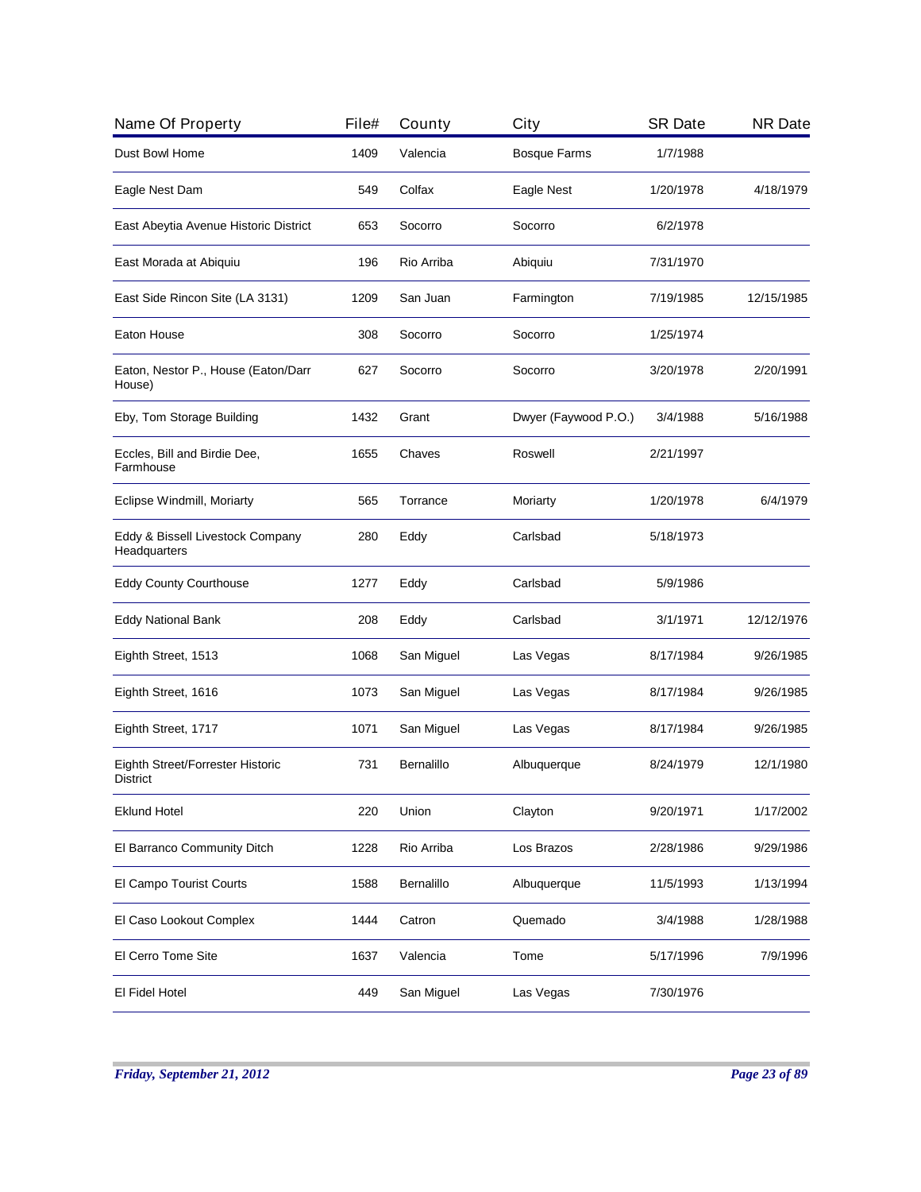| Name Of Property | File# | County | City | SR Date | NR Date |
|---|---|---|---|---|---|
| Dust Bowl Home | 1409 | Valencia | Bosque Farms | 1/7/1988 | |
| Eagle Nest Dam | 549 | Colfax | Eagle Nest | 1/20/1978 | 4/18/1979 |
| East Abeytia Avenue Historic District | 653 | Socorro | Socorro | 6/2/1978 | |
| East Morada at Abiquiu | 196 | Rio Arriba | Abiquiu | 7/31/1970 | |
| East Side Rincon Site (LA 3131) | 1209 | San Juan | Farmington | 7/19/1985 | 12/15/1985 |
| Eaton House | 308 | Socorro | Socorro | 1/25/1974 | |
| Eaton, Nestor P., House (Eaton/Darr House) | 627 | Socorro | Socorro | 3/20/1978 | 2/20/1991 |
| Eby, Tom Storage Building | 1432 | Grant | Dwyer (Faywood P.O.) | 3/4/1988 | 5/16/1988 |
| Eccles, Bill and Birdie Dee, Farmhouse | 1655 | Chaves | Roswell | 2/21/1997 | |
| Eclipse Windmill, Moriarty | 565 | Torrance | Moriarty | 1/20/1978 | 6/4/1979 |
| Eddy & Bissell Livestock Company Headquarters | 280 | Eddy | Carlsbad | 5/18/1973 | |
| Eddy County Courthouse | 1277 | Eddy | Carlsbad | 5/9/1986 | |
| Eddy National Bank | 208 | Eddy | Carlsbad | 3/1/1971 | 12/12/1976 |
| Eighth Street, 1513 | 1068 | San Miguel | Las Vegas | 8/17/1984 | 9/26/1985 |
| Eighth Street, 1616 | 1073 | San Miguel | Las Vegas | 8/17/1984 | 9/26/1985 |
| Eighth Street, 1717 | 1071 | San Miguel | Las Vegas | 8/17/1984 | 9/26/1985 |
| Eighth Street/Forrester Historic District | 731 | Bernalillo | Albuquerque | 8/24/1979 | 12/1/1980 |
| Eklund Hotel | 220 | Union | Clayton | 9/20/1971 | 1/17/2002 |
| El Barranco Community Ditch | 1228 | Rio Arriba | Los Brazos | 2/28/1986 | 9/29/1986 |
| El Campo Tourist Courts | 1588 | Bernalillo | Albuquerque | 11/5/1993 | 1/13/1994 |
| El Caso Lookout Complex | 1444 | Catron | Quemado | 3/4/1988 | 1/28/1988 |
| El Cerro Tome Site | 1637 | Valencia | Tome | 5/17/1996 | 7/9/1996 |
| El Fidel Hotel | 449 | San Miguel | Las Vegas | 7/30/1976 | |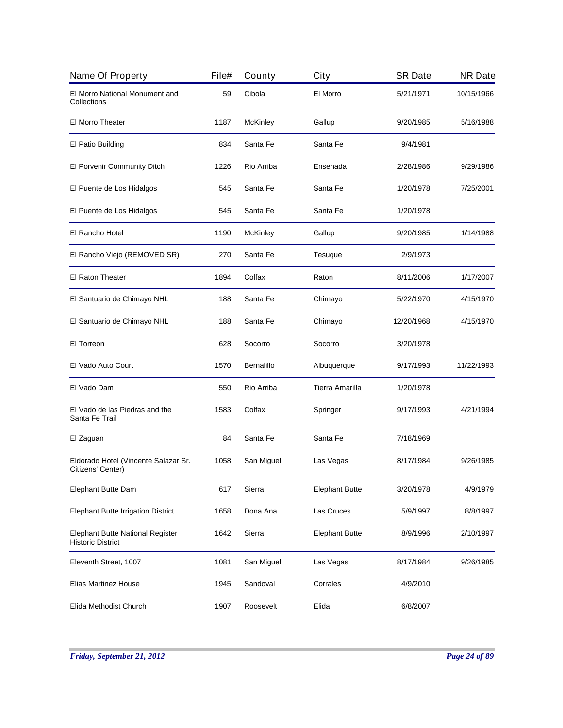| Name Of Property | File# | County | City | SR Date | NR Date |
|---|---|---|---|---|---|
| El Morro National Monument and Collections | 59 | Cibola | El Morro | 5/21/1971 | 10/15/1966 |
| El Morro Theater | 1187 | McKinley | Gallup | 9/20/1985 | 5/16/1988 |
| El Patio Building | 834 | Santa Fe | Santa Fe | 9/4/1981 | |
| El Porvenir Community Ditch | 1226 | Rio Arriba | Ensenada | 2/28/1986 | 9/29/1986 |
| El Puente de Los Hidalgos | 545 | Santa Fe | Santa Fe | 1/20/1978 | 7/25/2001 |
| El Puente de Los Hidalgos | 545 | Santa Fe | Santa Fe | 1/20/1978 | |
| El Rancho Hotel | 1190 | McKinley | Gallup | 9/20/1985 | 1/14/1988 |
| El Rancho Viejo (REMOVED SR) | 270 | Santa Fe | Tesuque | 2/9/1973 | |
| El Raton Theater | 1894 | Colfax | Raton | 8/11/2006 | 1/17/2007 |
| El Santuario de Chimayo NHL | 188 | Santa Fe | Chimayo | 5/22/1970 | 4/15/1970 |
| El Santuario de Chimayo NHL | 188 | Santa Fe | Chimayo | 12/20/1968 | 4/15/1970 |
| El Torreon | 628 | Socorro | Socorro | 3/20/1978 | |
| El Vado Auto Court | 1570 | Bernalillo | Albuquerque | 9/17/1993 | 11/22/1993 |
| El Vado Dam | 550 | Rio Arriba | Tierra Amarilla | 1/20/1978 | |
| El Vado de las Piedras and the Santa Fe Trail | 1583 | Colfax | Springer | 9/17/1993 | 4/21/1994 |
| El Zaguan | 84 | Santa Fe | Santa Fe | 7/18/1969 | |
| Eldorado Hotel (Vincente Salazar Sr. Citizens' Center) | 1058 | San Miguel | Las Vegas | 8/17/1984 | 9/26/1985 |
| Elephant Butte Dam | 617 | Sierra | Elephant Butte | 3/20/1978 | 4/9/1979 |
| Elephant Butte Irrigation District | 1658 | Dona Ana | Las Cruces | 5/9/1997 | 8/8/1997 |
| Elephant Butte National Register Historic District | 1642 | Sierra | Elephant Butte | 8/9/1996 | 2/10/1997 |
| Eleventh Street, 1007 | 1081 | San Miguel | Las Vegas | 8/17/1984 | 9/26/1985 |
| Elias Martinez House | 1945 | Sandoval | Corrales | 4/9/2010 | |
| Elida Methodist Church | 1907 | Roosevelt | Elida | 6/8/2007 | |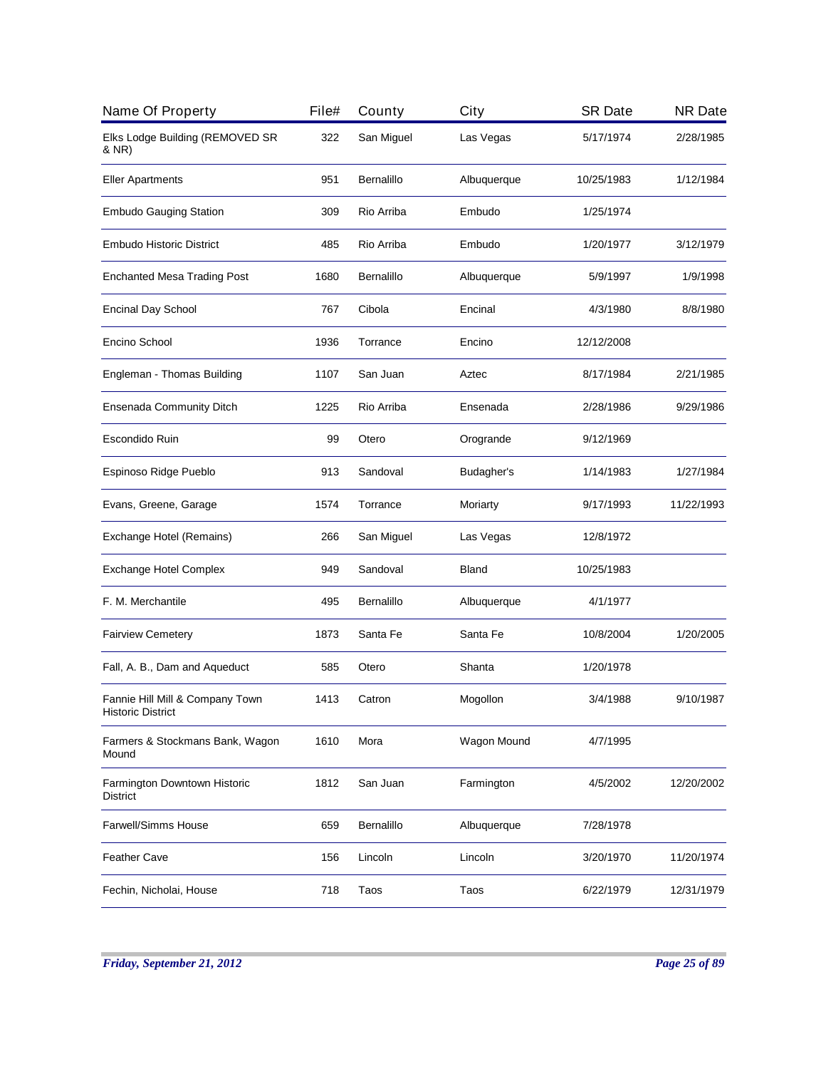| Name Of Property | File# | County | City | SR Date | NR Date |
|---|---|---|---|---|---|
| Elks Lodge Building (REMOVED SR & NR) | 322 | San Miguel | Las Vegas | 5/17/1974 | 2/28/1985 |
| Eller Apartments | 951 | Bernalillo | Albuquerque | 10/25/1983 | 1/12/1984 |
| Embudo Gauging Station | 309 | Rio Arriba | Embudo | 1/25/1974 | |
| Embudo Historic District | 485 | Rio Arriba | Embudo | 1/20/1977 | 3/12/1979 |
| Enchanted Mesa Trading Post | 1680 | Bernalillo | Albuquerque | 5/9/1997 | 1/9/1998 |
| Encinal Day School | 767 | Cibola | Encinal | 4/3/1980 | 8/8/1980 |
| Encino School | 1936 | Torrance | Encino | 12/12/2008 | |
| Engleman - Thomas Building | 1107 | San Juan | Aztec | 8/17/1984 | 2/21/1985 |
| Ensenada Community Ditch | 1225 | Rio Arriba | Ensenada | 2/28/1986 | 9/29/1986 |
| Escondido Ruin | 99 | Otero | Orogrande | 9/12/1969 | |
| Espinoso Ridge Pueblo | 913 | Sandoval | Budagher's | 1/14/1983 | 1/27/1984 |
| Evans, Greene, Garage | 1574 | Torrance | Moriarty | 9/17/1993 | 11/22/1993 |
| Exchange Hotel (Remains) | 266 | San Miguel | Las Vegas | 12/8/1972 | |
| Exchange Hotel Complex | 949 | Sandoval | Bland | 10/25/1983 | |
| F. M. Merchantile | 495 | Bernalillo | Albuquerque | 4/1/1977 | |
| Fairview Cemetery | 1873 | Santa Fe | Santa Fe | 10/8/2004 | 1/20/2005 |
| Fall, A. B., Dam and Aqueduct | 585 | Otero | Shanta | 1/20/1978 | |
| Fannie Hill Mill & Company Town Historic District | 1413 | Catron | Mogollon | 3/4/1988 | 9/10/1987 |
| Farmers & Stockmans Bank, Wagon Mound | 1610 | Mora | Wagon Mound | 4/7/1995 | |
| Farmington Downtown Historic District | 1812 | San Juan | Farmington | 4/5/2002 | 12/20/2002 |
| Farwell/Simms House | 659 | Bernalillo | Albuquerque | 7/28/1978 | |
| Feather Cave | 156 | Lincoln | Lincoln | 3/20/1970 | 11/20/1974 |
| Fechin, Nicholai, House | 718 | Taos | Taos | 6/22/1979 | 12/31/1979 |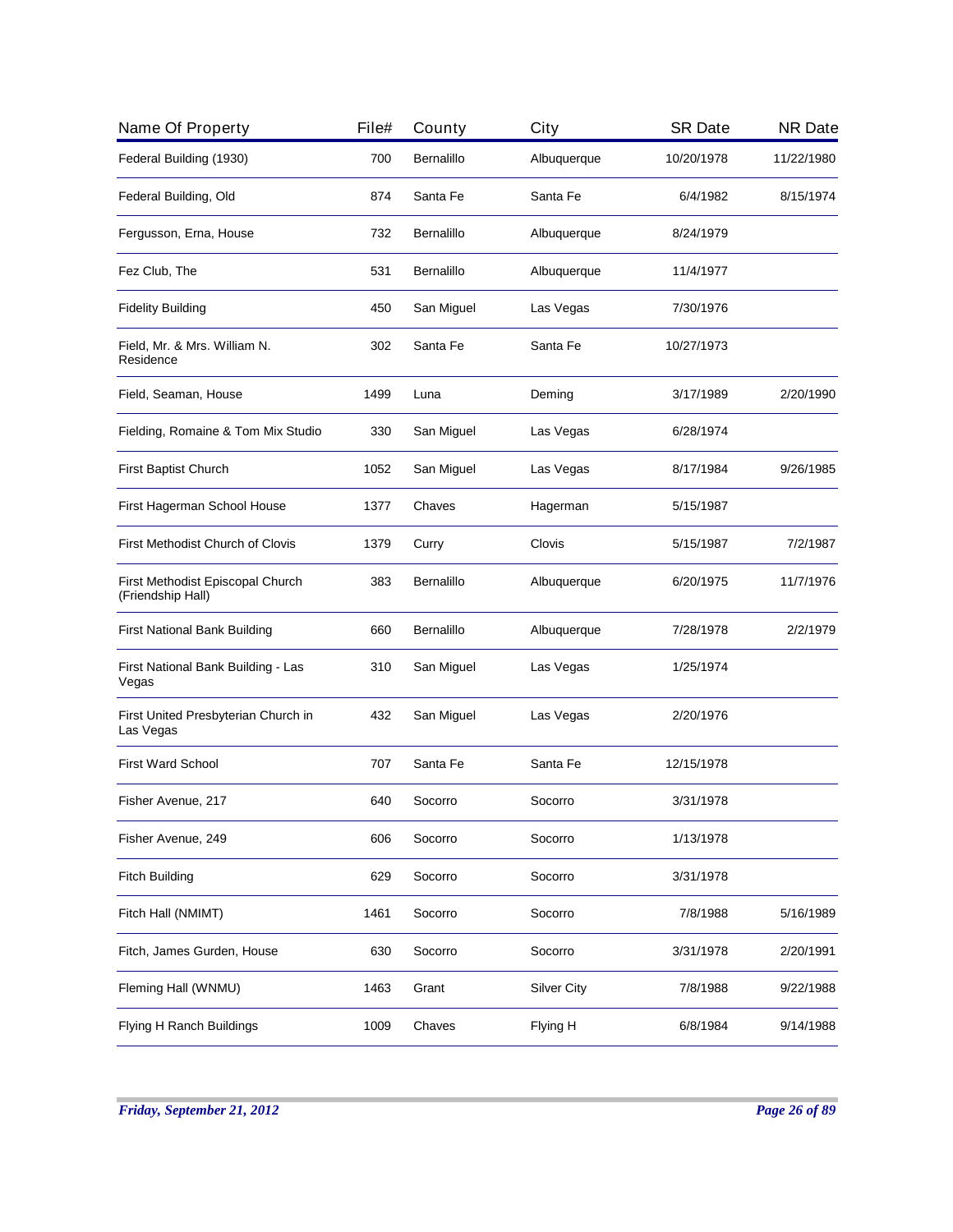| Name Of Property | File# | County | City | SR Date | NR Date |
|---|---|---|---|---|---|
| Federal Building (1930) | 700 | Bernalillo | Albuquerque | 10/20/1978 | 11/22/1980 |
| Federal Building, Old | 874 | Santa Fe | Santa Fe | 6/4/1982 | 8/15/1974 |
| Fergusson, Erna, House | 732 | Bernalillo | Albuquerque | 8/24/1979 | |
| Fez Club, The | 531 | Bernalillo | Albuquerque | 11/4/1977 | |
| Fidelity Building | 450 | San Miguel | Las Vegas | 7/30/1976 | |
| Field, Mr. & Mrs. William N. Residence | 302 | Santa Fe | Santa Fe | 10/27/1973 | |
| Field, Seaman, House | 1499 | Luna | Deming | 3/17/1989 | 2/20/1990 |
| Fielding, Romaine & Tom Mix Studio | 330 | San Miguel | Las Vegas | 6/28/1974 | |
| First Baptist Church | 1052 | San Miguel | Las Vegas | 8/17/1984 | 9/26/1985 |
| First Hagerman School House | 1377 | Chaves | Hagerman | 5/15/1987 | |
| First Methodist Church of Clovis | 1379 | Curry | Clovis | 5/15/1987 | 7/2/1987 |
| First Methodist Episcopal Church (Friendship Hall) | 383 | Bernalillo | Albuquerque | 6/20/1975 | 11/7/1976 |
| First National Bank Building | 660 | Bernalillo | Albuquerque | 7/28/1978 | 2/2/1979 |
| First National Bank Building - Las Vegas | 310 | San Miguel | Las Vegas | 1/25/1974 | |
| First United Presbyterian Church in Las Vegas | 432 | San Miguel | Las Vegas | 2/20/1976 | |
| First Ward School | 707 | Santa Fe | Santa Fe | 12/15/1978 | |
| Fisher Avenue, 217 | 640 | Socorro | Socorro | 3/31/1978 | |
| Fisher Avenue, 249 | 606 | Socorro | Socorro | 1/13/1978 | |
| Fitch Building | 629 | Socorro | Socorro | 3/31/1978 | |
| Fitch Hall (NMIMT) | 1461 | Socorro | Socorro | 7/8/1988 | 5/16/1989 |
| Fitch, James Gurden, House | 630 | Socorro | Socorro | 3/31/1978 | 2/20/1991 |
| Fleming Hall (WNMU) | 1463 | Grant | Silver City | 7/8/1988 | 9/22/1988 |
| Flying H Ranch Buildings | 1009 | Chaves | Flying H | 6/8/1984 | 9/14/1988 |

*Friday, September 21, 2012*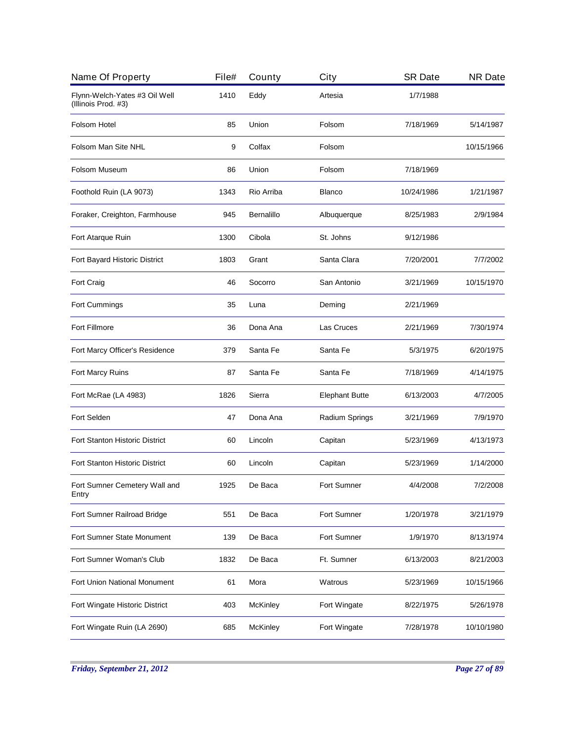| Name Of Property | File# | County | City | SR Date | NR Date |
| --- | --- | --- | --- | --- | --- |
| Flynn-Welch-Yates #3 Oil Well (Illinois Prod. #3) | 1410 | Eddy | Artesia | 1/7/1988 | |
| Folsom Hotel | 85 | Union | Folsom | 7/18/1969 | 5/14/1987 |
| Folsom Man Site NHL | 9 | Colfax | Folsom | | 10/15/1966 |
| Folsom Museum | 86 | Union | Folsom | 7/18/1969 | |
| Foothold Ruin (LA 9073) | 1343 | Rio Arriba | Blanco | 10/24/1986 | 1/21/1987 |
| Foraker, Creighton, Farmhouse | 945 | Bernalillo | Albuquerque | 8/25/1983 | 2/9/1984 |
| Fort Atarque Ruin | 1300 | Cibola | St. Johns | 9/12/1986 | |
| Fort Bayard Historic District | 1803 | Grant | Santa Clara | 7/20/2001 | 7/7/2002 |
| Fort Craig | 46 | Socorro | San Antonio | 3/21/1969 | 10/15/1970 |
| Fort Cummings | 35 | Luna | Deming | 2/21/1969 | |
| Fort Fillmore | 36 | Dona Ana | Las Cruces | 2/21/1969 | 7/30/1974 |
| Fort Marcy Officer's Residence | 379 | Santa Fe | Santa Fe | 5/3/1975 | 6/20/1975 |
| Fort Marcy Ruins | 87 | Santa Fe | Santa Fe | 7/18/1969 | 4/14/1975 |
| Fort McRae (LA 4983) | 1826 | Sierra | Elephant Butte | 6/13/2003 | 4/7/2005 |
| Fort Selden | 47 | Dona Ana | Radium Springs | 3/21/1969 | 7/9/1970 |
| Fort Stanton Historic District | 60 | Lincoln | Capitan | 5/23/1969 | 4/13/1973 |
| Fort Stanton Historic District | 60 | Lincoln | Capitan | 5/23/1969 | 1/14/2000 |
| Fort Sumner Cemetery Wall and Entry | 1925 | De Baca | Fort Sumner | 4/4/2008 | 7/2/2008 |
| Fort Sumner Railroad Bridge | 551 | De Baca | Fort Sumner | 1/20/1978 | 3/21/1979 |
| Fort Sumner State Monument | 139 | De Baca | Fort Sumner | 1/9/1970 | 8/13/1974 |
| Fort Sumner Woman's Club | 1832 | De Baca | Ft. Sumner | 6/13/2003 | 8/21/2003 |
| Fort Union National Monument | 61 | Mora | Watrous | 5/23/1969 | 10/15/1966 |
| Fort Wingate Historic District | 403 | McKinley | Fort Wingate | 8/22/1975 | 5/26/1978 |
| Fort Wingate Ruin (LA 2690) | 685 | McKinley | Fort Wingate | 7/28/1978 | 10/10/1980 |

*Friday, September 21, 2012*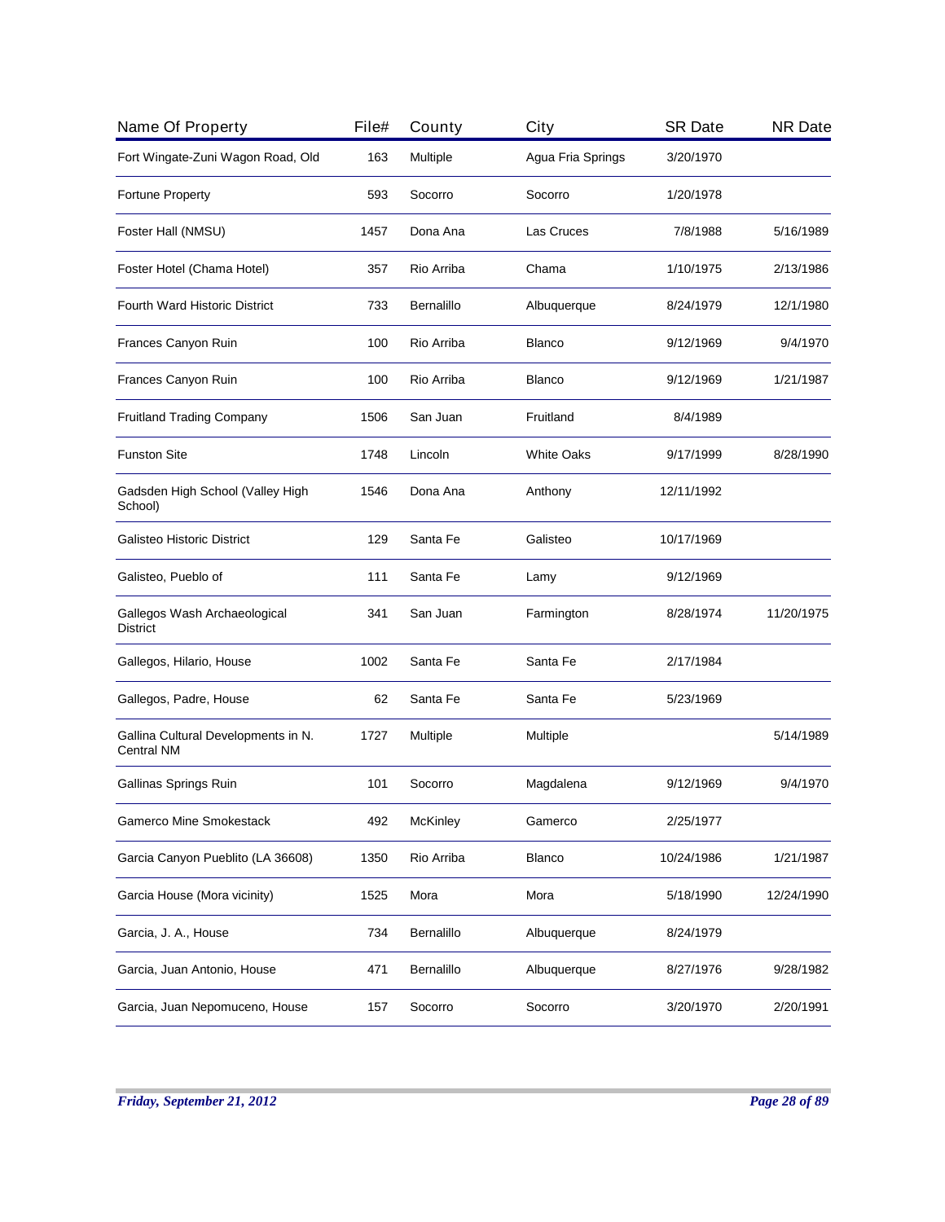| Name Of Property | File# | County | City | SR Date | NR Date |
|---|---|---|---|---|---|
| Fort Wingate-Zuni Wagon Road, Old | 163 | Multiple | Agua Fria Springs | 3/20/1970 | |
| Fortune Property | 593 | Socorro | Socorro | 1/20/1978 | |
| Foster Hall (NMSU) | 1457 | Dona Ana | Las Cruces | 7/8/1988 | 5/16/1989 |
| Foster Hotel (Chama Hotel) | 357 | Rio Arriba | Chama | 1/10/1975 | 2/13/1986 |
| Fourth Ward Historic District | 733 | Bernalillo | Albuquerque | 8/24/1979 | 12/1/1980 |
| Frances Canyon Ruin | 100 | Rio Arriba | Blanco | 9/12/1969 | 9/4/1970 |
| Frances Canyon Ruin | 100 | Rio Arriba | Blanco | 9/12/1969 | 1/21/1987 |
| Fruitland Trading Company | 1506 | San Juan | Fruitland | 8/4/1989 | |
| Funston Site | 1748 | Lincoln | White Oaks | 9/17/1999 | 8/28/1990 |
| Gadsden High School (Valley High School) | 1546 | Dona Ana | Anthony | 12/11/1992 | |
| Galisteo Historic District | 129 | Santa Fe | Galisteo | 10/17/1969 | |
| Galisteo, Pueblo of | 111 | Santa Fe | Lamy | 9/12/1969 | |
| Gallegos Wash Archaeological District | 341 | San Juan | Farmington | 8/28/1974 | 11/20/1975 |
| Gallegos, Hilario, House | 1002 | Santa Fe | Santa Fe | 2/17/1984 | |
| Gallegos, Padre, House | 62 | Santa Fe | Santa Fe | 5/23/1969 | |
| Gallina Cultural Developments in N. Central NM | 1727 | Multiple | Multiple | | 5/14/1989 |
| Gallinas Springs Ruin | 101 | Socorro | Magdalena | 9/12/1969 | 9/4/1970 |
| Gamerco Mine Smokestack | 492 | McKinley | Gamerco | 2/25/1977 | |
| Garcia Canyon Pueblito (LA 36608) | 1350 | Rio Arriba | Blanco | 10/24/1986 | 1/21/1987 |
| Garcia House (Mora vicinity) | 1525 | Mora | Mora | 5/18/1990 | 12/24/1990 |
| Garcia, J. A., House | 734 | Bernalillo | Albuquerque | 8/24/1979 | |
| Garcia, Juan Antonio, House | 471 | Bernalillo | Albuquerque | 8/27/1976 | 9/28/1982 |
| Garcia, Juan Nepomuceno, House | 157 | Socorro | Socorro | 3/20/1970 | 2/20/1991 |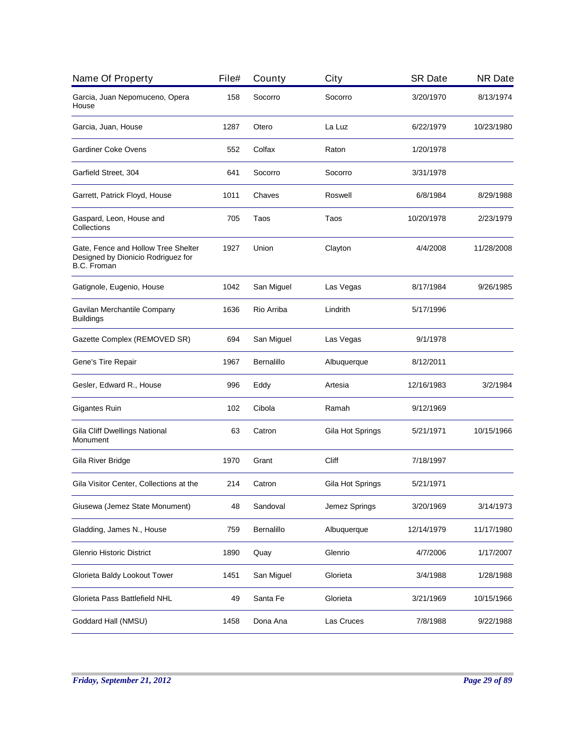| Name Of Property | File# | County | City | SR Date | NR Date |
|---|---|---|---|---|---|
| Garcia, Juan Nepomuceno, Opera House | 158 | Socorro | Socorro | 3/20/1970 | 8/13/1974 |
| Garcia, Juan, House | 1287 | Otero | La Luz | 6/22/1979 | 10/23/1980 |
| Gardiner Coke Ovens | 552 | Colfax | Raton | 1/20/1978 | |
| Garfield Street, 304 | 641 | Socorro | Socorro | 3/31/1978 | |
| Garrett, Patrick Floyd, House | 1011 | Chaves | Roswell | 6/8/1984 | 8/29/1988 |
| Gaspard, Leon, House and Collections | 705 | Taos | Taos | 10/20/1978 | 2/23/1979 |
| Gate, Fence and Hollow Tree Shelter Designed by Dionicio Rodriguez for B.C. Froman | 1927 | Union | Clayton | 4/4/2008 | 11/28/2008 |
| Gatignole, Eugenio, House | 1042 | San Miguel | Las Vegas | 8/17/1984 | 9/26/1985 |
| Gavilan Merchantile Company Buildings | 1636 | Rio Arriba | Lindrith | 5/17/1996 | |
| Gazette Complex (REMOVED SR) | 694 | San Miguel | Las Vegas | 9/1/1978 | |
| Gene's Tire Repair | 1967 | Bernalillo | Albuquerque | 8/12/2011 | |
| Gesler, Edward R., House | 996 | Eddy | Artesia | 12/16/1983 | 3/2/1984 |
| Gigantes Ruin | 102 | Cibola | Ramah | 9/12/1969 | |
| Gila Cliff Dwellings National Monument | 63 | Catron | Gila Hot Springs | 5/21/1971 | 10/15/1966 |
| Gila River Bridge | 1970 | Grant | Cliff | 7/18/1997 | |
| Gila Visitor Center, Collections at the | 214 | Catron | Gila Hot Springs | 5/21/1971 | |
| Giusewa (Jemez State Monument) | 48 | Sandoval | Jemez Springs | 3/20/1969 | 3/14/1973 |
| Gladding, James N., House | 759 | Bernalillo | Albuquerque | 12/14/1979 | 11/17/1980 |
| Glenrio Historic District | 1890 | Quay | Glenrio | 4/7/2006 | 1/17/2007 |
| Glorieta Baldy Lookout Tower | 1451 | San Miguel | Glorieta | 3/4/1988 | 1/28/1988 |
| Glorieta Pass Battlefield NHL | 49 | Santa Fe | Glorieta | 3/21/1969 | 10/15/1966 |
| Goddard Hall (NMSU) | 1458 | Dona Ana | Las Cruces | 7/8/1988 | 9/22/1988 |

*Friday, September 21, 2012*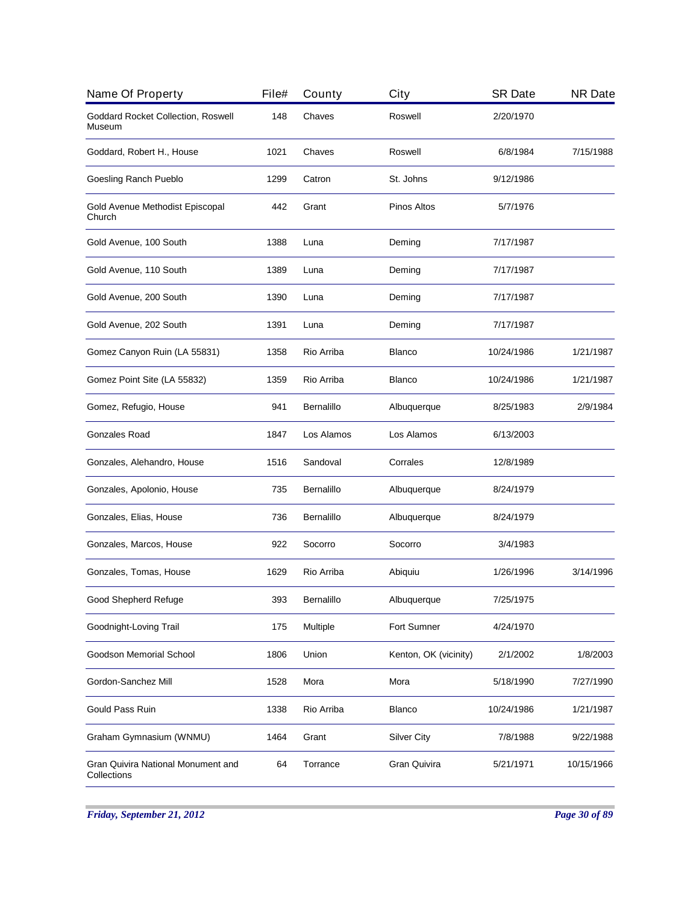| Name Of Property | File# | County | City | SR Date | NR Date |
|---|---|---|---|---|---|
| Goddard Rocket Collection, Roswell Museum | 148 | Chaves | Roswell | 2/20/1970 | |
| Goddard, Robert H., House | 1021 | Chaves | Roswell | 6/8/1984 | 7/15/1988 |
| Goesling Ranch Pueblo | 1299 | Catron | St. Johns | 9/12/1986 | |
| Gold Avenue Methodist Episcopal Church | 442 | Grant | Pinos Altos | 5/7/1976 | |
| Gold Avenue, 100 South | 1388 | Luna | Deming | 7/17/1987 | |
| Gold Avenue, 110 South | 1389 | Luna | Deming | 7/17/1987 | |
| Gold Avenue, 200 South | 1390 | Luna | Deming | 7/17/1987 | |
| Gold Avenue, 202 South | 1391 | Luna | Deming | 7/17/1987 | |
| Gomez Canyon Ruin (LA 55831) | 1358 | Rio Arriba | Blanco | 10/24/1986 | 1/21/1987 |
| Gomez Point Site (LA 55832) | 1359 | Rio Arriba | Blanco | 10/24/1986 | 1/21/1987 |
| Gomez, Refugio, House | 941 | Bernalillo | Albuquerque | 8/25/1983 | 2/9/1984 |
| Gonzales Road | 1847 | Los Alamos | Los Alamos | 6/13/2003 | |
| Gonzales, Alehandro, House | 1516 | Sandoval | Corrales | 12/8/1989 | |
| Gonzales, Apolonio, House | 735 | Bernalillo | Albuquerque | 8/24/1979 | |
| Gonzales, Elias, House | 736 | Bernalillo | Albuquerque | 8/24/1979 | |
| Gonzales, Marcos, House | 922 | Socorro | Socorro | 3/4/1983 | |
| Gonzales, Tomas, House | 1629 | Rio Arriba | Abiquiu | 1/26/1996 | 3/14/1996 |
| Good Shepherd Refuge | 393 | Bernalillo | Albuquerque | 7/25/1975 | |
| Goodnight-Loving Trail | 175 | Multiple | Fort Sumner | 4/24/1970 | |
| Goodson Memorial School | 1806 | Union | Kenton, OK (vicinity) | 2/1/2002 | 1/8/2003 |
| Gordon-Sanchez Mill | 1528 | Mora | Mora | 5/18/1990 | 7/27/1990 |
| Gould Pass Ruin | 1338 | Rio Arriba | Blanco | 10/24/1986 | 1/21/1987 |
| Graham Gymnasium (WNMU) | 1464 | Grant | Silver City | 7/8/1988 | 9/22/1988 |
| Gran Quivira National Monument and Collections | 64 | Torrance | Gran Quivira | 5/21/1971 | 10/15/1966 |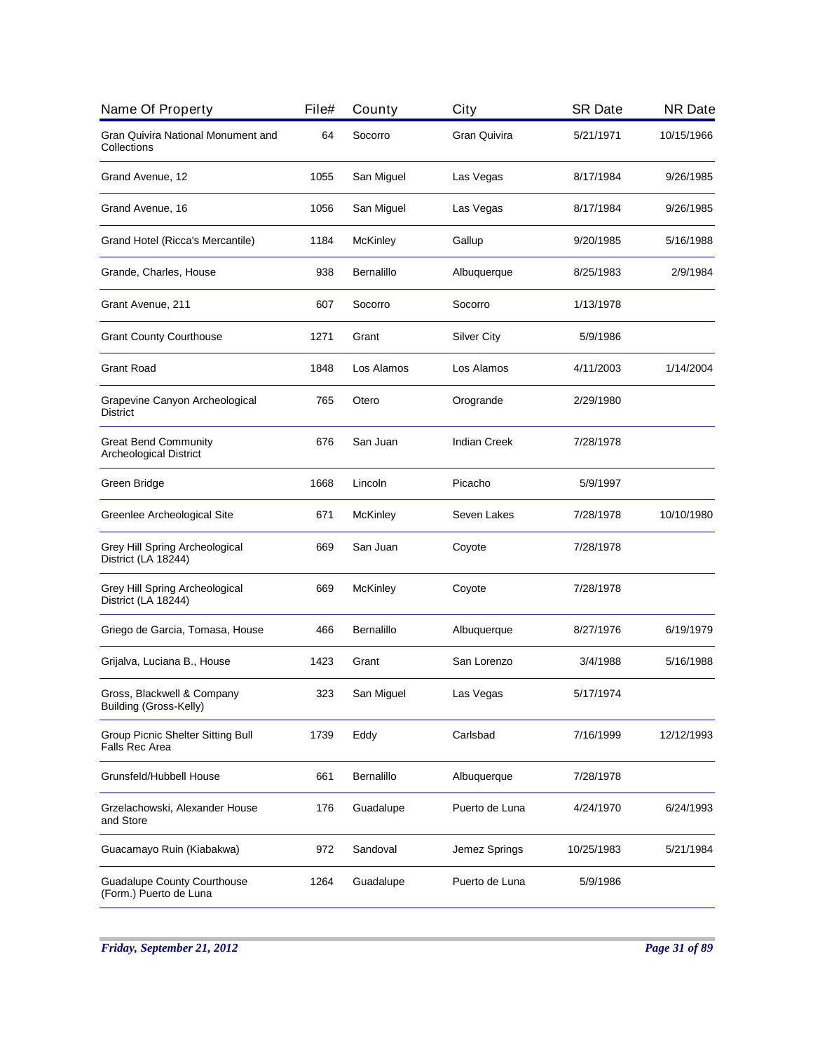| Name Of Property | File# | County | City | SR Date | NR Date |
|---|---|---|---|---|---|
| Gran Quivira National Monument and Collections | 64 | Socorro | Gran Quivira | 5/21/1971 | 10/15/1966 |
| Grand Avenue, 12 | 1055 | San Miguel | Las Vegas | 8/17/1984 | 9/26/1985 |
| Grand Avenue, 16 | 1056 | San Miguel | Las Vegas | 8/17/1984 | 9/26/1985 |
| Grand Hotel (Ricca's Mercantile) | 1184 | McKinley | Gallup | 9/20/1985 | 5/16/1988 |
| Grande, Charles, House | 938 | Bernalillo | Albuquerque | 8/25/1983 | 2/9/1984 |
| Grant Avenue, 211 | 607 | Socorro | Socorro | 1/13/1978 | |
| Grant County Courthouse | 1271 | Grant | Silver City | 5/9/1986 | |
| Grant Road | 1848 | Los Alamos | Los Alamos | 4/11/2003 | 1/14/2004 |
| Grapevine Canyon Archeological District | 765 | Otero | Orogrande | 2/29/1980 | |
| Great Bend Community Archeological District | 676 | San Juan | Indian Creek | 7/28/1978 | |
| Green Bridge | 1668 | Lincoln | Picacho | 5/9/1997 | |
| Greenlee Archeological Site | 671 | McKinley | Seven Lakes | 7/28/1978 | 10/10/1980 |
| Grey Hill Spring Archeological District (LA 18244) | 669 | San Juan | Coyote | 7/28/1978 | |
| Grey Hill Spring Archeological District (LA 18244) | 669 | McKinley | Coyote | 7/28/1978 | |
| Griego de Garcia, Tomasa, House | 466 | Bernalillo | Albuquerque | 8/27/1976 | 6/19/1979 |
| Grijalva, Luciana B., House | 1423 | Grant | San Lorenzo | 3/4/1988 | 5/16/1988 |
| Gross, Blackwell & Company Building (Gross-Kelly) | 323 | San Miguel | Las Vegas | 5/17/1974 | |
| Group Picnic Shelter Sitting Bull Falls Rec Area | 1739 | Eddy | Carlsbad | 7/16/1999 | 12/12/1993 |
| Grunsfeld/Hubbell House | 661 | Bernalillo | Albuquerque | 7/28/1978 | |
| Grzelachowski, Alexander House and Store | 176 | Guadalupe | Puerto de Luna | 4/24/1970 | 6/24/1993 |
| Guacamayo Ruin (Kiabakwa) | 972 | Sandoval | Jemez Springs | 10/25/1983 | 5/21/1984 |
| Guadalupe County Courthouse (Form.) Puerto de Luna | 1264 | Guadalupe | Puerto de Luna | 5/9/1986 | |

*Friday, September 21, 2012*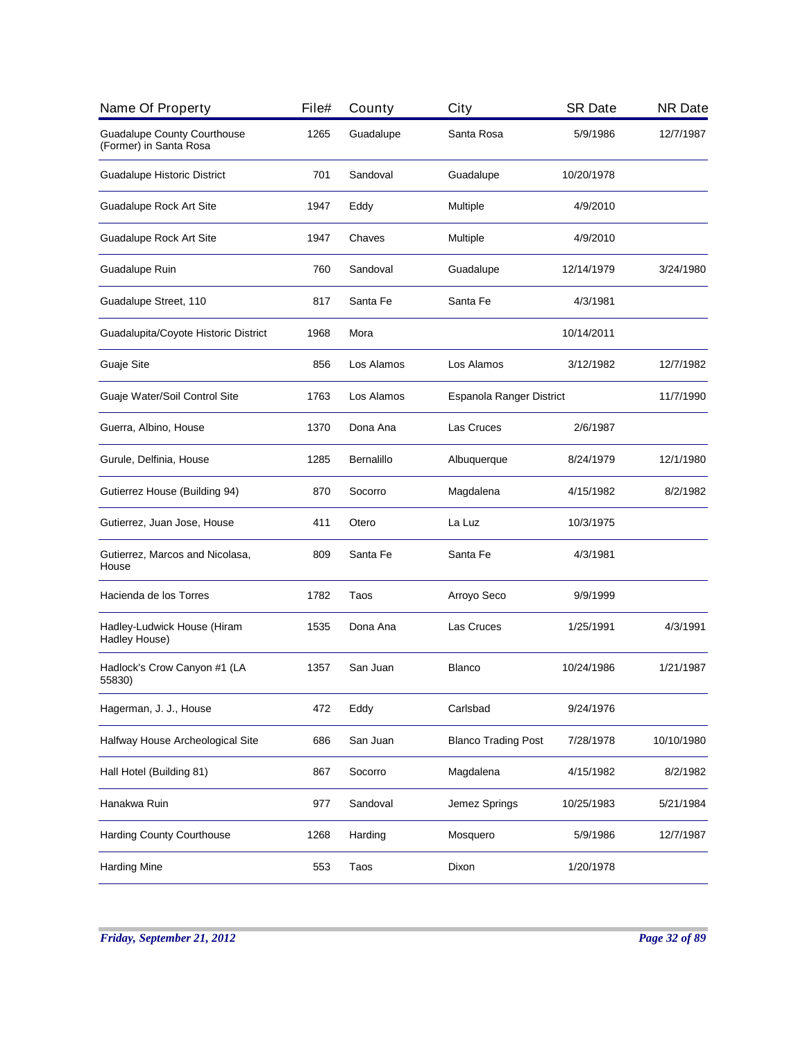| Name Of Property | File# | County | City | SR Date | NR Date |
|---|---|---|---|---|---|
| Guadalupe County Courthouse (Former) in Santa Rosa | 1265 | Guadalupe | Santa Rosa | 5/9/1986 | 12/7/1987 |
| Guadalupe Historic District | 701 | Sandoval | Guadalupe | 10/20/1978 | |
| Guadalupe Rock Art Site | 1947 | Eddy | Multiple | 4/9/2010 | |
| Guadalupe Rock Art Site | 1947 | Chaves | Multiple | 4/9/2010 | |
| Guadalupe Ruin | 760 | Sandoval | Guadalupe | 12/14/1979 | 3/24/1980 |
| Guadalupe Street, 110 | 817 | Santa Fe | Santa Fe | 4/3/1981 | |
| Guadalupita/Coyote Historic District | 1968 | Mora | | 10/14/2011 | |
| Guaje Site | 856 | Los Alamos | Los Alamos | 3/12/1982 | 12/7/1982 |
| Guaje Water/Soil Control Site | 1763 | Los Alamos | Espanola Ranger District | | 11/7/1990 |
| Guerra, Albino, House | 1370 | Dona Ana | Las Cruces | 2/6/1987 | |
| Gurule, Delfinia, House | 1285 | Bernalillo | Albuquerque | 8/24/1979 | 12/1/1980 |
| Gutierrez House (Building 94) | 870 | Socorro | Magdalena | 4/15/1982 | 8/2/1982 |
| Gutierrez, Juan Jose, House | 411 | Otero | La Luz | 10/3/1975 | |
| Gutierrez, Marcos and Nicolasa, House | 809 | Santa Fe | Santa Fe | 4/3/1981 | |
| Hacienda de los Torres | 1782 | Taos | Arroyo Seco | 9/9/1999 | |
| Hadley-Ludwick House (Hiram Hadley House) | 1535 | Dona Ana | Las Cruces | 1/25/1991 | 4/3/1991 |
| Hadlock's Crow Canyon #1 (LA 55830) | 1357 | San Juan | Blanco | 10/24/1986 | 1/21/1987 |
| Hagerman, J. J., House | 472 | Eddy | Carlsbad | 9/24/1976 | |
| Halfway House Archeological Site | 686 | San Juan | Blanco Trading Post | 7/28/1978 | 10/10/1980 |
| Hall Hotel (Building 81) | 867 | Socorro | Magdalena | 4/15/1982 | 8/2/1982 |
| Hanakwa Ruin | 977 | Sandoval | Jemez Springs | 10/25/1983 | 5/21/1984 |
| Harding County Courthouse | 1268 | Harding | Mosquero | 5/9/1986 | 12/7/1987 |
| Harding Mine | 553 | Taos | Dixon | 1/20/1978 | |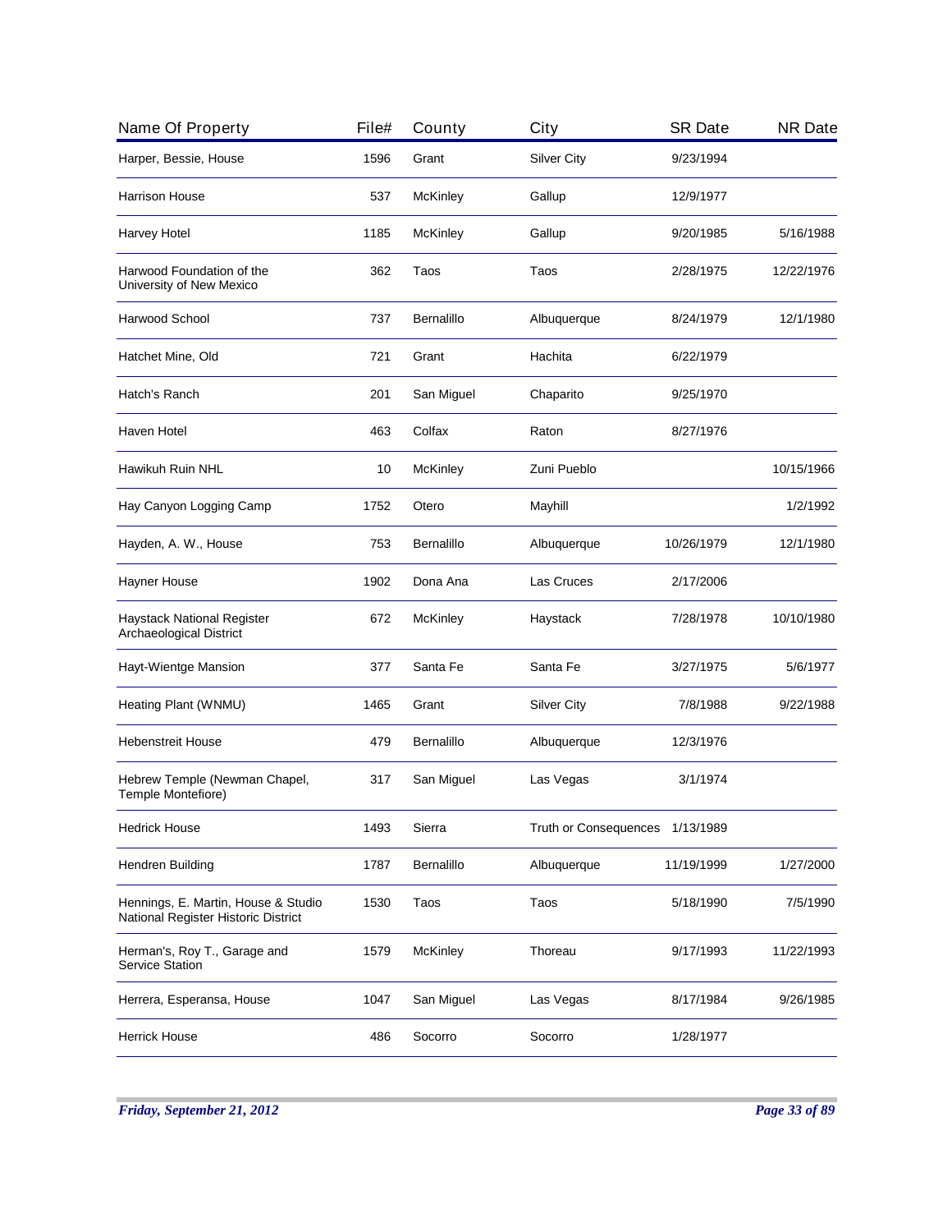| Name Of Property | File# | County | City | SR Date | NR Date |
|---|---|---|---|---|---|
| Harper, Bessie, House | 1596 | Grant | Silver City | 9/23/1994 | |
| Harrison House | 537 | McKinley | Gallup | 12/9/1977 | |
| Harvey Hotel | 1185 | McKinley | Gallup | 9/20/1985 | 5/16/1988 |
| Harwood Foundation of the University of New Mexico | 362 | Taos | Taos | 2/28/1975 | 12/22/1976 |
| Harwood School | 737 | Bernalillo | Albuquerque | 8/24/1979 | 12/1/1980 |
| Hatchet Mine, Old | 721 | Grant | Hachita | 6/22/1979 | |
| Hatch's Ranch | 201 | San Miguel | Chaparito | 9/25/1970 | |
| Haven Hotel | 463 | Colfax | Raton | 8/27/1976 | |
| Hawikuh Ruin NHL | 10 | McKinley | Zuni Pueblo | | 10/15/1966 |
| Hay Canyon Logging Camp | 1752 | Otero | Mayhill | | 1/2/1992 |
| Hayden, A. W., House | 753 | Bernalillo | Albuquerque | 10/26/1979 | 12/1/1980 |
| Hayner House | 1902 | Dona Ana | Las Cruces | 2/17/2006 | |
| Haystack National Register Archaeological District | 672 | McKinley | Haystack | 7/28/1978 | 10/10/1980 |
| Hayt-Wientge Mansion | 377 | Santa Fe | Santa Fe | 3/27/1975 | 5/6/1977 |
| Heating Plant (WNMU) | 1465 | Grant | Silver City | 7/8/1988 | 9/22/1988 |
| Hebenstreit House | 479 | Bernalillo | Albuquerque | 12/3/1976 | |
| Hebrew Temple (Newman Chapel, Temple Montefiore) | 317 | San Miguel | Las Vegas | 3/1/1974 | |
| Hedrick House | 1493 | Sierra | Truth or Consequences | 1/13/1989 | |
| Hendren Building | 1787 | Bernalillo | Albuquerque | 11/19/1999 | 1/27/2000 |
| Hennings, E. Martin, House & Studio National Register Historic District | 1530 | Taos | Taos | 5/18/1990 | 7/5/1990 |
| Herman's, Roy T., Garage and Service Station | 1579 | McKinley | Thoreau | 9/17/1993 | 11/22/1993 |
| Herrera, Esperansa, House | 1047 | San Miguel | Las Vegas | 8/17/1984 | 9/26/1985 |
| Herrick House | 486 | Socorro | Socorro | 1/28/1977 | |

*Friday, September 21, 2012*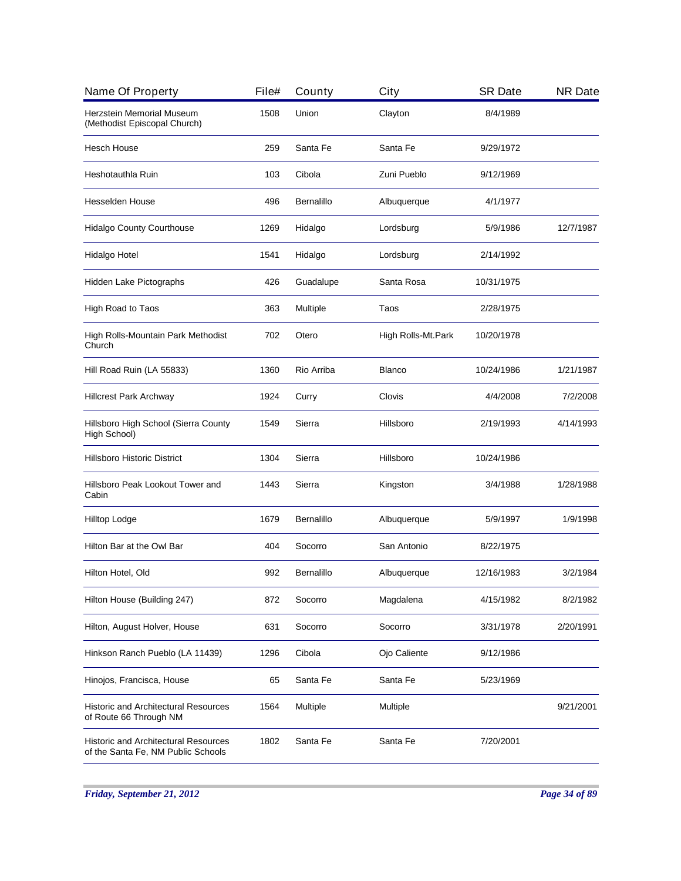| Name Of Property | File# | County | City | SR Date | NR Date |
|---|---|---|---|---|---|
| Herzstein Memorial Museum (Methodist Episcopal Church) | 1508 | Union | Clayton | 8/4/1989 | |
| Hesch House | 259 | Santa Fe | Santa Fe | 9/29/1972 | |
| Heshotauthla Ruin | 103 | Cibola | Zuni Pueblo | 9/12/1969 | |
| Hesselden House | 496 | Bernalillo | Albuquerque | 4/1/1977 | |
| Hidalgo County Courthouse | 1269 | Hidalgo | Lordsburg | 5/9/1986 | 12/7/1987 |
| Hidalgo Hotel | 1541 | Hidalgo | Lordsburg | 2/14/1992 | |
| Hidden Lake Pictographs | 426 | Guadalupe | Santa Rosa | 10/31/1975 | |
| High Road to Taos | 363 | Multiple | Taos | 2/28/1975 | |
| High Rolls-Mountain Park Methodist Church | 702 | Otero | High Rolls-Mt.Park | 10/20/1978 | |
| Hill Road Ruin (LA 55833) | 1360 | Rio Arriba | Blanco | 10/24/1986 | 1/21/1987 |
| Hillcrest Park Archway | 1924 | Curry | Clovis | 4/4/2008 | 7/2/2008 |
| Hillsboro High School (Sierra County High School) | 1549 | Sierra | Hillsboro | 2/19/1993 | 4/14/1993 |
| Hillsboro Historic District | 1304 | Sierra | Hillsboro | 10/24/1986 | |
| Hillsboro Peak Lookout Tower and Cabin | 1443 | Sierra | Kingston | 3/4/1988 | 1/28/1988 |
| Hilltop Lodge | 1679 | Bernalillo | Albuquerque | 5/9/1997 | 1/9/1998 |
| Hilton Bar at the Owl Bar | 404 | Socorro | San Antonio | 8/22/1975 | |
| Hilton Hotel, Old | 992 | Bernalillo | Albuquerque | 12/16/1983 | 3/2/1984 |
| Hilton House (Building 247) | 872 | Socorro | Magdalena | 4/15/1982 | 8/2/1982 |
| Hilton, August Holver, House | 631 | Socorro | Socorro | 3/31/1978 | 2/20/1991 |
| Hinkson Ranch Pueblo (LA 11439) | 1296 | Cibola | Ojo Caliente | 9/12/1986 | |
| Hinojos, Francisca, House | 65 | Santa Fe | Santa Fe | 5/23/1969 | |
| Historic and Architectural Resources of Route 66 Through NM | 1564 | Multiple | Multiple | | 9/21/2001 |
| Historic and Architectural Resources of the Santa Fe, NM Public Schools | 1802 | Santa Fe | Santa Fe | 7/20/2001 | |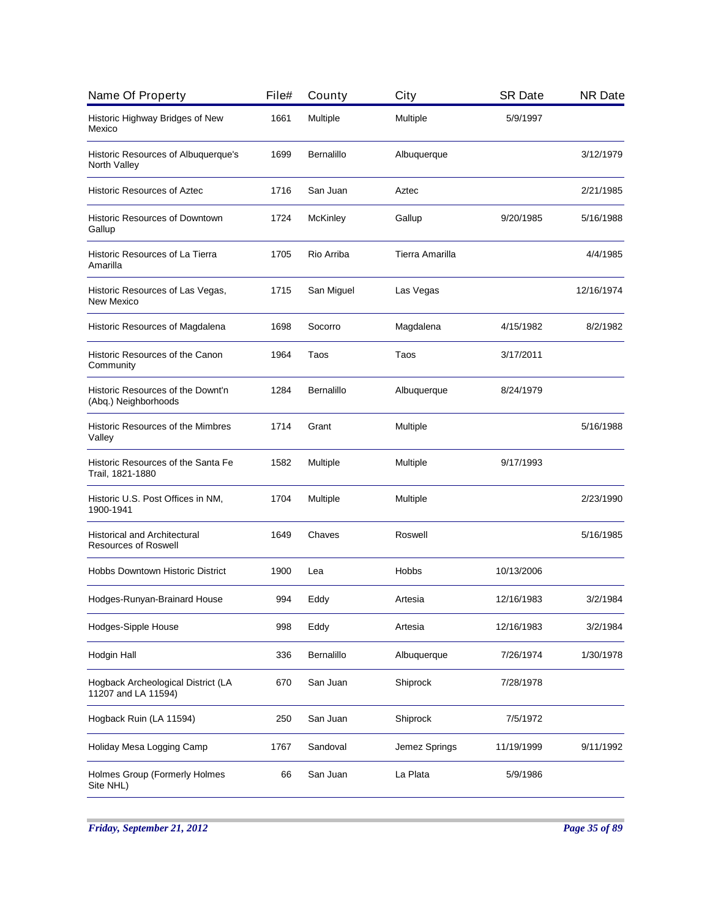| Name Of Property | File# | County | City | SR Date | NR Date |
|---|---|---|---|---|---|
| Historic Highway Bridges of New Mexico | 1661 | Multiple | Multiple | 5/9/1997 | |
| Historic Resources of Albuquerque's North Valley | 1699 | Bernalillo | Albuquerque | | 3/12/1979 |
| Historic Resources of Aztec | 1716 | San Juan | Aztec | | 2/21/1985 |
| Historic Resources of Downtown Gallup | 1724 | McKinley | Gallup | 9/20/1985 | 5/16/1988 |
| Historic Resources of La Tierra Amarilla | 1705 | Rio Arriba | Tierra Amarilla | | 4/4/1985 |
| Historic Resources of Las Vegas, New Mexico | 1715 | San Miguel | Las Vegas | | 12/16/1974 |
| Historic Resources of Magdalena | 1698 | Socorro | Magdalena | 4/15/1982 | 8/2/1982 |
| Historic Resources of the Canon Community | 1964 | Taos | Taos | 3/17/2011 | |
| Historic Resources of the Downt'n (Abq.) Neighborhoods | 1284 | Bernalillo | Albuquerque | 8/24/1979 | |
| Historic Resources of the Mimbres Valley | 1714 | Grant | Multiple | | 5/16/1988 |
| Historic Resources of the Santa Fe Trail, 1821-1880 | 1582 | Multiple | Multiple | 9/17/1993 | |
| Historic U.S. Post Offices in NM, 1900-1941 | 1704 | Multiple | Multiple | | 2/23/1990 |
| Historical and Architectural Resources of Roswell | 1649 | Chaves | Roswell | | 5/16/1985 |
| Hobbs Downtown Historic District | 1900 | Lea | Hobbs | 10/13/2006 | |
| Hodges-Runyan-Brainard House | 994 | Eddy | Artesia | 12/16/1983 | 3/2/1984 |
| Hodges-Sipple House | 998 | Eddy | Artesia | 12/16/1983 | 3/2/1984 |
| Hodgin Hall | 336 | Bernalillo | Albuquerque | 7/26/1974 | 1/30/1978 |
| Hogback Archeological District (LA 11207 and LA 11594) | 670 | San Juan | Shiprock | 7/28/1978 | |
| Hogback Ruin (LA 11594) | 250 | San Juan | Shiprock | 7/5/1972 | |
| Holiday Mesa Logging Camp | 1767 | Sandoval | Jemez Springs | 11/19/1999 | 9/11/1992 |
| Holmes Group (Formerly Holmes Site NHL) | 66 | San Juan | La Plata | 5/9/1986 | |

*Friday, September 21, 2012*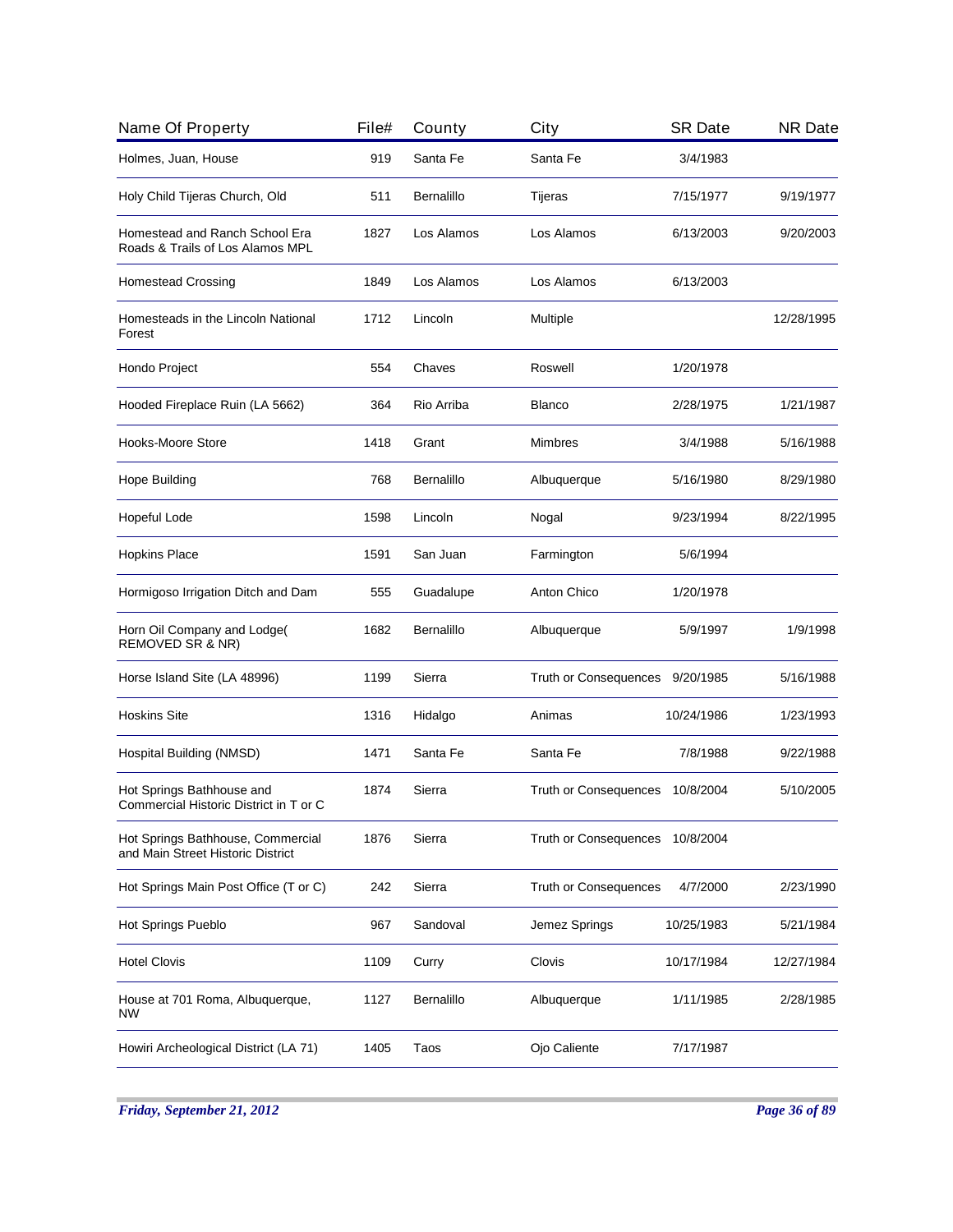| Name Of Property | File# | County | City | SR Date | NR Date |
|---|---|---|---|---|---|
| Holmes, Juan, House | 919 | Santa Fe | Santa Fe | 3/4/1983 | |
| Holy Child Tijeras Church, Old | 511 | Bernalillo | Tijeras | 7/15/1977 | 9/19/1977 |
| Homestead and Ranch School Era Roads & Trails of Los Alamos MPL | 1827 | Los Alamos | Los Alamos | 6/13/2003 | 9/20/2003 |
| Homestead Crossing | 1849 | Los Alamos | Los Alamos | 6/13/2003 | |
| Homesteads in the Lincoln National Forest | 1712 | Lincoln | Multiple | | 12/28/1995 |
| Hondo Project | 554 | Chaves | Roswell | 1/20/1978 | |
| Hooded Fireplace Ruin (LA 5662) | 364 | Rio Arriba | Blanco | 2/28/1975 | 1/21/1987 |
| Hooks-Moore Store | 1418 | Grant | Mimbres | 3/4/1988 | 5/16/1988 |
| Hope Building | 768 | Bernalillo | Albuquerque | 5/16/1980 | 8/29/1980 |
| Hopeful Lode | 1598 | Lincoln | Nogal | 9/23/1994 | 8/22/1995 |
| Hopkins Place | 1591 | San Juan | Farmington | 5/6/1994 | |
| Hormigoso Irrigation Ditch and Dam | 555 | Guadalupe | Anton Chico | 1/20/1978 | |
| Horn Oil Company and Lodge( REMOVED SR & NR) | 1682 | Bernalillo | Albuquerque | 5/9/1997 | 1/9/1998 |
| Horse Island Site (LA 48996) | 1199 | Sierra | Truth or Consequences | 9/20/1985 | 5/16/1988 |
| Hoskins Site | 1316 | Hidalgo | Animas | 10/24/1986 | 1/23/1993 |
| Hospital Building (NMSD) | 1471 | Santa Fe | Santa Fe | 7/8/1988 | 9/22/1988 |
| Hot Springs Bathhouse and Commercial Historic District in T or C | 1874 | Sierra | Truth or Consequences | 10/8/2004 | 5/10/2005 |
| Hot Springs Bathhouse, Commercial and Main Street Historic District | 1876 | Sierra | Truth or Consequences | 10/8/2004 | |
| Hot Springs Main Post Office (T or C) | 242 | Sierra | Truth or Consequences | 4/7/2000 | 2/23/1990 |
| Hot Springs Pueblo | 967 | Sandoval | Jemez Springs | 10/25/1983 | 5/21/1984 |
| Hotel Clovis | 1109 | Curry | Clovis | 10/17/1984 | 12/27/1984 |
| House at 701 Roma, Albuquerque, NW | 1127 | Bernalillo | Albuquerque | 1/11/1985 | 2/28/1985 |
| Howiri Archeological District (LA 71) | 1405 | Taos | Ojo Caliente | 7/17/1987 | |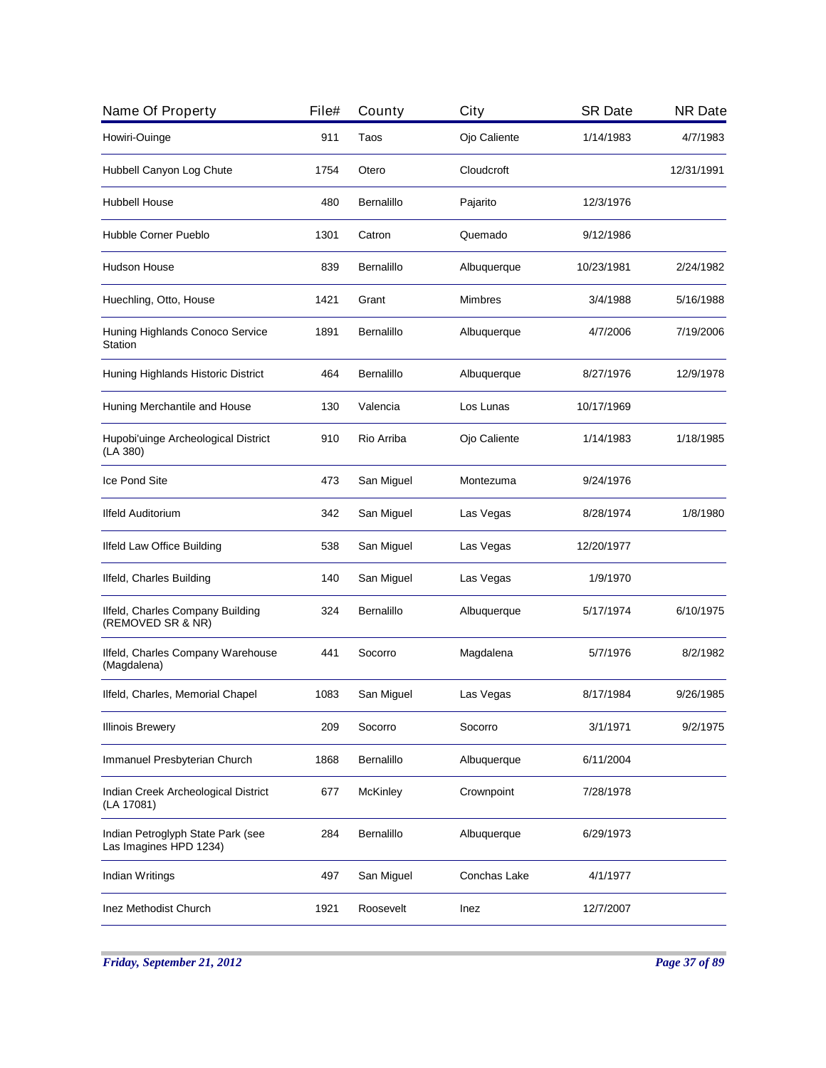| Name Of Property | File# | County | City | SR Date | NR Date |
|---|---|---|---|---|---|
| Howiri-Ouinge | 911 | Taos | Ojo Caliente | 1/14/1983 | 4/7/1983 |
| Hubbell Canyon Log Chute | 1754 | Otero | Cloudcroft | | 12/31/1991 |
| Hubbell House | 480 | Bernalillo | Pajarito | 12/3/1976 | |
| Hubble Corner Pueblo | 1301 | Catron | Quemado | 9/12/1986 | |
| Hudson House | 839 | Bernalillo | Albuquerque | 10/23/1981 | 2/24/1982 |
| Huechling, Otto, House | 1421 | Grant | Mimbres | 3/4/1988 | 5/16/1988 |
| Huning Highlands Conoco Service Station | 1891 | Bernalillo | Albuquerque | 4/7/2006 | 7/19/2006 |
| Huning Highlands Historic District | 464 | Bernalillo | Albuquerque | 8/27/1976 | 12/9/1978 |
| Huning Merchantile and House | 130 | Valencia | Los Lunas | 10/17/1969 | |
| Hupobi'uinge Archeological District (LA 380) | 910 | Rio Arriba | Ojo Caliente | 1/14/1983 | 1/18/1985 |
| Ice Pond Site | 473 | San Miguel | Montezuma | 9/24/1976 | |
| Ilfeld Auditorium | 342 | San Miguel | Las Vegas | 8/28/1974 | 1/8/1980 |
| Ilfeld Law Office Building | 538 | San Miguel | Las Vegas | 12/20/1977 | |
| Ilfeld, Charles Building | 140 | San Miguel | Las Vegas | 1/9/1970 | |
| Ilfeld, Charles Company Building (REMOVED SR & NR) | 324 | Bernalillo | Albuquerque | 5/17/1974 | 6/10/1975 |
| Ilfeld, Charles Company Warehouse (Magdalena) | 441 | Socorro | Magdalena | 5/7/1976 | 8/2/1982 |
| Ilfeld, Charles, Memorial Chapel | 1083 | San Miguel | Las Vegas | 8/17/1984 | 9/26/1985 |
| Illinois Brewery | 209 | Socorro | Socorro | 3/1/1971 | 9/2/1975 |
| Immanuel Presbyterian Church | 1868 | Bernalillo | Albuquerque | 6/11/2004 | |
| Indian Creek Archeological District (LA 17081) | 677 | McKinley | Crownpoint | 7/28/1978 | |
| Indian Petroglyph State Park (see Las Imagines HPD 1234) | 284 | Bernalillo | Albuquerque | 6/29/1973 | |
| Indian Writings | 497 | San Miguel | Conchas Lake | 4/1/1977 | |
| Inez Methodist Church | 1921 | Roosevelt | Inez | 12/7/2007 | |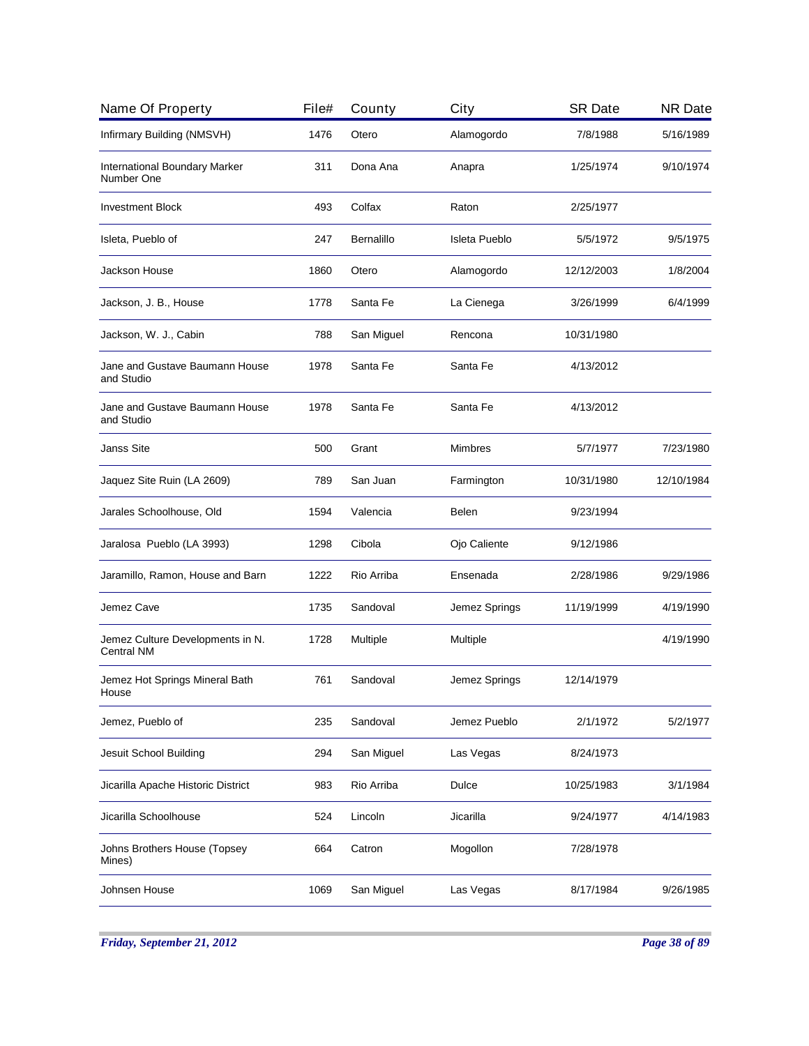| Name Of Property | File# | County | City | SR Date | NR Date |
|---|---|---|---|---|---|
| Infirmary Building (NMSVH) | 1476 | Otero | Alamogordo | 7/8/1988 | 5/16/1989 |
| International Boundary Marker Number One | 311 | Dona Ana | Anapra | 1/25/1974 | 9/10/1974 |
| Investment Block | 493 | Colfax | Raton | 2/25/1977 | |
| Isleta, Pueblo of | 247 | Bernalillo | Isleta Pueblo | 5/5/1972 | 9/5/1975 |
| Jackson House | 1860 | Otero | Alamogordo | 12/12/2003 | 1/8/2004 |
| Jackson, J. B., House | 1778 | Santa Fe | La Cienega | 3/26/1999 | 6/4/1999 |
| Jackson, W. J., Cabin | 788 | San Miguel | Rencona | 10/31/1980 | |
| Jane and Gustave Baumann House and Studio | 1978 | Santa Fe | Santa Fe | 4/13/2012 | |
| Jane and Gustave Baumann House and Studio | 1978 | Santa Fe | Santa Fe | 4/13/2012 | |
| Janss Site | 500 | Grant | Mimbres | 5/7/1977 | 7/23/1980 |
| Jaquez Site Ruin (LA 2609) | 789 | San Juan | Farmington | 10/31/1980 | 12/10/1984 |
| Jarales Schoolhouse, Old | 1594 | Valencia | Belen | 9/23/1994 | |
| Jaralosa Pueblo (LA 3993) | 1298 | Cibola | Ojo Caliente | 9/12/1986 | |
| Jaramillo, Ramon, House and Barn | 1222 | Rio Arriba | Ensenada | 2/28/1986 | 9/29/1986 |
| Jemez Cave | 1735 | Sandoval | Jemez Springs | 11/19/1999 | 4/19/1990 |
| Jemez Culture Developments in N. Central NM | 1728 | Multiple | Multiple | | 4/19/1990 |
| Jemez Hot Springs Mineral Bath House | 761 | Sandoval | Jemez Springs | 12/14/1979 | |
| Jemez, Pueblo of | 235 | Sandoval | Jemez Pueblo | 2/1/1972 | 5/2/1977 |
| Jesuit School Building | 294 | San Miguel | Las Vegas | 8/24/1973 | |
| Jicarilla Apache Historic District | 983 | Rio Arriba | Dulce | 10/25/1983 | 3/1/1984 |
| Jicarilla Schoolhouse | 524 | Lincoln | Jicarilla | 9/24/1977 | 4/14/1983 |
| Johns Brothers House (Topsey Mines) | 664 | Catron | Mogollon | 7/28/1978 | |
| Johnsen House | 1069 | San Miguel | Las Vegas | 8/17/1984 | 9/26/1985 |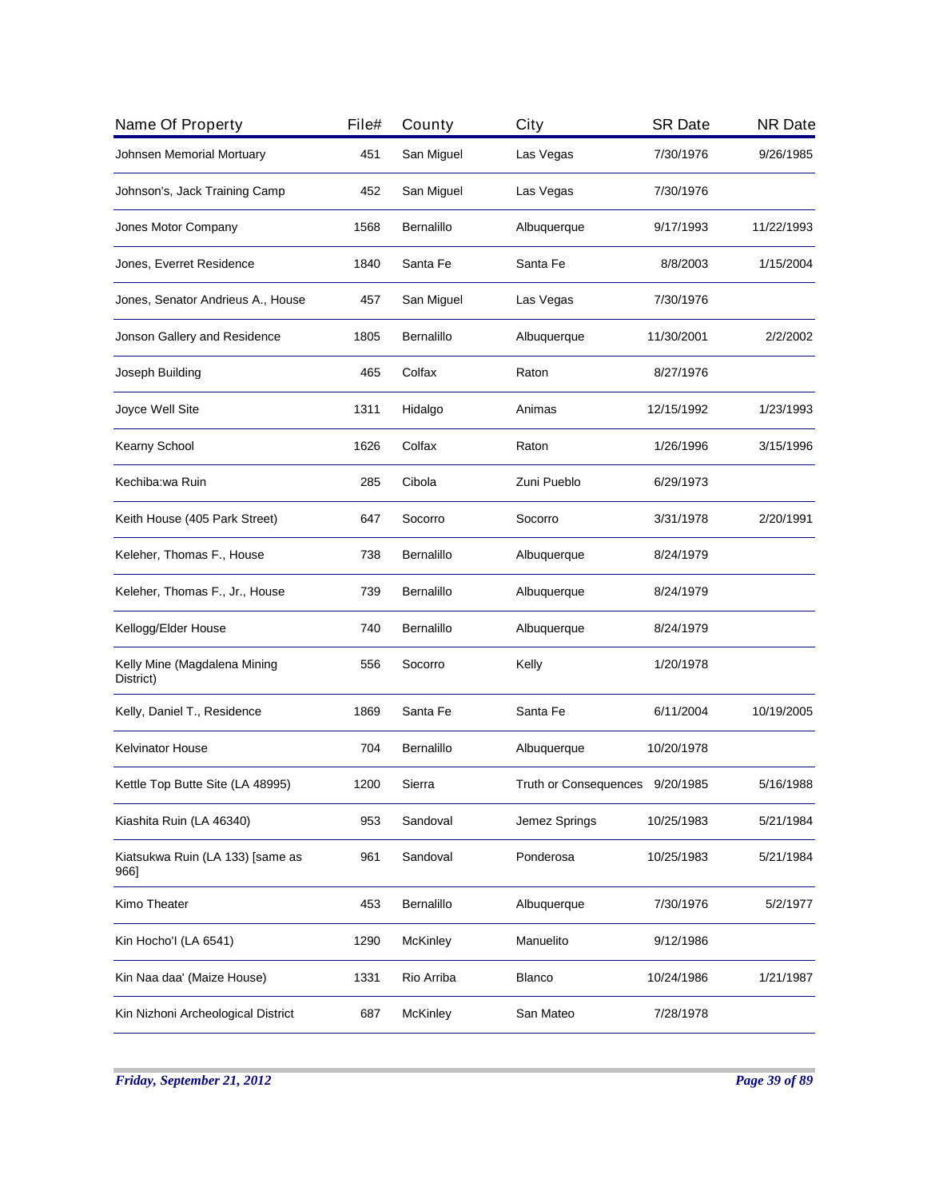| Name Of Property | File# | County | City | SR Date | NR Date |
|---|---|---|---|---|---|
| Johnsen Memorial Mortuary | 451 | San Miguel | Las Vegas | 7/30/1976 | 9/26/1985 |
| Johnson's, Jack Training Camp | 452 | San Miguel | Las Vegas | 7/30/1976 | |
| Jones Motor Company | 1568 | Bernalillo | Albuquerque | 9/17/1993 | 11/22/1993 |
| Jones, Everret Residence | 1840 | Santa Fe | Santa Fe | 8/8/2003 | 1/15/2004 |
| Jones, Senator Andrieus A., House | 457 | San Miguel | Las Vegas | 7/30/1976 | |
| Jonson Gallery and Residence | 1805 | Bernalillo | Albuquerque | 11/30/2001 | 2/2/2002 |
| Joseph Building | 465 | Colfax | Raton | 8/27/1976 | |
| Joyce Well Site | 1311 | Hidalgo | Animas | 12/15/1992 | 1/23/1993 |
| Kearny School | 1626 | Colfax | Raton | 1/26/1996 | 3/15/1996 |
| Kechiba:wa Ruin | 285 | Cibola | Zuni Pueblo | 6/29/1973 | |
| Keith House (405 Park Street) | 647 | Socorro | Socorro | 3/31/1978 | 2/20/1991 |
| Keleher, Thomas F., House | 738 | Bernalillo | Albuquerque | 8/24/1979 | |
| Keleher, Thomas F., Jr., House | 739 | Bernalillo | Albuquerque | 8/24/1979 | |
| Kellogg/Elder House | 740 | Bernalillo | Albuquerque | 8/24/1979 | |
| Kelly Mine (Magdalena Mining District) | 556 | Socorro | Kelly | 1/20/1978 | |
| Kelly, Daniel T., Residence | 1869 | Santa Fe | Santa Fe | 6/11/2004 | 10/19/2005 |
| Kelvinator House | 704 | Bernalillo | Albuquerque | 10/20/1978 | |
| Kettle Top Butte Site (LA 48995) | 1200 | Sierra | Truth or Consequences | 9/20/1985 | 5/16/1988 |
| Kiashita Ruin (LA 46340) | 953 | Sandoval | Jemez Springs | 10/25/1983 | 5/21/1984 |
| Kiatsukwa Ruin (LA 133) [same as 966] | 961 | Sandoval | Ponderosa | 10/25/1983 | 5/21/1984 |
| Kimo Theater | 453 | Bernalillo | Albuquerque | 7/30/1976 | 5/2/1977 |
| Kin Hocho'I (LA 6541) | 1290 | McKinley | Manuelito | 9/12/1986 | |
| Kin Naa daa' (Maize House) | 1331 | Rio Arriba | Blanco | 10/24/1986 | 1/21/1987 |
| Kin Nizhoni Archeological District | 687 | McKinley | San Mateo | 7/28/1978 | |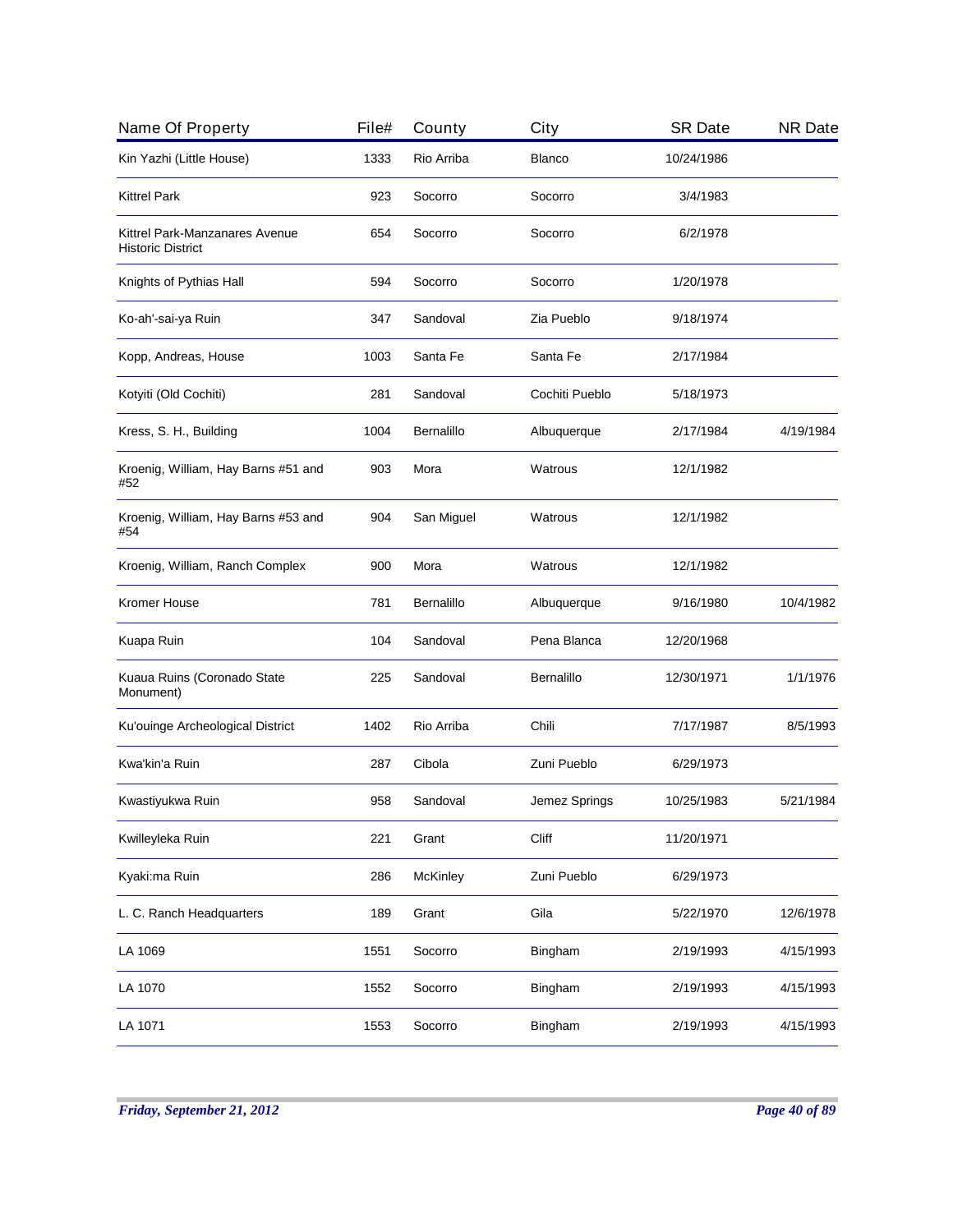| Name Of Property | File# | County | City | SR Date | NR Date |
|---|---|---|---|---|---|
| Kin Yazhi (Little House) | 1333 | Rio Arriba | Blanco | 10/24/1986 | |
| Kittrel Park | 923 | Socorro | Socorro | 3/4/1983 | |
| Kittrel Park-Manzanares Avenue Historic District | 654 | Socorro | Socorro | 6/2/1978 | |
| Knights of Pythias Hall | 594 | Socorro | Socorro | 1/20/1978 | |
| Ko-ah'-sai-ya Ruin | 347 | Sandoval | Zia Pueblo | 9/18/1974 | |
| Kopp, Andreas, House | 1003 | Santa Fe | Santa Fe | 2/17/1984 | |
| Kotyiti (Old Cochiti) | 281 | Sandoval | Cochiti Pueblo | 5/18/1973 | |
| Kress, S. H., Building | 1004 | Bernalillo | Albuquerque | 2/17/1984 | 4/19/1984 |
| Kroenig, William, Hay Barns #51 and #52 | 903 | Mora | Watrous | 12/1/1982 | |
| Kroenig, William, Hay Barns #53 and #54 | 904 | San Miguel | Watrous | 12/1/1982 | |
| Kroenig, William, Ranch Complex | 900 | Mora | Watrous | 12/1/1982 | |
| Kromer House | 781 | Bernalillo | Albuquerque | 9/16/1980 | 10/4/1982 |
| Kuapa Ruin | 104 | Sandoval | Pena Blanca | 12/20/1968 | |
| Kuaua Ruins (Coronado State Monument) | 225 | Sandoval | Bernalillo | 12/30/1971 | 1/1/1976 |
| Ku'ouinge Archeological District | 1402 | Rio Arriba | Chili | 7/17/1987 | 8/5/1993 |
| Kwa'kin'a Ruin | 287 | Cibola | Zuni Pueblo | 6/29/1973 | |
| Kwastiyukwa Ruin | 958 | Sandoval | Jemez Springs | 10/25/1983 | 5/21/1984 |
| Kwilleyleka Ruin | 221 | Grant | Cliff | 11/20/1971 | |
| Kyaki:ma Ruin | 286 | McKinley | Zuni Pueblo | 6/29/1973 | |
| L. C. Ranch Headquarters | 189 | Grant | Gila | 5/22/1970 | 12/6/1978 |
| LA 1069 | 1551 | Socorro | Bingham | 2/19/1993 | 4/15/1993 |
| LA 1070 | 1552 | Socorro | Bingham | 2/19/1993 | 4/15/1993 |
| LA 1071 | 1553 | Socorro | Bingham | 2/19/1993 | 4/15/1993 |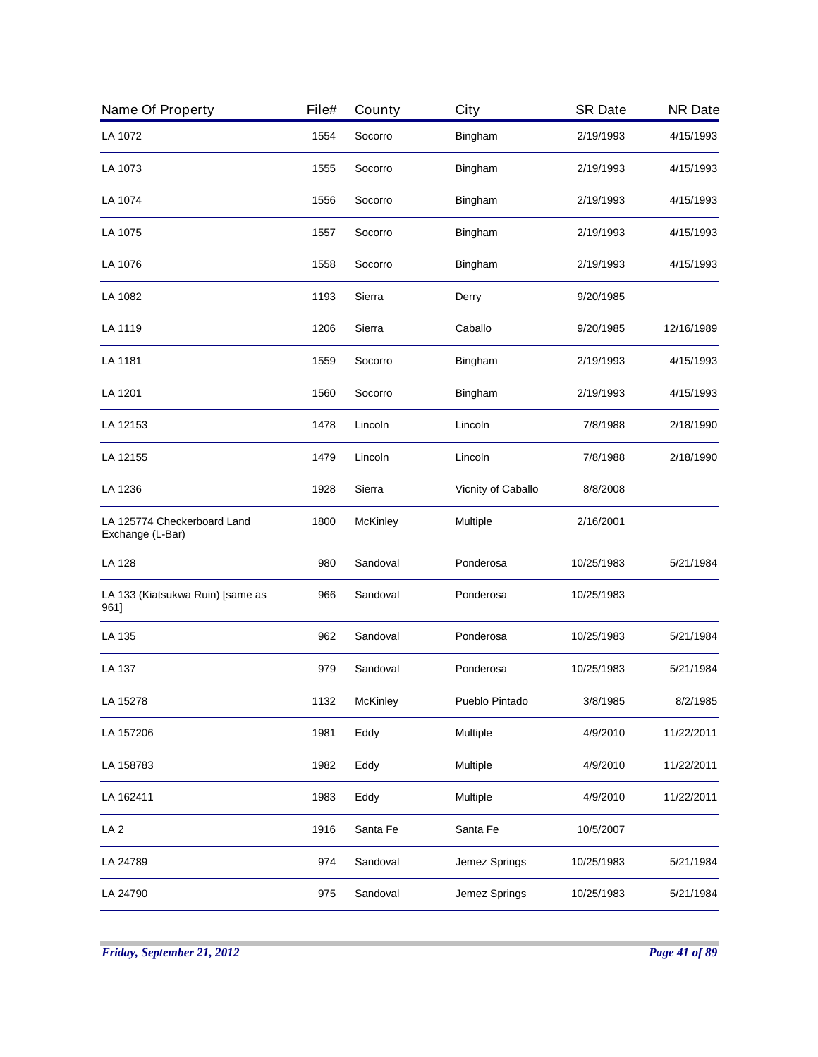| Name Of Property | File# | County | City | SR Date | NR Date |
|---|---|---|---|---|---|
| LA 1072 | 1554 | Socorro | Bingham | 2/19/1993 | 4/15/1993 |
| LA 1073 | 1555 | Socorro | Bingham | 2/19/1993 | 4/15/1993 |
| LA 1074 | 1556 | Socorro | Bingham | 2/19/1993 | 4/15/1993 |
| LA 1075 | 1557 | Socorro | Bingham | 2/19/1993 | 4/15/1993 |
| LA 1076 | 1558 | Socorro | Bingham | 2/19/1993 | 4/15/1993 |
| LA 1082 | 1193 | Sierra | Derry | 9/20/1985 | |
| LA 1119 | 1206 | Sierra | Caballo | 9/20/1985 | 12/16/1989 |
| LA 1181 | 1559 | Socorro | Bingham | 2/19/1993 | 4/15/1993 |
| LA 1201 | 1560 | Socorro | Bingham | 2/19/1993 | 4/15/1993 |
| LA 12153 | 1478 | Lincoln | Lincoln | 7/8/1988 | 2/18/1990 |
| LA 12155 | 1479 | Lincoln | Lincoln | 7/8/1988 | 2/18/1990 |
| LA 1236 | 1928 | Sierra | Vicnity of Caballo | 8/8/2008 | |
| LA 125774 Checkerboard Land Exchange (L-Bar) | 1800 | McKinley | Multiple | 2/16/2001 | |
| LA 128 | 980 | Sandoval | Ponderosa | 10/25/1983 | 5/21/1984 |
| LA 133 (Kiatsukwa Ruin) [same as 961] | 966 | Sandoval | Ponderosa | 10/25/1983 | |
| LA 135 | 962 | Sandoval | Ponderosa | 10/25/1983 | 5/21/1984 |
| LA 137 | 979 | Sandoval | Ponderosa | 10/25/1983 | 5/21/1984 |
| LA 15278 | 1132 | McKinley | Pueblo Pintado | 3/8/1985 | 8/2/1985 |
| LA 157206 | 1981 | Eddy | Multiple | 4/9/2010 | 11/22/2011 |
| LA 158783 | 1982 | Eddy | Multiple | 4/9/2010 | 11/22/2011 |
| LA 162411 | 1983 | Eddy | Multiple | 4/9/2010 | 11/22/2011 |
| LA 2 | 1916 | Santa Fe | Santa Fe | 10/5/2007 | |
| LA 24789 | 974 | Sandoval | Jemez Springs | 10/25/1983 | 5/21/1984 |
| LA 24790 | 975 | Sandoval | Jemez Springs | 10/25/1983 | 5/21/1984 |

*Friday, September 21, 2012*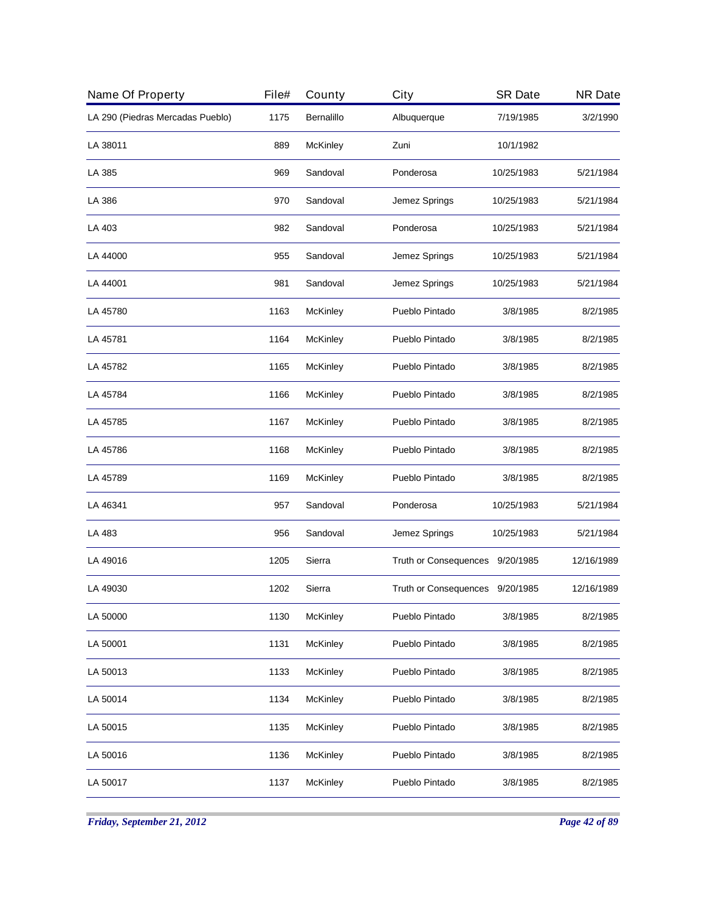| Name Of Property | File# | County | City | SR Date | NR Date |
|---|---|---|---|---|---|
| LA 290 (Piedras Mercadas Pueblo) | 1175 | Bernalillo | Albuquerque | 7/19/1985 | 3/2/1990 |
| LA 38011 | 889 | McKinley | Zuni | 10/1/1982 | |
| LA 385 | 969 | Sandoval | Ponderosa | 10/25/1983 | 5/21/1984 |
| LA 386 | 970 | Sandoval | Jemez Springs | 10/25/1983 | 5/21/1984 |
| LA 403 | 982 | Sandoval | Ponderosa | 10/25/1983 | 5/21/1984 |
| LA 44000 | 955 | Sandoval | Jemez Springs | 10/25/1983 | 5/21/1984 |
| LA 44001 | 981 | Sandoval | Jemez Springs | 10/25/1983 | 5/21/1984 |
| LA 45780 | 1163 | McKinley | Pueblo Pintado | 3/8/1985 | 8/2/1985 |
| LA 45781 | 1164 | McKinley | Pueblo Pintado | 3/8/1985 | 8/2/1985 |
| LA 45782 | 1165 | McKinley | Pueblo Pintado | 3/8/1985 | 8/2/1985 |
| LA 45784 | 1166 | McKinley | Pueblo Pintado | 3/8/1985 | 8/2/1985 |
| LA 45785 | 1167 | McKinley | Pueblo Pintado | 3/8/1985 | 8/2/1985 |
| LA 45786 | 1168 | McKinley | Pueblo Pintado | 3/8/1985 | 8/2/1985 |
| LA 45789 | 1169 | McKinley | Pueblo Pintado | 3/8/1985 | 8/2/1985 |
| LA 46341 | 957 | Sandoval | Ponderosa | 10/25/1983 | 5/21/1984 |
| LA 483 | 956 | Sandoval | Jemez Springs | 10/25/1983 | 5/21/1984 |
| LA 49016 | 1205 | Sierra | Truth or Consequences | 9/20/1985 | 12/16/1989 |
| LA 49030 | 1202 | Sierra | Truth or Consequences | 9/20/1985 | 12/16/1989 |
| LA 50000 | 1130 | McKinley | Pueblo Pintado | 3/8/1985 | 8/2/1985 |
| LA 50001 | 1131 | McKinley | Pueblo Pintado | 3/8/1985 | 8/2/1985 |
| LA 50013 | 1133 | McKinley | Pueblo Pintado | 3/8/1985 | 8/2/1985 |
| LA 50014 | 1134 | McKinley | Pueblo Pintado | 3/8/1985 | 8/2/1985 |
| LA 50015 | 1135 | McKinley | Pueblo Pintado | 3/8/1985 | 8/2/1985 |
| LA 50016 | 1136 | McKinley | Pueblo Pintado | 3/8/1985 | 8/2/1985 |
| LA 50017 | 1137 | McKinley | Pueblo Pintado | 3/8/1985 | 8/2/1985 |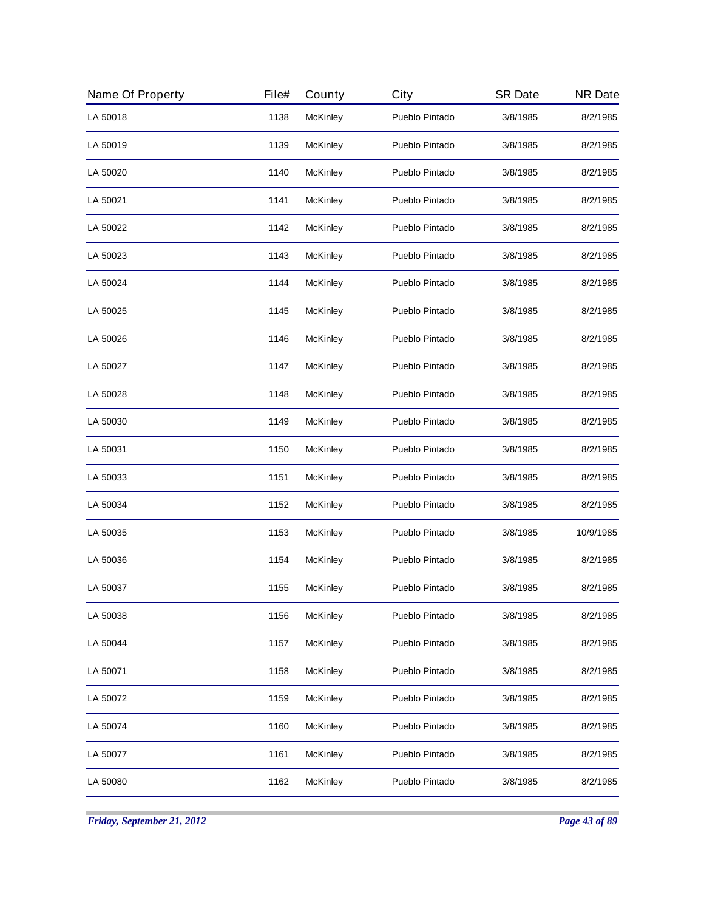| Name Of Property | File# | County | City | SR Date | NR Date |
|---|---|---|---|---|---|
| LA 50018 | 1138 | McKinley | Pueblo Pintado | 3/8/1985 | 8/2/1985 |
| LA 50019 | 1139 | McKinley | Pueblo Pintado | 3/8/1985 | 8/2/1985 |
| LA 50020 | 1140 | McKinley | Pueblo Pintado | 3/8/1985 | 8/2/1985 |
| LA 50021 | 1141 | McKinley | Pueblo Pintado | 3/8/1985 | 8/2/1985 |
| LA 50022 | 1142 | McKinley | Pueblo Pintado | 3/8/1985 | 8/2/1985 |
| LA 50023 | 1143 | McKinley | Pueblo Pintado | 3/8/1985 | 8/2/1985 |
| LA 50024 | 1144 | McKinley | Pueblo Pintado | 3/8/1985 | 8/2/1985 |
| LA 50025 | 1145 | McKinley | Pueblo Pintado | 3/8/1985 | 8/2/1985 |
| LA 50026 | 1146 | McKinley | Pueblo Pintado | 3/8/1985 | 8/2/1985 |
| LA 50027 | 1147 | McKinley | Pueblo Pintado | 3/8/1985 | 8/2/1985 |
| LA 50028 | 1148 | McKinley | Pueblo Pintado | 3/8/1985 | 8/2/1985 |
| LA 50030 | 1149 | McKinley | Pueblo Pintado | 3/8/1985 | 8/2/1985 |
| LA 50031 | 1150 | McKinley | Pueblo Pintado | 3/8/1985 | 8/2/1985 |
| LA 50033 | 1151 | McKinley | Pueblo Pintado | 3/8/1985 | 8/2/1985 |
| LA 50034 | 1152 | McKinley | Pueblo Pintado | 3/8/1985 | 8/2/1985 |
| LA 50035 | 1153 | McKinley | Pueblo Pintado | 3/8/1985 | 10/9/1985 |
| LA 50036 | 1154 | McKinley | Pueblo Pintado | 3/8/1985 | 8/2/1985 |
| LA 50037 | 1155 | McKinley | Pueblo Pintado | 3/8/1985 | 8/2/1985 |
| LA 50038 | 1156 | McKinley | Pueblo Pintado | 3/8/1985 | 8/2/1985 |
| LA 50044 | 1157 | McKinley | Pueblo Pintado | 3/8/1985 | 8/2/1985 |
| LA 50071 | 1158 | McKinley | Pueblo Pintado | 3/8/1985 | 8/2/1985 |
| LA 50072 | 1159 | McKinley | Pueblo Pintado | 3/8/1985 | 8/2/1985 |
| LA 50074 | 1160 | McKinley | Pueblo Pintado | 3/8/1985 | 8/2/1985 |
| LA 50077 | 1161 | McKinley | Pueblo Pintado | 3/8/1985 | 8/2/1985 |
| LA 50080 | 1162 | McKinley | Pueblo Pintado | 3/8/1985 | 8/2/1985 |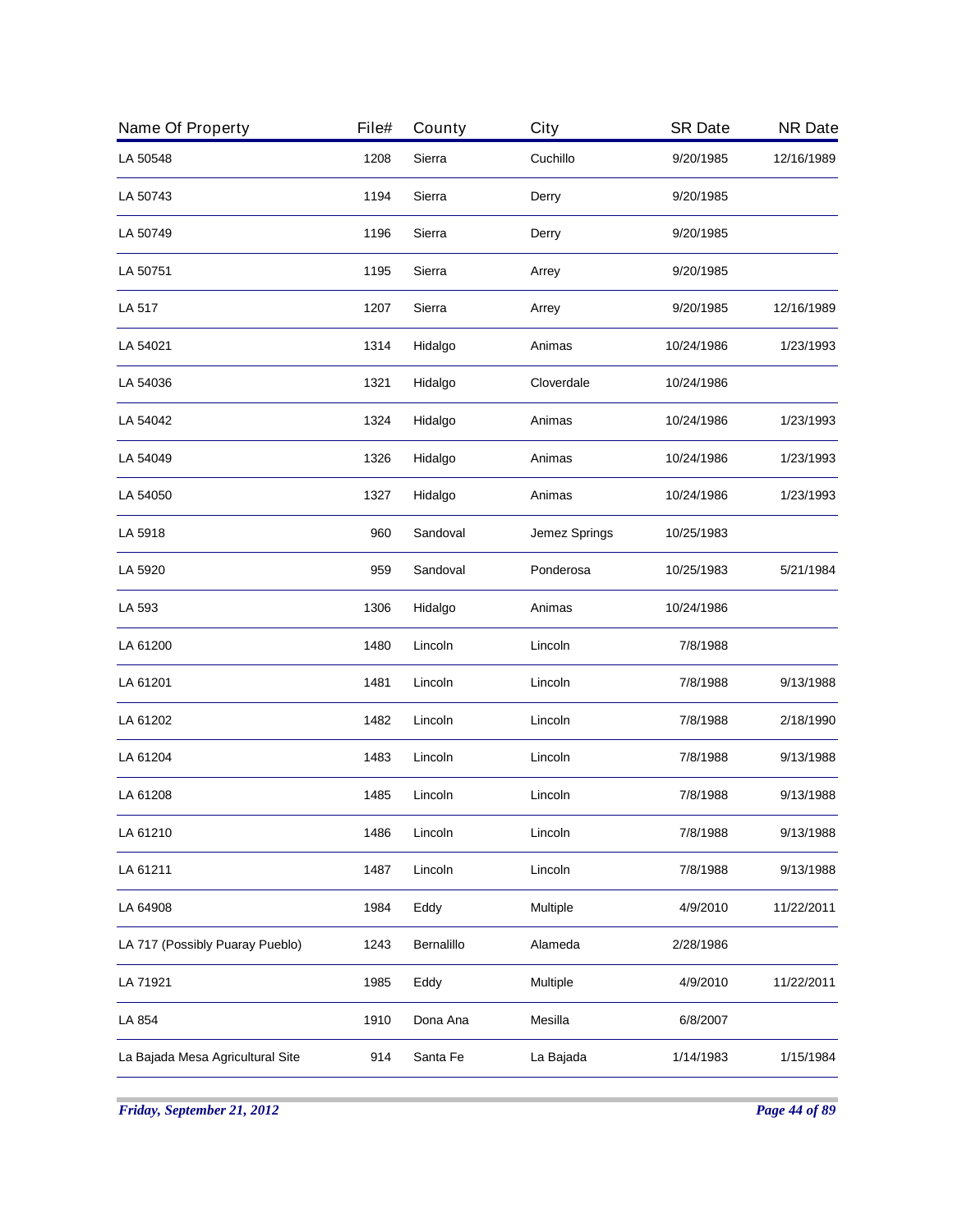| Name Of Property | File# | County | City | SR Date | NR Date |
|---|---|---|---|---|---|
| LA 50548 | 1208 | Sierra | Cuchillo | 9/20/1985 | 12/16/1989 |
| LA 50743 | 1194 | Sierra | Derry | 9/20/1985 | |
| LA 50749 | 1196 | Sierra | Derry | 9/20/1985 | |
| LA 50751 | 1195 | Sierra | Arrey | 9/20/1985 | |
| LA 517 | 1207 | Sierra | Arrey | 9/20/1985 | 12/16/1989 |
| LA 54021 | 1314 | Hidalgo | Animas | 10/24/1986 | 1/23/1993 |
| LA 54036 | 1321 | Hidalgo | Cloverdale | 10/24/1986 | |
| LA 54042 | 1324 | Hidalgo | Animas | 10/24/1986 | 1/23/1993 |
| LA 54049 | 1326 | Hidalgo | Animas | 10/24/1986 | 1/23/1993 |
| LA 54050 | 1327 | Hidalgo | Animas | 10/24/1986 | 1/23/1993 |
| LA 5918 | 960 | Sandoval | Jemez Springs | 10/25/1983 | |
| LA 5920 | 959 | Sandoval | Ponderosa | 10/25/1983 | 5/21/1984 |
| LA 593 | 1306 | Hidalgo | Animas | 10/24/1986 | |
| LA 61200 | 1480 | Lincoln | Lincoln | 7/8/1988 | |
| LA 61201 | 1481 | Lincoln | Lincoln | 7/8/1988 | 9/13/1988 |
| LA 61202 | 1482 | Lincoln | Lincoln | 7/8/1988 | 2/18/1990 |
| LA 61204 | 1483 | Lincoln | Lincoln | 7/8/1988 | 9/13/1988 |
| LA 61208 | 1485 | Lincoln | Lincoln | 7/8/1988 | 9/13/1988 |
| LA 61210 | 1486 | Lincoln | Lincoln | 7/8/1988 | 9/13/1988 |
| LA 61211 | 1487 | Lincoln | Lincoln | 7/8/1988 | 9/13/1988 |
| LA 64908 | 1984 | Eddy | Multiple | 4/9/2010 | 11/22/2011 |
| LA 717 (Possibly Puaray Pueblo) | 1243 | Bernalillo | Alameda | 2/28/1986 | |
| LA 71921 | 1985 | Eddy | Multiple | 4/9/2010 | 11/22/2011 |
| LA 854 | 1910 | Dona Ana | Mesilla | 6/8/2007 | |
| La Bajada Mesa Agricultural Site | 914 | Santa Fe | La Bajada | 1/14/1983 | 1/15/1984 |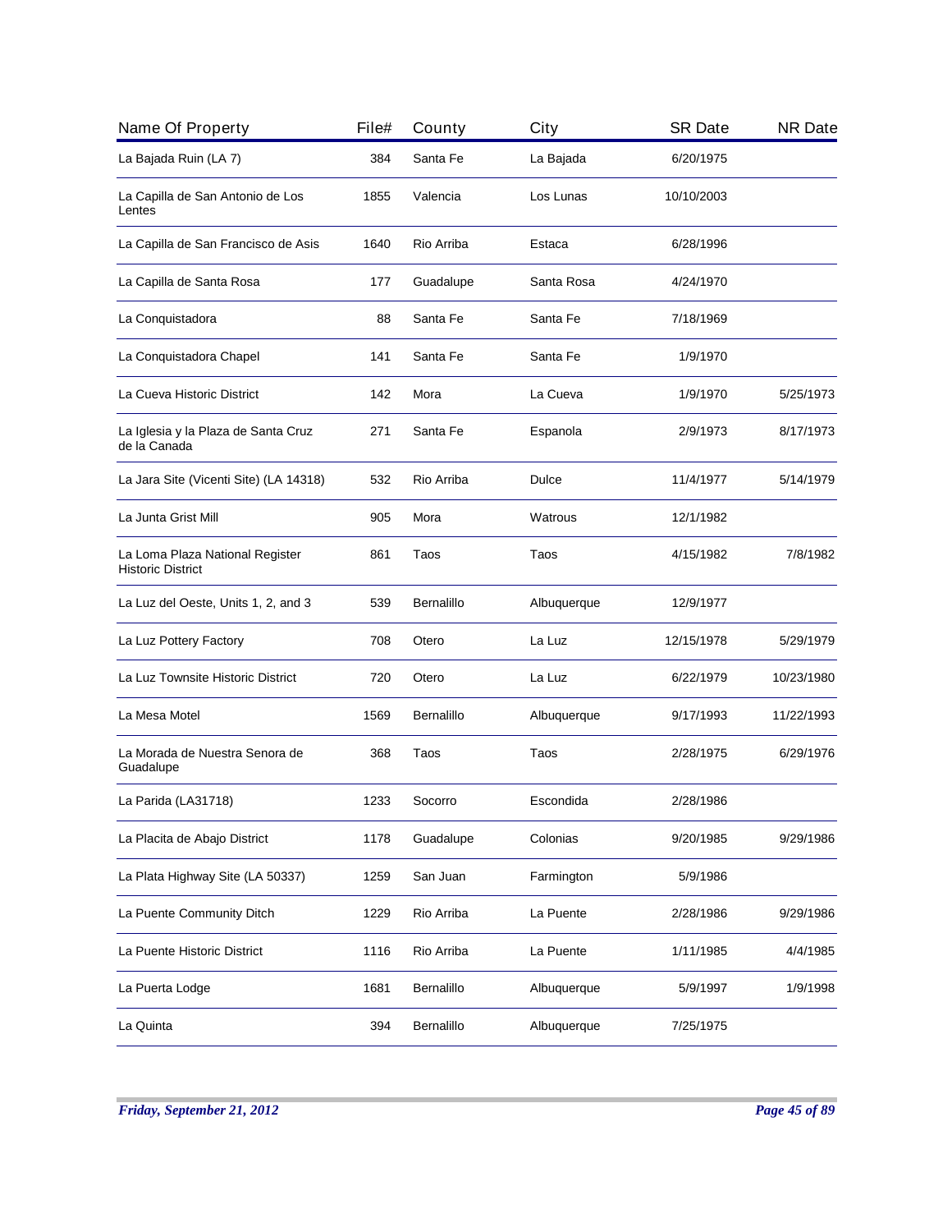| Name Of Property | File# | County | City | SR Date | NR Date |
|---|---|---|---|---|---|
| La Bajada Ruin (LA 7) | 384 | Santa Fe | La Bajada | 6/20/1975 | |
| La Capilla de San Antonio de Los Lentes | 1855 | Valencia | Los Lunas | 10/10/2003 | |
| La Capilla de San Francisco de Asis | 1640 | Rio Arriba | Estaca | 6/28/1996 | |
| La Capilla de Santa Rosa | 177 | Guadalupe | Santa Rosa | 4/24/1970 | |
| La Conquistadora | 88 | Santa Fe | Santa Fe | 7/18/1969 | |
| La Conquistadora Chapel | 141 | Santa Fe | Santa Fe | 1/9/1970 | |
| La Cueva Historic District | 142 | Mora | La Cueva | 1/9/1970 | 5/25/1973 |
| La Iglesia y la Plaza de Santa Cruz de la Canada | 271 | Santa Fe | Espanola | 2/9/1973 | 8/17/1973 |
| La Jara Site (Vicenti Site) (LA 14318) | 532 | Rio Arriba | Dulce | 11/4/1977 | 5/14/1979 |
| La Junta Grist Mill | 905 | Mora | Watrous | 12/1/1982 | |
| La Loma Plaza National Register Historic District | 861 | Taos | Taos | 4/15/1982 | 7/8/1982 |
| La Luz del Oeste, Units 1, 2, and 3 | 539 | Bernalillo | Albuquerque | 12/9/1977 | |
| La Luz Pottery Factory | 708 | Otero | La Luz | 12/15/1978 | 5/29/1979 |
| La Luz Townsite Historic District | 720 | Otero | La Luz | 6/22/1979 | 10/23/1980 |
| La Mesa Motel | 1569 | Bernalillo | Albuquerque | 9/17/1993 | 11/22/1993 |
| La Morada de Nuestra Senora de Guadalupe | 368 | Taos | Taos | 2/28/1975 | 6/29/1976 |
| La Parida (LA31718) | 1233 | Socorro | Escondida | 2/28/1986 | |
| La Placita de Abajo District | 1178 | Guadalupe | Colonias | 9/20/1985 | 9/29/1986 |
| La Plata Highway Site (LA 50337) | 1259 | San Juan | Farmington | 5/9/1986 | |
| La Puente Community Ditch | 1229 | Rio Arriba | La Puente | 2/28/1986 | 9/29/1986 |
| La Puente Historic District | 1116 | Rio Arriba | La Puente | 1/11/1985 | 4/4/1985 |
| La Puerta Lodge | 1681 | Bernalillo | Albuquerque | 5/9/1997 | 1/9/1998 |
| La Quinta | 394 | Bernalillo | Albuquerque | 7/25/1975 | |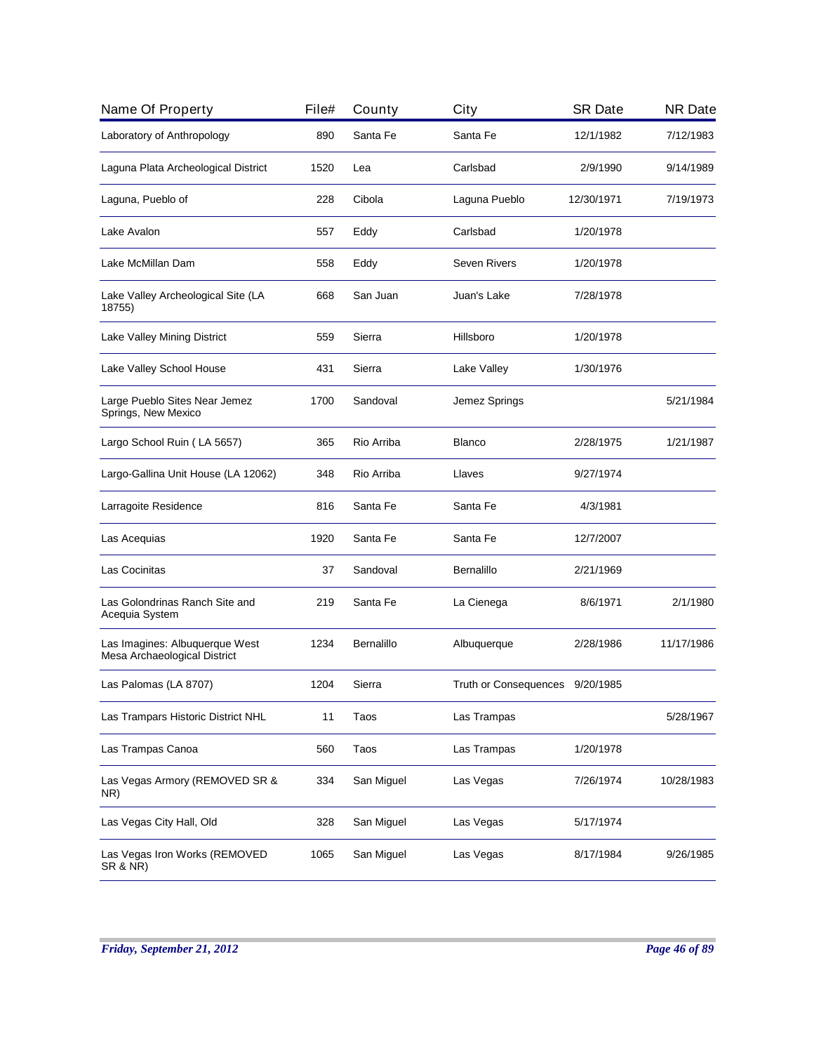| Name Of Property | File# | County | City | SR Date | NR Date |
|---|---|---|---|---|---|
| Laboratory of Anthropology | 890 | Santa Fe | Santa Fe | 12/1/1982 | 7/12/1983 |
| Laguna Plata Archeological District | 1520 | Lea | Carlsbad | 2/9/1990 | 9/14/1989 |
| Laguna, Pueblo of | 228 | Cibola | Laguna Pueblo | 12/30/1971 | 7/19/1973 |
| Lake Avalon | 557 | Eddy | Carlsbad | 1/20/1978 | |
| Lake McMillan Dam | 558 | Eddy | Seven Rivers | 1/20/1978 | |
| Lake Valley Archeological Site (LA 18755) | 668 | San Juan | Juan's Lake | 7/28/1978 | |
| Lake Valley Mining District | 559 | Sierra | Hillsboro | 1/20/1978 | |
| Lake Valley School House | 431 | Sierra | Lake Valley | 1/30/1976 | |
| Large Pueblo Sites Near Jemez Springs, New Mexico | 1700 | Sandoval | Jemez Springs | | 5/21/1984 |
| Largo School Ruin ( LA 5657) | 365 | Rio Arriba | Blanco | 2/28/1975 | 1/21/1987 |
| Largo-Gallina Unit House (LA 12062) | 348 | Rio Arriba | Llaves | 9/27/1974 | |
| Larragoite Residence | 816 | Santa Fe | Santa Fe | 4/3/1981 | |
| Las Acequias | 1920 | Santa Fe | Santa Fe | 12/7/2007 | |
| Las Cocinitas | 37 | Sandoval | Bernalillo | 2/21/1969 | |
| Las Golondrinas Ranch Site and Acequia System | 219 | Santa Fe | La Cienega | 8/6/1971 | 2/1/1980 |
| Las Imagines: Albuquerque West Mesa Archaeological District | 1234 | Bernalillo | Albuquerque | 2/28/1986 | 11/17/1986 |
| Las Palomas (LA 8707) | 1204 | Sierra | Truth or Consequences | 9/20/1985 | |
| Las Trampars Historic District NHL | 11 | Taos | Las Trampas | | 5/28/1967 |
| Las Trampas Canoa | 560 | Taos | Las Trampas | 1/20/1978 | |
| Las Vegas Armory (REMOVED SR & NR) | 334 | San Miguel | Las Vegas | 7/26/1974 | 10/28/1983 |
| Las Vegas City Hall, Old | 328 | San Miguel | Las Vegas | 5/17/1974 | |
| Las Vegas Iron Works (REMOVED SR & NR) | 1065 | San Miguel | Las Vegas | 8/17/1984 | 9/26/1985 |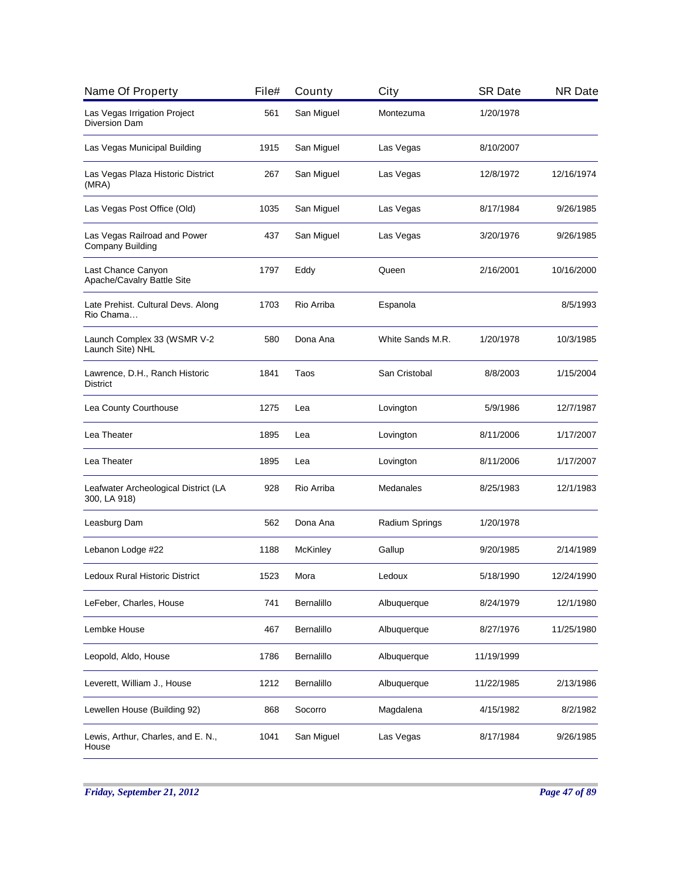| Name Of Property | File# | County | City | SR Date | NR Date |
|---|---|---|---|---|---|
| Las Vegas Irrigation Project Diversion Dam | 561 | San Miguel | Montezuma | 1/20/1978 | |
| Las Vegas Municipal Building | 1915 | San Miguel | Las Vegas | 8/10/2007 | |
| Las Vegas Plaza Historic District (MRA) | 267 | San Miguel | Las Vegas | 12/8/1972 | 12/16/1974 |
| Las Vegas Post Office (Old) | 1035 | San Miguel | Las Vegas | 8/17/1984 | 9/26/1985 |
| Las Vegas Railroad and Power Company Building | 437 | San Miguel | Las Vegas | 3/20/1976 | 9/26/1985 |
| Last Chance Canyon Apache/Cavalry Battle Site | 1797 | Eddy | Queen | 2/16/2001 | 10/16/2000 |
| Late Prehist. Cultural Devs. Along Rio Chama… | 1703 | Rio Arriba | Espanola | | 8/5/1993 |
| Launch Complex 33 (WSMR V-2 Launch Site) NHL | 580 | Dona Ana | White Sands M.R. | 1/20/1978 | 10/3/1985 |
| Lawrence, D.H., Ranch Historic District | 1841 | Taos | San Cristobal | 8/8/2003 | 1/15/2004 |
| Lea County Courthouse | 1275 | Lea | Lovington | 5/9/1986 | 12/7/1987 |
| Lea Theater | 1895 | Lea | Lovington | 8/11/2006 | 1/17/2007 |
| Lea Theater | 1895 | Lea | Lovington | 8/11/2006 | 1/17/2007 |
| Leafwater Archeological District (LA 300, LA 918) | 928 | Rio Arriba | Medanales | 8/25/1983 | 12/1/1983 |
| Leasburg Dam | 562 | Dona Ana | Radium Springs | 1/20/1978 | |
| Lebanon Lodge #22 | 1188 | McKinley | Gallup | 9/20/1985 | 2/14/1989 |
| Ledoux Rural Historic District | 1523 | Mora | Ledoux | 5/18/1990 | 12/24/1990 |
| LeFeber, Charles, House | 741 | Bernalillo | Albuquerque | 8/24/1979 | 12/1/1980 |
| Lembke House | 467 | Bernalillo | Albuquerque | 8/27/1976 | 11/25/1980 |
| Leopold, Aldo, House | 1786 | Bernalillo | Albuquerque | 11/19/1999 | |
| Leverett, William J., House | 1212 | Bernalillo | Albuquerque | 11/22/1985 | 2/13/1986 |
| Lewellen House (Building 92) | 868 | Socorro | Magdalena | 4/15/1982 | 8/2/1982 |
| Lewis, Arthur, Charles, and E. N., House | 1041 | San Miguel | Las Vegas | 8/17/1984 | 9/26/1985 |

*Friday, September 21, 2012*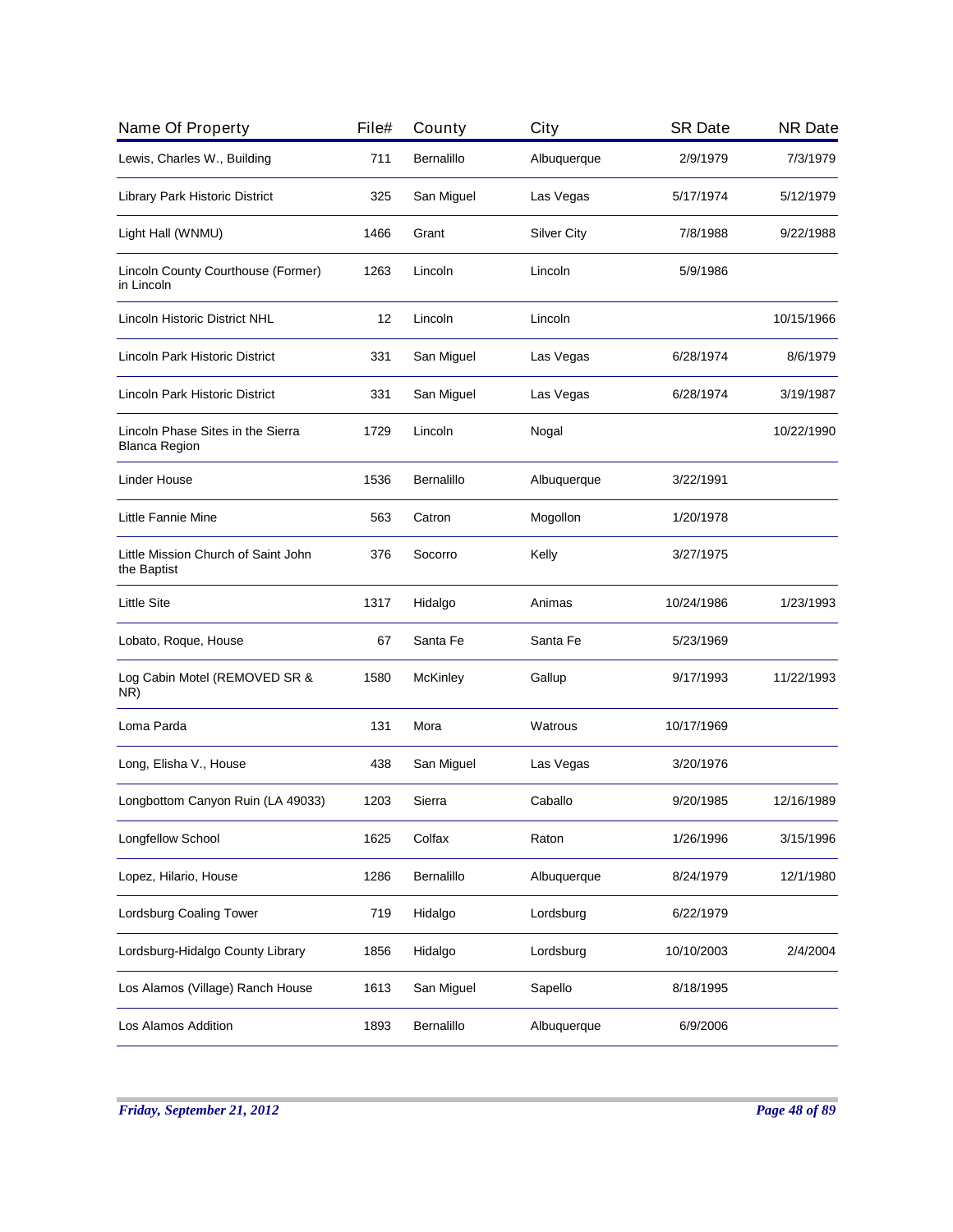| Name Of Property | File# | County | City | SR Date | NR Date |
|---|---|---|---|---|---|
| Lewis, Charles W., Building | 711 | Bernalillo | Albuquerque | 2/9/1979 | 7/3/1979 |
| Library Park Historic District | 325 | San Miguel | Las Vegas | 5/17/1974 | 5/12/1979 |
| Light Hall (WNMU) | 1466 | Grant | Silver City | 7/8/1988 | 9/22/1988 |
| Lincoln County Courthouse (Former) in Lincoln | 1263 | Lincoln | Lincoln | 5/9/1986 | |
| Lincoln Historic District NHL | 12 | Lincoln | Lincoln | | 10/15/1966 |
| Lincoln Park Historic District | 331 | San Miguel | Las Vegas | 6/28/1974 | 8/6/1979 |
| Lincoln Park Historic District | 331 | San Miguel | Las Vegas | 6/28/1974 | 3/19/1987 |
| Lincoln Phase Sites in the Sierra Blanca Region | 1729 | Lincoln | Nogal | | 10/22/1990 |
| Linder House | 1536 | Bernalillo | Albuquerque | 3/22/1991 | |
| Little Fannie Mine | 563 | Catron | Mogollon | 1/20/1978 | |
| Little Mission Church of Saint John the Baptist | 376 | Socorro | Kelly | 3/27/1975 | |
| Little Site | 1317 | Hidalgo | Animas | 10/24/1986 | 1/23/1993 |
| Lobato, Roque, House | 67 | Santa Fe | Santa Fe | 5/23/1969 | |
| Log Cabin Motel (REMOVED SR & NR) | 1580 | McKinley | Gallup | 9/17/1993 | 11/22/1993 |
| Loma Parda | 131 | Mora | Watrous | 10/17/1969 | |
| Long, Elisha V., House | 438 | San Miguel | Las Vegas | 3/20/1976 | |
| Longbottom Canyon Ruin (LA 49033) | 1203 | Sierra | Caballo | 9/20/1985 | 12/16/1989 |
| Longfellow School | 1625 | Colfax | Raton | 1/26/1996 | 3/15/1996 |
| Lopez, Hilario, House | 1286 | Bernalillo | Albuquerque | 8/24/1979 | 12/1/1980 |
| Lordsburg Coaling Tower | 719 | Hidalgo | Lordsburg | 6/22/1979 | |
| Lordsburg-Hidalgo County Library | 1856 | Hidalgo | Lordsburg | 10/10/2003 | 2/4/2004 |
| Los Alamos (Village) Ranch House | 1613 | San Miguel | Sapello | 8/18/1995 | |
| Los Alamos Addition | 1893 | Bernalillo | Albuquerque | 6/9/2006 | |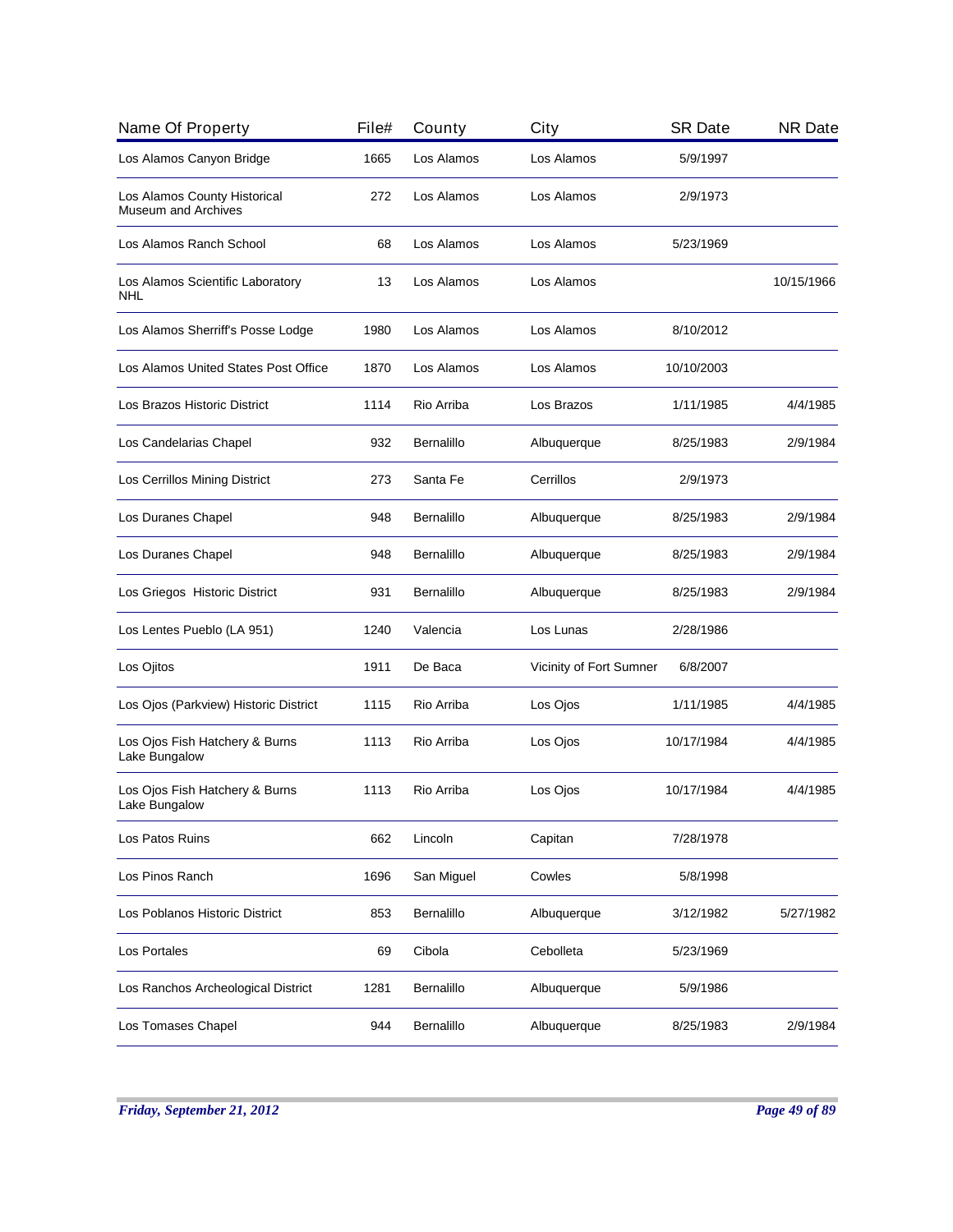| Name Of Property | File# | County | City | SR Date | NR Date |
|---|---|---|---|---|---|
| Los Alamos Canyon Bridge | 1665 | Los Alamos | Los Alamos | 5/9/1997 | |
| Los Alamos County Historical Museum and Archives | 272 | Los Alamos | Los Alamos | 2/9/1973 | |
| Los Alamos Ranch School | 68 | Los Alamos | Los Alamos | 5/23/1969 | |
| Los Alamos Scientific Laboratory NHL | 13 | Los Alamos | Los Alamos | | 10/15/1966 |
| Los Alamos Sherriff's Posse Lodge | 1980 | Los Alamos | Los Alamos | 8/10/2012 | |
| Los Alamos United States Post Office | 1870 | Los Alamos | Los Alamos | 10/10/2003 | |
| Los Brazos Historic District | 1114 | Rio Arriba | Los Brazos | 1/11/1985 | 4/4/1985 |
| Los Candelarias Chapel | 932 | Bernalillo | Albuquerque | 8/25/1983 | 2/9/1984 |
| Los Cerrillos Mining District | 273 | Santa Fe | Cerrillos | 2/9/1973 | |
| Los Duranes Chapel | 948 | Bernalillo | Albuquerque | 8/25/1983 | 2/9/1984 |
| Los Duranes Chapel | 948 | Bernalillo | Albuquerque | 8/25/1983 | 2/9/1984 |
| Los Griegos Historic District | 931 | Bernalillo | Albuquerque | 8/25/1983 | 2/9/1984 |
| Los Lentes Pueblo (LA 951) | 1240 | Valencia | Los Lunas | 2/28/1986 | |
| Los Ojitos | 1911 | De Baca | Vicinity of Fort Sumner | 6/8/2007 | |
| Los Ojos (Parkview) Historic District | 1115 | Rio Arriba | Los Ojos | 1/11/1985 | 4/4/1985 |
| Los Ojos Fish Hatchery & Burns Lake Bungalow | 1113 | Rio Arriba | Los Ojos | 10/17/1984 | 4/4/1985 |
| Los Ojos Fish Hatchery & Burns Lake Bungalow | 1113 | Rio Arriba | Los Ojos | 10/17/1984 | 4/4/1985 |
| Los Patos Ruins | 662 | Lincoln | Capitan | 7/28/1978 | |
| Los Pinos Ranch | 1696 | San Miguel | Cowles | 5/8/1998 | |
| Los Poblanos Historic District | 853 | Bernalillo | Albuquerque | 3/12/1982 | 5/27/1982 |
| Los Portales | 69 | Cibola | Cebolleta | 5/23/1969 | |
| Los Ranchos Archeological District | 1281 | Bernalillo | Albuquerque | 5/9/1986 | |
| Los Tomases Chapel | 944 | Bernalillo | Albuquerque | 8/25/1983 | 2/9/1984 |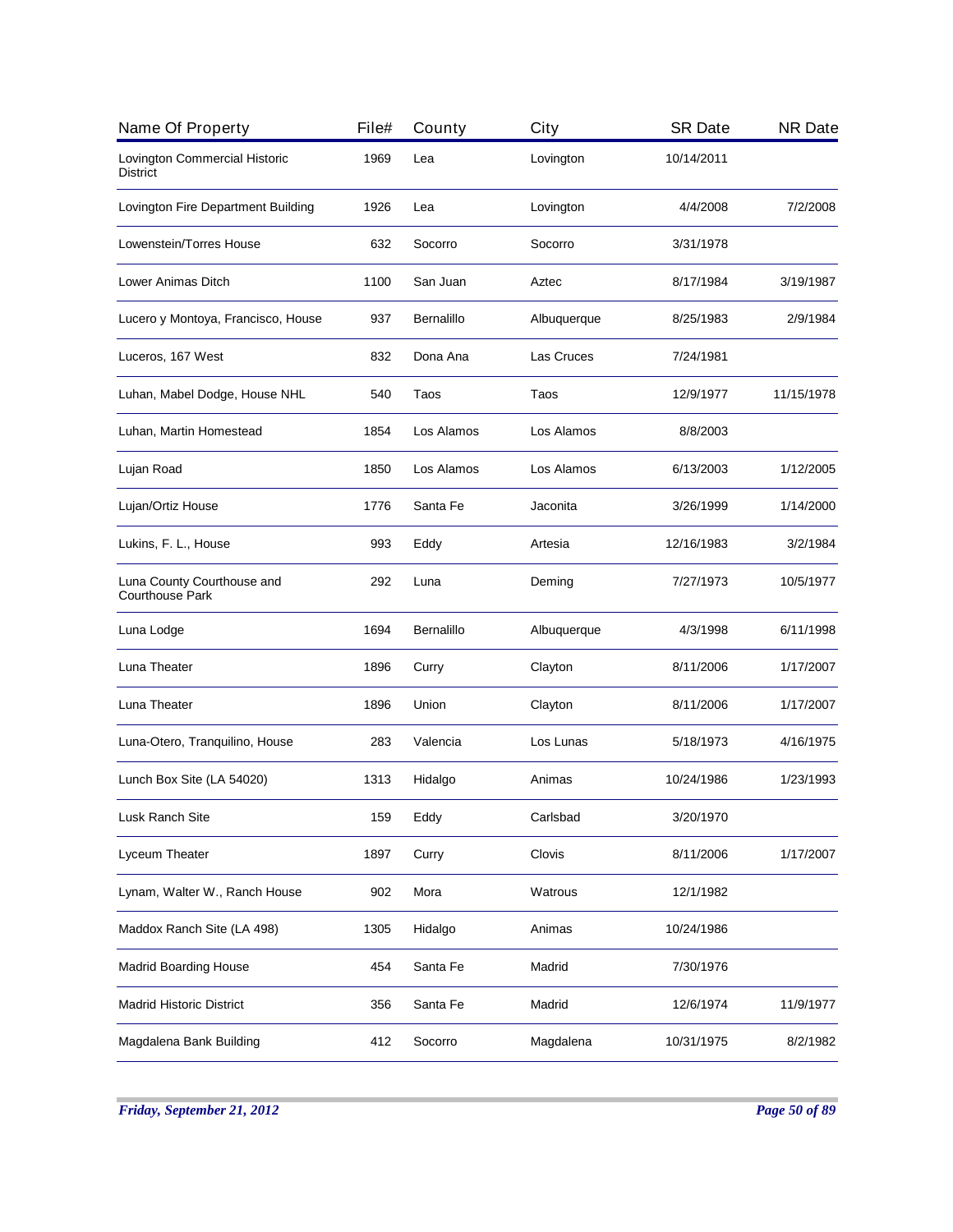| Name Of Property | File# | County | City | SR Date | NR Date |
|---|---|---|---|---|---|
| Lovington Commercial Historic District | 1969 | Lea | Lovington | 10/14/2011 | |
| Lovington Fire Department Building | 1926 | Lea | Lovington | 4/4/2008 | 7/2/2008 |
| Lowenstein/Torres House | 632 | Socorro | Socorro | 3/31/1978 | |
| Lower Animas Ditch | 1100 | San Juan | Aztec | 8/17/1984 | 3/19/1987 |
| Lucero y Montoya, Francisco, House | 937 | Bernalillo | Albuquerque | 8/25/1983 | 2/9/1984 |
| Luceros, 167 West | 832 | Dona Ana | Las Cruces | 7/24/1981 | |
| Luhan, Mabel Dodge, House NHL | 540 | Taos | Taos | 12/9/1977 | 11/15/1978 |
| Luhan, Martin Homestead | 1854 | Los Alamos | Los Alamos | 8/8/2003 | |
| Lujan Road | 1850 | Los Alamos | Los Alamos | 6/13/2003 | 1/12/2005 |
| Lujan/Ortiz House | 1776 | Santa Fe | Jaconita | 3/26/1999 | 1/14/2000 |
| Lukins, F. L., House | 993 | Eddy | Artesia | 12/16/1983 | 3/2/1984 |
| Luna County Courthouse and Courthouse Park | 292 | Luna | Deming | 7/27/1973 | 10/5/1977 |
| Luna Lodge | 1694 | Bernalillo | Albuquerque | 4/3/1998 | 6/11/1998 |
| Luna Theater | 1896 | Curry | Clayton | 8/11/2006 | 1/17/2007 |
| Luna Theater | 1896 | Union | Clayton | 8/11/2006 | 1/17/2007 |
| Luna-Otero, Tranquilino, House | 283 | Valencia | Los Lunas | 5/18/1973 | 4/16/1975 |
| Lunch Box Site (LA 54020) | 1313 | Hidalgo | Animas | 10/24/1986 | 1/23/1993 |
| Lusk Ranch Site | 159 | Eddy | Carlsbad | 3/20/1970 | |
| Lyceum Theater | 1897 | Curry | Clovis | 8/11/2006 | 1/17/2007 |
| Lynam, Walter W., Ranch House | 902 | Mora | Watrous | 12/1/1982 | |
| Maddox Ranch Site (LA 498) | 1305 | Hidalgo | Animas | 10/24/1986 | |
| Madrid Boarding House | 454 | Santa Fe | Madrid | 7/30/1976 | |
| Madrid Historic District | 356 | Santa Fe | Madrid | 12/6/1974 | 11/9/1977 |
| Magdalena Bank Building | 412 | Socorro | Magdalena | 10/31/1975 | 8/2/1982 |

*Friday, September 21, 2012*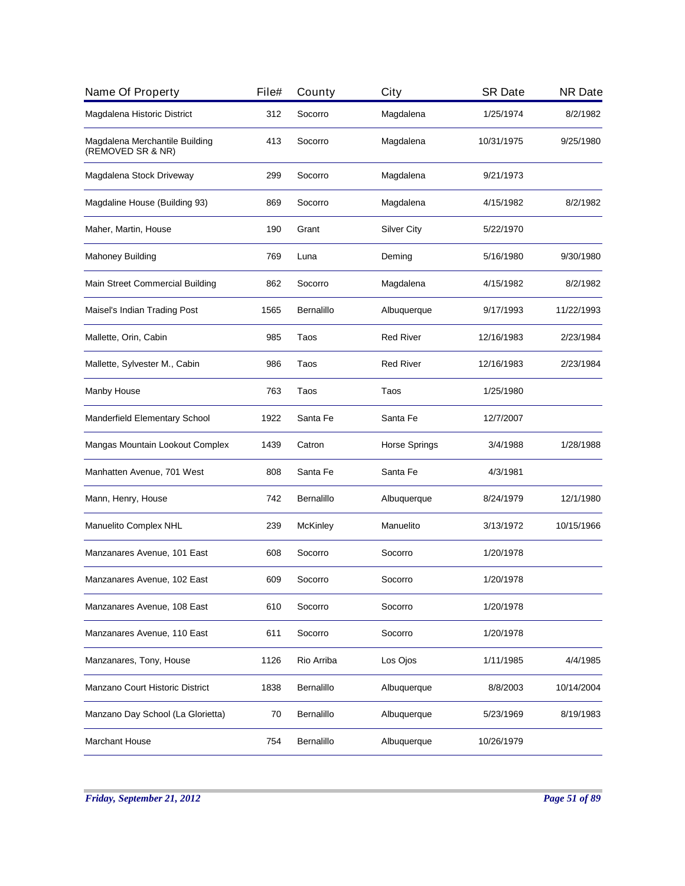| Name Of Property | File# | County | City | SR Date | NR Date |
|---|---|---|---|---|---|
| Magdalena Historic District | 312 | Socorro | Magdalena | 1/25/1974 | 8/2/1982 |
| Magdalena Merchantile Building (REMOVED SR & NR) | 413 | Socorro | Magdalena | 10/31/1975 | 9/25/1980 |
| Magdalena Stock Driveway | 299 | Socorro | Magdalena | 9/21/1973 | |
| Magdaline House (Building 93) | 869 | Socorro | Magdalena | 4/15/1982 | 8/2/1982 |
| Maher, Martin, House | 190 | Grant | Silver City | 5/22/1970 | |
| Mahoney Building | 769 | Luna | Deming | 5/16/1980 | 9/30/1980 |
| Main Street Commercial Building | 862 | Socorro | Magdalena | 4/15/1982 | 8/2/1982 |
| Maisel's Indian Trading Post | 1565 | Bernalillo | Albuquerque | 9/17/1993 | 11/22/1993 |
| Mallette, Orin, Cabin | 985 | Taos | Red River | 12/16/1983 | 2/23/1984 |
| Mallette, Sylvester M., Cabin | 986 | Taos | Red River | 12/16/1983 | 2/23/1984 |
| Manby House | 763 | Taos | Taos | 1/25/1980 | |
| Manderfield Elementary School | 1922 | Santa Fe | Santa Fe | 12/7/2007 | |
| Mangas Mountain Lookout Complex | 1439 | Catron | Horse Springs | 3/4/1988 | 1/28/1988 |
| Manhatten Avenue, 701 West | 808 | Santa Fe | Santa Fe | 4/3/1981 | |
| Mann, Henry, House | 742 | Bernalillo | Albuquerque | 8/24/1979 | 12/1/1980 |
| Manuelito Complex NHL | 239 | McKinley | Manuelito | 3/13/1972 | 10/15/1966 |
| Manzanares Avenue, 101 East | 608 | Socorro | Socorro | 1/20/1978 | |
| Manzanares Avenue, 102 East | 609 | Socorro | Socorro | 1/20/1978 | |
| Manzanares Avenue, 108 East | 610 | Socorro | Socorro | 1/20/1978 | |
| Manzanares Avenue, 110 East | 611 | Socorro | Socorro | 1/20/1978 | |
| Manzanares, Tony, House | 1126 | Rio Arriba | Los Ojos | 1/11/1985 | 4/4/1985 |
| Manzano Court Historic District | 1838 | Bernalillo | Albuquerque | 8/8/2003 | 10/14/2004 |
| Manzano Day School (La Glorietta) | 70 | Bernalillo | Albuquerque | 5/23/1969 | 8/19/1983 |
| Marchant House | 754 | Bernalillo | Albuquerque | 10/26/1979 | |

*Friday, September 21, 2012*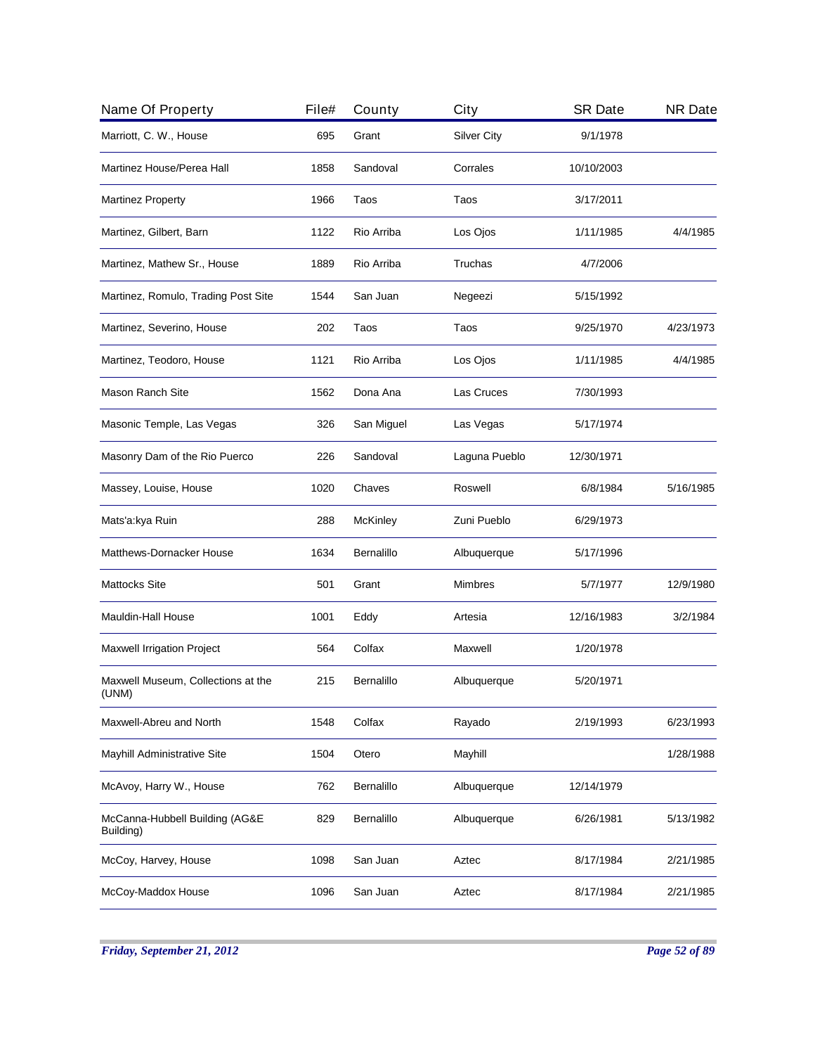| Name Of Property | File# | County | City | SR Date | NR Date |
|---|---|---|---|---|---|
| Marriott, C. W., House | 695 | Grant | Silver City | 9/1/1978 | |
| Martinez House/Perea Hall | 1858 | Sandoval | Corrales | 10/10/2003 | |
| Martinez Property | 1966 | Taos | Taos | 3/17/2011 | |
| Martinez, Gilbert, Barn | 1122 | Rio Arriba | Los Ojos | 1/11/1985 | 4/4/1985 |
| Martinez, Mathew Sr., House | 1889 | Rio Arriba | Truchas | 4/7/2006 | |
| Martinez, Romulo, Trading Post Site | 1544 | San Juan | Negeezi | 5/15/1992 | |
| Martinez, Severino, House | 202 | Taos | Taos | 9/25/1970 | 4/23/1973 |
| Martinez, Teodoro, House | 1121 | Rio Arriba | Los Ojos | 1/11/1985 | 4/4/1985 |
| Mason Ranch Site | 1562 | Dona Ana | Las Cruces | 7/30/1993 | |
| Masonic Temple, Las Vegas | 326 | San Miguel | Las Vegas | 5/17/1974 | |
| Masonry Dam of the Rio Puerco | 226 | Sandoval | Laguna Pueblo | 12/30/1971 | |
| Massey, Louise, House | 1020 | Chaves | Roswell | 6/8/1984 | 5/16/1985 |
| Mats'a:kya Ruin | 288 | McKinley | Zuni Pueblo | 6/29/1973 | |
| Matthews-Dornacker House | 1634 | Bernalillo | Albuquerque | 5/17/1996 | |
| Mattocks Site | 501 | Grant | Mimbres | 5/7/1977 | 12/9/1980 |
| Mauldin-Hall House | 1001 | Eddy | Artesia | 12/16/1983 | 3/2/1984 |
| Maxwell Irrigation Project | 564 | Colfax | Maxwell | 1/20/1978 | |
| Maxwell Museum, Collections at the (UNM) | 215 | Bernalillo | Albuquerque | 5/20/1971 | |
| Maxwell-Abreu and North | 1548 | Colfax | Rayado | 2/19/1993 | 6/23/1993 |
| Mayhill Administrative Site | 1504 | Otero | Mayhill | | 1/28/1988 |
| McAvoy, Harry W., House | 762 | Bernalillo | Albuquerque | 12/14/1979 | |
| McCanna-Hubbell Building (AG&E Building) | 829 | Bernalillo | Albuquerque | 6/26/1981 | 5/13/1982 |
| McCoy, Harvey, House | 1098 | San Juan | Aztec | 8/17/1984 | 2/21/1985 |
| McCoy-Maddox House | 1096 | San Juan | Aztec | 8/17/1984 | 2/21/1985 |

*Friday, September 21, 2012*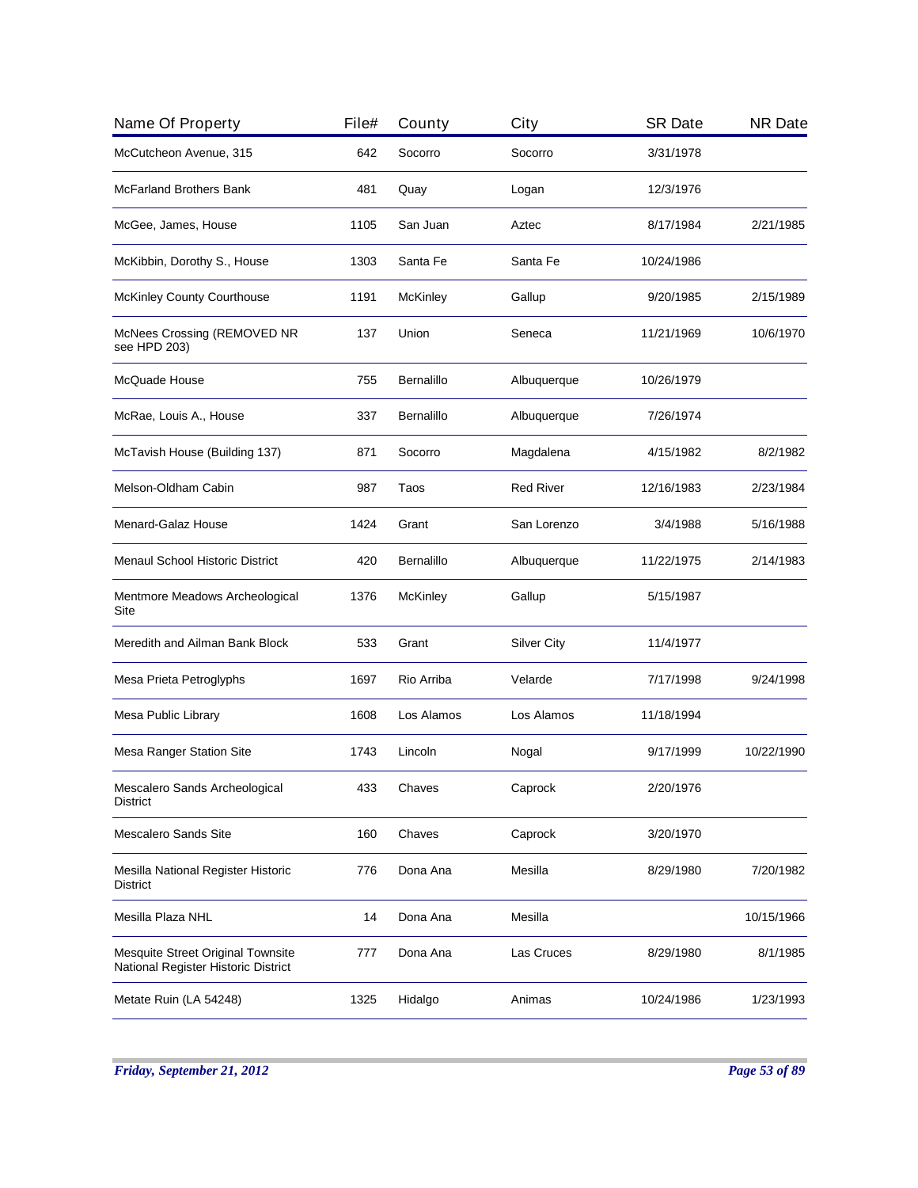| Name Of Property | File# | County | City | SR Date | NR Date |
|---|---|---|---|---|---|
| McCutcheon Avenue, 315 | 642 | Socorro | Socorro | 3/31/1978 | |
| McFarland Brothers Bank | 481 | Quay | Logan | 12/3/1976 | |
| McGee, James, House | 1105 | San Juan | Aztec | 8/17/1984 | 2/21/1985 |
| McKibbin, Dorothy S., House | 1303 | Santa Fe | Santa Fe | 10/24/1986 | |
| McKinley County Courthouse | 1191 | McKinley | Gallup | 9/20/1985 | 2/15/1989 |
| McNees Crossing (REMOVED NR see HPD 203) | 137 | Union | Seneca | 11/21/1969 | 10/6/1970 |
| McQuade House | 755 | Bernalillo | Albuquerque | 10/26/1979 | |
| McRae, Louis A., House | 337 | Bernalillo | Albuquerque | 7/26/1974 | |
| McTavish House (Building 137) | 871 | Socorro | Magdalena | 4/15/1982 | 8/2/1982 |
| Melson-Oldham Cabin | 987 | Taos | Red River | 12/16/1983 | 2/23/1984 |
| Menard-Galaz House | 1424 | Grant | San Lorenzo | 3/4/1988 | 5/16/1988 |
| Menaul School Historic District | 420 | Bernalillo | Albuquerque | 11/22/1975 | 2/14/1983 |
| Mentmore Meadows Archeological Site | 1376 | McKinley | Gallup | 5/15/1987 | |
| Meredith and Ailman Bank Block | 533 | Grant | Silver City | 11/4/1977 | |
| Mesa Prieta Petroglyphs | 1697 | Rio Arriba | Velarde | 7/17/1998 | 9/24/1998 |
| Mesa Public Library | 1608 | Los Alamos | Los Alamos | 11/18/1994 | |
| Mesa Ranger Station Site | 1743 | Lincoln | Nogal | 9/17/1999 | 10/22/1990 |
| Mescalero Sands Archeological District | 433 | Chaves | Caprock | 2/20/1976 | |
| Mescalero Sands Site | 160 | Chaves | Caprock | 3/20/1970 | |
| Mesilla National Register Historic District | 776 | Dona Ana | Mesilla | 8/29/1980 | 7/20/1982 |
| Mesilla Plaza NHL | 14 | Dona Ana | Mesilla | | 10/15/1966 |
| Mesquite Street Original Townsite National Register Historic District | 777 | Dona Ana | Las Cruces | 8/29/1980 | 8/1/1985 |
| Metate Ruin (LA 54248) | 1325 | Hidalgo | Animas | 10/24/1986 | 1/23/1993 |

*Friday, September 21, 2012*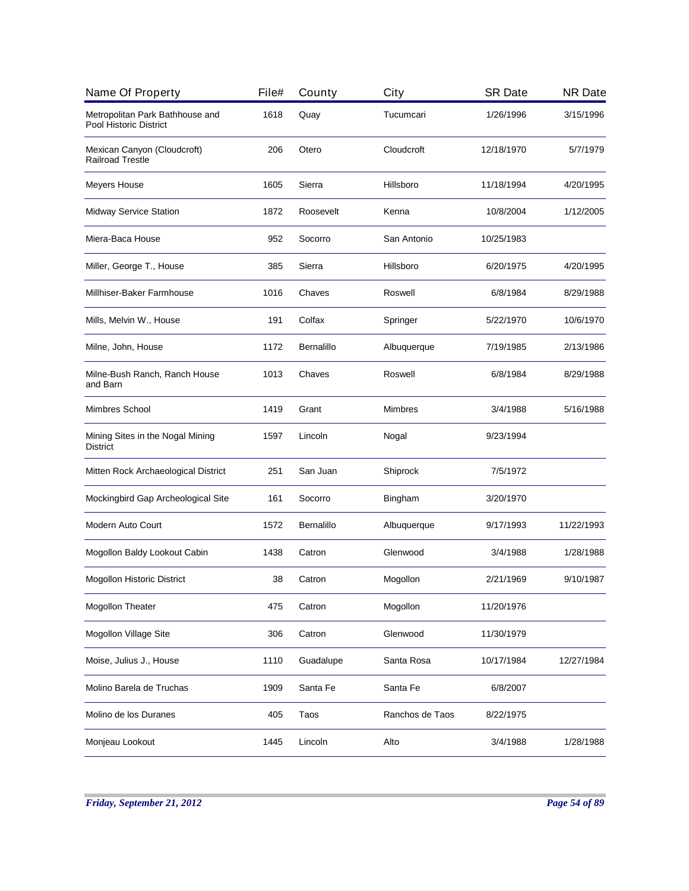| Name Of Property | File# | County | City | SR Date | NR Date |
|---|---|---|---|---|---|
| Metropolitan Park Bathhouse and Pool Historic District | 1618 | Quay | Tucumcari | 1/26/1996 | 3/15/1996 |
| Mexican Canyon (Cloudcroft) Railroad Trestle | 206 | Otero | Cloudcroft | 12/18/1970 | 5/7/1979 |
| Meyers House | 1605 | Sierra | Hillsboro | 11/18/1994 | 4/20/1995 |
| Midway Service Station | 1872 | Roosevelt | Kenna | 10/8/2004 | 1/12/2005 |
| Miera-Baca House | 952 | Socorro | San Antonio | 10/25/1983 | |
| Miller, George T., House | 385 | Sierra | Hillsboro | 6/20/1975 | 4/20/1995 |
| Millhiser-Baker Farmhouse | 1016 | Chaves | Roswell | 6/8/1984 | 8/29/1988 |
| Mills, Melvin W., House | 191 | Colfax | Springer | 5/22/1970 | 10/6/1970 |
| Milne, John, House | 1172 | Bernalillo | Albuquerque | 7/19/1985 | 2/13/1986 |
| Milne-Bush Ranch, Ranch House and Barn | 1013 | Chaves | Roswell | 6/8/1984 | 8/29/1988 |
| Mimbres School | 1419 | Grant | Mimbres | 3/4/1988 | 5/16/1988 |
| Mining Sites in the Nogal Mining District | 1597 | Lincoln | Nogal | 9/23/1994 | |
| Mitten Rock Archaeological District | 251 | San Juan | Shiprock | 7/5/1972 | |
| Mockingbird Gap Archeological Site | 161 | Socorro | Bingham | 3/20/1970 | |
| Modern Auto Court | 1572 | Bernalillo | Albuquerque | 9/17/1993 | 11/22/1993 |
| Mogollon Baldy Lookout Cabin | 1438 | Catron | Glenwood | 3/4/1988 | 1/28/1988 |
| Mogollon Historic District | 38 | Catron | Mogollon | 2/21/1969 | 9/10/1987 |
| Mogollon Theater | 475 | Catron | Mogollon | 11/20/1976 | |
| Mogollon Village Site | 306 | Catron | Glenwood | 11/30/1979 | |
| Moise, Julius J., House | 1110 | Guadalupe | Santa Rosa | 10/17/1984 | 12/27/1984 |
| Molino Barela de Truchas | 1909 | Santa Fe | Santa Fe | 6/8/2007 | |
| Molino de los Duranes | 405 | Taos | Ranchos de Taos | 8/22/1975 | |
| Monjeau Lookout | 1445 | Lincoln | Alto | 3/4/1988 | 1/28/1988 |

*Friday, September 21, 2012*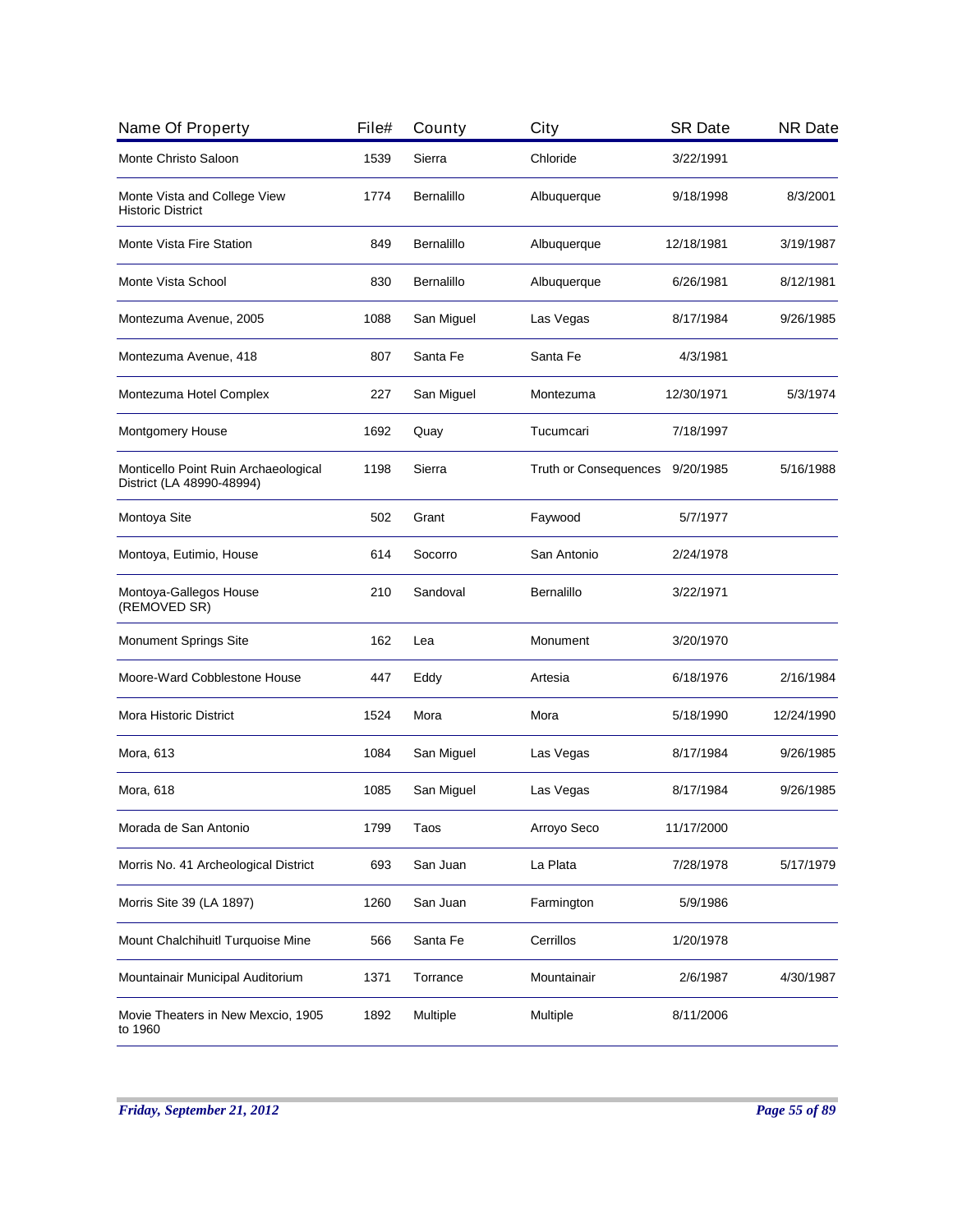| Name Of Property | File# | County | City | SR Date | NR Date |
| --- | --- | --- | --- | --- | --- |
| Monte Christo Saloon | 1539 | Sierra | Chloride | 3/22/1991 | |
| Monte Vista and College View Historic District | 1774 | Bernalillo | Albuquerque | 9/18/1998 | 8/3/2001 |
| Monte Vista Fire Station | 849 | Bernalillo | Albuquerque | 12/18/1981 | 3/19/1987 |
| Monte Vista School | 830 | Bernalillo | Albuquerque | 6/26/1981 | 8/12/1981 |
| Montezuma Avenue, 2005 | 1088 | San Miguel | Las Vegas | 8/17/1984 | 9/26/1985 |
| Montezuma Avenue, 418 | 807 | Santa Fe | Santa Fe | 4/3/1981 | |
| Montezuma Hotel Complex | 227 | San Miguel | Montezuma | 12/30/1971 | 5/3/1974 |
| Montgomery House | 1692 | Quay | Tucumcari | 7/18/1997 | |
| Monticello Point Ruin Archaeological District (LA 48990-48994) | 1198 | Sierra | Truth or Consequences | 9/20/1985 | 5/16/1988 |
| Montoya Site | 502 | Grant | Faywood | 5/7/1977 | |
| Montoya, Eutimio, House | 614 | Socorro | San Antonio | 2/24/1978 | |
| Montoya-Gallegos House (REMOVED SR) | 210 | Sandoval | Bernalillo | 3/22/1971 | |
| Monument Springs Site | 162 | Lea | Monument | 3/20/1970 | |
| Moore-Ward Cobblestone House | 447 | Eddy | Artesia | 6/18/1976 | 2/16/1984 |
| Mora Historic District | 1524 | Mora | Mora | 5/18/1990 | 12/24/1990 |
| Mora, 613 | 1084 | San Miguel | Las Vegas | 8/17/1984 | 9/26/1985 |
| Mora, 618 | 1085 | San Miguel | Las Vegas | 8/17/1984 | 9/26/1985 |
| Morada de San Antonio | 1799 | Taos | Arroyo Seco | 11/17/2000 | |
| Morris No. 41 Archeological District | 693 | San Juan | La Plata | 7/28/1978 | 5/17/1979 |
| Morris Site 39 (LA 1897) | 1260 | San Juan | Farmington | 5/9/1986 | |
| Mount Chalchihuitl Turquoise Mine | 566 | Santa Fe | Cerrillos | 1/20/1978 | |
| Mountainair Municipal Auditorium | 1371 | Torrance | Mountainair | 2/6/1987 | 4/30/1987 |
| Movie Theaters in New Mexcio, 1905 to 1960 | 1892 | Multiple | Multiple | 8/11/2006 | |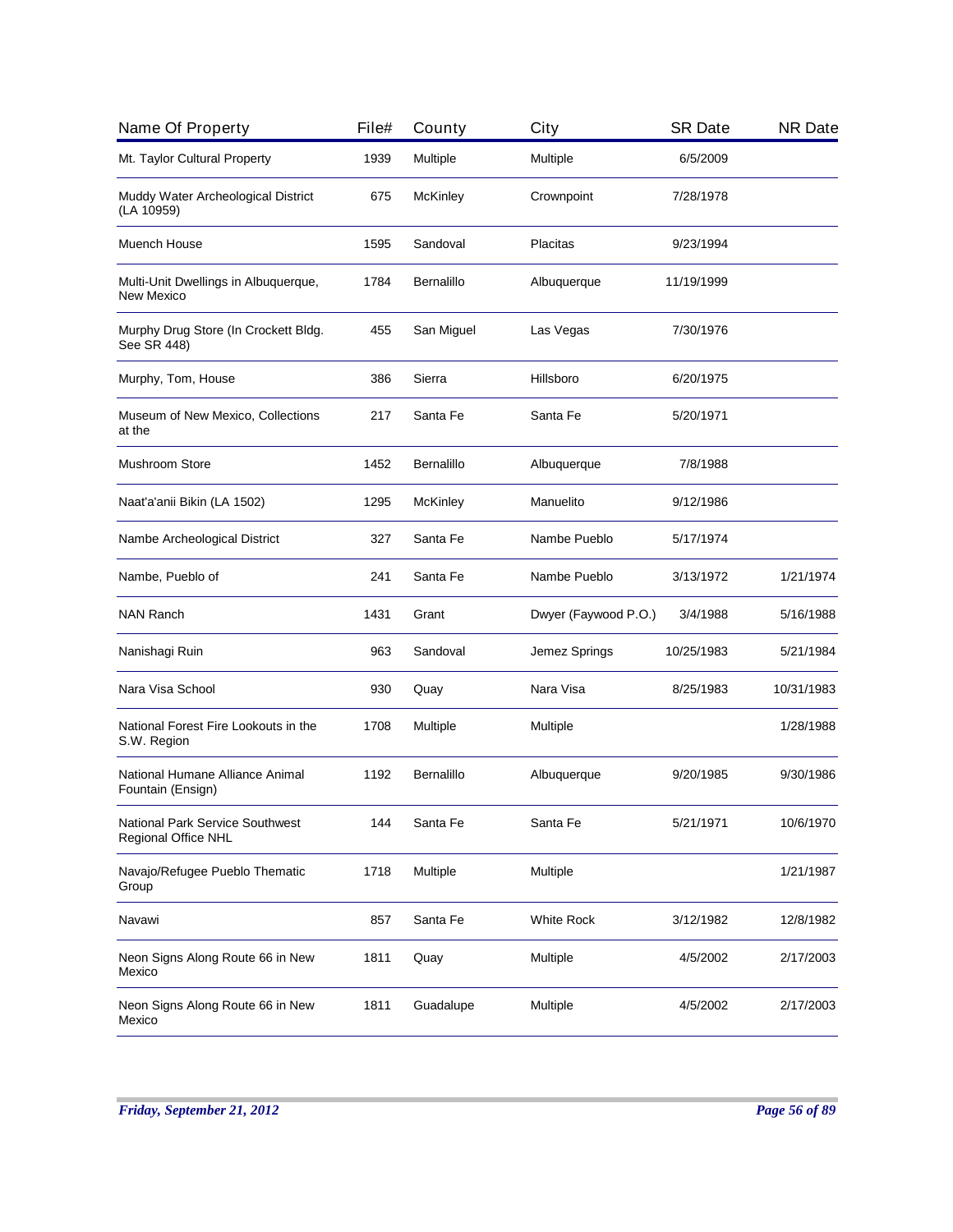| Name Of Property | File# | County | City | SR Date | NR Date |
|---|---|---|---|---|---|
| Mt. Taylor Cultural Property | 1939 | Multiple | Multiple | 6/5/2009 | |
| Muddy Water Archeological District (LA 10959) | 675 | McKinley | Crownpoint | 7/28/1978 | |
| Muench House | 1595 | Sandoval | Placitas | 9/23/1994 | |
| Multi-Unit Dwellings in Albuquerque, New Mexico | 1784 | Bernalillo | Albuquerque | 11/19/1999 | |
| Murphy Drug Store (In Crockett Bldg. See SR 448) | 455 | San Miguel | Las Vegas | 7/30/1976 | |
| Murphy, Tom, House | 386 | Sierra | Hillsboro | 6/20/1975 | |
| Museum of New Mexico, Collections at the | 217 | Santa Fe | Santa Fe | 5/20/1971 | |
| Mushroom Store | 1452 | Bernalillo | Albuquerque | 7/8/1988 | |
| Naat'a'anii Bikin (LA 1502) | 1295 | McKinley | Manuelito | 9/12/1986 | |
| Nambe Archeological District | 327 | Santa Fe | Nambe Pueblo | 5/17/1974 | |
| Nambe, Pueblo of | 241 | Santa Fe | Nambe Pueblo | 3/13/1972 | 1/21/1974 |
| NAN Ranch | 1431 | Grant | Dwyer (Faywood P.O.) | 3/4/1988 | 5/16/1988 |
| Nanishagi Ruin | 963 | Sandoval | Jemez Springs | 10/25/1983 | 5/21/1984 |
| Nara Visa School | 930 | Quay | Nara Visa | 8/25/1983 | 10/31/1983 |
| National Forest Fire Lookouts in the S.W. Region | 1708 | Multiple | Multiple | | 1/28/1988 |
| National Humane Alliance Animal Fountain (Ensign) | 1192 | Bernalillo | Albuquerque | 9/20/1985 | 9/30/1986 |
| National Park Service Southwest Regional Office NHL | 144 | Santa Fe | Santa Fe | 5/21/1971 | 10/6/1970 |
| Navajo/Refugee Pueblo Thematic Group | 1718 | Multiple | Multiple | | 1/21/1987 |
| Navawi | 857 | Santa Fe | White Rock | 3/12/1982 | 12/8/1982 |
| Neon Signs Along Route 66 in New Mexico | 1811 | Quay | Multiple | 4/5/2002 | 2/17/2003 |
| Neon Signs Along Route 66 in New Mexico | 1811 | Guadalupe | Multiple | 4/5/2002 | 2/17/2003 |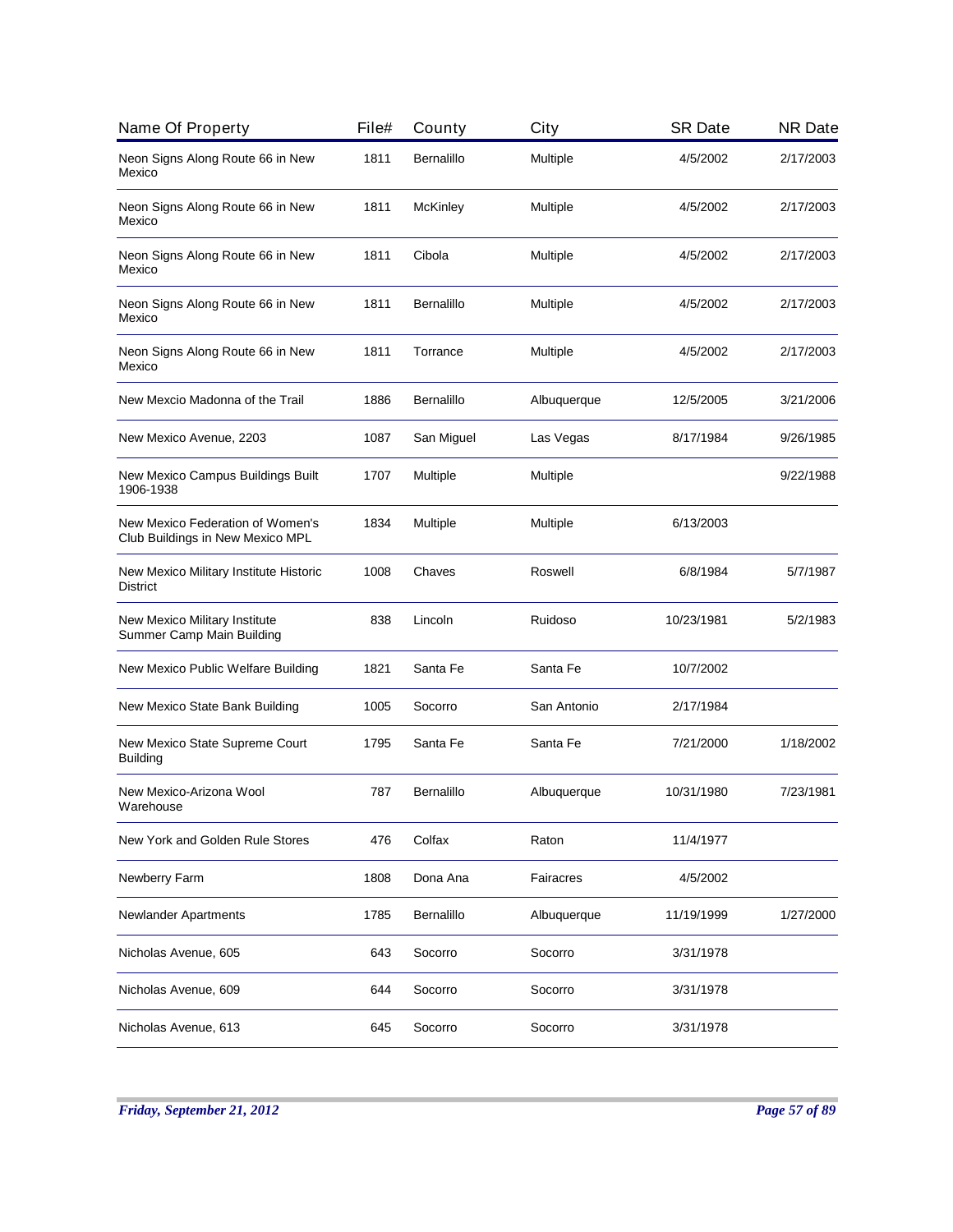| Name Of Property | File# | County | City | SR Date | NR Date |
|---|---|---|---|---|---|
| Neon Signs Along Route 66 in New Mexico | 1811 | Bernalillo | Multiple | 4/5/2002 | 2/17/2003 |
| Neon Signs Along Route 66 in New Mexico | 1811 | McKinley | Multiple | 4/5/2002 | 2/17/2003 |
| Neon Signs Along Route 66 in New Mexico | 1811 | Cibola | Multiple | 4/5/2002 | 2/17/2003 |
| Neon Signs Along Route 66 in New Mexico | 1811 | Bernalillo | Multiple | 4/5/2002 | 2/17/2003 |
| Neon Signs Along Route 66 in New Mexico | 1811 | Torrance | Multiple | 4/5/2002 | 2/17/2003 |
| New Mexcio Madonna of the Trail | 1886 | Bernalillo | Albuquerque | 12/5/2005 | 3/21/2006 |
| New Mexico Avenue, 2203 | 1087 | San Miguel | Las Vegas | 8/17/1984 | 9/26/1985 |
| New Mexico Campus Buildings Built 1906-1938 | 1707 | Multiple | Multiple | | 9/22/1988 |
| New Mexico Federation of Women's Club Buildings in New Mexico MPL | 1834 | Multiple | Multiple | 6/13/2003 | |
| New Mexico Military Institute Historic District | 1008 | Chaves | Roswell | 6/8/1984 | 5/7/1987 |
| New Mexico Military Institute Summer Camp Main Building | 838 | Lincoln | Ruidoso | 10/23/1981 | 5/2/1983 |
| New Mexico Public Welfare Building | 1821 | Santa Fe | Santa Fe | 10/7/2002 | |
| New Mexico State Bank Building | 1005 | Socorro | San Antonio | 2/17/1984 | |
| New Mexico State Supreme Court Building | 1795 | Santa Fe | Santa Fe | 7/21/2000 | 1/18/2002 |
| New Mexico-Arizona Wool Warehouse | 787 | Bernalillo | Albuquerque | 10/31/1980 | 7/23/1981 |
| New York and Golden Rule Stores | 476 | Colfax | Raton | 11/4/1977 | |
| Newberry Farm | 1808 | Dona Ana | Fairacres | 4/5/2002 | |
| Newlander Apartments | 1785 | Bernalillo | Albuquerque | 11/19/1999 | 1/27/2000 |
| Nicholas Avenue, 605 | 643 | Socorro | Socorro | 3/31/1978 | |
| Nicholas Avenue, 609 | 644 | Socorro | Socorro | 3/31/1978 | |
| Nicholas Avenue, 613 | 645 | Socorro | Socorro | 3/31/1978 | |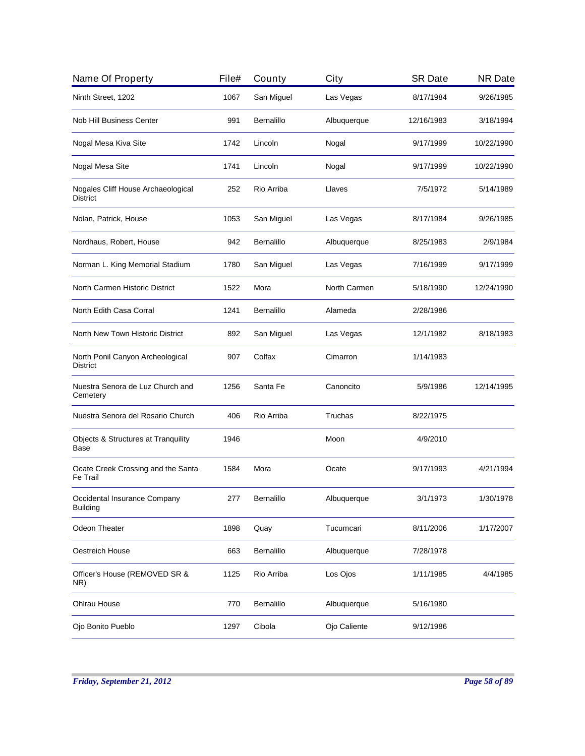| Name Of Property | File# | County | City | SR Date | NR Date |
|---|---|---|---|---|---|
| Ninth Street, 1202 | 1067 | San Miguel | Las Vegas | 8/17/1984 | 9/26/1985 |
| Nob Hill Business Center | 991 | Bernalillo | Albuquerque | 12/16/1983 | 3/18/1994 |
| Nogal Mesa Kiva Site | 1742 | Lincoln | Nogal | 9/17/1999 | 10/22/1990 |
| Nogal Mesa Site | 1741 | Lincoln | Nogal | 9/17/1999 | 10/22/1990 |
| Nogales Cliff House Archaeological District | 252 | Rio Arriba | Llaves | 7/5/1972 | 5/14/1989 |
| Nolan, Patrick, House | 1053 | San Miguel | Las Vegas | 8/17/1984 | 9/26/1985 |
| Nordhaus, Robert, House | 942 | Bernalillo | Albuquerque | 8/25/1983 | 2/9/1984 |
| Norman L. King Memorial Stadium | 1780 | San Miguel | Las Vegas | 7/16/1999 | 9/17/1999 |
| North Carmen Historic District | 1522 | Mora | North Carmen | 5/18/1990 | 12/24/1990 |
| North Edith Casa Corral | 1241 | Bernalillo | Alameda | 2/28/1986 | |
| North New Town Historic District | 892 | San Miguel | Las Vegas | 12/1/1982 | 8/18/1983 |
| North Ponil Canyon Archeological District | 907 | Colfax | Cimarron | 1/14/1983 | |
| Nuestra Senora de Luz Church and Cemetery | 1256 | Santa Fe | Canoncito | 5/9/1986 | 12/14/1995 |
| Nuestra Senora del Rosario Church | 406 | Rio Arriba | Truchas | 8/22/1975 | |
| Objects & Structures at Tranquility Base | 1946 | | Moon | 4/9/2010 | |
| Ocate Creek Crossing and the Santa Fe Trail | 1584 | Mora | Ocate | 9/17/1993 | 4/21/1994 |
| Occidental Insurance Company Building | 277 | Bernalillo | Albuquerque | 3/1/1973 | 1/30/1978 |
| Odeon Theater | 1898 | Quay | Tucumcari | 8/11/2006 | 1/17/2007 |
| Oestreich House | 663 | Bernalillo | Albuquerque | 7/28/1978 | |
| Officer's House (REMOVED SR & NR) | 1125 | Rio Arriba | Los Ojos | 1/11/1985 | 4/4/1985 |
| Ohlrau House | 770 | Bernalillo | Albuquerque | 5/16/1980 | |
| Ojo Bonito Pueblo | 1297 | Cibola | Ojo Caliente | 9/12/1986 | |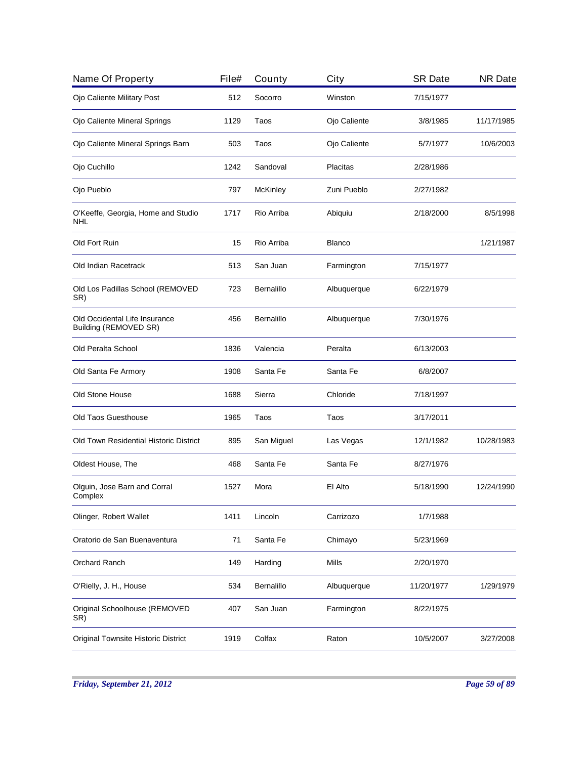| Name Of Property | File# | County | City | SR Date | NR Date |
|---|---|---|---|---|---|
| Ojo Caliente Military Post | 512 | Socorro | Winston | 7/15/1977 | |
| Ojo Caliente Mineral Springs | 1129 | Taos | Ojo Caliente | 3/8/1985 | 11/17/1985 |
| Ojo Caliente Mineral Springs Barn | 503 | Taos | Ojo Caliente | 5/7/1977 | 10/6/2003 |
| Ojo Cuchillo | 1242 | Sandoval | Placitas | 2/28/1986 | |
| Ojo Pueblo | 797 | McKinley | Zuni Pueblo | 2/27/1982 | |
| O'Keeffe, Georgia, Home and Studio NHL | 1717 | Rio Arriba | Abiquiu | 2/18/2000 | 8/5/1998 |
| Old Fort Ruin | 15 | Rio Arriba | Blanco | | 1/21/1987 |
| Old Indian Racetrack | 513 | San Juan | Farmington | 7/15/1977 | |
| Old Los Padillas School (REMOVED SR) | 723 | Bernalillo | Albuquerque | 6/22/1979 | |
| Old Occidental Life Insurance Building (REMOVED SR) | 456 | Bernalillo | Albuquerque | 7/30/1976 | |
| Old Peralta School | 1836 | Valencia | Peralta | 6/13/2003 | |
| Old Santa Fe Armory | 1908 | Santa Fe | Santa Fe | 6/8/2007 | |
| Old Stone House | 1688 | Sierra | Chloride | 7/18/1997 | |
| Old Taos Guesthouse | 1965 | Taos | Taos | 3/17/2011 | |
| Old Town Residential Historic District | 895 | San Miguel | Las Vegas | 12/1/1982 | 10/28/1983 |
| Oldest House, The | 468 | Santa Fe | Santa Fe | 8/27/1976 | |
| Olguin, Jose Barn and Corral Complex | 1527 | Mora | El Alto | 5/18/1990 | 12/24/1990 |
| Olinger, Robert Wallet | 1411 | Lincoln | Carrizozo | 1/7/1988 | |
| Oratorio de San Buenaventura | 71 | Santa Fe | Chimayo | 5/23/1969 | |
| Orchard Ranch | 149 | Harding | Mills | 2/20/1970 | |
| O'Rielly, J. H., House | 534 | Bernalillo | Albuquerque | 11/20/1977 | 1/29/1979 |
| Original Schoolhouse (REMOVED SR) | 407 | San Juan | Farmington | 8/22/1975 | |
| Original Townsite Historic District | 1919 | Colfax | Raton | 10/5/2007 | 3/27/2008 |

*Friday, September 21, 2012*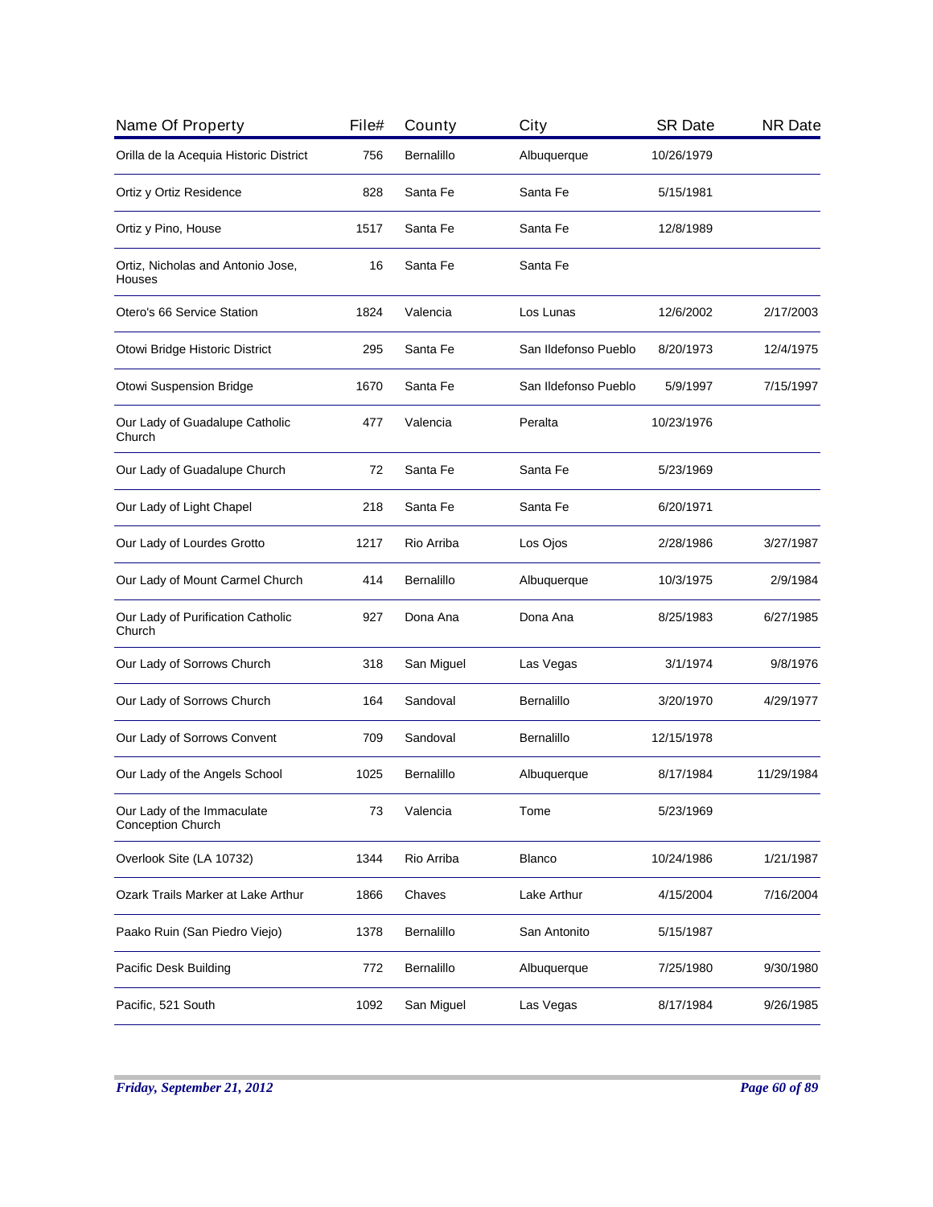| Name Of Property | File# | County | City | SR Date | NR Date |
|---|---|---|---|---|---|
| Orilla de la Acequia Historic District | 756 | Bernalillo | Albuquerque | 10/26/1979 | |
| Ortiz y Ortiz Residence | 828 | Santa Fe | Santa Fe | 5/15/1981 | |
| Ortiz y Pino, House | 1517 | Santa Fe | Santa Fe | 12/8/1989 | |
| Ortiz, Nicholas and Antonio Jose, Houses | 16 | Santa Fe | Santa Fe | | |
| Otero's 66 Service Station | 1824 | Valencia | Los Lunas | 12/6/2002 | 2/17/2003 |
| Otowi Bridge Historic District | 295 | Santa Fe | San Ildefonso Pueblo | 8/20/1973 | 12/4/1975 |
| Otowi Suspension Bridge | 1670 | Santa Fe | San Ildefonso Pueblo | 5/9/1997 | 7/15/1997 |
| Our Lady of Guadalupe Catholic Church | 477 | Valencia | Peralta | 10/23/1976 | |
| Our Lady of Guadalupe Church | 72 | Santa Fe | Santa Fe | 5/23/1969 | |
| Our Lady of Light Chapel | 218 | Santa Fe | Santa Fe | 6/20/1971 | |
| Our Lady of Lourdes Grotto | 1217 | Rio Arriba | Los Ojos | 2/28/1986 | 3/27/1987 |
| Our Lady of Mount Carmel Church | 414 | Bernalillo | Albuquerque | 10/3/1975 | 2/9/1984 |
| Our Lady of Purification Catholic Church | 927 | Dona Ana | Dona Ana | 8/25/1983 | 6/27/1985 |
| Our Lady of Sorrows Church | 318 | San Miguel | Las Vegas | 3/1/1974 | 9/8/1976 |
| Our Lady of Sorrows Church | 164 | Sandoval | Bernalillo | 3/20/1970 | 4/29/1977 |
| Our Lady of Sorrows Convent | 709 | Sandoval | Bernalillo | 12/15/1978 | |
| Our Lady of the Angels School | 1025 | Bernalillo | Albuquerque | 8/17/1984 | 11/29/1984 |
| Our Lady of the Immaculate Conception Church | 73 | Valencia | Tome | 5/23/1969 | |
| Overlook Site (LA 10732) | 1344 | Rio Arriba | Blanco | 10/24/1986 | 1/21/1987 |
| Ozark Trails Marker at Lake Arthur | 1866 | Chaves | Lake Arthur | 4/15/2004 | 7/16/2004 |
| Paako Ruin (San Piedro Viejo) | 1378 | Bernalillo | San Antonito | 5/15/1987 | |
| Pacific Desk Building | 772 | Bernalillo | Albuquerque | 7/25/1980 | 9/30/1980 |
| Pacific, 521 South | 1092 | San Miguel | Las Vegas | 8/17/1984 | 9/26/1985 |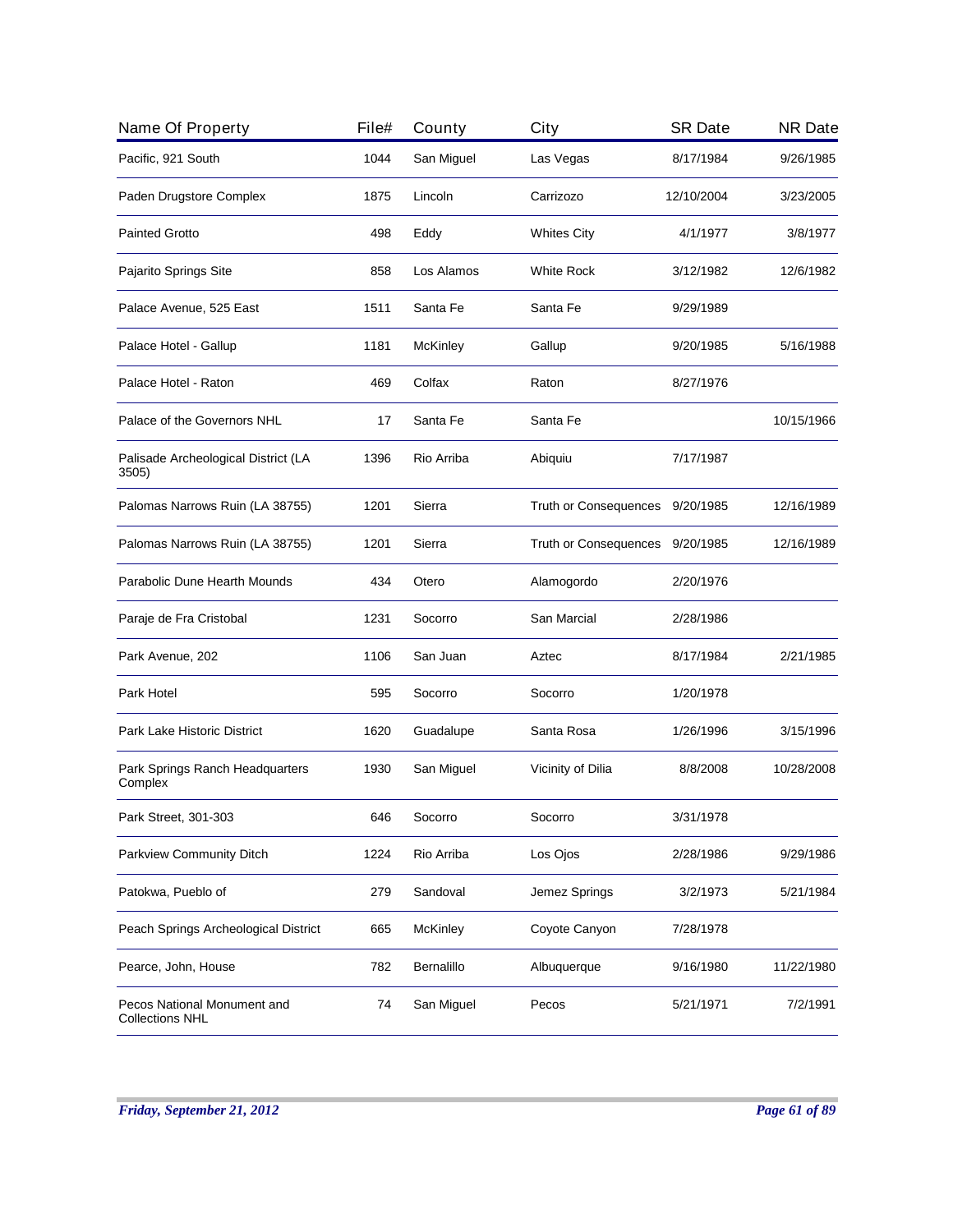| Name Of Property | File# | County | City | SR Date | NR Date |
|---|---|---|---|---|---|
| Pacific, 921 South | 1044 | San Miguel | Las Vegas | 8/17/1984 | 9/26/1985 |
| Paden Drugstore Complex | 1875 | Lincoln | Carrizozo | 12/10/2004 | 3/23/2005 |
| Painted Grotto | 498 | Eddy | Whites City | 4/1/1977 | 3/8/1977 |
| Pajarito Springs Site | 858 | Los Alamos | White Rock | 3/12/1982 | 12/6/1982 |
| Palace Avenue, 525 East | 1511 | Santa Fe | Santa Fe | 9/29/1989 | |
| Palace Hotel - Gallup | 1181 | McKinley | Gallup | 9/20/1985 | 5/16/1988 |
| Palace Hotel - Raton | 469 | Colfax | Raton | 8/27/1976 | |
| Palace of the Governors NHL | 17 | Santa Fe | Santa Fe | | 10/15/1966 |
| Palisade Archeological District (LA 3505) | 1396 | Rio Arriba | Abiquiu | 7/17/1987 | |
| Palomas Narrows Ruin (LA 38755) | 1201 | Sierra | Truth or Consequences | 9/20/1985 | 12/16/1989 |
| Palomas Narrows Ruin (LA 38755) | 1201 | Sierra | Truth or Consequences | 9/20/1985 | 12/16/1989 |
| Parabolic Dune Hearth Mounds | 434 | Otero | Alamogordo | 2/20/1976 | |
| Paraje de Fra Cristobal | 1231 | Socorro | San Marcial | 2/28/1986 | |
| Park Avenue, 202 | 1106 | San Juan | Aztec | 8/17/1984 | 2/21/1985 |
| Park Hotel | 595 | Socorro | Socorro | 1/20/1978 | |
| Park Lake Historic District | 1620 | Guadalupe | Santa Rosa | 1/26/1996 | 3/15/1996 |
| Park Springs Ranch Headquarters Complex | 1930 | San Miguel | Vicinity of Dilia | 8/8/2008 | 10/28/2008 |
| Park Street, 301-303 | 646 | Socorro | Socorro | 3/31/1978 | |
| Parkview Community Ditch | 1224 | Rio Arriba | Los Ojos | 2/28/1986 | 9/29/1986 |
| Patokwa, Pueblo of | 279 | Sandoval | Jemez Springs | 3/2/1973 | 5/21/1984 |
| Peach Springs Archeological District | 665 | McKinley | Coyote Canyon | 7/28/1978 | |
| Pearce, John, House | 782 | Bernalillo | Albuquerque | 9/16/1980 | 11/22/1980 |
| Pecos National Monument and Collections NHL | 74 | San Miguel | Pecos | 5/21/1971 | 7/2/1991 |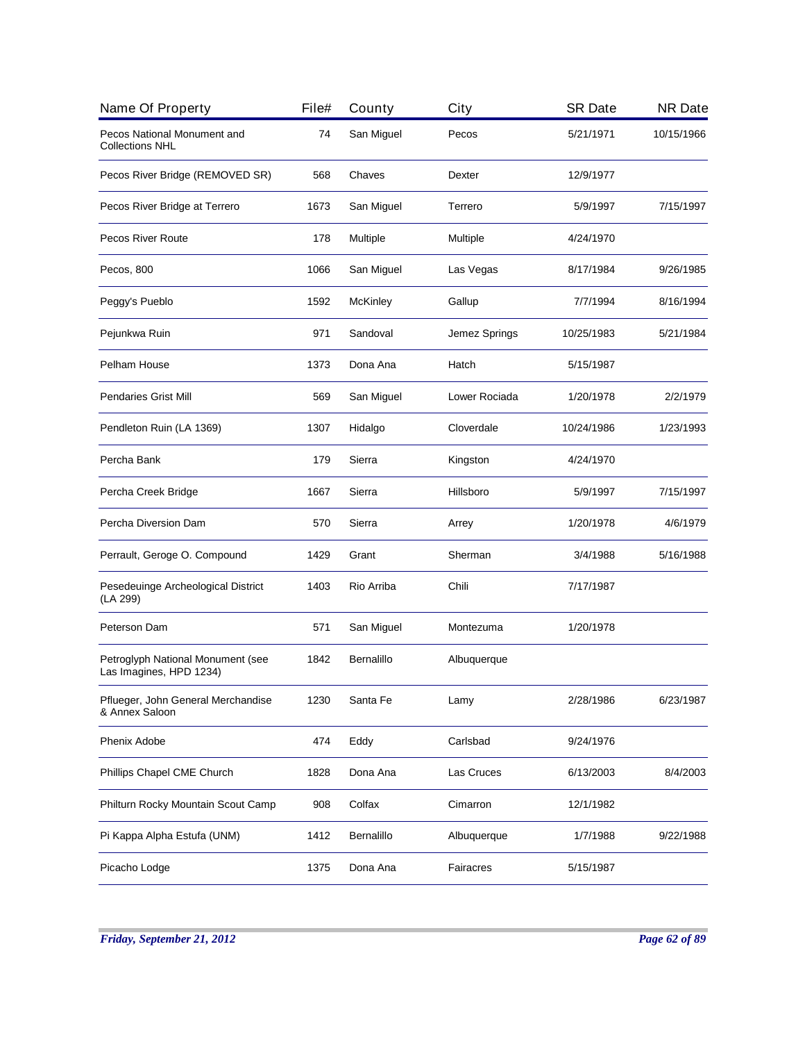| Name Of Property | File# | County | City | SR Date | NR Date |
|---|---|---|---|---|---|
| Pecos National Monument and Collections NHL | 74 | San Miguel | Pecos | 5/21/1971 | 10/15/1966 |
| Pecos River Bridge (REMOVED SR) | 568 | Chaves | Dexter | 12/9/1977 | |
| Pecos River Bridge at Terrero | 1673 | San Miguel | Terrero | 5/9/1997 | 7/15/1997 |
| Pecos River Route | 178 | Multiple | Multiple | 4/24/1970 | |
| Pecos, 800 | 1066 | San Miguel | Las Vegas | 8/17/1984 | 9/26/1985 |
| Peggy's Pueblo | 1592 | McKinley | Gallup | 7/7/1994 | 8/16/1994 |
| Pejunkwa Ruin | 971 | Sandoval | Jemez Springs | 10/25/1983 | 5/21/1984 |
| Pelham House | 1373 | Dona Ana | Hatch | 5/15/1987 | |
| Pendaries Grist Mill | 569 | San Miguel | Lower Rociada | 1/20/1978 | 2/2/1979 |
| Pendleton Ruin (LA 1369) | 1307 | Hidalgo | Cloverdale | 10/24/1986 | 1/23/1993 |
| Percha Bank | 179 | Sierra | Kingston | 4/24/1970 | |
| Percha Creek Bridge | 1667 | Sierra | Hillsboro | 5/9/1997 | 7/15/1997 |
| Percha Diversion Dam | 570 | Sierra | Arrey | 1/20/1978 | 4/6/1979 |
| Perrault, Geroge O. Compound | 1429 | Grant | Sherman | 3/4/1988 | 5/16/1988 |
| Pesedeuinge Archeological District (LA 299) | 1403 | Rio Arriba | Chili | 7/17/1987 | |
| Peterson Dam | 571 | San Miguel | Montezuma | 1/20/1978 | |
| Petroglyph National Monument (see Las Imagines, HPD 1234) | 1842 | Bernalillo | Albuquerque | | |
| Pflueger, John General Merchandise & Annex Saloon | 1230 | Santa Fe | Lamy | 2/28/1986 | 6/23/1987 |
| Phenix Adobe | 474 | Eddy | Carlsbad | 9/24/1976 | |
| Phillips Chapel CME Church | 1828 | Dona Ana | Las Cruces | 6/13/2003 | 8/4/2003 |
| Philturn Rocky Mountain Scout Camp | 908 | Colfax | Cimarron | 12/1/1982 | |
| Pi Kappa Alpha Estufa (UNM) | 1412 | Bernalillo | Albuquerque | 1/7/1988 | 9/22/1988 |
| Picacho Lodge | 1375 | Dona Ana | Fairacres | 5/15/1987 | |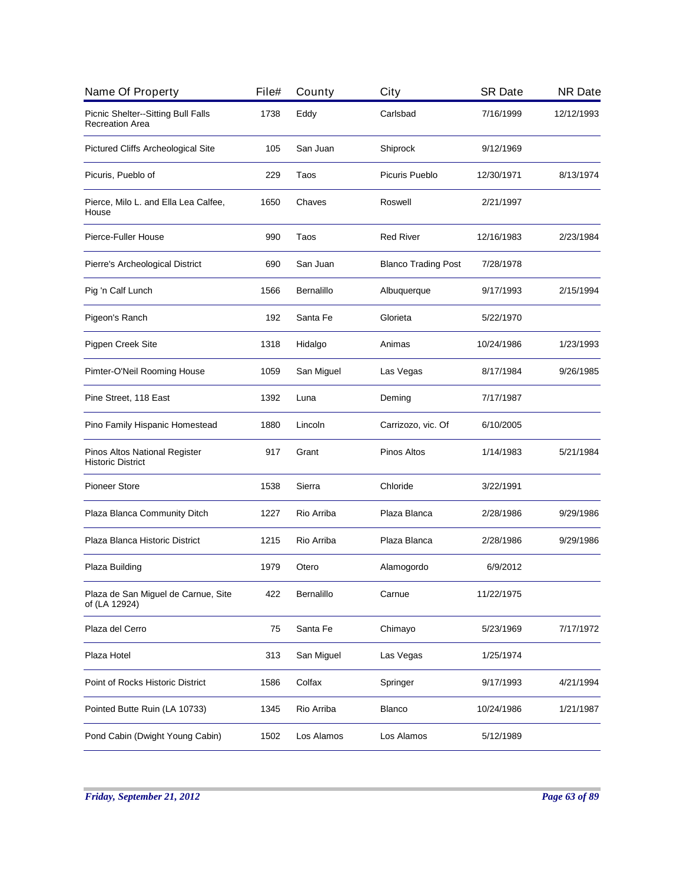| Name Of Property | File# | County | City | SR Date | NR Date |
|---|---|---|---|---|---|
| Picnic Shelter--Sitting Bull Falls Recreation Area | 1738 | Eddy | Carlsbad | 7/16/1999 | 12/12/1993 |
| Pictured Cliffs Archeological Site | 105 | San Juan | Shiprock | 9/12/1969 | |
| Picuris, Pueblo of | 229 | Taos | Picuris Pueblo | 12/30/1971 | 8/13/1974 |
| Pierce, Milo L. and Ella Lea Calfee, House | 1650 | Chaves | Roswell | 2/21/1997 | |
| Pierce-Fuller House | 990 | Taos | Red River | 12/16/1983 | 2/23/1984 |
| Pierre's Archeological District | 690 | San Juan | Blanco Trading Post | 7/28/1978 | |
| Pig 'n Calf Lunch | 1566 | Bernalillo | Albuquerque | 9/17/1993 | 2/15/1994 |
| Pigeon's Ranch | 192 | Santa Fe | Glorieta | 5/22/1970 | |
| Pigpen Creek Site | 1318 | Hidalgo | Animas | 10/24/1986 | 1/23/1993 |
| Pimter-O'Neil Rooming House | 1059 | San Miguel | Las Vegas | 8/17/1984 | 9/26/1985 |
| Pine Street, 118 East | 1392 | Luna | Deming | 7/17/1987 | |
| Pino Family Hispanic Homestead | 1880 | Lincoln | Carrizozo, vic. Of | 6/10/2005 | |
| Pinos Altos National Register Historic District | 917 | Grant | Pinos Altos | 1/14/1983 | 5/21/1984 |
| Pioneer Store | 1538 | Sierra | Chloride | 3/22/1991 | |
| Plaza Blanca Community Ditch | 1227 | Rio Arriba | Plaza Blanca | 2/28/1986 | 9/29/1986 |
| Plaza Blanca Historic District | 1215 | Rio Arriba | Plaza Blanca | 2/28/1986 | 9/29/1986 |
| Plaza Building | 1979 | Otero | Alamogordo | 6/9/2012 | |
| Plaza de San Miguel de Carnue, Site of (LA 12924) | 422 | Bernalillo | Carnue | 11/22/1975 | |
| Plaza del Cerro | 75 | Santa Fe | Chimayo | 5/23/1969 | 7/17/1972 |
| Plaza Hotel | 313 | San Miguel | Las Vegas | 1/25/1974 | |
| Point of Rocks Historic District | 1586 | Colfax | Springer | 9/17/1993 | 4/21/1994 |
| Pointed Butte Ruin (LA 10733) | 1345 | Rio Arriba | Blanco | 10/24/1986 | 1/21/1987 |
| Pond Cabin (Dwight Young Cabin) | 1502 | Los Alamos | Los Alamos | 5/12/1989 | |

*Friday, September 21, 2012*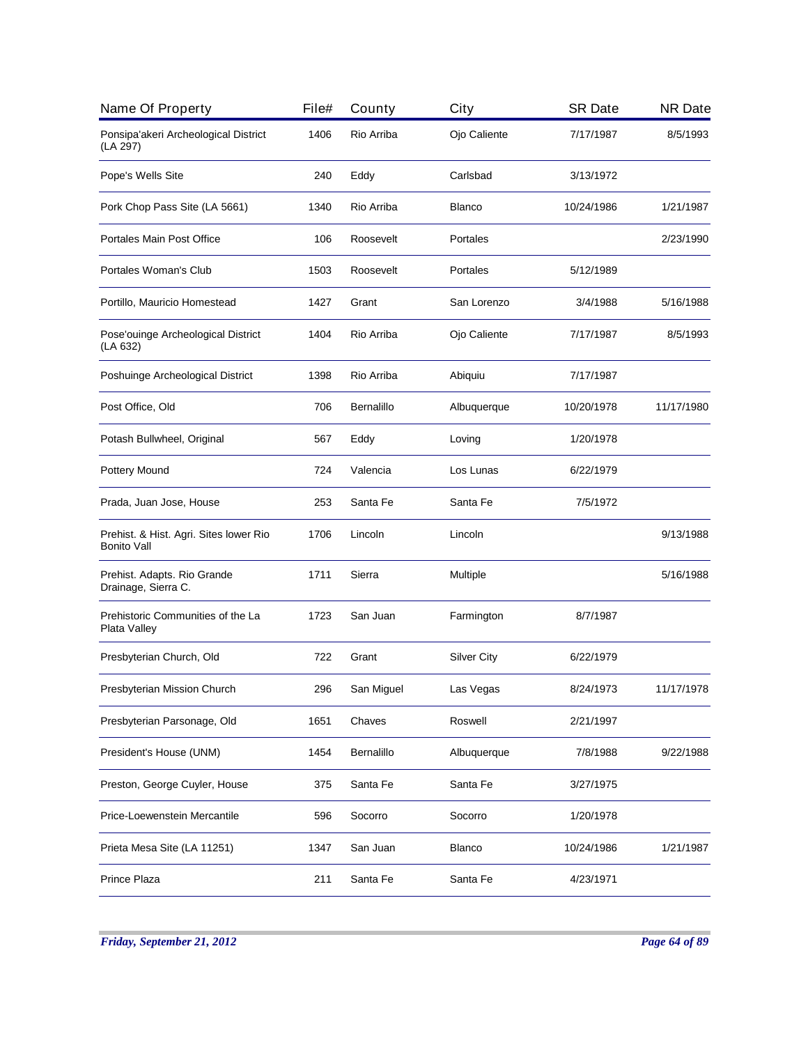| Name Of Property | File# | County | City | SR Date | NR Date |
|---|---|---|---|---|---|
| Ponsipa'akeri Archeological District (LA 297) | 1406 | Rio Arriba | Ojo Caliente | 7/17/1987 | 8/5/1993 |
| Pope's Wells Site | 240 | Eddy | Carlsbad | 3/13/1972 | |
| Pork Chop Pass Site (LA 5661) | 1340 | Rio Arriba | Blanco | 10/24/1986 | 1/21/1987 |
| Portales Main Post Office | 106 | Roosevelt | Portales | | 2/23/1990 |
| Portales Woman's Club | 1503 | Roosevelt | Portales | 5/12/1989 | |
| Portillo, Mauricio Homestead | 1427 | Grant | San Lorenzo | 3/4/1988 | 5/16/1988 |
| Pose'ouinge Archeological District (LA 632) | 1404 | Rio Arriba | Ojo Caliente | 7/17/1987 | 8/5/1993 |
| Poshuinge Archeological District | 1398 | Rio Arriba | Abiquiu | 7/17/1987 | |
| Post Office, Old | 706 | Bernalillo | Albuquerque | 10/20/1978 | 11/17/1980 |
| Potash Bullwheel, Original | 567 | Eddy | Loving | 1/20/1978 | |
| Pottery Mound | 724 | Valencia | Los Lunas | 6/22/1979 | |
| Prada, Juan Jose, House | 253 | Santa Fe | Santa Fe | 7/5/1972 | |
| Prehist. & Hist. Agri. Sites lower Rio Bonito Vall | 1706 | Lincoln | Lincoln | | 9/13/1988 |
| Prehist. Adapts. Rio Grande Drainage, Sierra C. | 1711 | Sierra | Multiple | | 5/16/1988 |
| Prehistoric Communities of the La Plata Valley | 1723 | San Juan | Farmington | 8/7/1987 | |
| Presbyterian Church, Old | 722 | Grant | Silver City | 6/22/1979 | |
| Presbyterian Mission Church | 296 | San Miguel | Las Vegas | 8/24/1973 | 11/17/1978 |
| Presbyterian Parsonage, Old | 1651 | Chaves | Roswell | 2/21/1997 | |
| President's House (UNM) | 1454 | Bernalillo | Albuquerque | 7/8/1988 | 9/22/1988 |
| Preston, George Cuyler, House | 375 | Santa Fe | Santa Fe | 3/27/1975 | |
| Price-Loewenstein Mercantile | 596 | Socorro | Socorro | 1/20/1978 | |
| Prieta Mesa Site (LA 11251) | 1347 | San Juan | Blanco | 10/24/1986 | 1/21/1987 |
| Prince Plaza | 211 | Santa Fe | Santa Fe | 4/23/1971 | |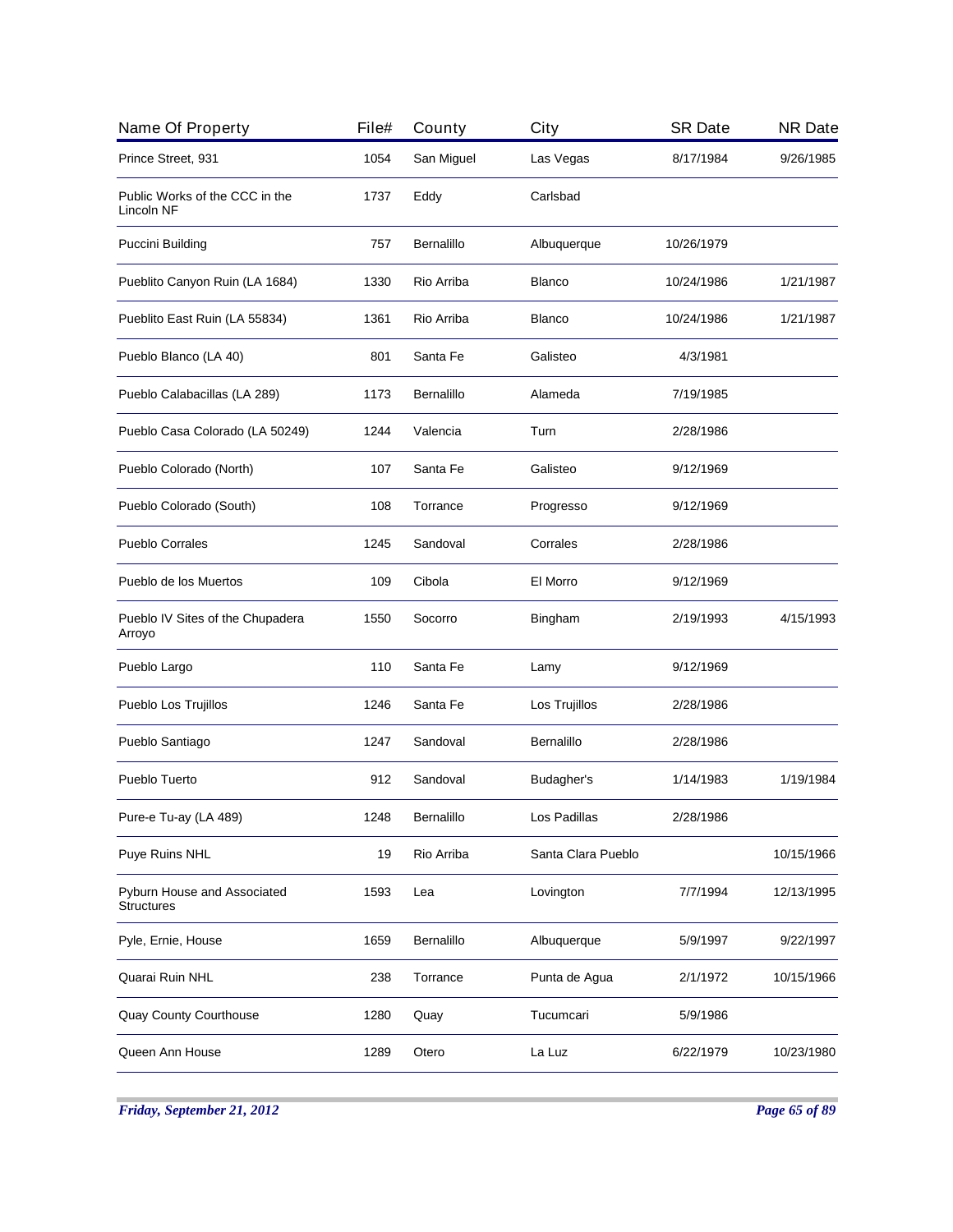| Name Of Property | File# | County | City | SR Date | NR Date |
|---|---|---|---|---|---|
| Prince Street, 931 | 1054 | San Miguel | Las Vegas | 8/17/1984 | 9/26/1985 |
| Public Works of the CCC in the Lincoln NF | 1737 | Eddy | Carlsbad | | |
| Puccini Building | 757 | Bernalillo | Albuquerque | 10/26/1979 | |
| Pueblito Canyon Ruin (LA 1684) | 1330 | Rio Arriba | Blanco | 10/24/1986 | 1/21/1987 |
| Pueblito East Ruin (LA 55834) | 1361 | Rio Arriba | Blanco | 10/24/1986 | 1/21/1987 |
| Pueblo Blanco (LA 40) | 801 | Santa Fe | Galisteo | 4/3/1981 | |
| Pueblo Calabacillas (LA 289) | 1173 | Bernalillo | Alameda | 7/19/1985 | |
| Pueblo Casa Colorado (LA 50249) | 1244 | Valencia | Turn | 2/28/1986 | |
| Pueblo Colorado (North) | 107 | Santa Fe | Galisteo | 9/12/1969 | |
| Pueblo Colorado (South) | 108 | Torrance | Progresso | 9/12/1969 | |
| Pueblo Corrales | 1245 | Sandoval | Corrales | 2/28/1986 | |
| Pueblo de los Muertos | 109 | Cibola | El Morro | 9/12/1969 | |
| Pueblo IV Sites of the Chupadera Arroyo | 1550 | Socorro | Bingham | 2/19/1993 | 4/15/1993 |
| Pueblo Largo | 110 | Santa Fe | Lamy | 9/12/1969 | |
| Pueblo Los Trujillos | 1246 | Santa Fe | Los Trujillos | 2/28/1986 | |
| Pueblo Santiago | 1247 | Sandoval | Bernalillo | 2/28/1986 | |
| Pueblo Tuerto | 912 | Sandoval | Budagher's | 1/14/1983 | 1/19/1984 |
| Pure-e Tu-ay (LA 489) | 1248 | Bernalillo | Los Padillas | 2/28/1986 | |
| Puye Ruins NHL | 19 | Rio Arriba | Santa Clara Pueblo | | 10/15/1966 |
| Pyburn House and Associated Structures | 1593 | Lea | Lovington | 7/7/1994 | 12/13/1995 |
| Pyle, Ernie, House | 1659 | Bernalillo | Albuquerque | 5/9/1997 | 9/22/1997 |
| Quarai Ruin NHL | 238 | Torrance | Punta de Agua | 2/1/1972 | 10/15/1966 |
| Quay County Courthouse | 1280 | Quay | Tucumcari | 5/9/1986 | |
| Queen Ann House | 1289 | Otero | La Luz | 6/22/1979 | 10/23/1980 |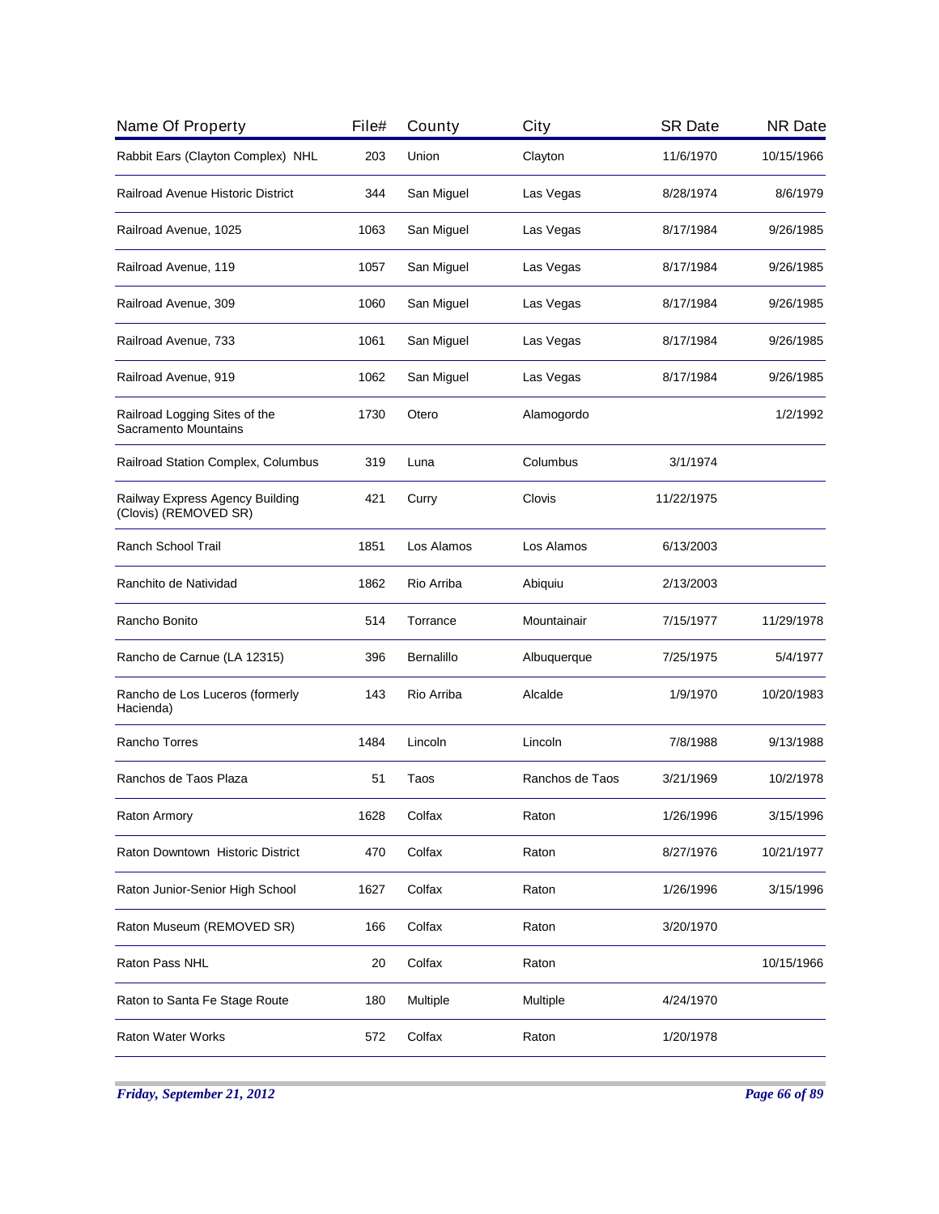| Name Of Property | File# | County | City | SR Date | NR Date |
|---|---|---|---|---|---|
| Rabbit Ears (Clayton Complex) NHL | 203 | Union | Clayton | 11/6/1970 | 10/15/1966 |
| Railroad Avenue Historic District | 344 | San Miguel | Las Vegas | 8/28/1974 | 8/6/1979 |
| Railroad Avenue, 1025 | 1063 | San Miguel | Las Vegas | 8/17/1984 | 9/26/1985 |
| Railroad Avenue, 119 | 1057 | San Miguel | Las Vegas | 8/17/1984 | 9/26/1985 |
| Railroad Avenue, 309 | 1060 | San Miguel | Las Vegas | 8/17/1984 | 9/26/1985 |
| Railroad Avenue, 733 | 1061 | San Miguel | Las Vegas | 8/17/1984 | 9/26/1985 |
| Railroad Avenue, 919 | 1062 | San Miguel | Las Vegas | 8/17/1984 | 9/26/1985 |
| Railroad Logging Sites of the Sacramento Mountains | 1730 | Otero | Alamogordo | | 1/2/1992 |
| Railroad Station Complex, Columbus | 319 | Luna | Columbus | 3/1/1974 | |
| Railway Express Agency Building (Clovis) (REMOVED SR) | 421 | Curry | Clovis | 11/22/1975 | |
| Ranch School Trail | 1851 | Los Alamos | Los Alamos | 6/13/2003 | |
| Ranchito de Natividad | 1862 | Rio Arriba | Abiquiu | 2/13/2003 | |
| Rancho Bonito | 514 | Torrance | Mountainair | 7/15/1977 | 11/29/1978 |
| Rancho de Carnue (LA 12315) | 396 | Bernalillo | Albuquerque | 7/25/1975 | 5/4/1977 |
| Rancho de Los Luceros (formerly Hacienda) | 143 | Rio Arriba | Alcalde | 1/9/1970 | 10/20/1983 |
| Rancho Torres | 1484 | Lincoln | Lincoln | 7/8/1988 | 9/13/1988 |
| Ranchos de Taos Plaza | 51 | Taos | Ranchos de Taos | 3/21/1969 | 10/2/1978 |
| Raton Armory | 1628 | Colfax | Raton | 1/26/1996 | 3/15/1996 |
| Raton Downtown Historic District | 470 | Colfax | Raton | 8/27/1976 | 10/21/1977 |
| Raton Junior-Senior High School | 1627 | Colfax | Raton | 1/26/1996 | 3/15/1996 |
| Raton Museum (REMOVED SR) | 166 | Colfax | Raton | 3/20/1970 | |
| Raton Pass NHL | 20 | Colfax | Raton | | 10/15/1966 |
| Raton to Santa Fe Stage Route | 180 | Multiple | Multiple | 4/24/1970 | |
| Raton Water Works | 572 | Colfax | Raton | 1/20/1978 | |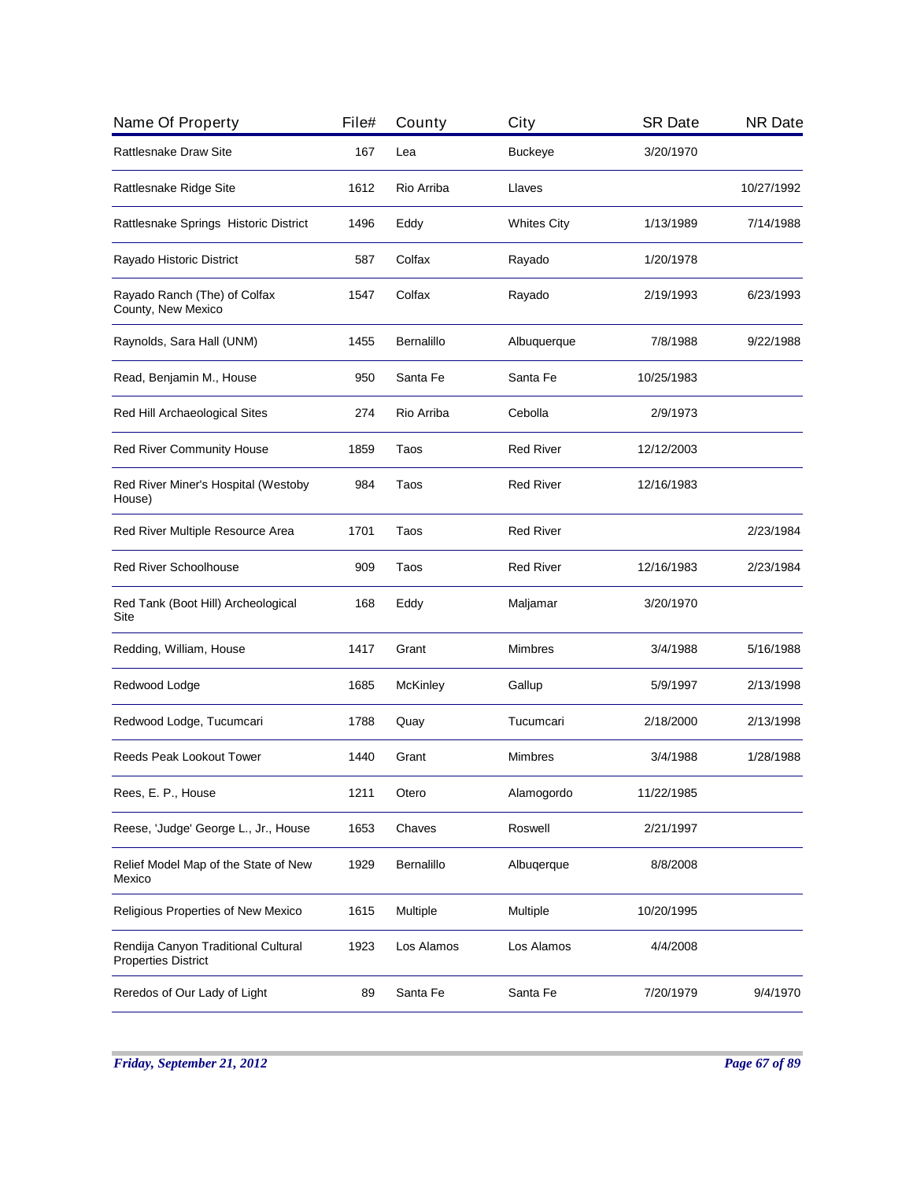| Name Of Property | File# | County | City | SR Date | NR Date |
|---|---|---|---|---|---|
| Rattlesnake Draw Site | 167 | Lea | Buckeye | 3/20/1970 | |
| Rattlesnake Ridge Site | 1612 | Rio Arriba | Llaves | | 10/27/1992 |
| Rattlesnake Springs Historic District | 1496 | Eddy | Whites City | 1/13/1989 | 7/14/1988 |
| Rayado Historic District | 587 | Colfax | Rayado | 1/20/1978 | |
| Rayado Ranch (The) of Colfax County, New Mexico | 1547 | Colfax | Rayado | 2/19/1993 | 6/23/1993 |
| Raynolds, Sara Hall (UNM) | 1455 | Bernalillo | Albuquerque | 7/8/1988 | 9/22/1988 |
| Read, Benjamin M., House | 950 | Santa Fe | Santa Fe | 10/25/1983 | |
| Red Hill Archaeological Sites | 274 | Rio Arriba | Cebolla | 2/9/1973 | |
| Red River Community House | 1859 | Taos | Red River | 12/12/2003 | |
| Red River Miner's Hospital (Westoby House) | 984 | Taos | Red River | 12/16/1983 | |
| Red River Multiple Resource Area | 1701 | Taos | Red River | | 2/23/1984 |
| Red River Schoolhouse | 909 | Taos | Red River | 12/16/1983 | 2/23/1984 |
| Red Tank (Boot Hill) Archeological Site | 168 | Eddy | Maljamar | 3/20/1970 | |
| Redding, William, House | 1417 | Grant | Mimbres | 3/4/1988 | 5/16/1988 |
| Redwood Lodge | 1685 | McKinley | Gallup | 5/9/1997 | 2/13/1998 |
| Redwood Lodge, Tucumcari | 1788 | Quay | Tucumcari | 2/18/2000 | 2/13/1998 |
| Reeds Peak Lookout Tower | 1440 | Grant | Mimbres | 3/4/1988 | 1/28/1988 |
| Rees, E. P., House | 1211 | Otero | Alamogordo | 11/22/1985 | |
| Reese, 'Judge' George L., Jr., House | 1653 | Chaves | Roswell | 2/21/1997 | |
| Relief Model Map of the State of New Mexico | 1929 | Bernalillo | Albuqerque | 8/8/2008 | |
| Religious Properties of New Mexico | 1615 | Multiple | Multiple | 10/20/1995 | |
| Rendija Canyon Traditional Cultural Properties District | 1923 | Los Alamos | Los Alamos | 4/4/2008 | |
| Reredos of Our Lady of Light | 89 | Santa Fe | Santa Fe | 7/20/1979 | 9/4/1970 |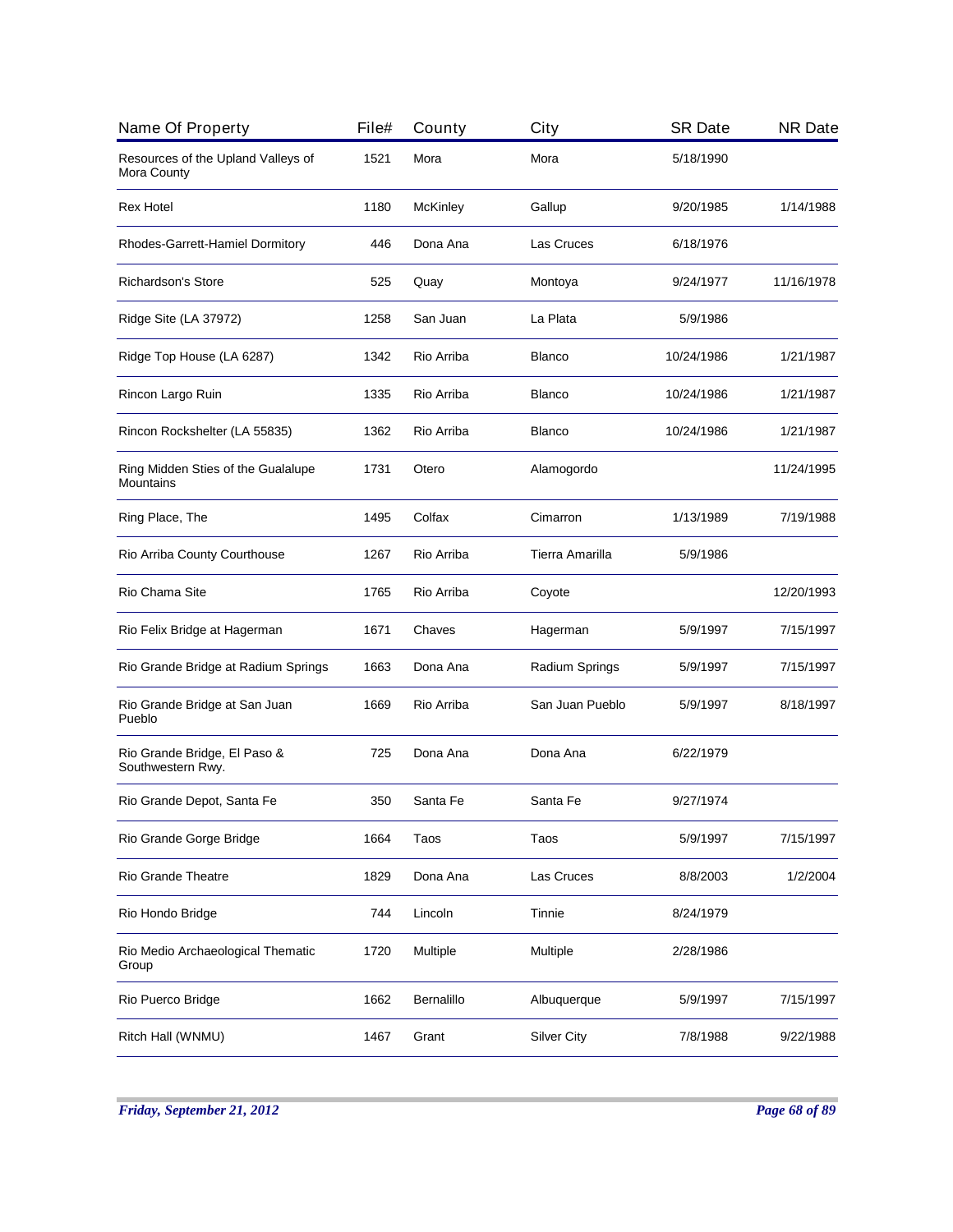| Name Of Property | File# | County | City | SR Date | NR Date |
|---|---|---|---|---|---|
| Resources of the Upland Valleys of Mora County | 1521 | Mora | Mora | 5/18/1990 | |
| Rex Hotel | 1180 | McKinley | Gallup | 9/20/1985 | 1/14/1988 |
| Rhodes-Garrett-Hamiel Dormitory | 446 | Dona Ana | Las Cruces | 6/18/1976 | |
| Richardson's Store | 525 | Quay | Montoya | 9/24/1977 | 11/16/1978 |
| Ridge Site (LA 37972) | 1258 | San Juan | La Plata | 5/9/1986 | |
| Ridge Top House (LA 6287) | 1342 | Rio Arriba | Blanco | 10/24/1986 | 1/21/1987 |
| Rincon Largo Ruin | 1335 | Rio Arriba | Blanco | 10/24/1986 | 1/21/1987 |
| Rincon Rockshelter (LA 55835) | 1362 | Rio Arriba | Blanco | 10/24/1986 | 1/21/1987 |
| Ring Midden Sties of the Gualalupe Mountains | 1731 | Otero | Alamogordo | | 11/24/1995 |
| Ring Place, The | 1495 | Colfax | Cimarron | 1/13/1989 | 7/19/1988 |
| Rio Arriba County Courthouse | 1267 | Rio Arriba | Tierra Amarilla | 5/9/1986 | |
| Rio Chama Site | 1765 | Rio Arriba | Coyote | | 12/20/1993 |
| Rio Felix Bridge at Hagerman | 1671 | Chaves | Hagerman | 5/9/1997 | 7/15/1997 |
| Rio Grande Bridge at Radium Springs | 1663 | Dona Ana | Radium Springs | 5/9/1997 | 7/15/1997 |
| Rio Grande Bridge at San Juan Pueblo | 1669 | Rio Arriba | San Juan Pueblo | 5/9/1997 | 8/18/1997 |
| Rio Grande Bridge, El Paso & Southwestern Rwy. | 725 | Dona Ana | Dona Ana | 6/22/1979 | |
| Rio Grande Depot, Santa Fe | 350 | Santa Fe | Santa Fe | 9/27/1974 | |
| Rio Grande Gorge Bridge | 1664 | Taos | Taos | 5/9/1997 | 7/15/1997 |
| Rio Grande Theatre | 1829 | Dona Ana | Las Cruces | 8/8/2003 | 1/2/2004 |
| Rio Hondo Bridge | 744 | Lincoln | Tinnie | 8/24/1979 | |
| Rio Medio Archaeological Thematic Group | 1720 | Multiple | Multiple | 2/28/1986 | |
| Rio Puerco Bridge | 1662 | Bernalillo | Albuquerque | 5/9/1997 | 7/15/1997 |
| Ritch Hall (WNMU) | 1467 | Grant | Silver City | 7/8/1988 | 9/22/1988 |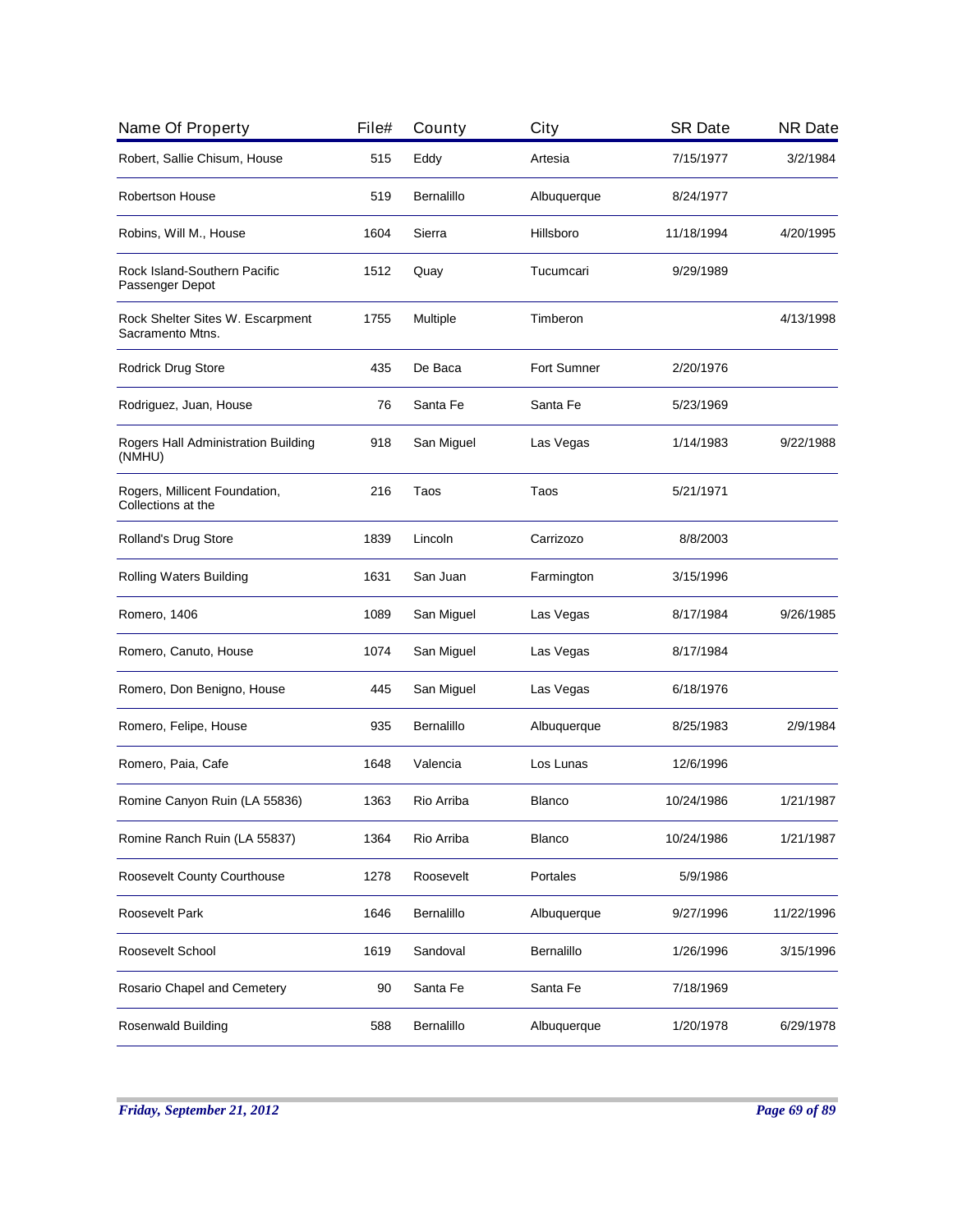| Name Of Property | File# | County | City | SR Date | NR Date |
|---|---|---|---|---|---|
| Robert, Sallie Chisum, House | 515 | Eddy | Artesia | 7/15/1977 | 3/2/1984 |
| Robertson House | 519 | Bernalillo | Albuquerque | 8/24/1977 | |
| Robins, Will M., House | 1604 | Sierra | Hillsboro | 11/18/1994 | 4/20/1995 |
| Rock Island-Southern Pacific Passenger Depot | 1512 | Quay | Tucumcari | 9/29/1989 | |
| Rock Shelter Sites W. Escarpment Sacramento Mtns. | 1755 | Multiple | Timberon | | 4/13/1998 |
| Rodrick Drug Store | 435 | De Baca | Fort Sumner | 2/20/1976 | |
| Rodriguez, Juan, House | 76 | Santa Fe | Santa Fe | 5/23/1969 | |
| Rogers Hall Administration Building (NMHU) | 918 | San Miguel | Las Vegas | 1/14/1983 | 9/22/1988 |
| Rogers, Millicent Foundation, Collections at the | 216 | Taos | Taos | 5/21/1971 | |
| Rolland's Drug Store | 1839 | Lincoln | Carrizozo | 8/8/2003 | |
| Rolling Waters Building | 1631 | San Juan | Farmington | 3/15/1996 | |
| Romero, 1406 | 1089 | San Miguel | Las Vegas | 8/17/1984 | 9/26/1985 |
| Romero, Canuto, House | 1074 | San Miguel | Las Vegas | 8/17/1984 | |
| Romero, Don Benigno, House | 445 | San Miguel | Las Vegas | 6/18/1976 | |
| Romero, Felipe, House | 935 | Bernalillo | Albuquerque | 8/25/1983 | 2/9/1984 |
| Romero, Paia, Cafe | 1648 | Valencia | Los Lunas | 12/6/1996 | |
| Romine Canyon Ruin (LA 55836) | 1363 | Rio Arriba | Blanco | 10/24/1986 | 1/21/1987 |
| Romine Ranch Ruin (LA 55837) | 1364 | Rio Arriba | Blanco | 10/24/1986 | 1/21/1987 |
| Roosevelt County Courthouse | 1278 | Roosevelt | Portales | 5/9/1986 | |
| Roosevelt Park | 1646 | Bernalillo | Albuquerque | 9/27/1996 | 11/22/1996 |
| Roosevelt School | 1619 | Sandoval | Bernalillo | 1/26/1996 | 3/15/1996 |
| Rosario Chapel and Cemetery | 90 | Santa Fe | Santa Fe | 7/18/1969 | |
| Rosenwald Building | 588 | Bernalillo | Albuquerque | 1/20/1978 | 6/29/1978 |

*Friday, September 21, 2012*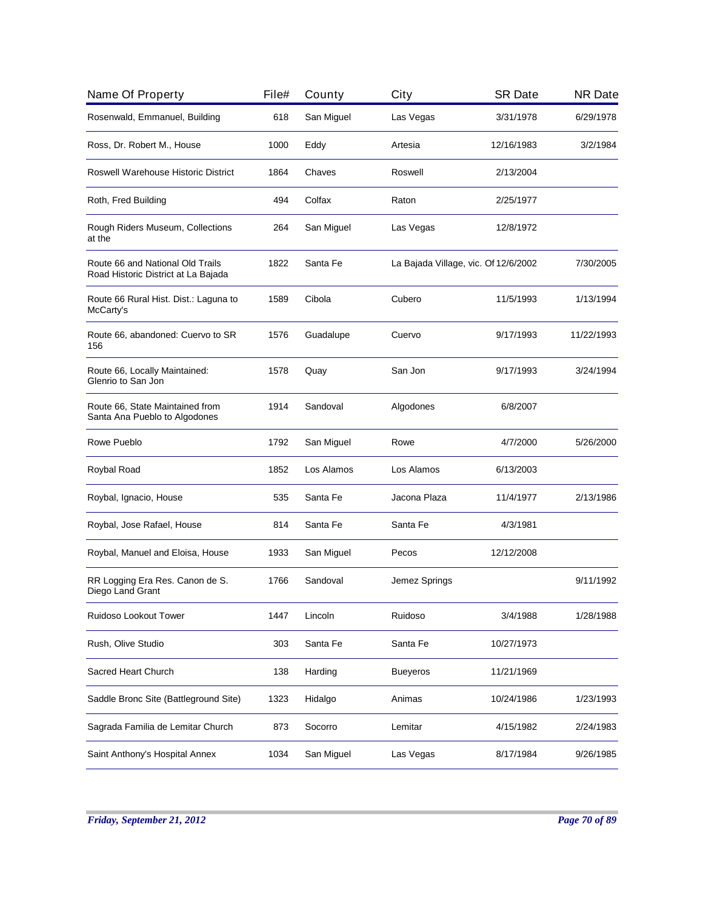| Name Of Property | File# | County | City | SR Date | NR Date |
|---|---|---|---|---|---|
| Rosenwald, Emmanuel, Building | 618 | San Miguel | Las Vegas | 3/31/1978 | 6/29/1978 |
| Ross, Dr. Robert M., House | 1000 | Eddy | Artesia | 12/16/1983 | 3/2/1984 |
| Roswell Warehouse Historic District | 1864 | Chaves | Roswell | 2/13/2004 | |
| Roth, Fred Building | 494 | Colfax | Raton | 2/25/1977 | |
| Rough Riders Museum, Collections at the | 264 | San Miguel | Las Vegas | 12/8/1972 | |
| Route 66 and National Old Trails Road Historic District at La Bajada | 1822 | Santa Fe | La Bajada Village, vic. Of | 12/6/2002 | 7/30/2005 |
| Route 66 Rural Hist. Dist.: Laguna to McCarty's | 1589 | Cibola | Cubero | 11/5/1993 | 1/13/1994 |
| Route 66, abandoned: Cuervo to SR 156 | 1576 | Guadalupe | Cuervo | 9/17/1993 | 11/22/1993 |
| Route 66, Locally Maintained: Glenrio to San Jon | 1578 | Quay | San Jon | 9/17/1993 | 3/24/1994 |
| Route 66, State Maintained from Santa Ana Pueblo to Algodones | 1914 | Sandoval | Algodones | 6/8/2007 | |
| Rowe Pueblo | 1792 | San Miguel | Rowe | 4/7/2000 | 5/26/2000 |
| Roybal Road | 1852 | Los Alamos | Los Alamos | 6/13/2003 | |
| Roybal, Ignacio, House | 535 | Santa Fe | Jacona Plaza | 11/4/1977 | 2/13/1986 |
| Roybal, Jose Rafael, House | 814 | Santa Fe | Santa Fe | 4/3/1981 | |
| Roybal, Manuel and Eloisa, House | 1933 | San Miguel | Pecos | 12/12/2008 | |
| RR Logging Era Res. Canon de S. Diego Land Grant | 1766 | Sandoval | Jemez Springs | | 9/11/1992 |
| Ruidoso Lookout Tower | 1447 | Lincoln | Ruidoso | 3/4/1988 | 1/28/1988 |
| Rush, Olive Studio | 303 | Santa Fe | Santa Fe | 10/27/1973 | |
| Sacred Heart Church | 138 | Harding | Bueyeros | 11/21/1969 | |
| Saddle Bronc Site (Battleground Site) | 1323 | Hidalgo | Animas | 10/24/1986 | 1/23/1993 |
| Sagrada Familia de Lemitar Church | 873 | Socorro | Lemitar | 4/15/1982 | 2/24/1983 |
| Saint Anthony's Hospital Annex | 1034 | San Miguel | Las Vegas | 8/17/1984 | 9/26/1985 |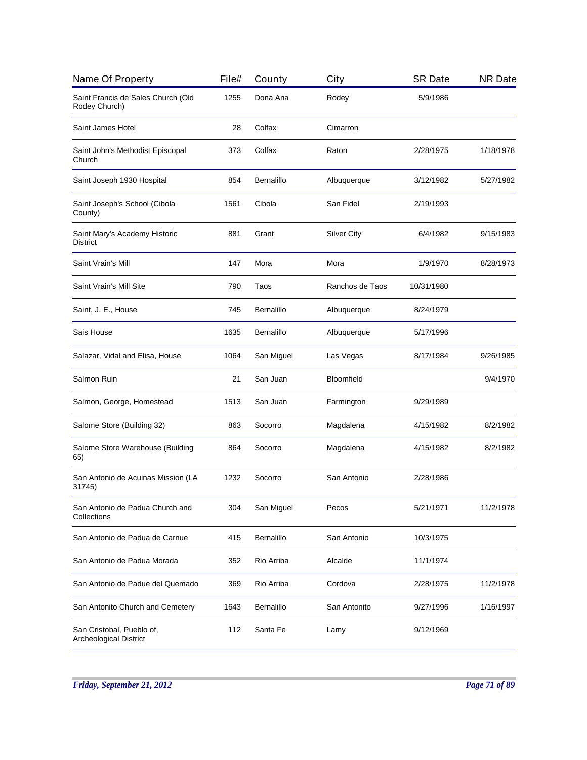| Name Of Property | File# | County | City | SR Date | NR Date |
|---|---|---|---|---|---|
| Saint Francis de Sales Church (Old Rodey Church) | 1255 | Dona Ana | Rodey | 5/9/1986 | |
| Saint James Hotel | 28 | Colfax | Cimarron | | |
| Saint John's Methodist Episcopal Church | 373 | Colfax | Raton | 2/28/1975 | 1/18/1978 |
| Saint Joseph 1930 Hospital | 854 | Bernalillo | Albuquerque | 3/12/1982 | 5/27/1982 |
| Saint Joseph's School (Cibola County) | 1561 | Cibola | San Fidel | 2/19/1993 | |
| Saint Mary's Academy Historic District | 881 | Grant | Silver City | 6/4/1982 | 9/15/1983 |
| Saint Vrain's Mill | 147 | Mora | Mora | 1/9/1970 | 8/28/1973 |
| Saint Vrain's Mill Site | 790 | Taos | Ranchos de Taos | 10/31/1980 | |
| Saint, J. E., House | 745 | Bernalillo | Albuquerque | 8/24/1979 | |
| Sais House | 1635 | Bernalillo | Albuquerque | 5/17/1996 | |
| Salazar, Vidal and Elisa, House | 1064 | San Miguel | Las Vegas | 8/17/1984 | 9/26/1985 |
| Salmon Ruin | 21 | San Juan | Bloomfield | | 9/4/1970 |
| Salmon, George, Homestead | 1513 | San Juan | Farmington | 9/29/1989 | |
| Salome Store (Building 32) | 863 | Socorro | Magdalena | 4/15/1982 | 8/2/1982 |
| Salome Store Warehouse (Building 65) | 864 | Socorro | Magdalena | 4/15/1982 | 8/2/1982 |
| San Antonio de Acuinas Mission (LA 31745) | 1232 | Socorro | San Antonio | 2/28/1986 | |
| San Antonio de Padua Church and Collections | 304 | San Miguel | Pecos | 5/21/1971 | 11/2/1978 |
| San Antonio de Padua de Carnue | 415 | Bernalillo | San Antonio | 10/3/1975 | |
| San Antonio de Padua Morada | 352 | Rio Arriba | Alcalde | 11/1/1974 | |
| San Antonio de Padue del Quemado | 369 | Rio Arriba | Cordova | 2/28/1975 | 11/2/1978 |
| San Antonito Church and Cemetery | 1643 | Bernalillo | San Antonito | 9/27/1996 | 1/16/1997 |
| San Cristobal, Pueblo of, Archeological District | 112 | Santa Fe | Lamy | 9/12/1969 | |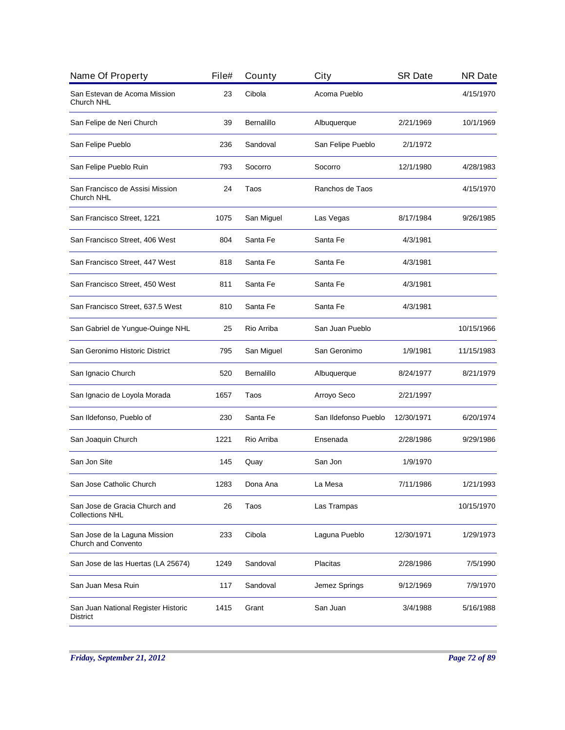| Name Of Property | File# | County | City | SR Date | NR Date |
|---|---|---|---|---|---|
| San Estevan de Acoma Mission Church NHL | 23 | Cibola | Acoma Pueblo | | 4/15/1970 |
| San Felipe de Neri Church | 39 | Bernalillo | Albuquerque | 2/21/1969 | 10/1/1969 |
| San Felipe Pueblo | 236 | Sandoval | San Felipe Pueblo | 2/1/1972 | |
| San Felipe Pueblo Ruin | 793 | Socorro | Socorro | 12/1/1980 | 4/28/1983 |
| San Francisco de Assisi Mission Church NHL | 24 | Taos | Ranchos de Taos | | 4/15/1970 |
| San Francisco Street, 1221 | 1075 | San Miguel | Las Vegas | 8/17/1984 | 9/26/1985 |
| San Francisco Street, 406 West | 804 | Santa Fe | Santa Fe | 4/3/1981 | |
| San Francisco Street, 447 West | 818 | Santa Fe | Santa Fe | 4/3/1981 | |
| San Francisco Street, 450 West | 811 | Santa Fe | Santa Fe | 4/3/1981 | |
| San Francisco Street, 637.5 West | 810 | Santa Fe | Santa Fe | 4/3/1981 | |
| San Gabriel de Yungue-Ouinge NHL | 25 | Rio Arriba | San Juan Pueblo | | 10/15/1966 |
| San Geronimo Historic District | 795 | San Miguel | San Geronimo | 1/9/1981 | 11/15/1983 |
| San Ignacio Church | 520 | Bernalillo | Albuquerque | 8/24/1977 | 8/21/1979 |
| San Ignacio de Loyola Morada | 1657 | Taos | Arroyo Seco | 2/21/1997 | |
| San Ildefonso, Pueblo of | 230 | Santa Fe | San Ildefonso Pueblo | 12/30/1971 | 6/20/1974 |
| San Joaquin Church | 1221 | Rio Arriba | Ensenada | 2/28/1986 | 9/29/1986 |
| San Jon Site | 145 | Quay | San Jon | 1/9/1970 | |
| San Jose Catholic Church | 1283 | Dona Ana | La Mesa | 7/11/1986 | 1/21/1993 |
| San Jose de Gracia Church and Collections NHL | 26 | Taos | Las Trampas | | 10/15/1970 |
| San Jose de la Laguna Mission Church and Convento | 233 | Cibola | Laguna Pueblo | 12/30/1971 | 1/29/1973 |
| San Jose de las Huertas (LA 25674) | 1249 | Sandoval | Placitas | 2/28/1986 | 7/5/1990 |
| San Juan Mesa Ruin | 117 | Sandoval | Jemez Springs | 9/12/1969 | 7/9/1970 |
| San Juan National Register Historic District | 1415 | Grant | San Juan | 3/4/1988 | 5/16/1988 |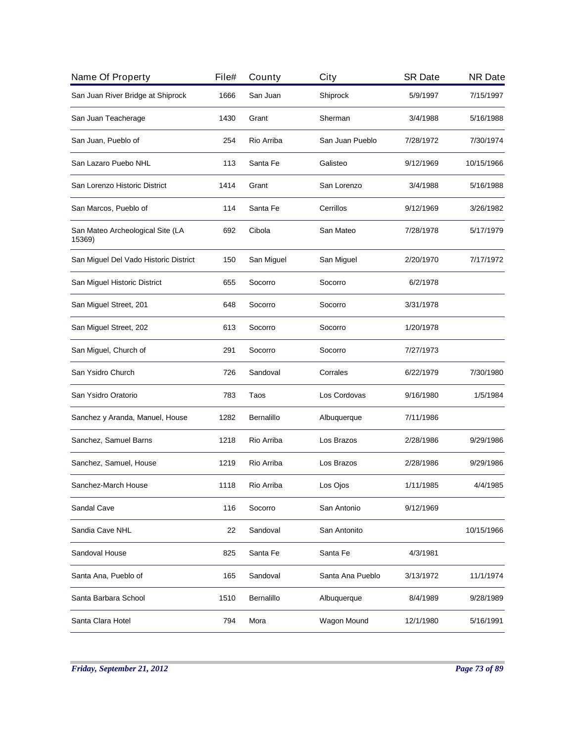| Name Of Property | File# | County | City | SR Date | NR Date |
|---|---|---|---|---|---|
| San Juan River Bridge at Shiprock | 1666 | San Juan | Shiprock | 5/9/1997 | 7/15/1997 |
| San Juan Teacherage | 1430 | Grant | Sherman | 3/4/1988 | 5/16/1988 |
| San Juan, Pueblo of | 254 | Rio Arriba | San Juan Pueblo | 7/28/1972 | 7/30/1974 |
| San Lazaro Puebo NHL | 113 | Santa Fe | Galisteo | 9/12/1969 | 10/15/1966 |
| San Lorenzo Historic District | 1414 | Grant | San Lorenzo | 3/4/1988 | 5/16/1988 |
| San Marcos, Pueblo of | 114 | Santa Fe | Cerrillos | 9/12/1969 | 3/26/1982 |
| San Mateo Archeological Site (LA 15369) | 692 | Cibola | San Mateo | 7/28/1978 | 5/17/1979 |
| San Miguel Del Vado Historic District | 150 | San Miguel | San Miguel | 2/20/1970 | 7/17/1972 |
| San Miguel Historic District | 655 | Socorro | Socorro | 6/2/1978 | |
| San Miguel Street, 201 | 648 | Socorro | Socorro | 3/31/1978 | |
| San Miguel Street, 202 | 613 | Socorro | Socorro | 1/20/1978 | |
| San Miguel, Church of | 291 | Socorro | Socorro | 7/27/1973 | |
| San Ysidro Church | 726 | Sandoval | Corrales | 6/22/1979 | 7/30/1980 |
| San Ysidro Oratorio | 783 | Taos | Los Cordovas | 9/16/1980 | 1/5/1984 |
| Sanchez y Aranda, Manuel, House | 1282 | Bernalillo | Albuquerque | 7/11/1986 | |
| Sanchez, Samuel Barns | 1218 | Rio Arriba | Los Brazos | 2/28/1986 | 9/29/1986 |
| Sanchez, Samuel, House | 1219 | Rio Arriba | Los Brazos | 2/28/1986 | 9/29/1986 |
| Sanchez-March House | 1118 | Rio Arriba | Los Ojos | 1/11/1985 | 4/4/1985 |
| Sandal Cave | 116 | Socorro | San Antonio | 9/12/1969 | |
| Sandia Cave NHL | 22 | Sandoval | San Antonito | | 10/15/1966 |
| Sandoval House | 825 | Santa Fe | Santa Fe | 4/3/1981 | |
| Santa Ana, Pueblo of | 165 | Sandoval | Santa Ana Pueblo | 3/13/1972 | 11/1/1974 |
| Santa Barbara School | 1510 | Bernalillo | Albuquerque | 8/4/1989 | 9/28/1989 |
| Santa Clara Hotel | 794 | Mora | Wagon Mound | 12/1/1980 | 5/16/1991 |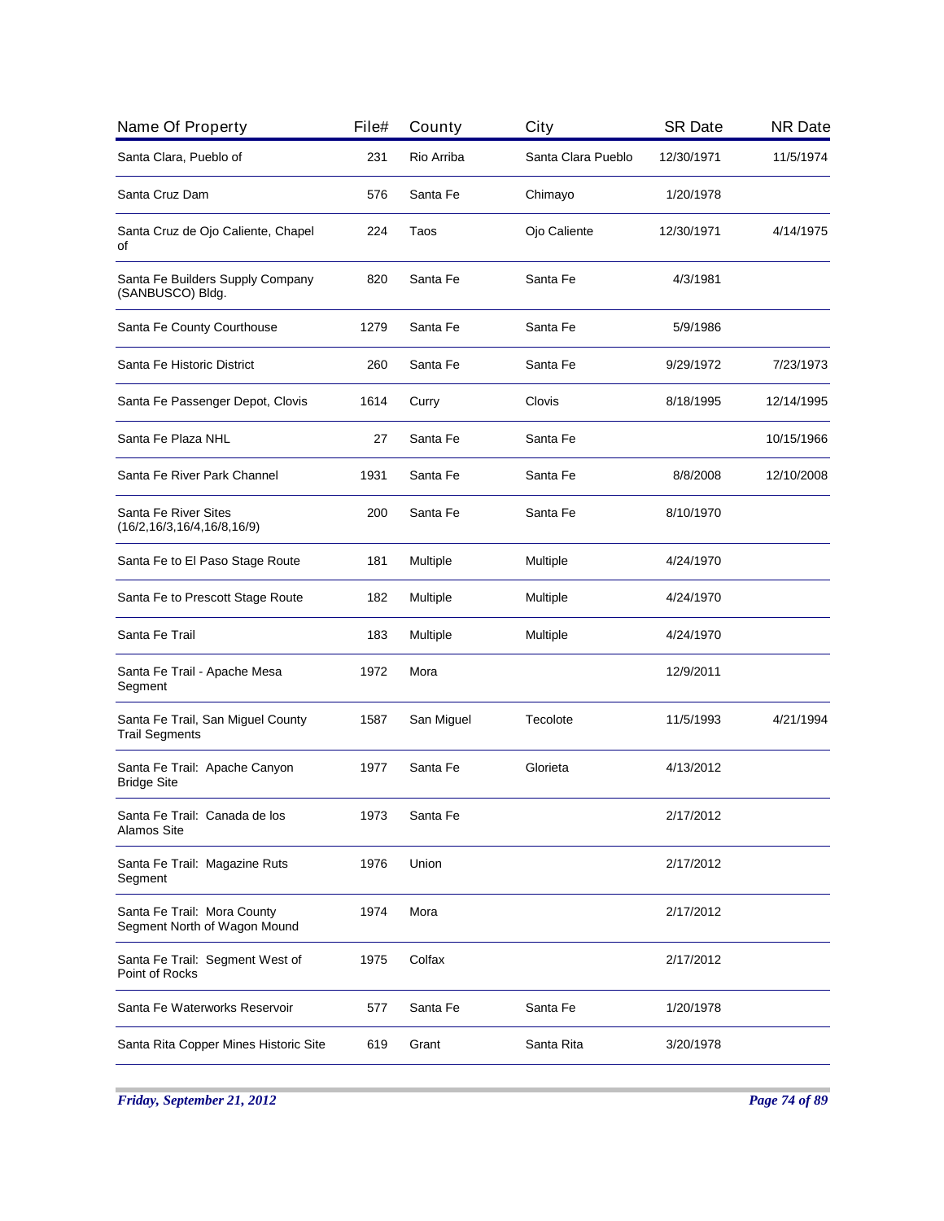| Name Of Property | File# | County | City | SR Date | NR Date |
|---|---|---|---|---|---|
| Santa Clara, Pueblo of | 231 | Rio Arriba | Santa Clara Pueblo | 12/30/1971 | 11/5/1974 |
| Santa Cruz Dam | 576 | Santa Fe | Chimayo | 1/20/1978 | |
| Santa Cruz de Ojo Caliente, Chapel of | 224 | Taos | Ojo Caliente | 12/30/1971 | 4/14/1975 |
| Santa Fe Builders Supply Company (SANBUSCO) Bldg. | 820 | Santa Fe | Santa Fe | 4/3/1981 | |
| Santa Fe County Courthouse | 1279 | Santa Fe | Santa Fe | 5/9/1986 | |
| Santa Fe Historic District | 260 | Santa Fe | Santa Fe | 9/29/1972 | 7/23/1973 |
| Santa Fe Passenger Depot, Clovis | 1614 | Curry | Clovis | 8/18/1995 | 12/14/1995 |
| Santa Fe Plaza NHL | 27 | Santa Fe | Santa Fe | | 10/15/1966 |
| Santa Fe River Park Channel | 1931 | Santa Fe | Santa Fe | 8/8/2008 | 12/10/2008 |
| Santa Fe River Sites (16/2,16/3,16/4,16/8,16/9) | 200 | Santa Fe | Santa Fe | 8/10/1970 | |
| Santa Fe to El Paso Stage Route | 181 | Multiple | Multiple | 4/24/1970 | |
| Santa Fe to Prescott Stage Route | 182 | Multiple | Multiple | 4/24/1970 | |
| Santa Fe Trail | 183 | Multiple | Multiple | 4/24/1970 | |
| Santa Fe Trail - Apache Mesa Segment | 1972 | Mora | | 12/9/2011 | |
| Santa Fe Trail, San Miguel County Trail Segments | 1587 | San Miguel | Tecolote | 11/5/1993 | 4/21/1994 |
| Santa Fe Trail: Apache Canyon Bridge Site | 1977 | Santa Fe | Glorieta | 4/13/2012 | |
| Santa Fe Trail: Canada de los Alamos Site | 1973 | Santa Fe | | 2/17/2012 | |
| Santa Fe Trail: Magazine Ruts Segment | 1976 | Union | | 2/17/2012 | |
| Santa Fe Trail: Mora County Segment North of Wagon Mound | 1974 | Mora | | 2/17/2012 | |
| Santa Fe Trail: Segment West of Point of Rocks | 1975 | Colfax | | 2/17/2012 | |
| Santa Fe Waterworks Reservoir | 577 | Santa Fe | Santa Fe | 1/20/1978 | |
| Santa Rita Copper Mines Historic Site | 619 | Grant | Santa Rita | 3/20/1978 | |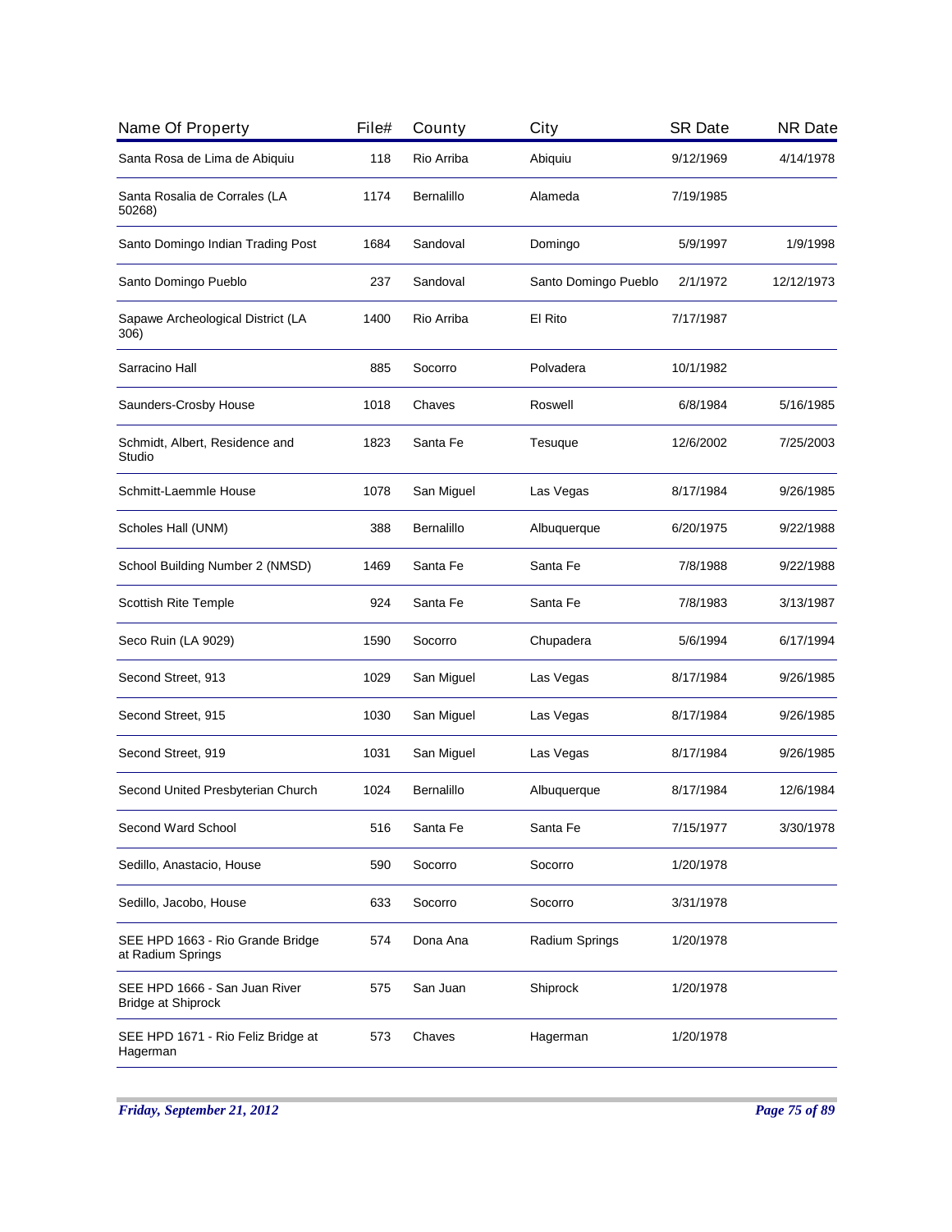| Name Of Property | File# | County | City | SR Date | NR Date |
|---|---|---|---|---|---|
| Santa Rosa de Lima de Abiquiu | 118 | Rio Arriba | Abiquiu | 9/12/1969 | 4/14/1978 |
| Santa Rosalia de Corrales (LA 50268) | 1174 | Bernalillo | Alameda | 7/19/1985 | |
| Santo Domingo Indian Trading Post | 1684 | Sandoval | Domingo | 5/9/1997 | 1/9/1998 |
| Santo Domingo Pueblo | 237 | Sandoval | Santo Domingo Pueblo | 2/1/1972 | 12/12/1973 |
| Sapawe Archeological District (LA 306) | 1400 | Rio Arriba | El Rito | 7/17/1987 | |
| Sarracino Hall | 885 | Socorro | Polvadera | 10/1/1982 | |
| Saunders-Crosby House | 1018 | Chaves | Roswell | 6/8/1984 | 5/16/1985 |
| Schmidt, Albert, Residence and Studio | 1823 | Santa Fe | Tesuque | 12/6/2002 | 7/25/2003 |
| Schmitt-Laemmle House | 1078 | San Miguel | Las Vegas | 8/17/1984 | 9/26/1985 |
| Scholes Hall (UNM) | 388 | Bernalillo | Albuquerque | 6/20/1975 | 9/22/1988 |
| School Building Number 2 (NMSD) | 1469 | Santa Fe | Santa Fe | 7/8/1988 | 9/22/1988 |
| Scottish Rite Temple | 924 | Santa Fe | Santa Fe | 7/8/1983 | 3/13/1987 |
| Seco Ruin (LA 9029) | 1590 | Socorro | Chupadera | 5/6/1994 | 6/17/1994 |
| Second Street, 913 | 1029 | San Miguel | Las Vegas | 8/17/1984 | 9/26/1985 |
| Second Street, 915 | 1030 | San Miguel | Las Vegas | 8/17/1984 | 9/26/1985 |
| Second Street, 919 | 1031 | San Miguel | Las Vegas | 8/17/1984 | 9/26/1985 |
| Second United Presbyterian Church | 1024 | Bernalillo | Albuquerque | 8/17/1984 | 12/6/1984 |
| Second Ward School | 516 | Santa Fe | Santa Fe | 7/15/1977 | 3/30/1978 |
| Sedillo, Anastacio, House | 590 | Socorro | Socorro | 1/20/1978 | |
| Sedillo, Jacobo, House | 633 | Socorro | Socorro | 3/31/1978 | |
| SEE HPD 1663 - Rio Grande Bridge at Radium Springs | 574 | Dona Ana | Radium Springs | 1/20/1978 | |
| SEE HPD 1666 - San Juan River Bridge at Shiprock | 575 | San Juan | Shiprock | 1/20/1978 | |
| SEE HPD 1671 - Rio Feliz Bridge at Hagerman | 573 | Chaves | Hagerman | 1/20/1978 | |

*Friday, September 21, 2012*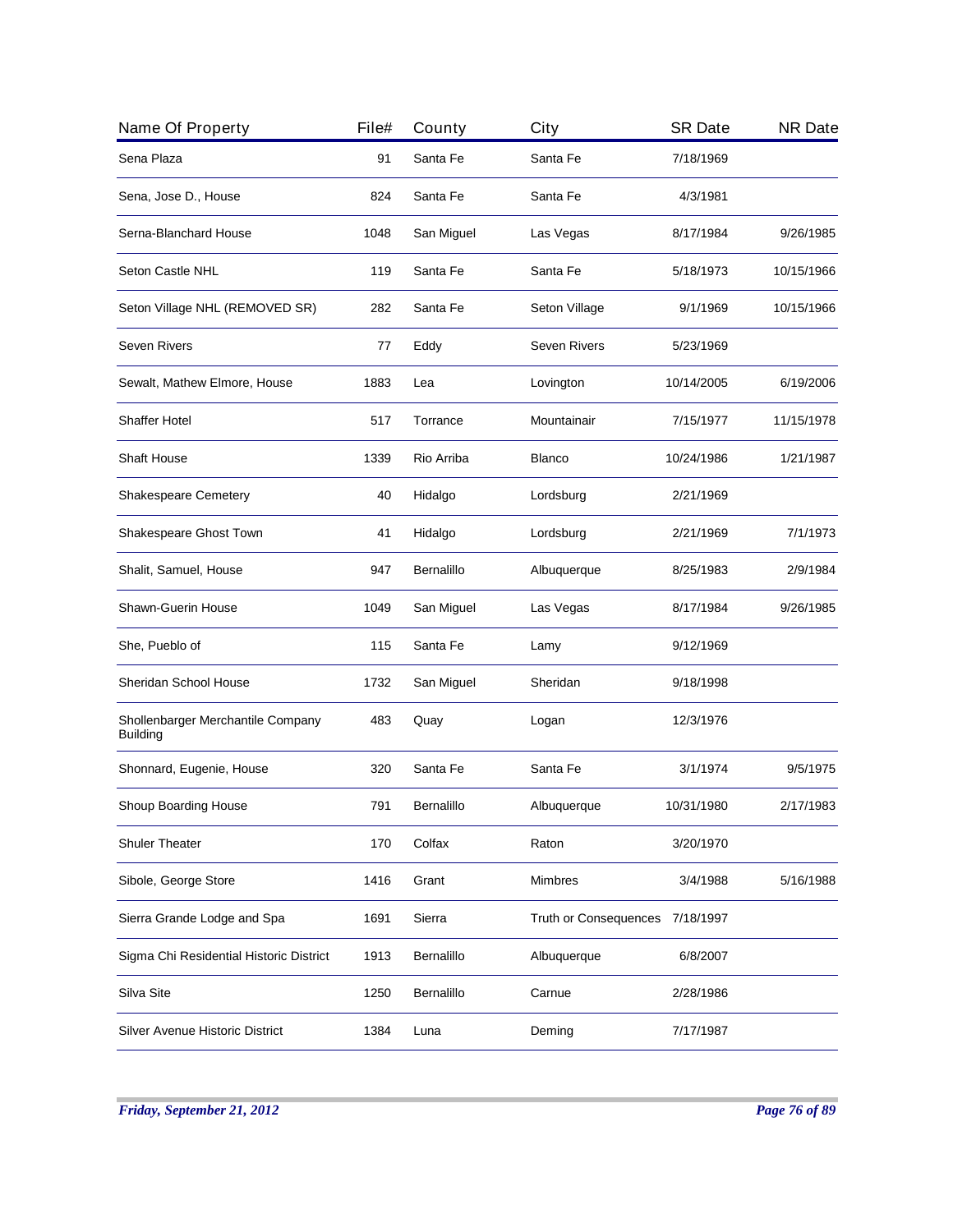| Name Of Property | File# | County | City | SR Date | NR Date |
|---|---|---|---|---|---|
| Sena Plaza | 91 | Santa Fe | Santa Fe | 7/18/1969 | |
| Sena, Jose D., House | 824 | Santa Fe | Santa Fe | 4/3/1981 | |
| Serna-Blanchard House | 1048 | San Miguel | Las Vegas | 8/17/1984 | 9/26/1985 |
| Seton Castle NHL | 119 | Santa Fe | Santa Fe | 5/18/1973 | 10/15/1966 |
| Seton Village NHL (REMOVED SR) | 282 | Santa Fe | Seton Village | 9/1/1969 | 10/15/1966 |
| Seven Rivers | 77 | Eddy | Seven Rivers | 5/23/1969 | |
| Sewalt, Mathew Elmore, House | 1883 | Lea | Lovington | 10/14/2005 | 6/19/2006 |
| Shaffer Hotel | 517 | Torrance | Mountainair | 7/15/1977 | 11/15/1978 |
| Shaft House | 1339 | Rio Arriba | Blanco | 10/24/1986 | 1/21/1987 |
| Shakespeare Cemetery | 40 | Hidalgo | Lordsburg | 2/21/1969 | |
| Shakespeare Ghost Town | 41 | Hidalgo | Lordsburg | 2/21/1969 | 7/1/1973 |
| Shalit, Samuel, House | 947 | Bernalillo | Albuquerque | 8/25/1983 | 2/9/1984 |
| Shawn-Guerin House | 1049 | San Miguel | Las Vegas | 8/17/1984 | 9/26/1985 |
| She, Pueblo of | 115 | Santa Fe | Lamy | 9/12/1969 | |
| Sheridan School House | 1732 | San Miguel | Sheridan | 9/18/1998 | |
| Shollenbarger Merchantile Company Building | 483 | Quay | Logan | 12/3/1976 | |
| Shonnard, Eugenie, House | 320 | Santa Fe | Santa Fe | 3/1/1974 | 9/5/1975 |
| Shoup Boarding House | 791 | Bernalillo | Albuquerque | 10/31/1980 | 2/17/1983 |
| Shuler Theater | 170 | Colfax | Raton | 3/20/1970 | |
| Sibole, George Store | 1416 | Grant | Mimbres | 3/4/1988 | 5/16/1988 |
| Sierra Grande Lodge and Spa | 1691 | Sierra | Truth or Consequences | 7/18/1997 | |
| Sigma Chi Residential Historic District | 1913 | Bernalillo | Albuquerque | 6/8/2007 | |
| Silva Site | 1250 | Bernalillo | Carnue | 2/28/1986 | |
| Silver Avenue Historic District | 1384 | Luna | Deming | 7/17/1987 | |

*Friday, September 21, 2012*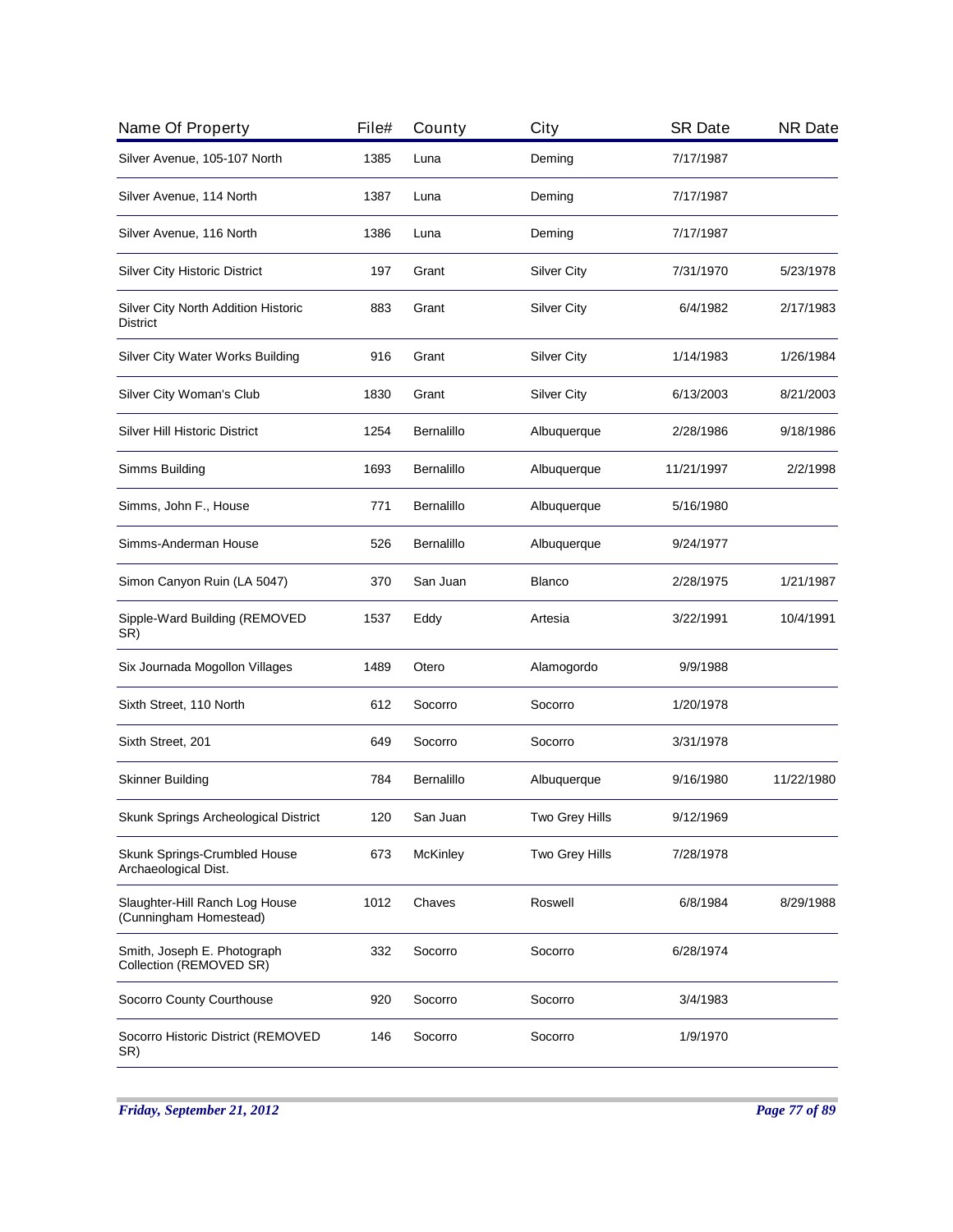| Name Of Property | File# | County | City | SR Date | NR Date |
|---|---|---|---|---|---|
| Silver Avenue, 105-107 North | 1385 | Luna | Deming | 7/17/1987 | |
| Silver Avenue, 114 North | 1387 | Luna | Deming | 7/17/1987 | |
| Silver Avenue, 116 North | 1386 | Luna | Deming | 7/17/1987 | |
| Silver City Historic District | 197 | Grant | Silver City | 7/31/1970 | 5/23/1978 |
| Silver City North Addition Historic District | 883 | Grant | Silver City | 6/4/1982 | 2/17/1983 |
| Silver City Water Works Building | 916 | Grant | Silver City | 1/14/1983 | 1/26/1984 |
| Silver City Woman's Club | 1830 | Grant | Silver City | 6/13/2003 | 8/21/2003 |
| Silver Hill Historic District | 1254 | Bernalillo | Albuquerque | 2/28/1986 | 9/18/1986 |
| Simms Building | 1693 | Bernalillo | Albuquerque | 11/21/1997 | 2/2/1998 |
| Simms, John F., House | 771 | Bernalillo | Albuquerque | 5/16/1980 | |
| Simms-Anderman House | 526 | Bernalillo | Albuquerque | 9/24/1977 | |
| Simon Canyon Ruin (LA 5047) | 370 | San Juan | Blanco | 2/28/1975 | 1/21/1987 |
| Sipple-Ward Building (REMOVED SR) | 1537 | Eddy | Artesia | 3/22/1991 | 10/4/1991 |
| Six Journada Mogollon Villages | 1489 | Otero | Alamogordo | 9/9/1988 | |
| Sixth Street, 110 North | 612 | Socorro | Socorro | 1/20/1978 | |
| Sixth Street, 201 | 649 | Socorro | Socorro | 3/31/1978 | |
| Skinner Building | 784 | Bernalillo | Albuquerque | 9/16/1980 | 11/22/1980 |
| Skunk Springs Archeological District | 120 | San Juan | Two Grey Hills | 9/12/1969 | |
| Skunk Springs-Crumbled House Archaeological Dist. | 673 | McKinley | Two Grey Hills | 7/28/1978 | |
| Slaughter-Hill Ranch Log House (Cunningham Homestead) | 1012 | Chaves | Roswell | 6/8/1984 | 8/29/1988 |
| Smith, Joseph E. Photograph Collection (REMOVED SR) | 332 | Socorro | Socorro | 6/28/1974 | |
| Socorro County Courthouse | 920 | Socorro | Socorro | 3/4/1983 | |
| Socorro Historic District (REMOVED SR) | 146 | Socorro | Socorro | 1/9/1970 | |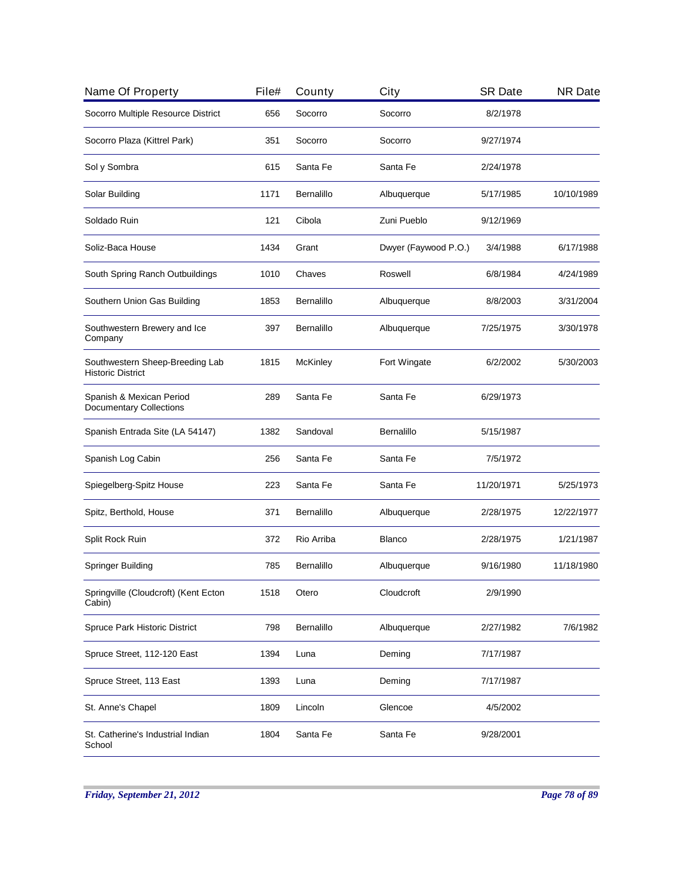| Name Of Property | File# | County | City | SR Date | NR Date |
|---|---|---|---|---|---|
| Socorro Multiple Resource District | 656 | Socorro | Socorro | 8/2/1978 | |
| Socorro Plaza (Kittrel Park) | 351 | Socorro | Socorro | 9/27/1974 | |
| Sol y Sombra | 615 | Santa Fe | Santa Fe | 2/24/1978 | |
| Solar Building | 1171 | Bernalillo | Albuquerque | 5/17/1985 | 10/10/1989 |
| Soldado Ruin | 121 | Cibola | Zuni Pueblo | 9/12/1969 | |
| Soliz-Baca House | 1434 | Grant | Dwyer (Faywood P.O.) | 3/4/1988 | 6/17/1988 |
| South Spring Ranch Outbuildings | 1010 | Chaves | Roswell | 6/8/1984 | 4/24/1989 |
| Southern Union Gas Building | 1853 | Bernalillo | Albuquerque | 8/8/2003 | 3/31/2004 |
| Southwestern Brewery and Ice Company | 397 | Bernalillo | Albuquerque | 7/25/1975 | 3/30/1978 |
| Southwestern Sheep-Breeding Lab Historic District | 1815 | McKinley | Fort Wingate | 6/2/2002 | 5/30/2003 |
| Spanish & Mexican Period Documentary Collections | 289 | Santa Fe | Santa Fe | 6/29/1973 | |
| Spanish Entrada Site (LA 54147) | 1382 | Sandoval | Bernalillo | 5/15/1987 | |
| Spanish Log Cabin | 256 | Santa Fe | Santa Fe | 7/5/1972 | |
| Spiegelberg-Spitz House | 223 | Santa Fe | Santa Fe | 11/20/1971 | 5/25/1973 |
| Spitz, Berthold, House | 371 | Bernalillo | Albuquerque | 2/28/1975 | 12/22/1977 |
| Split Rock Ruin | 372 | Rio Arriba | Blanco | 2/28/1975 | 1/21/1987 |
| Springer Building | 785 | Bernalillo | Albuquerque | 9/16/1980 | 11/18/1980 |
| Springville (Cloudcroft) (Kent Ecton Cabin) | 1518 | Otero | Cloudcroft | 2/9/1990 | |
| Spruce Park Historic District | 798 | Bernalillo | Albuquerque | 2/27/1982 | 7/6/1982 |
| Spruce Street, 112-120 East | 1394 | Luna | Deming | 7/17/1987 | |
| Spruce Street, 113 East | 1393 | Luna | Deming | 7/17/1987 | |
| St. Anne's Chapel | 1809 | Lincoln | Glencoe | 4/5/2002 | |
| St. Catherine's Industrial Indian School | 1804 | Santa Fe | Santa Fe | 9/28/2001 | |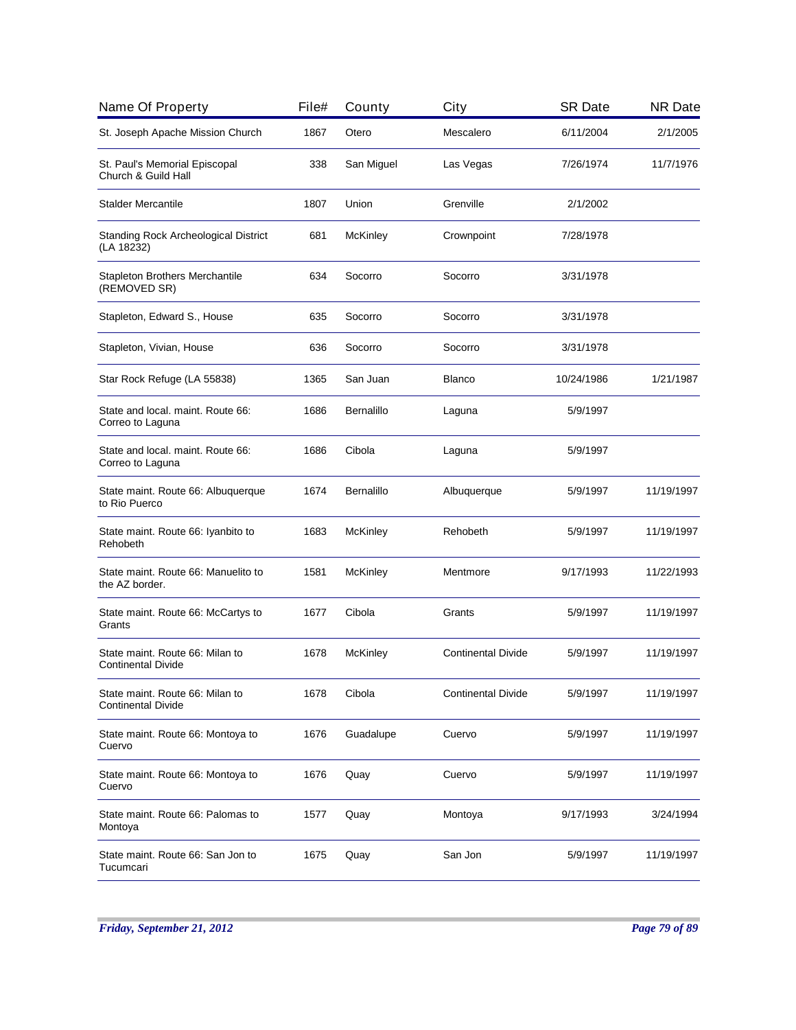| Name Of Property | File# | County | City | SR Date | NR Date |
|---|---|---|---|---|---|
| St. Joseph Apache Mission Church | 1867 | Otero | Mescalero | 6/11/2004 | 2/1/2005 |
| St. Paul's Memorial Episcopal Church & Guild Hall | 338 | San Miguel | Las Vegas | 7/26/1974 | 11/7/1976 |
| Stalder Mercantile | 1807 | Union | Grenville | 2/1/2002 | |
| Standing Rock Archeological District (LA 18232) | 681 | McKinley | Crownpoint | 7/28/1978 | |
| Stapleton Brothers Merchantile (REMOVED SR) | 634 | Socorro | Socorro | 3/31/1978 | |
| Stapleton, Edward S., House | 635 | Socorro | Socorro | 3/31/1978 | |
| Stapleton, Vivian, House | 636 | Socorro | Socorro | 3/31/1978 | |
| Star Rock Refuge (LA 55838) | 1365 | San Juan | Blanco | 10/24/1986 | 1/21/1987 |
| State and local. maint. Route 66: Correo to Laguna | 1686 | Bernalillo | Laguna | 5/9/1997 | |
| State and local. maint. Route 66: Correo to Laguna | 1686 | Cibola | Laguna | 5/9/1997 | |
| State maint. Route 66: Albuquerque to Rio Puerco | 1674 | Bernalillo | Albuquerque | 5/9/1997 | 11/19/1997 |
| State maint. Route 66: Iyanbito to Rehobeth | 1683 | McKinley | Rehobeth | 5/9/1997 | 11/19/1997 |
| State maint. Route 66: Manuelito to the AZ border. | 1581 | McKinley | Mentmore | 9/17/1993 | 11/22/1993 |
| State maint. Route 66: McCartys to Grants | 1677 | Cibola | Grants | 5/9/1997 | 11/19/1997 |
| State maint. Route 66: Milan to Continental Divide | 1678 | McKinley | Continental Divide | 5/9/1997 | 11/19/1997 |
| State maint. Route 66: Milan to Continental Divide | 1678 | Cibola | Continental Divide | 5/9/1997 | 11/19/1997 |
| State maint. Route 66: Montoya to Cuervo | 1676 | Guadalupe | Cuervo | 5/9/1997 | 11/19/1997 |
| State maint. Route 66: Montoya to Cuervo | 1676 | Quay | Cuervo | 5/9/1997 | 11/19/1997 |
| State maint. Route 66: Palomas to Montoya | 1577 | Quay | Montoya | 9/17/1993 | 3/24/1994 |
| State maint. Route 66: San Jon to Tucumcari | 1675 | Quay | San Jon | 5/9/1997 | 11/19/1997 |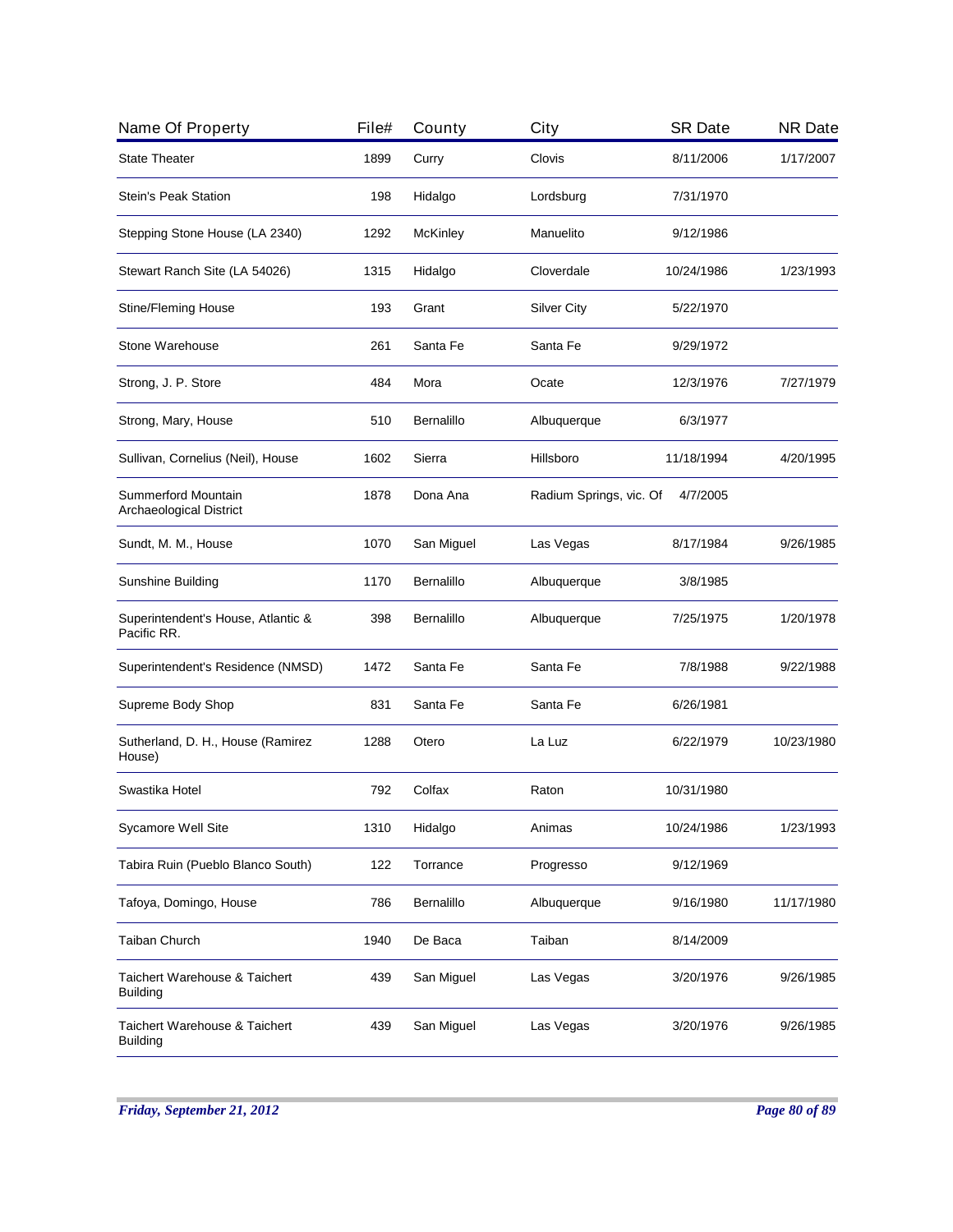| Name Of Property | File# | County | City | SR Date | NR Date |
|---|---|---|---|---|---|
| State Theater | 1899 | Curry | Clovis | 8/11/2006 | 1/17/2007 |
| Stein's Peak Station | 198 | Hidalgo | Lordsburg | 7/31/1970 | |
| Stepping Stone House (LA 2340) | 1292 | McKinley | Manuelito | 9/12/1986 | |
| Stewart Ranch Site (LA 54026) | 1315 | Hidalgo | Cloverdale | 10/24/1986 | 1/23/1993 |
| Stine/Fleming House | 193 | Grant | Silver City | 5/22/1970 | |
| Stone Warehouse | 261 | Santa Fe | Santa Fe | 9/29/1972 | |
| Strong, J. P. Store | 484 | Mora | Ocate | 12/3/1976 | 7/27/1979 |
| Strong, Mary, House | 510 | Bernalillo | Albuquerque | 6/3/1977 | |
| Sullivan, Cornelius (Neil), House | 1602 | Sierra | Hillsboro | 11/18/1994 | 4/20/1995 |
| Summerford Mountain Archaeological District | 1878 | Dona Ana | Radium Springs, vic. Of | 4/7/2005 | |
| Sundt, M. M., House | 1070 | San Miguel | Las Vegas | 8/17/1984 | 9/26/1985 |
| Sunshine Building | 1170 | Bernalillo | Albuquerque | 3/8/1985 | |
| Superintendent's House, Atlantic & Pacific RR. | 398 | Bernalillo | Albuquerque | 7/25/1975 | 1/20/1978 |
| Superintendent's Residence (NMSD) | 1472 | Santa Fe | Santa Fe | 7/8/1988 | 9/22/1988 |
| Supreme Body Shop | 831 | Santa Fe | Santa Fe | 6/26/1981 | |
| Sutherland, D. H., House (Ramirez House) | 1288 | Otero | La Luz | 6/22/1979 | 10/23/1980 |
| Swastika Hotel | 792 | Colfax | Raton | 10/31/1980 | |
| Sycamore Well Site | 1310 | Hidalgo | Animas | 10/24/1986 | 1/23/1993 |
| Tabira Ruin (Pueblo Blanco South) | 122 | Torrance | Progresso | 9/12/1969 | |
| Tafoya, Domingo, House | 786 | Bernalillo | Albuquerque | 9/16/1980 | 11/17/1980 |
| Taiban Church | 1940 | De Baca | Taiban | 8/14/2009 | |
| Taichert Warehouse & Taichert Building | 439 | San Miguel | Las Vegas | 3/20/1976 | 9/26/1985 |
| Taichert Warehouse & Taichert Building | 439 | San Miguel | Las Vegas | 3/20/1976 | 9/26/1985 |

*Friday, September 21, 2012*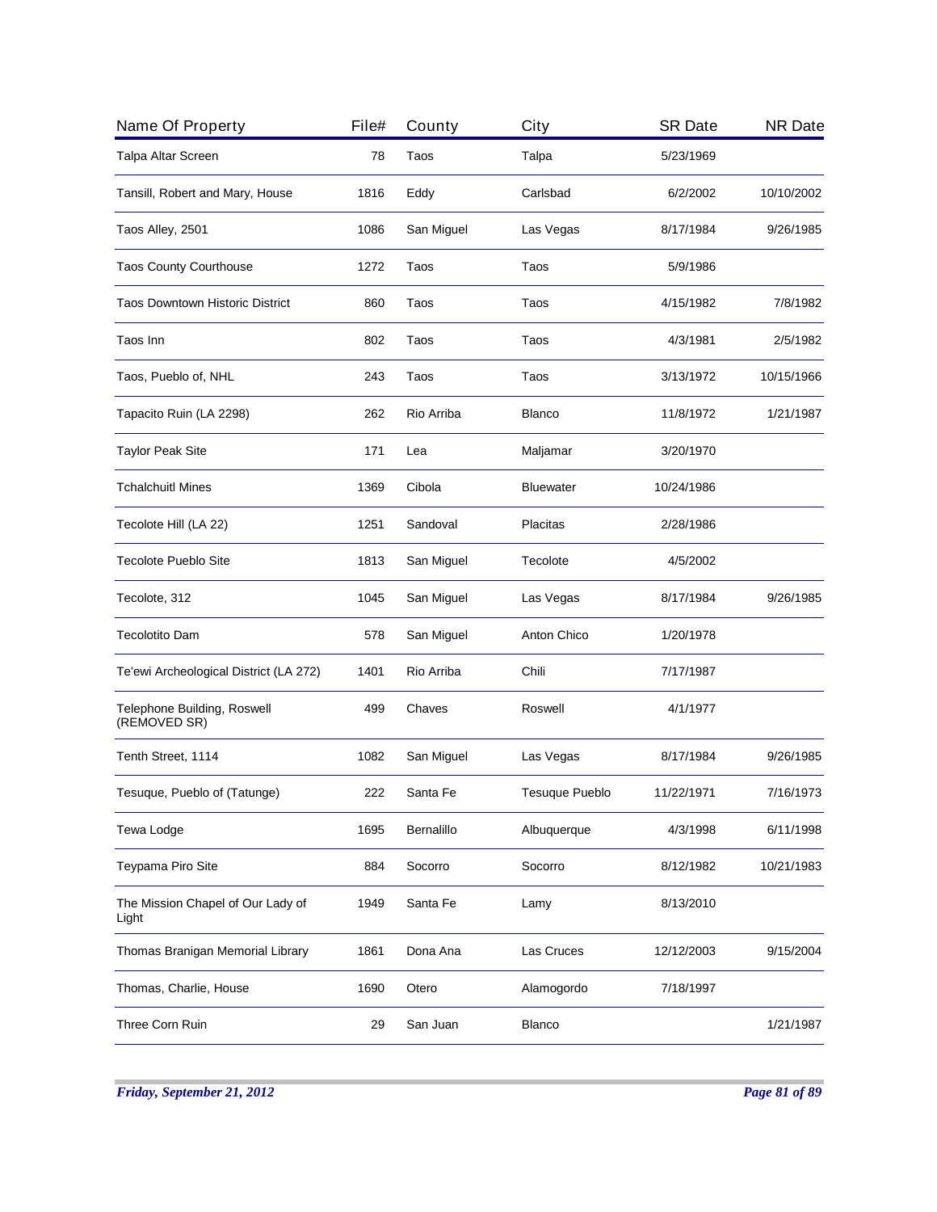| Name Of Property | File# | County | City | SR Date | NR Date |
|---|---|---|---|---|---|
| Talpa Altar Screen | 78 | Taos | Talpa | 5/23/1969 | |
| Tansill, Robert and Mary, House | 1816 | Eddy | Carlsbad | 6/2/2002 | 10/10/2002 |
| Taos Alley, 2501 | 1086 | San Miguel | Las Vegas | 8/17/1984 | 9/26/1985 |
| Taos County Courthouse | 1272 | Taos | Taos | 5/9/1986 | |
| Taos Downtown Historic District | 860 | Taos | Taos | 4/15/1982 | 7/8/1982 |
| Taos Inn | 802 | Taos | Taos | 4/3/1981 | 2/5/1982 |
| Taos, Pueblo of, NHL | 243 | Taos | Taos | 3/13/1972 | 10/15/1966 |
| Tapacito Ruin (LA 2298) | 262 | Rio Arriba | Blanco | 11/8/1972 | 1/21/1987 |
| Taylor Peak Site | 171 | Lea | Maljamar | 3/20/1970 | |
| Tchalchuitl Mines | 1369 | Cibola | Bluewater | 10/24/1986 | |
| Tecolote Hill (LA 22) | 1251 | Sandoval | Placitas | 2/28/1986 | |
| Tecolote Pueblo Site | 1813 | San Miguel | Tecolote | 4/5/2002 | |
| Tecolote, 312 | 1045 | San Miguel | Las Vegas | 8/17/1984 | 9/26/1985 |
| Tecolotito Dam | 578 | San Miguel | Anton Chico | 1/20/1978 | |
| Te'ewi Archeological District (LA 272) | 1401 | Rio Arriba | Chili | 7/17/1987 | |
| Telephone Building, Roswell (REMOVED SR) | 499 | Chaves | Roswell | 4/1/1977 | |
| Tenth Street, 1114 | 1082 | San Miguel | Las Vegas | 8/17/1984 | 9/26/1985 |
| Tesuque, Pueblo of (Tatunge) | 222 | Santa Fe | Tesuque Pueblo | 11/22/1971 | 7/16/1973 |
| Tewa Lodge | 1695 | Bernalillo | Albuquerque | 4/3/1998 | 6/11/1998 |
| Teypama Piro Site | 884 | Socorro | Socorro | 8/12/1982 | 10/21/1983 |
| The Mission Chapel of Our Lady of Light | 1949 | Santa Fe | Lamy | 8/13/2010 | |
| Thomas Branigan Memorial Library | 1861 | Dona Ana | Las Cruces | 12/12/2003 | 9/15/2004 |
| Thomas, Charlie, House | 1690 | Otero | Alamogordo | 7/18/1997 | |
| Three Corn Ruin | 29 | San Juan | Blanco | | 1/21/1987 |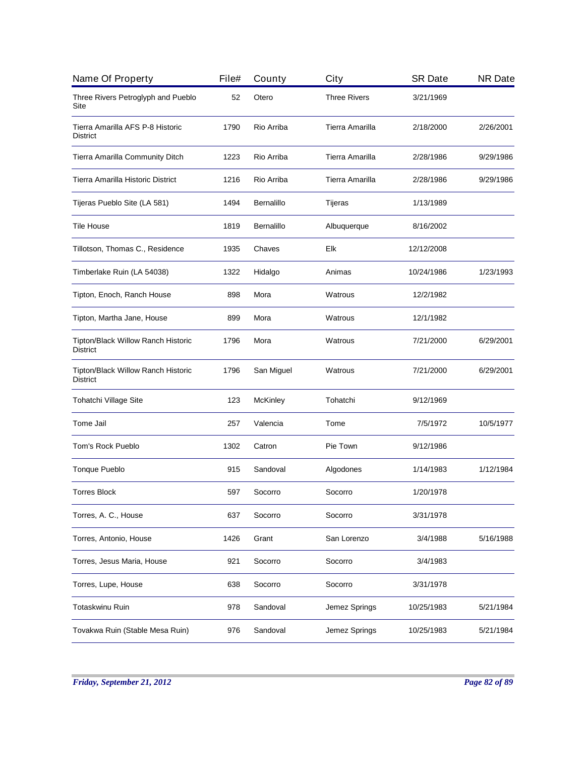| Name Of Property | File# | County | City | SR Date | NR Date |
|---|---|---|---|---|---|
| Three Rivers Petroglyph and Pueblo Site | 52 | Otero | Three Rivers | 3/21/1969 | |
| Tierra Amarilla AFS P-8 Historic District | 1790 | Rio Arriba | Tierra Amarilla | 2/18/2000 | 2/26/2001 |
| Tierra Amarilla Community Ditch | 1223 | Rio Arriba | Tierra Amarilla | 2/28/1986 | 9/29/1986 |
| Tierra Amarilla Historic District | 1216 | Rio Arriba | Tierra Amarilla | 2/28/1986 | 9/29/1986 |
| Tijeras Pueblo Site (LA 581) | 1494 | Bernalillo | Tijeras | 1/13/1989 | |
| Tile House | 1819 | Bernalillo | Albuquerque | 8/16/2002 | |
| Tillotson, Thomas C., Residence | 1935 | Chaves | Elk | 12/12/2008 | |
| Timberlake Ruin (LA 54038) | 1322 | Hidalgo | Animas | 10/24/1986 | 1/23/1993 |
| Tipton, Enoch, Ranch House | 898 | Mora | Watrous | 12/2/1982 | |
| Tipton, Martha Jane, House | 899 | Mora | Watrous | 12/1/1982 | |
| Tipton/Black Willow Ranch Historic District | 1796 | Mora | Watrous | 7/21/2000 | 6/29/2001 |
| Tipton/Black Willow Ranch Historic District | 1796 | San Miguel | Watrous | 7/21/2000 | 6/29/2001 |
| Tohatchi Village Site | 123 | McKinley | Tohatchi | 9/12/1969 | |
| Tome Jail | 257 | Valencia | Tome | 7/5/1972 | 10/5/1977 |
| Tom's Rock Pueblo | 1302 | Catron | Pie Town | 9/12/1986 | |
| Tonque Pueblo | 915 | Sandoval | Algodones | 1/14/1983 | 1/12/1984 |
| Torres Block | 597 | Socorro | Socorro | 1/20/1978 | |
| Torres, A. C., House | 637 | Socorro | Socorro | 3/31/1978 | |
| Torres, Antonio, House | 1426 | Grant | San Lorenzo | 3/4/1988 | 5/16/1988 |
| Torres, Jesus Maria, House | 921 | Socorro | Socorro | 3/4/1983 | |
| Torres, Lupe, House | 638 | Socorro | Socorro | 3/31/1978 | |
| Totaskwinu Ruin | 978 | Sandoval | Jemez Springs | 10/25/1983 | 5/21/1984 |
| Tovakwa Ruin (Stable Mesa Ruin) | 976 | Sandoval | Jemez Springs | 10/25/1983 | 5/21/1984 |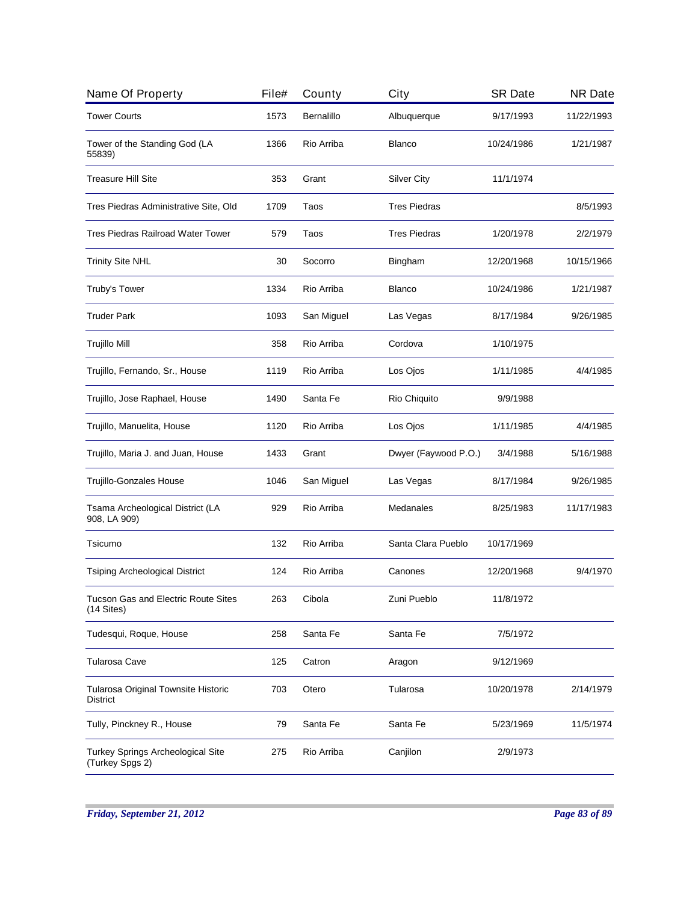| Name Of Property | File# | County | City | SR Date | NR Date |
|---|---|---|---|---|---|
| Tower Courts | 1573 | Bernalillo | Albuquerque | 9/17/1993 | 11/22/1993 |
| Tower of the Standing God (LA 55839) | 1366 | Rio Arriba | Blanco | 10/24/1986 | 1/21/1987 |
| Treasure Hill Site | 353 | Grant | Silver City | 11/1/1974 | |
| Tres Piedras Administrative Site, Old | 1709 | Taos | Tres Piedras | | 8/5/1993 |
| Tres Piedras Railroad Water Tower | 579 | Taos | Tres Piedras | 1/20/1978 | 2/2/1979 |
| Trinity Site NHL | 30 | Socorro | Bingham | 12/20/1968 | 10/15/1966 |
| Truby's Tower | 1334 | Rio Arriba | Blanco | 10/24/1986 | 1/21/1987 |
| Truder Park | 1093 | San Miguel | Las Vegas | 8/17/1984 | 9/26/1985 |
| Trujillo Mill | 358 | Rio Arriba | Cordova | 1/10/1975 | |
| Trujillo, Fernando, Sr., House | 1119 | Rio Arriba | Los Ojos | 1/11/1985 | 4/4/1985 |
| Trujillo, Jose Raphael, House | 1490 | Santa Fe | Rio Chiquito | 9/9/1988 | |
| Trujillo, Manuelita, House | 1120 | Rio Arriba | Los Ojos | 1/11/1985 | 4/4/1985 |
| Trujillo, Maria J. and Juan, House | 1433 | Grant | Dwyer (Faywood P.O.) | 3/4/1988 | 5/16/1988 |
| Trujillo-Gonzales House | 1046 | San Miguel | Las Vegas | 8/17/1984 | 9/26/1985 |
| Tsama Archeological District (LA 908, LA 909) | 929 | Rio Arriba | Medanales | 8/25/1983 | 11/17/1983 |
| Tsicumo | 132 | Rio Arriba | Santa Clara Pueblo | 10/17/1969 | |
| Tsiping Archeological District | 124 | Rio Arriba | Canones | 12/20/1968 | 9/4/1970 |
| Tucson Gas and Electric Route Sites (14 Sites) | 263 | Cibola | Zuni Pueblo | 11/8/1972 | |
| Tudesqui, Roque, House | 258 | Santa Fe | Santa Fe | 7/5/1972 | |
| Tularosa Cave | 125 | Catron | Aragon | 9/12/1969 | |
| Tularosa Original Townsite Historic District | 703 | Otero | Tularosa | 10/20/1978 | 2/14/1979 |
| Tully, Pinckney R., House | 79 | Santa Fe | Santa Fe | 5/23/1969 | 11/5/1974 |
| Turkey Springs Archeological Site (Turkey Spgs 2) | 275 | Rio Arriba | Canjilon | 2/9/1973 | |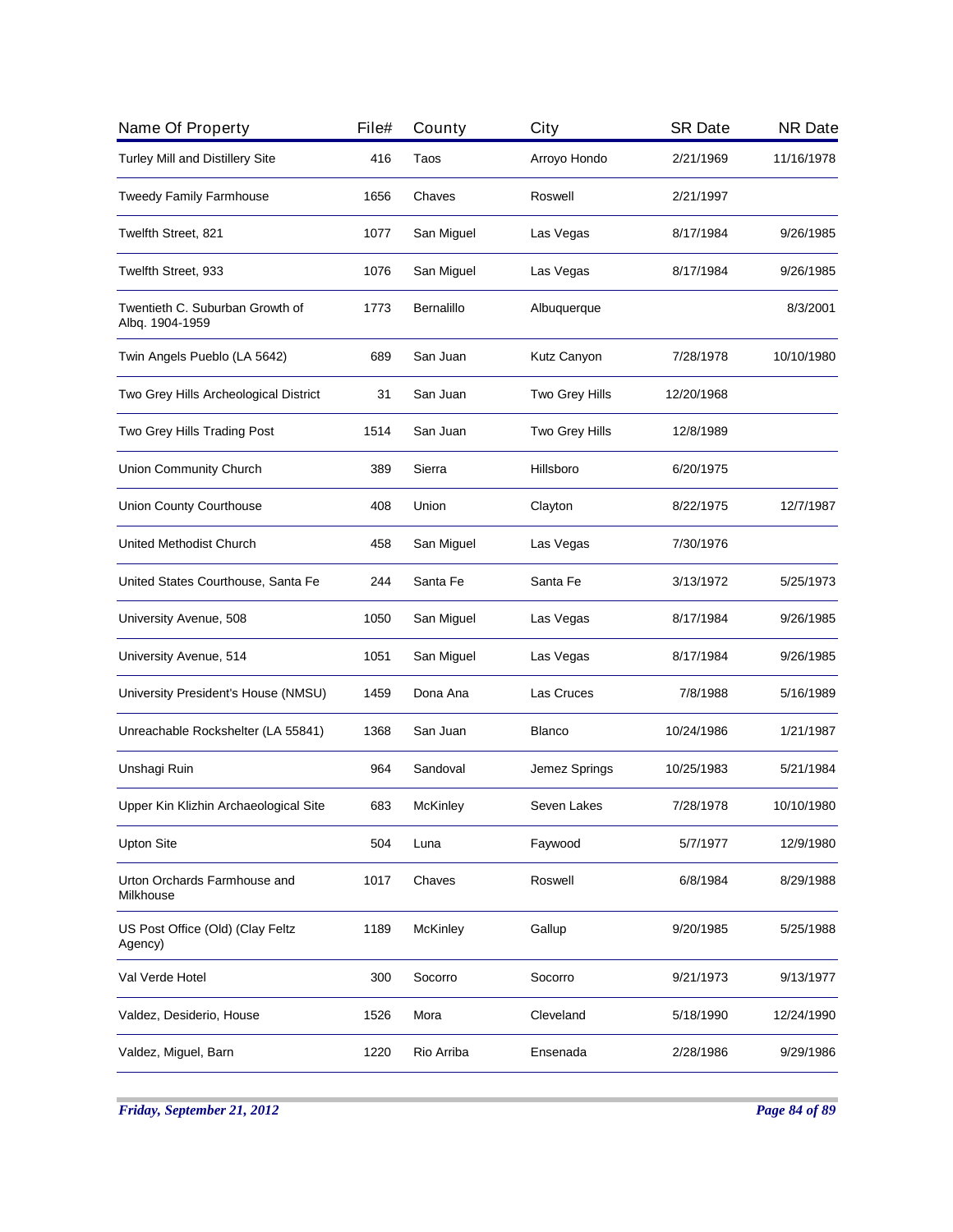| Name Of Property | File# | County | City | SR Date | NR Date |
|---|---|---|---|---|---|
| Turley Mill and Distillery Site | 416 | Taos | Arroyo Hondo | 2/21/1969 | 11/16/1978 |
| Tweedy Family Farmhouse | 1656 | Chaves | Roswell | 2/21/1997 | |
| Twelfth Street, 821 | 1077 | San Miguel | Las Vegas | 8/17/1984 | 9/26/1985 |
| Twelfth Street, 933 | 1076 | San Miguel | Las Vegas | 8/17/1984 | 9/26/1985 |
| Twentieth C. Suburban Growth of Albq. 1904-1959 | 1773 | Bernalillo | Albuquerque | | 8/3/2001 |
| Twin Angels Pueblo (LA 5642) | 689 | San Juan | Kutz Canyon | 7/28/1978 | 10/10/1980 |
| Two Grey Hills Archeological District | 31 | San Juan | Two Grey Hills | 12/20/1968 | |
| Two Grey Hills Trading Post | 1514 | San Juan | Two Grey Hills | 12/8/1989 | |
| Union Community Church | 389 | Sierra | Hillsboro | 6/20/1975 | |
| Union County Courthouse | 408 | Union | Clayton | 8/22/1975 | 12/7/1987 |
| United Methodist Church | 458 | San Miguel | Las Vegas | 7/30/1976 | |
| United States Courthouse, Santa Fe | 244 | Santa Fe | Santa Fe | 3/13/1972 | 5/25/1973 |
| University Avenue, 508 | 1050 | San Miguel | Las Vegas | 8/17/1984 | 9/26/1985 |
| University Avenue, 514 | 1051 | San Miguel | Las Vegas | 8/17/1984 | 9/26/1985 |
| University President's House (NMSU) | 1459 | Dona Ana | Las Cruces | 7/8/1988 | 5/16/1989 |
| Unreachable Rockshelter (LA 55841) | 1368 | San Juan | Blanco | 10/24/1986 | 1/21/1987 |
| Unshagi Ruin | 964 | Sandoval | Jemez Springs | 10/25/1983 | 5/21/1984 |
| Upper Kin Klizhin Archaeological Site | 683 | McKinley | Seven Lakes | 7/28/1978 | 10/10/1980 |
| Upton Site | 504 | Luna | Faywood | 5/7/1977 | 12/9/1980 |
| Urton Orchards Farmhouse and Milkhouse | 1017 | Chaves | Roswell | 6/8/1984 | 8/29/1988 |
| US Post Office (Old) (Clay Feltz Agency) | 1189 | McKinley | Gallup | 9/20/1985 | 5/25/1988 |
| Val Verde Hotel | 300 | Socorro | Socorro | 9/21/1973 | 9/13/1977 |
| Valdez, Desiderio, House | 1526 | Mora | Cleveland | 5/18/1990 | 12/24/1990 |
| Valdez, Miguel, Barn | 1220 | Rio Arriba | Ensenada | 2/28/1986 | 9/29/1986 |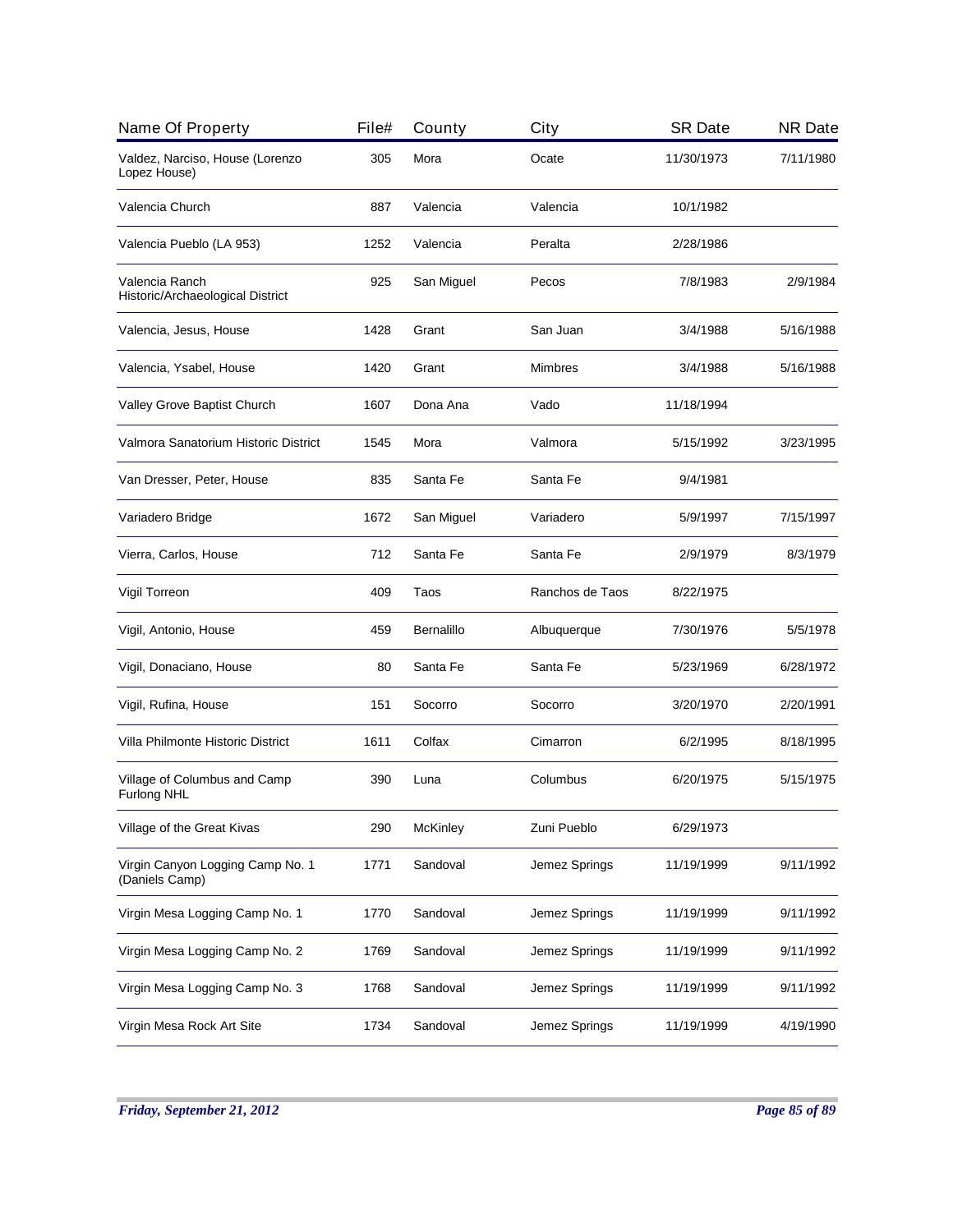| Name Of Property | File# | County | City | SR Date | NR Date |
|---|---|---|---|---|---|
| Valdez, Narciso, House (Lorenzo Lopez House) | 305 | Mora | Ocate | 11/30/1973 | 7/11/1980 |
| Valencia Church | 887 | Valencia | Valencia | 10/1/1982 | |
| Valencia Pueblo (LA 953) | 1252 | Valencia | Peralta | 2/28/1986 | |
| Valencia Ranch Historic/Archaeological District | 925 | San Miguel | Pecos | 7/8/1983 | 2/9/1984 |
| Valencia, Jesus, House | 1428 | Grant | San Juan | 3/4/1988 | 5/16/1988 |
| Valencia, Ysabel, House | 1420 | Grant | Mimbres | 3/4/1988 | 5/16/1988 |
| Valley Grove Baptist Church | 1607 | Dona Ana | Vado | 11/18/1994 | |
| Valmora Sanatorium Historic District | 1545 | Mora | Valmora | 5/15/1992 | 3/23/1995 |
| Van Dresser, Peter, House | 835 | Santa Fe | Santa Fe | 9/4/1981 | |
| Variadero Bridge | 1672 | San Miguel | Variadero | 5/9/1997 | 7/15/1997 |
| Vierra, Carlos, House | 712 | Santa Fe | Santa Fe | 2/9/1979 | 8/3/1979 |
| Vigil Torreon | 409 | Taos | Ranchos de Taos | 8/22/1975 | |
| Vigil, Antonio, House | 459 | Bernalillo | Albuquerque | 7/30/1976 | 5/5/1978 |
| Vigil, Donaciano, House | 80 | Santa Fe | Santa Fe | 5/23/1969 | 6/28/1972 |
| Vigil, Rufina, House | 151 | Socorro | Socorro | 3/20/1970 | 2/20/1991 |
| Villa Philmonte Historic District | 1611 | Colfax | Cimarron | 6/2/1995 | 8/18/1995 |
| Village of Columbus and Camp Furlong NHL | 390 | Luna | Columbus | 6/20/1975 | 5/15/1975 |
| Village of the Great Kivas | 290 | McKinley | Zuni Pueblo | 6/29/1973 | |
| Virgin Canyon Logging Camp No. 1 (Daniels Camp) | 1771 | Sandoval | Jemez Springs | 11/19/1999 | 9/11/1992 |
| Virgin Mesa Logging Camp No. 1 | 1770 | Sandoval | Jemez Springs | 11/19/1999 | 9/11/1992 |
| Virgin Mesa Logging Camp No. 2 | 1769 | Sandoval | Jemez Springs | 11/19/1999 | 9/11/1992 |
| Virgin Mesa Logging Camp No. 3 | 1768 | Sandoval | Jemez Springs | 11/19/1999 | 9/11/1992 |
| Virgin Mesa Rock Art Site | 1734 | Sandoval | Jemez Springs | 11/19/1999 | 4/19/1990 |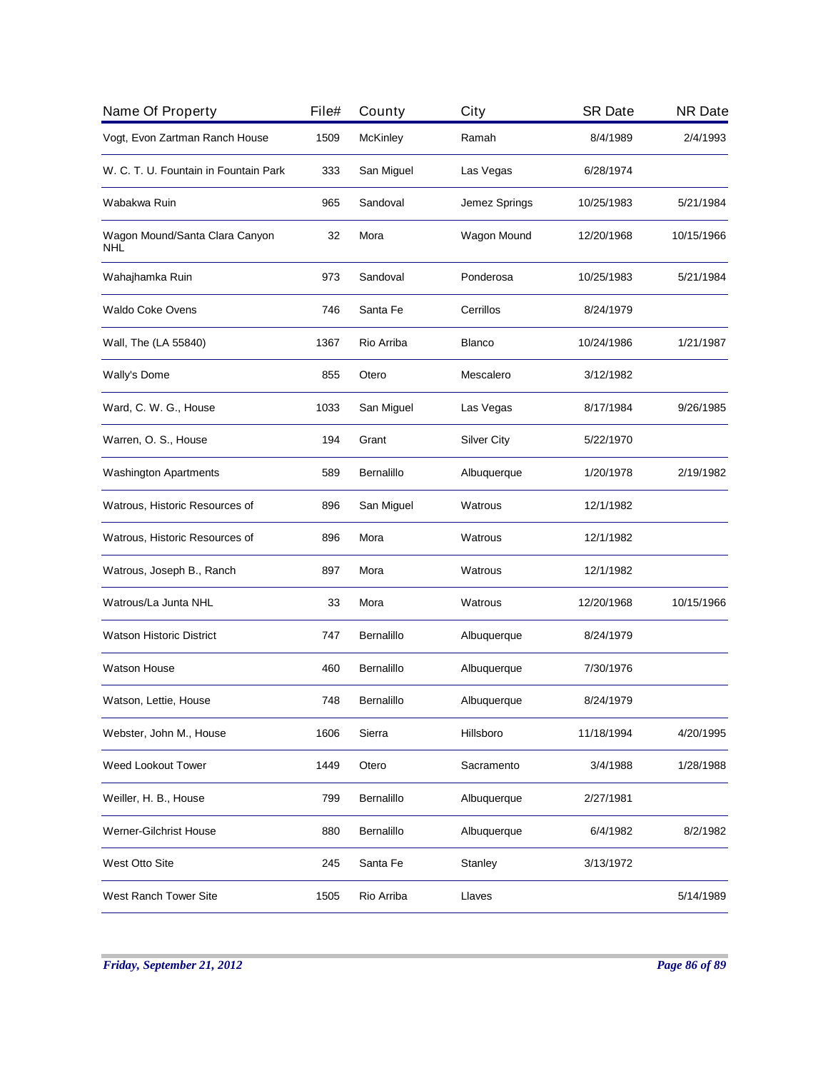| Name Of Property | File# | County | City | SR Date | NR Date |
|---|---|---|---|---|---|
| Vogt, Evon Zartman Ranch House | 1509 | McKinley | Ramah | 8/4/1989 | 2/4/1993 |
| W. C. T. U. Fountain in Fountain Park | 333 | San Miguel | Las Vegas | 6/28/1974 | |
| Wabakwa Ruin | 965 | Sandoval | Jemez Springs | 10/25/1983 | 5/21/1984 |
| Wagon Mound/Santa Clara Canyon NHL | 32 | Mora | Wagon Mound | 12/20/1968 | 10/15/1966 |
| Wahajhamka Ruin | 973 | Sandoval | Ponderosa | 10/25/1983 | 5/21/1984 |
| Waldo Coke Ovens | 746 | Santa Fe | Cerrillos | 8/24/1979 | |
| Wall, The (LA 55840) | 1367 | Rio Arriba | Blanco | 10/24/1986 | 1/21/1987 |
| Wally's Dome | 855 | Otero | Mescalero | 3/12/1982 | |
| Ward, C. W. G., House | 1033 | San Miguel | Las Vegas | 8/17/1984 | 9/26/1985 |
| Warren, O. S., House | 194 | Grant | Silver City | 5/22/1970 | |
| Washington Apartments | 589 | Bernalillo | Albuquerque | 1/20/1978 | 2/19/1982 |
| Watrous, Historic Resources of | 896 | San Miguel | Watrous | 12/1/1982 | |
| Watrous, Historic Resources of | 896 | Mora | Watrous | 12/1/1982 | |
| Watrous, Joseph B., Ranch | 897 | Mora | Watrous | 12/1/1982 | |
| Watrous/La Junta NHL | 33 | Mora | Watrous | 12/20/1968 | 10/15/1966 |
| Watson Historic District | 747 | Bernalillo | Albuquerque | 8/24/1979 | |
| Watson House | 460 | Bernalillo | Albuquerque | 7/30/1976 | |
| Watson, Lettie, House | 748 | Bernalillo | Albuquerque | 8/24/1979 | |
| Webster, John M., House | 1606 | Sierra | Hillsboro | 11/18/1994 | 4/20/1995 |
| Weed Lookout Tower | 1449 | Otero | Sacramento | 3/4/1988 | 1/28/1988 |
| Weiller, H. B., House | 799 | Bernalillo | Albuquerque | 2/27/1981 | |
| Werner-Gilchrist House | 880 | Bernalillo | Albuquerque | 6/4/1982 | 8/2/1982 |
| West Otto Site | 245 | Santa Fe | Stanley | 3/13/1972 | |
| West Ranch Tower Site | 1505 | Rio Arriba | Llaves | | 5/14/1989 |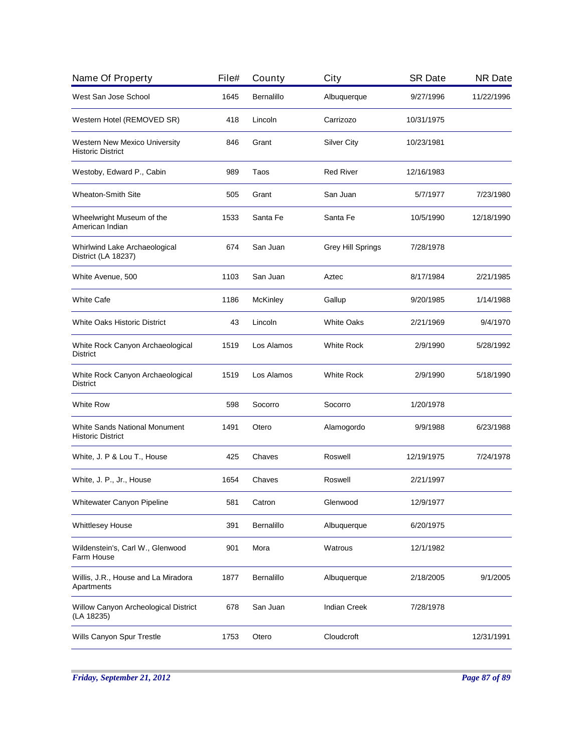| Name Of Property | File# | County | City | SR Date | NR Date |
|---|---|---|---|---|---|
| West San Jose School | 1645 | Bernalillo | Albuquerque | 9/27/1996 | 11/22/1996 |
| Western Hotel (REMOVED SR) | 418 | Lincoln | Carrizozo | 10/31/1975 | |
| Western New Mexico University Historic District | 846 | Grant | Silver City | 10/23/1981 | |
| Westoby, Edward P., Cabin | 989 | Taos | Red River | 12/16/1983 | |
| Wheaton-Smith Site | 505 | Grant | San Juan | 5/7/1977 | 7/23/1980 |
| Wheelwright Museum of the American Indian | 1533 | Santa Fe | Santa Fe | 10/5/1990 | 12/18/1990 |
| Whirlwind Lake Archaeological District (LA 18237) | 674 | San Juan | Grey Hill Springs | 7/28/1978 | |
| White Avenue, 500 | 1103 | San Juan | Aztec | 8/17/1984 | 2/21/1985 |
| White Cafe | 1186 | McKinley | Gallup | 9/20/1985 | 1/14/1988 |
| White Oaks Historic District | 43 | Lincoln | White Oaks | 2/21/1969 | 9/4/1970 |
| White Rock Canyon Archaeological District | 1519 | Los Alamos | White Rock | 2/9/1990 | 5/28/1992 |
| White Rock Canyon Archaeological District | 1519 | Los Alamos | White Rock | 2/9/1990 | 5/18/1990 |
| White Row | 598 | Socorro | Socorro | 1/20/1978 | |
| White Sands National Monument Historic District | 1491 | Otero | Alamogordo | 9/9/1988 | 6/23/1988 |
| White, J. P & Lou T., House | 425 | Chaves | Roswell | 12/19/1975 | 7/24/1978 |
| White, J. P., Jr., House | 1654 | Chaves | Roswell | 2/21/1997 | |
| Whitewater Canyon Pipeline | 581 | Catron | Glenwood | 12/9/1977 | |
| Whittlesey House | 391 | Bernalillo | Albuquerque | 6/20/1975 | |
| Wildenstein's, Carl W., Glenwood Farm House | 901 | Mora | Watrous | 12/1/1982 | |
| Willis, J.R., House and La Miradora Apartments | 1877 | Bernalillo | Albuquerque | 2/18/2005 | 9/1/2005 |
| Willow Canyon Archeological District (LA 18235) | 678 | San Juan | Indian Creek | 7/28/1978 | |
| Wills Canyon Spur Trestle | 1753 | Otero | Cloudcroft | | 12/31/1991 |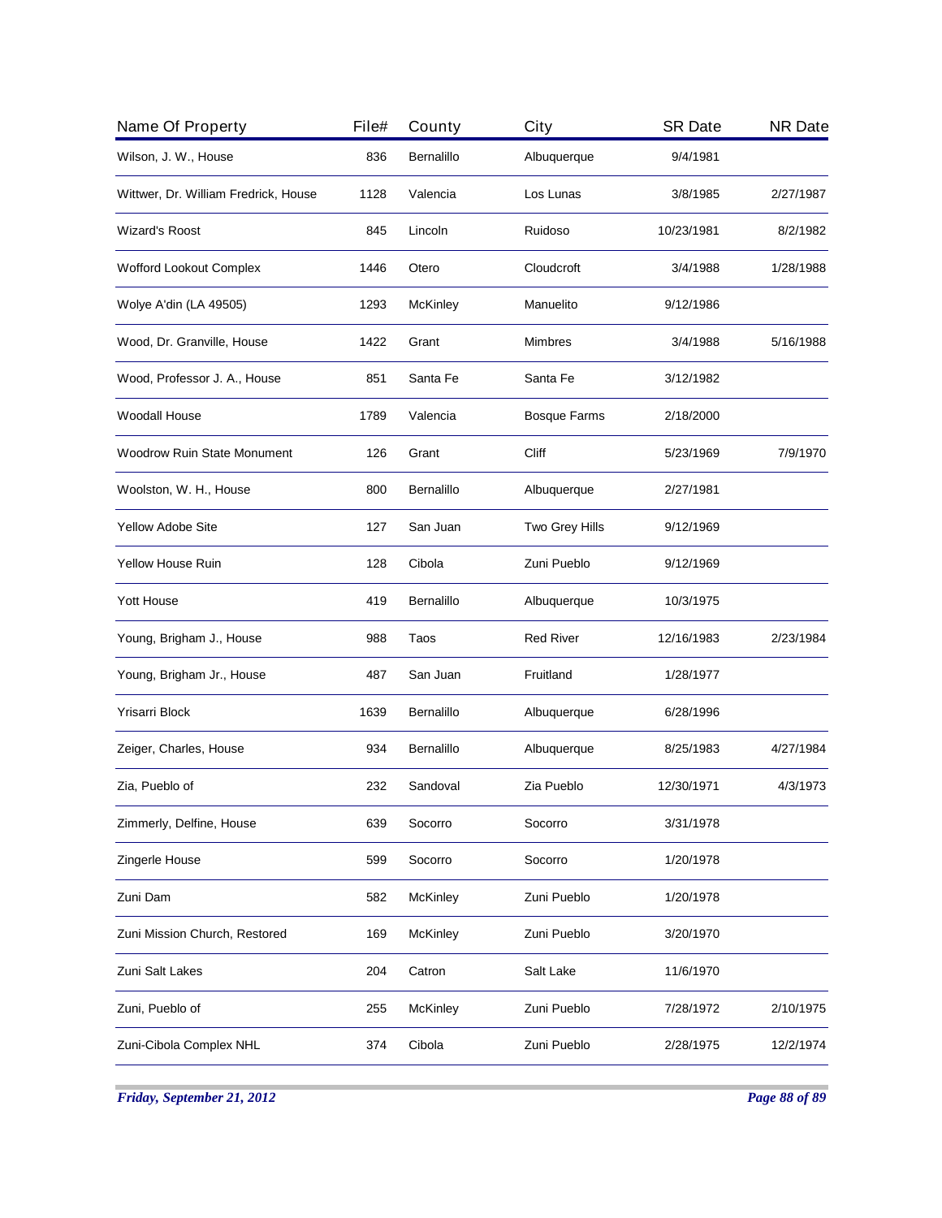| Name Of Property | File# | County | City | SR Date | NR Date |
|---|---|---|---|---|---|
| Wilson, J. W., House | 836 | Bernalillo | Albuquerque | 9/4/1981 | |
| Wittwer, Dr. William Fredrick, House | 1128 | Valencia | Los Lunas | 3/8/1985 | 2/27/1987 |
| Wizard's Roost | 845 | Lincoln | Ruidoso | 10/23/1981 | 8/2/1982 |
| Wofford Lookout Complex | 1446 | Otero | Cloudcroft | 3/4/1988 | 1/28/1988 |
| Wolye A'din (LA 49505) | 1293 | McKinley | Manuelito | 9/12/1986 | |
| Wood, Dr. Granville, House | 1422 | Grant | Mimbres | 3/4/1988 | 5/16/1988 |
| Wood, Professor J. A., House | 851 | Santa Fe | Santa Fe | 3/12/1982 | |
| Woodall House | 1789 | Valencia | Bosque Farms | 2/18/2000 | |
| Woodrow Ruin State Monument | 126 | Grant | Cliff | 5/23/1969 | 7/9/1970 |
| Woolston, W. H., House | 800 | Bernalillo | Albuquerque | 2/27/1981 | |
| Yellow Adobe Site | 127 | San Juan | Two Grey Hills | 9/12/1969 | |
| Yellow House Ruin | 128 | Cibola | Zuni Pueblo | 9/12/1969 | |
| Yott House | 419 | Bernalillo | Albuquerque | 10/3/1975 | |
| Young, Brigham J., House | 988 | Taos | Red River | 12/16/1983 | 2/23/1984 |
| Young, Brigham Jr., House | 487 | San Juan | Fruitland | 1/28/1977 | |
| Yrisarri Block | 1639 | Bernalillo | Albuquerque | 6/28/1996 | |
| Zeiger, Charles, House | 934 | Bernalillo | Albuquerque | 8/25/1983 | 4/27/1984 |
| Zia, Pueblo of | 232 | Sandoval | Zia Pueblo | 12/30/1971 | 4/3/1973 |
| Zimmerly, Delfine, House | 639 | Socorro | Socorro | 3/31/1978 | |
| Zingerle House | 599 | Socorro | Socorro | 1/20/1978 | |
| Zuni Dam | 582 | McKinley | Zuni Pueblo | 1/20/1978 | |
| Zuni Mission Church, Restored | 169 | McKinley | Zuni Pueblo | 3/20/1970 | |
| Zuni Salt Lakes | 204 | Catron | Salt Lake | 11/6/1970 | |
| Zuni, Pueblo of | 255 | McKinley | Zuni Pueblo | 7/28/1972 | 2/10/1975 |
| Zuni-Cibola Complex NHL | 374 | Cibola | Zuni Pueblo | 2/28/1975 | 12/2/1974 |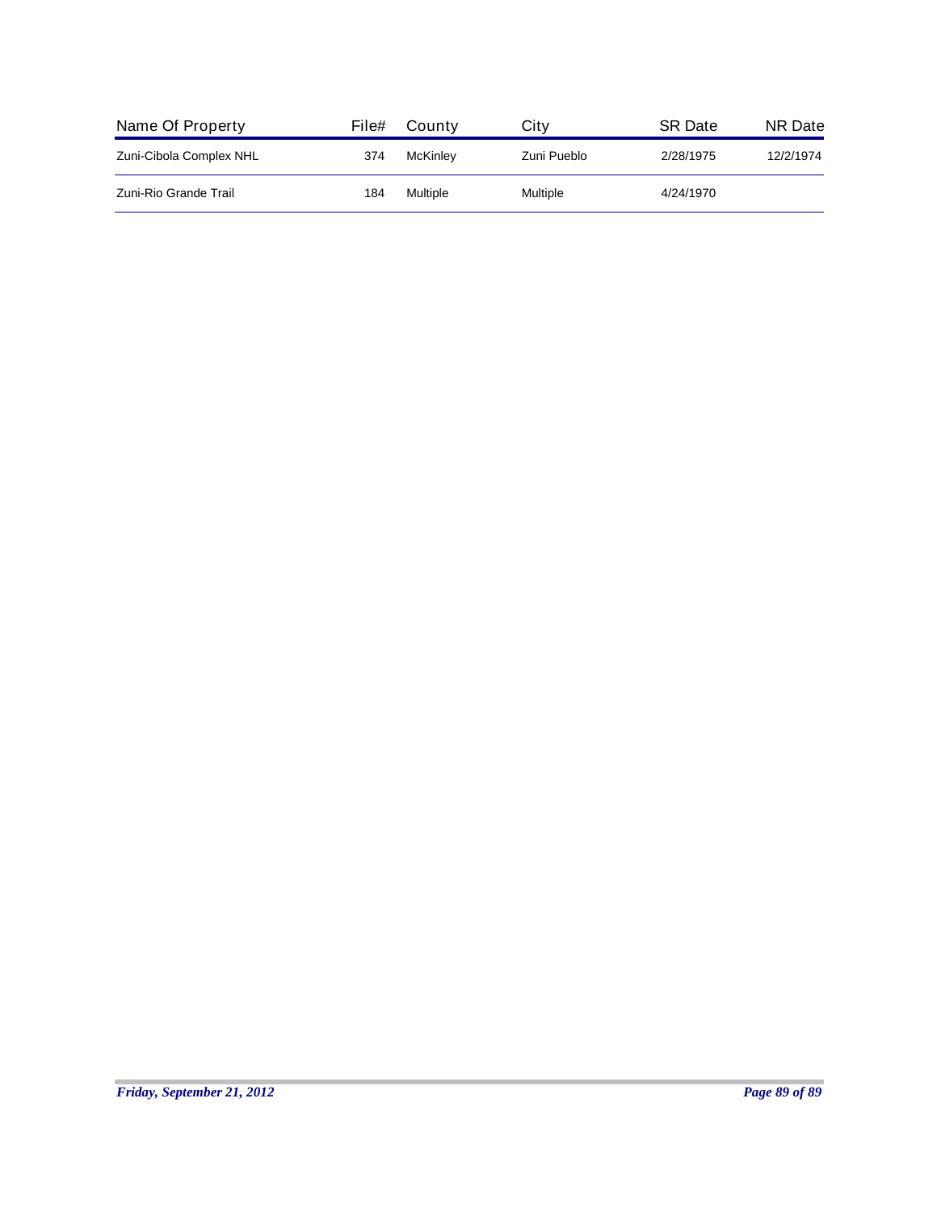| Name Of Property | File# | County | City | SR Date | NR Date |
|---|---|---|---|---|---|
| Zuni-Cibola Complex NHL | 374 | McKinley | Zuni Pueblo | 2/28/1975 | 12/2/1974 |
| Zuni-Rio Grande Trail | 184 | Multiple | Multiple | 4/24/1970 | |